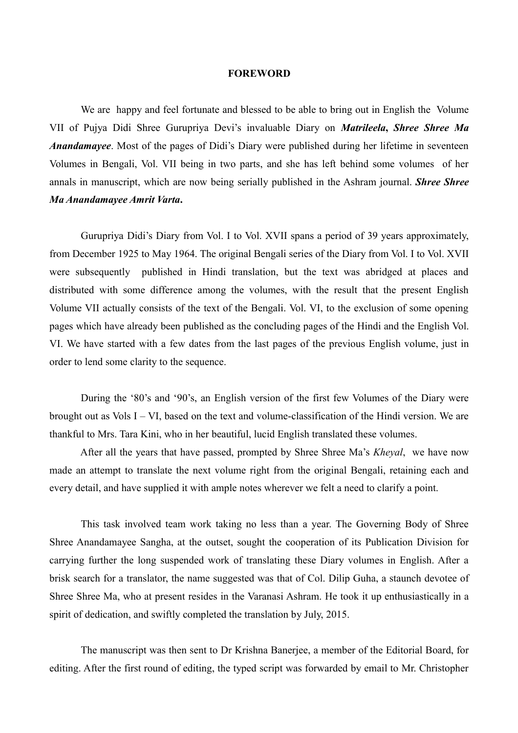# FOREWORD

We are happy and feel fortunate and blessed to be able to bring out in English the Volume VII of Pujya Didi Shree Gurupriya Devi's invaluable Diary on ***Matrileela*, *Shree Shree Ma Anandamayee***. Most of the pages of Didi's Diary were published during her lifetime in seventeen Volumes in Bengali, Vol. VII being in two parts, and she has left behind some volumes of her annals in manuscript, which are now being serially published in the Ashram journal. ***Shree Shree Ma Anandamayee Amrit Varta*.**

Gurupriya Didi's Diary from Vol. I to Vol. XVII spans a period of 39 years approximately, from December 1925 to May 1964. The original Bengali series of the Diary from Vol. I to Vol. XVII were subsequently published in Hindi translation, but the text was abridged at places and distributed with some difference among the volumes, with the result that the present English Volume VII actually consists of the text of the Bengali. Vol. VI, to the exclusion of some opening pages which have already been published as the concluding pages of the Hindi and the English Vol. VI. We have started with a few dates from the last pages of the previous English volume, just in order to lend some clarity to the sequence.

During the '80's and '90's, an English version of the first few Volumes of the Diary were brought out as Vols I – VI, based on the text and volume-classification of the Hindi version. We are thankful to Mrs. Tara Kini, who in her beautiful, lucid English translated these volumes.

After all the years that have passed, prompted by Shree Shree Ma's *Kheyal*, we have now made an attempt to translate the next volume right from the original Bengali, retaining each and every detail, and have supplied it with ample notes wherever we felt a need to clarify a point.

This task involved team work taking no less than a year. The Governing Body of Shree Shree Anandamayee Sangha, at the outset, sought the cooperation of its Publication Division for carrying further the long suspended work of translating these Diary volumes in English. After a brisk search for a translator, the name suggested was that of Col. Dilip Guha, a staunch devotee of Shree Shree Ma, who at present resides in the Varanasi Ashram. He took it up enthusiastically in a spirit of dedication, and swiftly completed the translation by July, 2015.

The manuscript was then sent to Dr Krishna Banerjee, a member of the Editorial Board, for editing. After the first round of editing, the typed script was forwarded by email to Mr. Christopher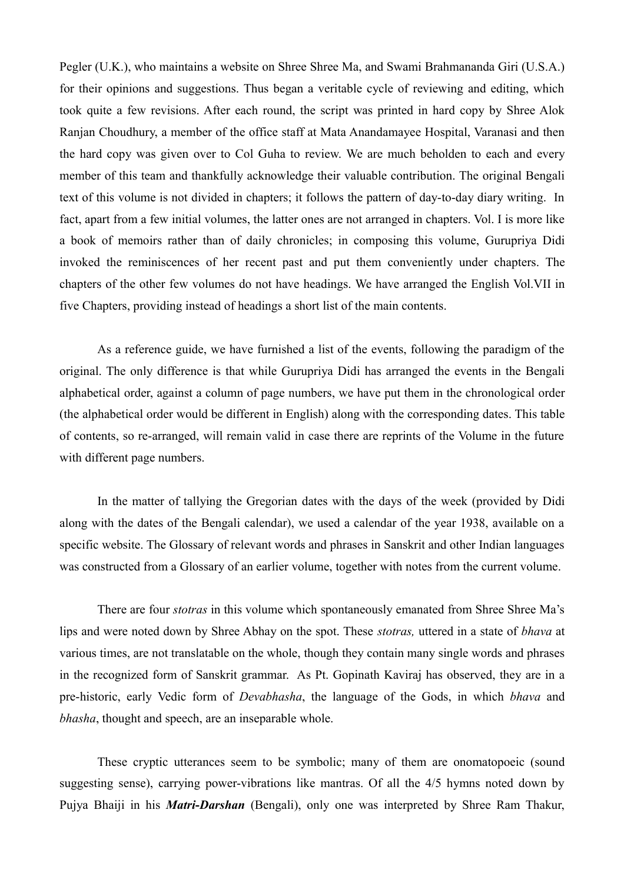Pegler (U.K.), who maintains a website on Shree Shree Ma, and Swami Brahmananda Giri (U.S.A.) for their opinions and suggestions. Thus began a veritable cycle of reviewing and editing, which took quite a few revisions. After each round, the script was printed in hard copy by Shree Alok Ranjan Choudhury, a member of the office staff at Mata Anandamayee Hospital, Varanasi and then the hard copy was given over to Col Guha to review. We are much beholden to each and every member of this team and thankfully acknowledge their valuable contribution. The original Bengali text of this volume is not divided in chapters; it follows the pattern of day-to-day diary writing. In fact, apart from a few initial volumes, the latter ones are not arranged in chapters. Vol. I is more like a book of memoirs rather than of daily chronicles; in composing this volume, Gurupriya Didi invoked the reminiscences of her recent past and put them conveniently under chapters. The chapters of the other few volumes do not have headings. We have arranged the English Vol.VII in five Chapters, providing instead of headings a short list of the main contents.

As a reference guide, we have furnished a list of the events, following the paradigm of the original. The only difference is that while Gurupriya Didi has arranged the events in the Bengali alphabetical order, against a column of page numbers, we have put them in the chronological order (the alphabetical order would be different in English) along with the corresponding dates. This table of contents, so re-arranged, will remain valid in case there are reprints of the Volume in the future with different page numbers.

In the matter of tallying the Gregorian dates with the days of the week (provided by Didi along with the dates of the Bengali calendar), we used a calendar of the year 1938, available on a specific website. The Glossary of relevant words and phrases in Sanskrit and other Indian languages was constructed from a Glossary of an earlier volume, together with notes from the current volume.

There are four *stotras* in this volume which spontaneously emanated from Shree Shree Ma's lips and were noted down by Shree Abhay on the spot. These *stotras,* uttered in a state of *bhava* at various times, are not translatable on the whole, though they contain many single words and phrases in the recognized form of Sanskrit grammar. As Pt. Gopinath Kaviraj has observed, they are in a pre-historic, early Vedic form of *Devabhasha*, the language of the Gods, in which *bhava* and *bhasha*, thought and speech, are an inseparable whole.

These cryptic utterances seem to be symbolic; many of them are onomatopoeic (sound suggesting sense), carrying power-vibrations like mantras. Of all the 4/5 hymns noted down by Pujya Bhaiji in his ***Matri-Darshan*** (Bengali), only one was interpreted by Shree Ram Thakur,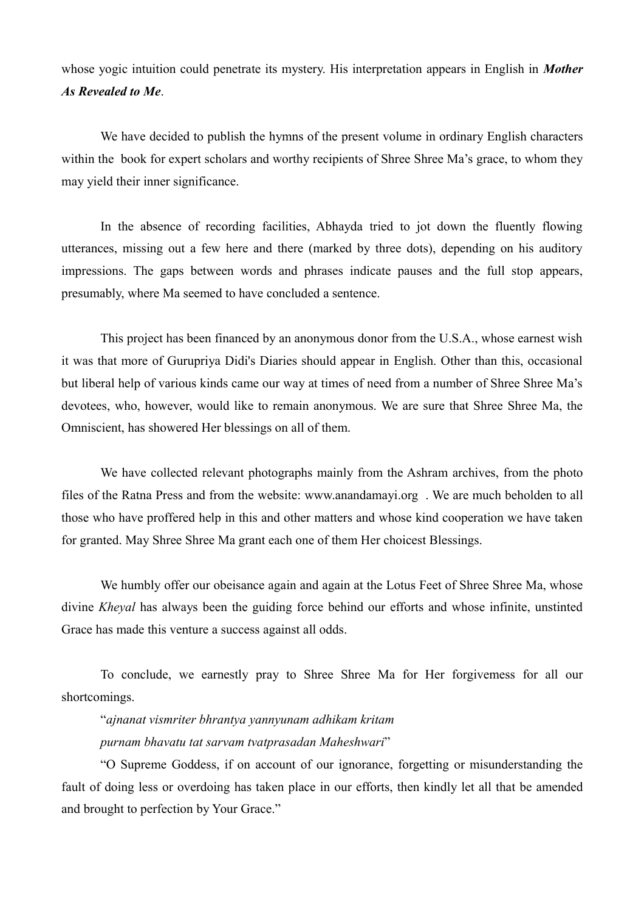whose yogic intuition could penetrate its mystery. His interpretation appears in English in ***Mother As Revealed to Me***.

We have decided to publish the hymns of the present volume in ordinary English characters within the book for expert scholars and worthy recipients of Shree Shree Ma's grace, to whom they may yield their inner significance.

In the absence of recording facilities, Abhayda tried to jot down the fluently flowing utterances, missing out a few here and there (marked by three dots), depending on his auditory impressions. The gaps between words and phrases indicate pauses and the full stop appears, presumably, where Ma seemed to have concluded a sentence.

This project has been financed by an anonymous donor from the U.S.A., whose earnest wish it was that more of Gurupriya Didi's Diaries should appear in English. Other than this, occasional but liberal help of various kinds came our way at times of need from a number of Shree Shree Ma's devotees, who, however, would like to remain anonymous. We are sure that Shree Shree Ma, the Omniscient, has showered Her blessings on all of them.

We have collected relevant photographs mainly from the Ashram archives, from the photo files of the Ratna Press and from the website: www.anandamayi.org . We are much beholden to all those who have proffered help in this and other matters and whose kind cooperation we have taken for granted. May Shree Shree Ma grant each one of them Her choicest Blessings.

We humbly offer our obeisance again and again at the Lotus Feet of Shree Shree Ma, whose divine *Kheyal* has always been the guiding force behind our efforts and whose infinite, unstinted Grace has made this venture a success against all odds.

To conclude, we earnestly pray to Shree Shree Ma for Her forgivemess for all our shortcomings.

"*ajnanat vismriter bhrantya yannyunam adhikam kritam*
*purnam bhavatu tat sarvam tvatprasadan Maheshwari*"

"O Supreme Goddess, if on account of our ignorance, forgetting or misunderstanding the fault of doing less or overdoing has taken place in our efforts, then kindly let all that be amended and brought to perfection by Your Grace."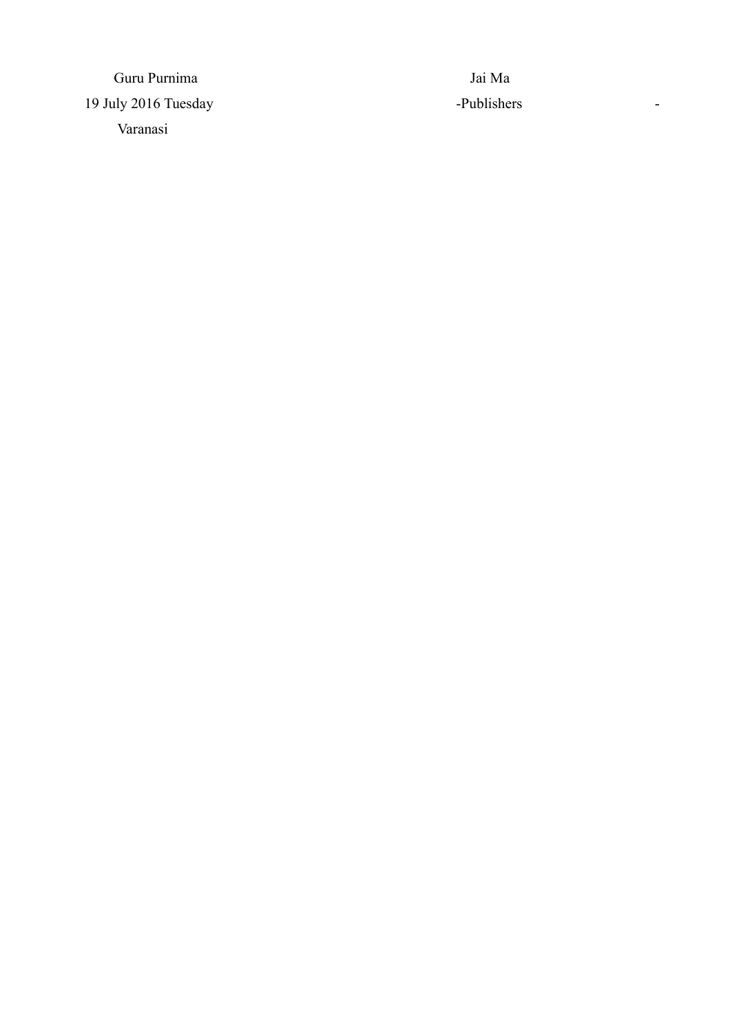Guru Purnima

19 July 2016 Tuesday

Varanasi

Jai Ma

-Publishers

-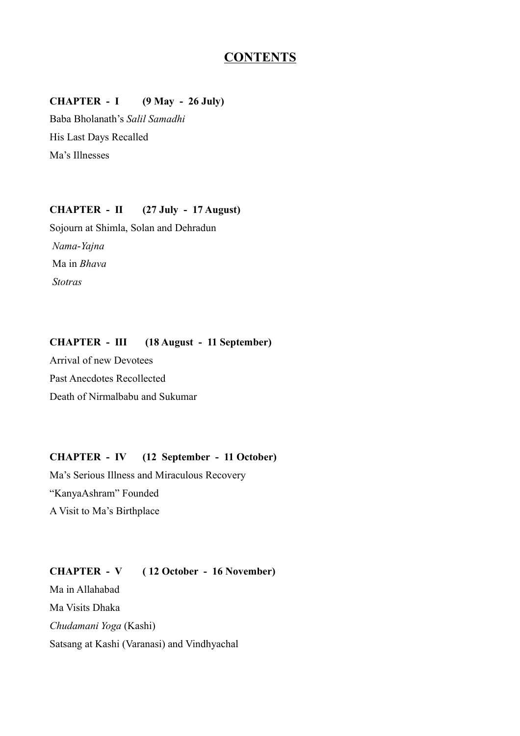# CONTENTS

**CHAPTER - I (9 May - 26 July)**

Baba Bholanath's *Salil Samadhi*

His Last Days Recalled

Ma's Illnesses

**CHAPTER - II (27 July - 17 August)**

Sojourn at Shimla, Solan and Dehradun

*Nama-Yajna*

Ma in *Bhava*

*Stotras*

**CHAPTER - III (18 August - 11 September)**

Arrival of new Devotees

Past Anecdotes Recollected

Death of Nirmalbabu and Sukumar

**CHAPTER - IV (12 September - 11 October)**

Ma's Serious Illness and Miraculous Recovery

"KanyaAshram" Founded

A Visit to Ma's Birthplace

**CHAPTER - V ( 12 October - 16 November)**

Ma in Allahabad

Ma Visits Dhaka

*Chudamani Yoga* (Kashi)

Satsang at Kashi (Varanasi) and Vindhyachal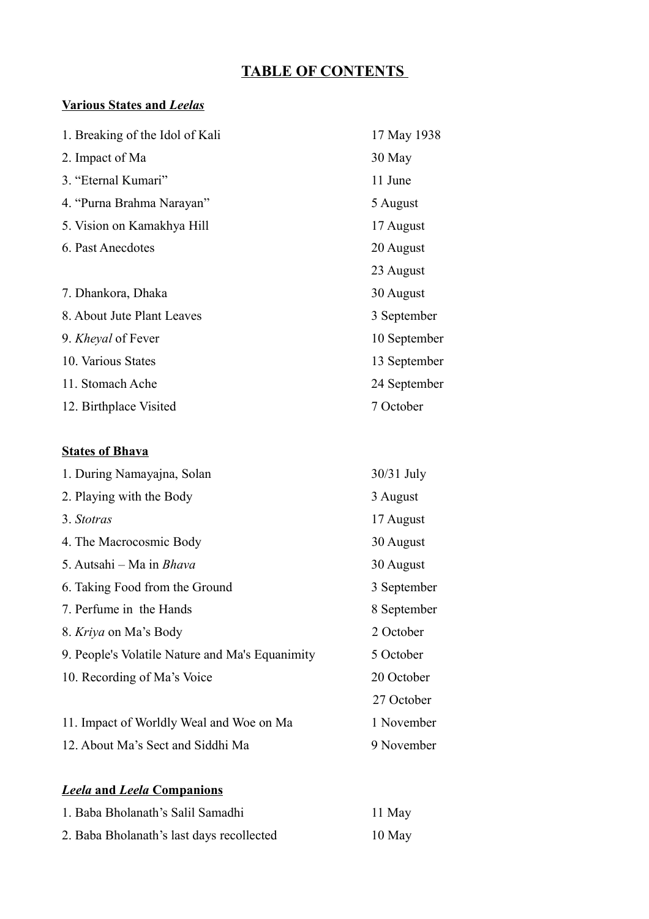# TABLE OF CONTENTS

**Various States and *Leelas***

| | |
|---|---|
| 1. Breaking of the Idol of Kali | 17 May 1938 |
| 2. Impact of Ma | 30 May |
| 3. "Eternal Kumari" | 11 June |
| 4. "Purna Brahma Narayan" | 5 August |
| 5. Vision on Kamakhya Hill | 17 August |
| 6. Past Anecdotes | 20 August |
| | 23 August |
| 7. Dhankora, Dhaka | 30 August |
| 8. About Jute Plant Leaves | 3 September |
| 9. *Kheyal* of Fever | 10 September |
| 10. Various States | 13 September |
| 11. Stomach Ache | 24 September |
| 12. Birthplace Visited | 7 October |

**States of Bhava**

| | |
|---|---|
| 1. During Namayajna, Solan | 30/31 July |
| 2. Playing with the Body | 3 August |
| 3. *Stotras* | 17 August |
| 4. The Macrocosmic Body | 30 August |
| 5. Autsahi – Ma in *Bhava* | 30 August |
| 6. Taking Food from the Ground | 3 September |
| 7. Perfume in the Hands | 8 September |
| 8. *Kriya* on Ma's Body | 2 October |
| 9. People's Volatile Nature and Ma's Equanimity | 5 October |
| 10. Recording of Ma's Voice | 20 October |
| | 27 October |
| 11. Impact of Worldly Weal and Woe on Ma | 1 November |
| 12. About Ma's Sect and Siddhi Ma | 9 November |

***Leela* and *Leela* Companions**

| | |
|---|---|
| 1. Baba Bholanath's Salil Samadhi | 11 May |
| 2. Baba Bholanath's last days recollected | 10 May |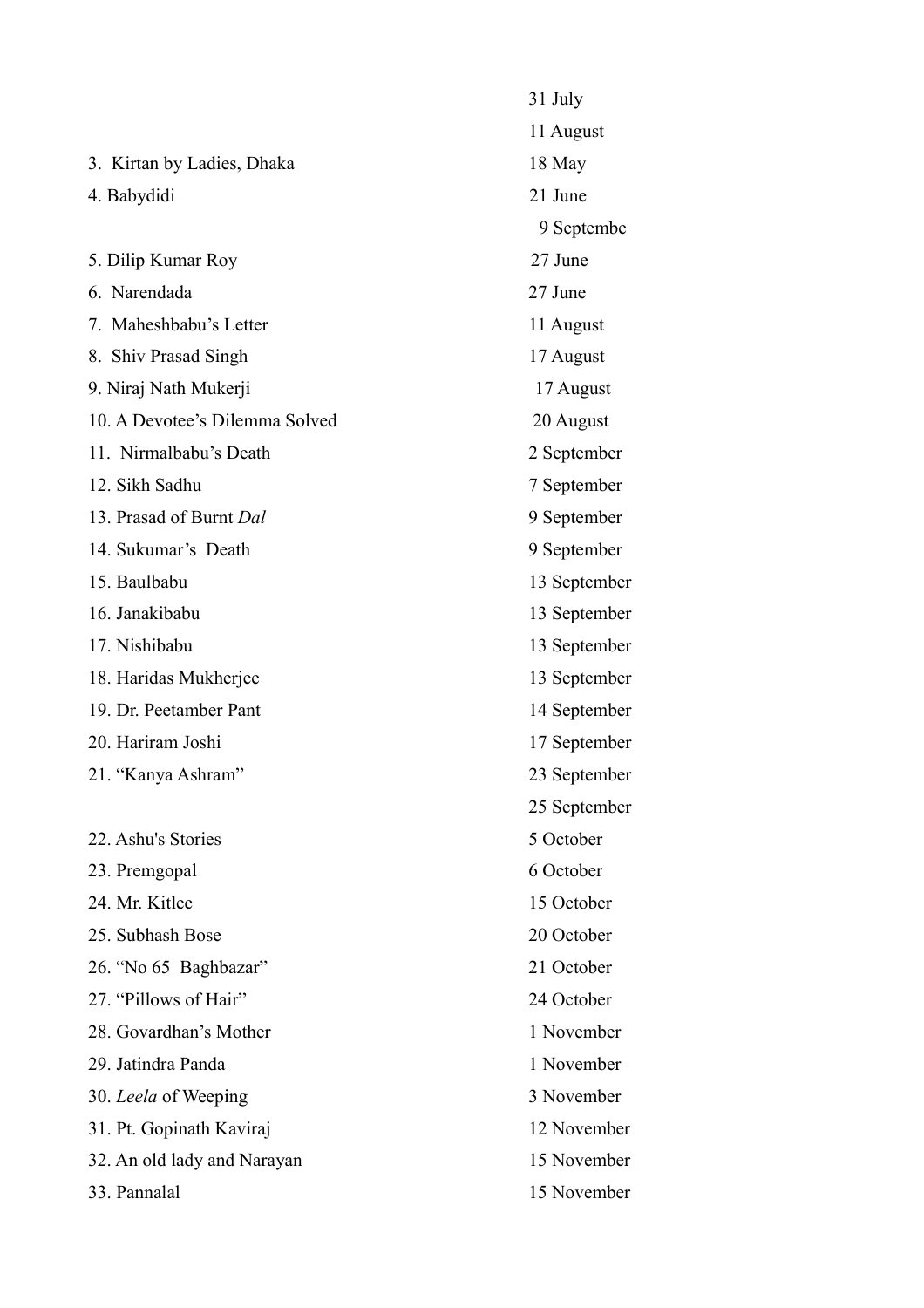| | |
|---|---|
| | 31 July |
| | 11 August |
| 3. Kirtan by Ladies, Dhaka | 18 May |
| 4. Babydidi | 21 June |
| | 9 Septembe |
| 5. Dilip Kumar Roy | 27 June |
| 6. Narendada | 27 June |
| 7. Maheshbabu’s Letter | 11 August |
| 8. Shiv Prasad Singh | 17 August |
| 9. Niraj Nath Mukerji | 17 August |
| 10. A Devotee’s Dilemma Solved | 20 August |
| 11. Nirmalbabu’s Death | 2 September |
| 12. Sikh Sadhu | 7 September |
| 13. Prasad of Burnt *Dal* | 9 September |
| 14. Sukumar’s Death | 9 September |
| 15. Baulbabu | 13 September |
| 16. Janakibabu | 13 September |
| 17. Nishibabu | 13 September |
| 18. Haridas Mukherjee | 13 September |
| 19. Dr. Peetamber Pant | 14 September |
| 20. Hariram Joshi | 17 September |
| 21. “Kanya Ashram” | 23 September |
| | 25 September |
| 22. Ashu's Stories | 5 October |
| 23. Premgopal | 6 October |
| 24. Mr. Kitlee | 15 October |
| 25. Subhash Bose | 20 October |
| 26. “No 65 Baghbazar” | 21 October |
| 27. “Pillows of Hair” | 24 October |
| 28. Govardhan’s Mother | 1 November |
| 29. Jatindra Panda | 1 November |
| 30. *Leela* of Weeping | 3 November |
| 31. Pt. Gopinath Kaviraj | 12 November |
| 32. An old lady and Narayan | 15 November |
| 33. Pannalal | 15 November |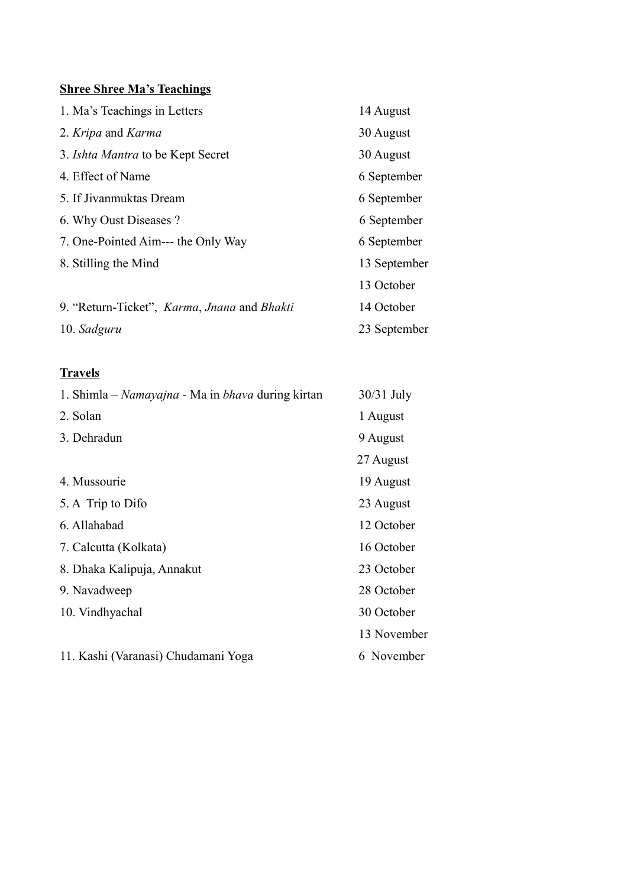**Shree Shree Ma's Teachings**

| | |
|---|---|
| 1. Ma's Teachings in Letters | 14 August |
| 2. *Kripa* and *Karma* | 30 August |
| 3. *Ishta Mantra* to be Kept Secret | 30 August |
| 4. Effect of Name | 6 September |
| 5. If Jivanmuktas Dream | 6 September |
| 6. Why Oust Diseases ? | 6 September |
| 7. One-Pointed Aim--- the Only Way | 6 September |
| 8. Stilling the Mind | 13 September |
| | 13 October |
| 9. "Return-Ticket", *Karma*, *Jnana* and *Bhakti* | 14 October |
| 10. *Sadguru* | 23 September |

**Travels**

| | |
|---|---|
| 1. Shimla – *Namayajna* - Ma in *bhava* during kirtan | 30/31 July |
| 2. Solan | 1 August |
| 3. Dehradun | 9 August |
| | 27 August |
| 4. Mussourie | 19 August |
| 5. A Trip to Difo | 23 August |
| 6. Allahabad | 12 October |
| 7. Calcutta (Kolkata) | 16 October |
| 8. Dhaka Kalipuja, Annakut | 23 October |
| 9. Navadweep | 28 October |
| 10. Vindhyachal | 30 October |
| | 13 November |
| 11. Kashi (Varanasi) Chudamani Yoga | 6 November |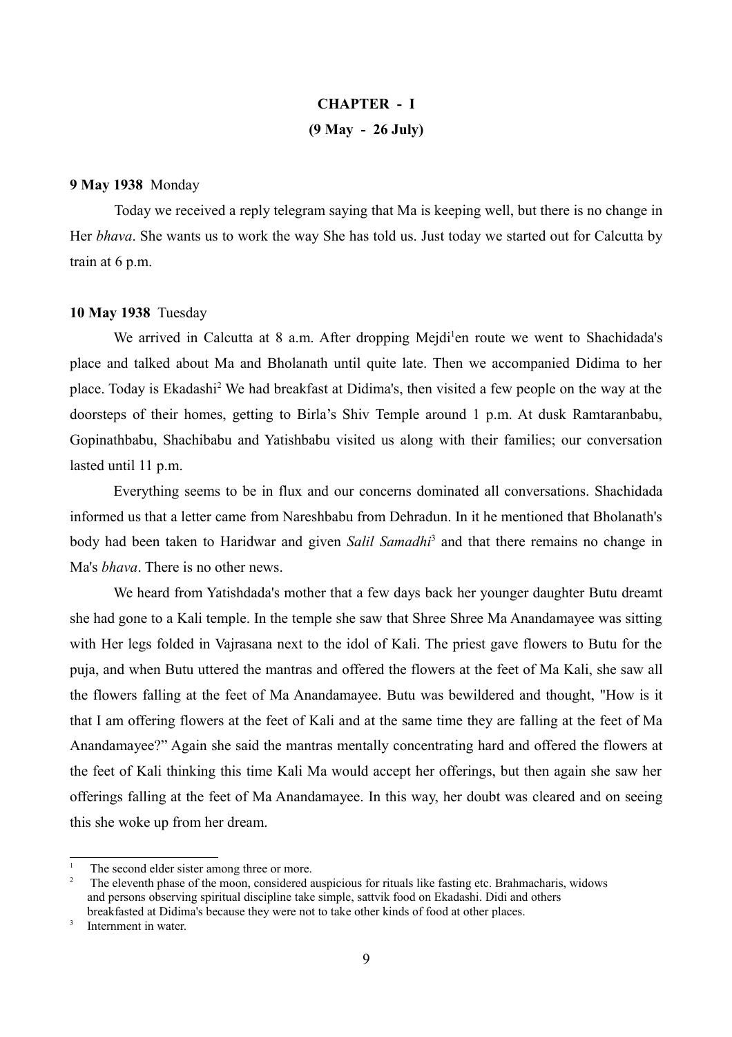# CHAPTER - I

## (9 May - 26 July)

**9 May 1938** Monday

Today we received a reply telegram saying that Ma is keeping well, but there is no change in Her *bhava*. She wants us to work the way She has told us. Just today we started out for Calcutta by train at 6 p.m.

**10 May 1938** Tuesday

We arrived in Calcutta at 8 a.m. After dropping Mejdi[1]en route we went to Shachidada's place and talked about Ma and Bholanath until quite late. Then we accompanied Didima to her place. Today is Ekadashi[2] We had breakfast at Didima's, then visited a few people on the way at the doorsteps of their homes, getting to Birla's Shiv Temple around 1 p.m. At dusk Ramtaranbabu, Gopinathbabu, Shachibabu and Yatishbabu visited us along with their families; our conversation lasted until 11 p.m.

Everything seems to be in flux and our concerns dominated all conversations. Shachidada informed us that a letter came from Nareshbabu from Dehradun. In it he mentioned that Bholanath's body had been taken to Haridwar and given *Salil Samadhi*[3] and that there remains no change in Ma's *bhava*. There is no other news.

We heard from Yatishdada's mother that a few days back her younger daughter Butu dreamt she had gone to a Kali temple. In the temple she saw that Shree Shree Ma Anandamayee was sitting with Her legs folded in Vajrasana next to the idol of Kali. The priest gave flowers to Butu for the puja, and when Butu uttered the mantras and offered the flowers at the feet of Ma Kali, she saw all the flowers falling at the feet of Ma Anandamayee. Butu was bewildered and thought, "How is it that I am offering flowers at the feet of Kali and at the same time they are falling at the feet of Ma Anandamayee?" Again she said the mantras mentally concentrating hard and offered the flowers at the feet of Kali thinking this time Kali Ma would accept her offerings, but then again she saw her offerings falling at the feet of Ma Anandamayee. In this way, her doubt was cleared and on seeing this she woke up from her dream.

---

[1] The second elder sister among three or more.

[2] The eleventh phase of the moon, considered auspicious for rituals like fasting etc. Brahmacharis, widows and persons observing spiritual discipline take simple, sattvik food on Ekadashi. Didi and others breakfasted at Didima's because they were not to take other kinds of food at other places.

[3] Internment in water.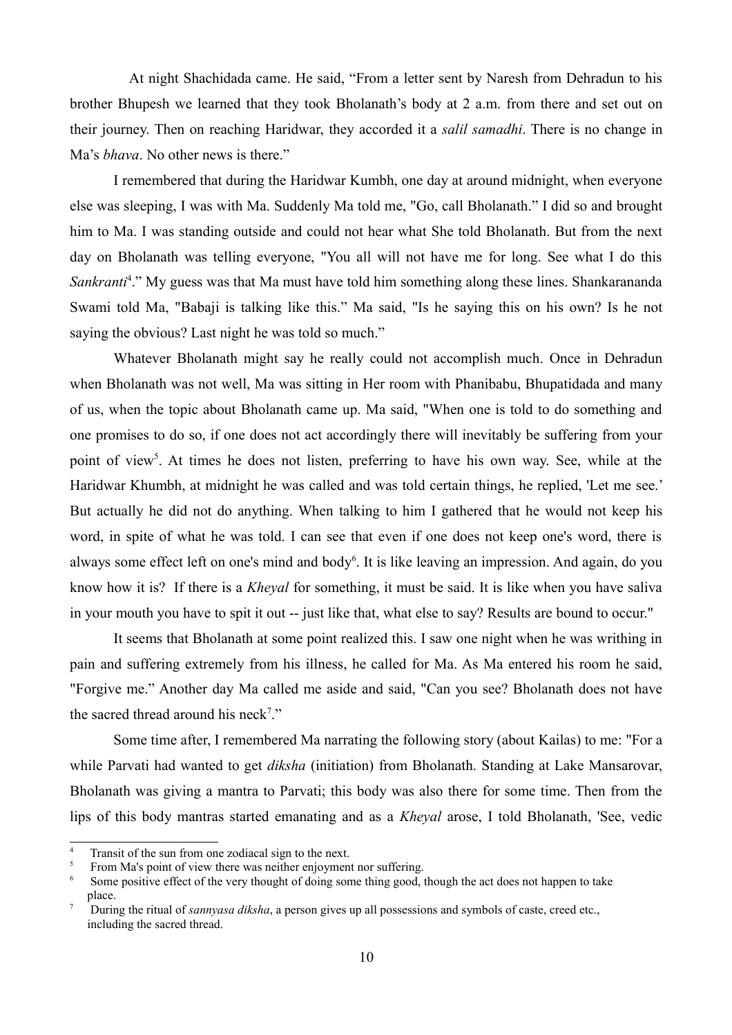At night Shachidada came. He said, "From a letter sent by Naresh from Dehradun to his brother Bhupesh we learned that they took Bholanath's body at 2 a.m. from there and set out on their journey. Then on reaching Haridwar, they accorded it a *salil samadhi*. There is no change in Ma's *bhava*. No other news is there."

I remembered that during the Haridwar Kumbh, one day at around midnight, when everyone else was sleeping, I was with Ma. Suddenly Ma told me, "Go, call Bholanath." I did so and brought him to Ma. I was standing outside and could not hear what She told Bholanath. But from the next day on Bholanath was telling everyone, "You all will not have me for long. See what I do this *Sankranti*[4]." My guess was that Ma must have told him something along these lines. Shankarananda Swami told Ma, "Babaji is talking like this." Ma said, "Is he saying this on his own? Is he not saying the obvious? Last night he was told so much."

Whatever Bholanath might say he really could not accomplish much. Once in Dehradun when Bholanath was not well, Ma was sitting in Her room with Phanibabu, Bhupatidada and many of us, when the topic about Bholanath came up. Ma said, "When one is told to do something and one promises to do so, if one does not act accordingly there will inevitably be suffering from your point of view[5]. At times he does not listen, preferring to have his own way. See, while at the Haridwar Khumbh, at midnight he was called and was told certain things, he replied, 'Let me see.' But actually he did not do anything. When talking to him I gathered that he would not keep his word, in spite of what he was told. I can see that even if one does not keep one's word, there is always some effect left on one's mind and body[6]. It is like leaving an impression. And again, do you know how it is? If there is a *Kheyal* for something, it must be said. It is like when you have saliva in your mouth you have to spit it out -- just like that, what else to say? Results are bound to occur."

It seems that Bholanath at some point realized this. I saw one night when he was writhing in pain and suffering extremely from his illness, he called for Ma. As Ma entered his room he said, "Forgive me." Another day Ma called me aside and said, "Can you see? Bholanath does not have the sacred thread around his neck[7]."

Some time after, I remembered Ma narrating the following story (about Kailas) to me: "For a while Parvati had wanted to get *diksha* (initiation) from Bholanath. Standing at Lake Mansarovar, Bholanath was giving a mantra to Parvati; this body was also there for some time. Then from the lips of this body mantras started emanating and as a *Kheyal* arose, I told Bholanath, 'See, vedic

---

[4] Transit of the sun from one zodiacal sign to the next.

[5] From Ma's point of view there was neither enjoyment nor suffering.

[6] Some positive effect of the very thought of doing some thing good, though the act does not happen to take place.

[7] During the ritual of *sannyasa diksha*, a person gives up all possessions and symbols of caste, creed etc., including the sacred thread.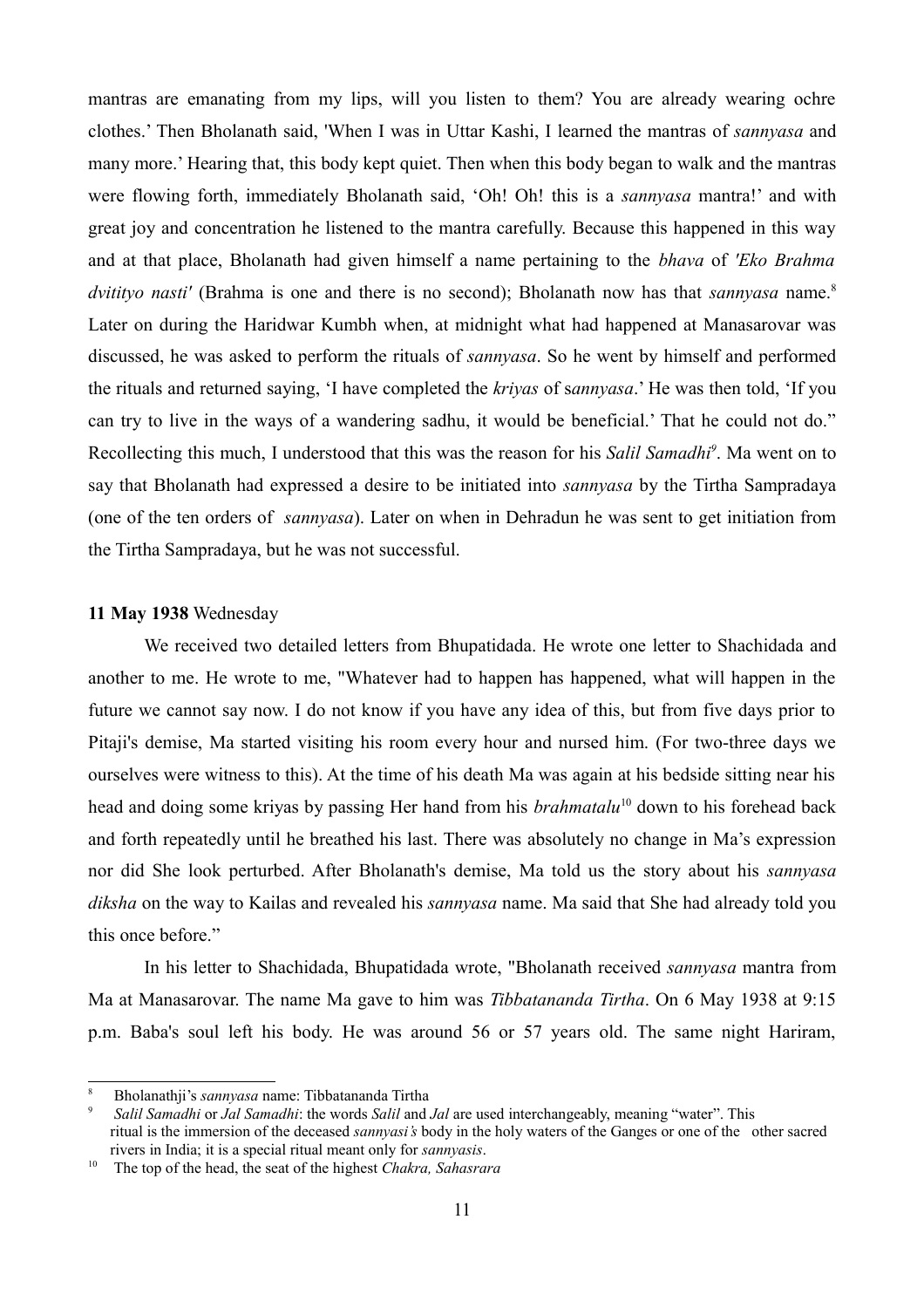mantras are emanating from my lips, will you listen to them? You are already wearing ochre clothes.' Then Bholanath said, 'When I was in Uttar Kashi, I learned the mantras of *sannyasa* and many more.' Hearing that, this body kept quiet. Then when this body began to walk and the mantras were flowing forth, immediately Bholanath said, 'Oh! Oh! this is a *sannyasa* mantra!' and with great joy and concentration he listened to the mantra carefully. Because this happened in this way and at that place, Bholanath had given himself a name pertaining to the *bhava* of *'Eko Brahma dvitityo nasti'* (Brahma is one and there is no second); Bholanath now has that *sannyasa* name.[8] Later on during the Haridwar Kumbh when, at midnight what had happened at Manasarovar was discussed, he was asked to perform the rituals of *sannyasa*. So he went by himself and performed the rituals and returned saying, 'I have completed the *kriyas* of s*annyasa*.' He was then told, 'If you can try to live in the ways of a wandering sadhu, it would be beneficial.' That he could not do." Recollecting this much, I understood that this was the reason for his *Salil Samadhi*[9]. Ma went on to say that Bholanath had expressed a desire to be initiated into *sannyasa* by the Tirtha Sampradaya (one of the ten orders of *sannyasa*). Later on when in Dehradun he was sent to get initiation from the Tirtha Sampradaya, but he was not successful.

**11 May 1938** Wednesday

We received two detailed letters from Bhupatidada. He wrote one letter to Shachidada and another to me. He wrote to me, "Whatever had to happen has happened, what will happen in the future we cannot say now. I do not know if you have any idea of this, but from five days prior to Pitaji's demise, Ma started visiting his room every hour and nursed him. (For two-three days we ourselves were witness to this). At the time of his death Ma was again at his bedside sitting near his head and doing some kriyas by passing Her hand from his *brahmatalu*[10] down to his forehead back and forth repeatedly until he breathed his last. There was absolutely no change in Ma's expression nor did She look perturbed. After Bholanath's demise, Ma told us the story about his *sannyasa diksha* on the way to Kailas and revealed his *sannyasa* name. Ma said that She had already told you this once before."

In his letter to Shachidada, Bhupatidada wrote, "Bholanath received *sannyasa* mantra from Ma at Manasarovar. The name Ma gave to him was *Tibbatananda Tirtha*. On 6 May 1938 at 9:15 p.m. Baba's soul left his body. He was around 56 or 57 years old. The same night Hariram,

---

[8] Bholanathji's *sannyasa* name: Tibbatananda Tirtha

[9] *Salil Samadhi* or *Jal Samadhi*: the words *Salil* and *Jal* are used interchangeably, meaning "water". This ritual is the immersion of the deceased *sannyasi's* body in the holy waters of the Ganges or one of the other sacred rivers in India; it is a special ritual meant only for *sannyasis*.

[10] The top of the head, the seat of the highest *Chakra, Sahasrara*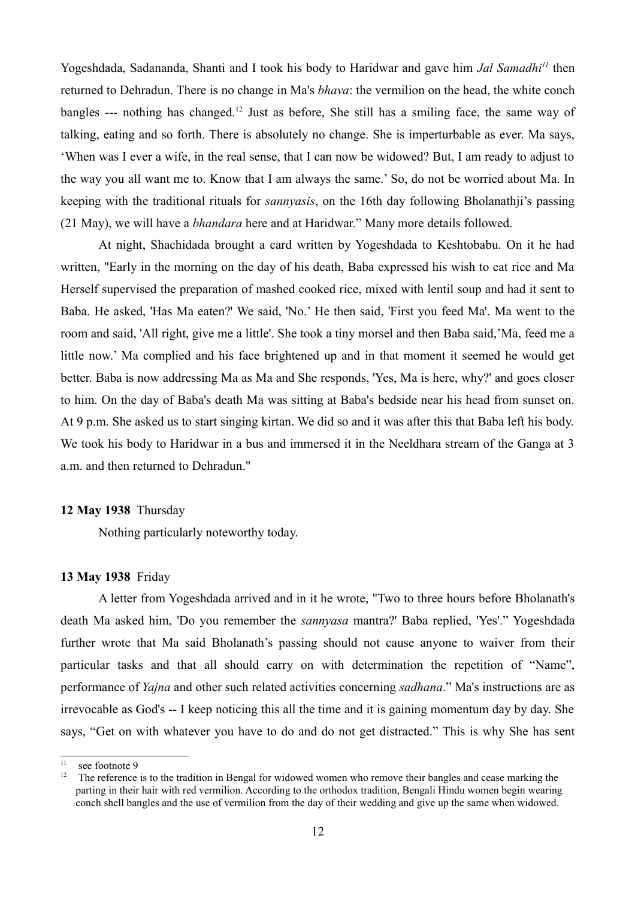Yogeshdada, Sadananda, Shanti and I took his body to Haridwar and gave him *Jal Samadhi*[11] then returned to Dehradun. There is no change in Ma's *bhava*: the vermilion on the head, the white conch bangles --- nothing has changed.[12] Just as before, She still has a smiling face, the same way of talking, eating and so forth. There is absolutely no change. She is imperturbable as ever. Ma says, 'When was I ever a wife, in the real sense, that I can now be widowed? But, I am ready to adjust to the way you all want me to. Know that I am always the same.' So, do not be worried about Ma. In keeping with the traditional rituals for *sannyasis*, on the 16th day following Bholanathji's passing (21 May), we will have a *bhandara* here and at Haridwar." Many more details followed.

At night, Shachidada brought a card written by Yogeshdada to Keshtobabu. On it he had written, "Early in the morning on the day of his death, Baba expressed his wish to eat rice and Ma Herself supervised the preparation of mashed cooked rice, mixed with lentil soup and had it sent to Baba. He asked, 'Has Ma eaten?' We said, 'No.' He then said, 'First you feed Ma'. Ma went to the room and said, 'All right, give me a little'. She took a tiny morsel and then Baba said,'Ma, feed me a little now.' Ma complied and his face brightened up and in that moment it seemed he would get better. Baba is now addressing Ma as Ma and She responds, 'Yes, Ma is here, why?' and goes closer to him. On the day of Baba's death Ma was sitting at Baba's bedside near his head from sunset on. At 9 p.m. She asked us to start singing kirtan. We did so and it was after this that Baba left his body. We took his body to Haridwar in a bus and immersed it in the Neeldhara stream of the Ganga at 3 a.m. and then returned to Dehradun."

**12 May 1938** Thursday

Nothing particularly noteworthy today.

**13 May 1938** Friday

A letter from Yogeshdada arrived and in it he wrote, "Two to three hours before Bholanath's death Ma asked him, 'Do you remember the *sannyasa* mantra?' Baba replied, 'Yes'." Yogeshdada further wrote that Ma said Bholanath's passing should not cause anyone to waiver from their particular tasks and that all should carry on with determination the repetition of "Name", performance of *Yajna* and other such related activities concerning *sadhana*." Ma's instructions are as irrevocable as God's -- I keep noticing this all the time and it is gaining momentum day by day. She says, "Get on with whatever you have to do and do not get distracted." This is why She has sent

---

[11] see footnote 9

[12] The reference is to the tradition in Bengal for widowed women who remove their bangles and cease marking the parting in their hair with red vermilion. According to the orthodox tradition, Bengali Hindu women begin wearing conch shell bangles and the use of vermilion from the day of their wedding and give up the same when widowed.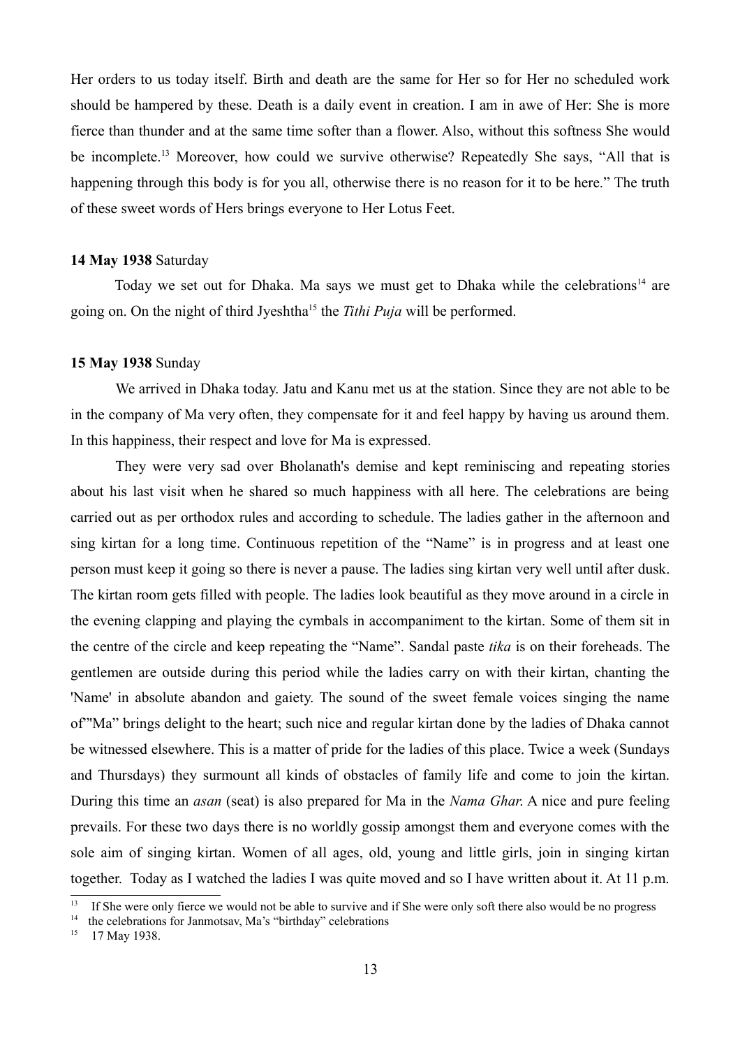Her orders to us today itself. Birth and death are the same for Her so for Her no scheduled work should be hampered by these. Death is a daily event in creation. I am in awe of Her: She is more fierce than thunder and at the same time softer than a flower. Also, without this softness She would be incomplete.[13] Moreover, how could we survive otherwise? Repeatedly She says, “All that is happening through this body is for you all, otherwise there is no reason for it to be here.” The truth of these sweet words of Hers brings everyone to Her Lotus Feet.

**14 May 1938** Saturday

Today we set out for Dhaka. Ma says we must get to Dhaka while the celebrations[14] are going on. On the night of third Jyeshtha[15] the *Tithi Puja* will be performed.

**15 May 1938** Sunday

We arrived in Dhaka today. Jatu and Kanu met us at the station. Since they are not able to be in the company of Ma very often, they compensate for it and feel happy by having us around them. In this happiness, their respect and love for Ma is expressed.

They were very sad over Bholanath's demise and kept reminiscing and repeating stories about his last visit when he shared so much happiness with all here. The celebrations are being carried out as per orthodox rules and according to schedule. The ladies gather in the afternoon and sing kirtan for a long time. Continuous repetition of the “Name” is in progress and at least one person must keep it going so there is never a pause. The ladies sing kirtan very well until after dusk. The kirtan room gets filled with people. The ladies look beautiful as they move around in a circle in the evening clapping and playing the cymbals in accompaniment to the kirtan. Some of them sit in the centre of the circle and keep repeating the “Name”. Sandal paste *tika* is on their foreheads. The gentlemen are outside during this period while the ladies carry on with their kirtan, chanting the 'Name' in absolute abandon and gaiety. The sound of the sweet female voices singing the name of"Ma” brings delight to the heart; such nice and regular kirtan done by the ladies of Dhaka cannot be witnessed elsewhere. This is a matter of pride for the ladies of this place. Twice a week (Sundays and Thursdays) they surmount all kinds of obstacles of family life and come to join the kirtan. During this time an *asan* (seat) is also prepared for Ma in the *Nama Ghar*. A nice and pure feeling prevails. For these two days there is no worldly gossip amongst them and everyone comes with the sole aim of singing kirtan. Women of all ages, old, young and little girls, join in singing kirtan together. Today as I watched the ladies I was quite moved and so I have written about it. At 11 p.m.

[13] If She were only fierce we would not be able to survive and if She were only soft there also would be no progress

[14] the celebrations for Janmotsav, Ma’s “birthday” celebrations

[15] 17 May 1938.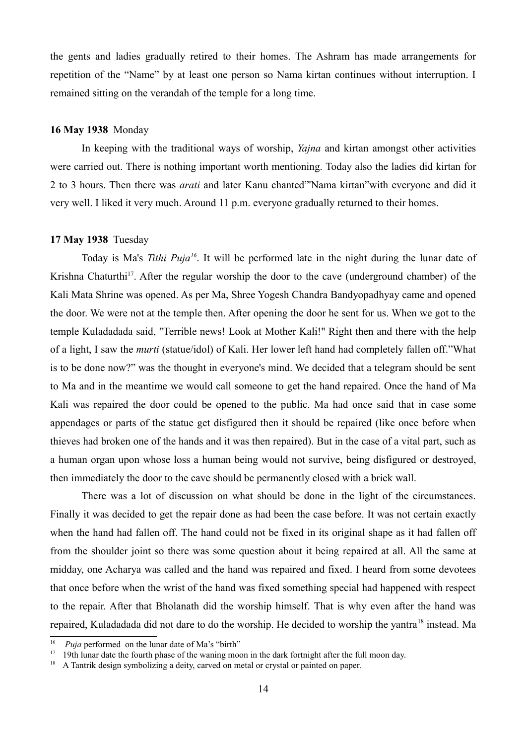the gents and ladies gradually retired to their homes. The Ashram has made arrangements for repetition of the "Name" by at least one person so Nama kirtan continues without interruption. I remained sitting on the verandah of the temple for a long time.

**16 May 1938** Monday

In keeping with the traditional ways of worship, *Yajna* and kirtan amongst other activities were carried out. There is nothing important worth mentioning. Today also the ladies did kirtan for 2 to 3 hours. Then there was *arati* and later Kanu chanted"'Nama kirtan"with everyone and did it very well. I liked it very much. Around 11 p.m. everyone gradually returned to their homes.

**17 May 1938** Tuesday

Today is Ma's *Tithi Puja*[16]. It will be performed late in the night during the lunar date of Krishna Chaturthi[17]. After the regular worship the door to the cave (underground chamber) of the Kali Mata Shrine was opened. As per Ma, Shree Yogesh Chandra Bandyopadhyay came and opened the door. We were not at the temple then. After opening the door he sent for us. When we got to the temple Kuladadada said, "Terrible news! Look at Mother Kali!" Right then and there with the help of a light, I saw the *murti* (statue/idol) of Kali. Her lower left hand had completely fallen off."What is to be done now?" was the thought in everyone's mind. We decided that a telegram should be sent to Ma and in the meantime we would call someone to get the hand repaired. Once the hand of Ma Kali was repaired the door could be opened to the public. Ma had once said that in case some appendages or parts of the statue get disfigured then it should be repaired (like once before when thieves had broken one of the hands and it was then repaired). But in the case of a vital part, such as a human organ upon whose loss a human being would not survive, being disfigured or destroyed, then immediately the door to the cave should be permanently closed with a brick wall.

There was a lot of discussion on what should be done in the light of the circumstances. Finally it was decided to get the repair done as had been the case before. It was not certain exactly when the hand had fallen off. The hand could not be fixed in its original shape as it had fallen off from the shoulder joint so there was some question about it being repaired at all. All the same at midday, one Acharya was called and the hand was repaired and fixed. I heard from some devotees that once before when the wrist of the hand was fixed something special had happened with respect to the repair. After that Bholanath did the worship himself. That is why even after the hand was repaired, Kuladadada did not dare to do the worship. He decided to worship the yantra[18] instead. Ma

---

[16] *Puja* performed on the lunar date of Ma's "birth"

[17] 19th lunar date the fourth phase of the waning moon in the dark fortnight after the full moon day.

[18] A Tantrik design symbolizing a deity, carved on metal or crystal or painted on paper.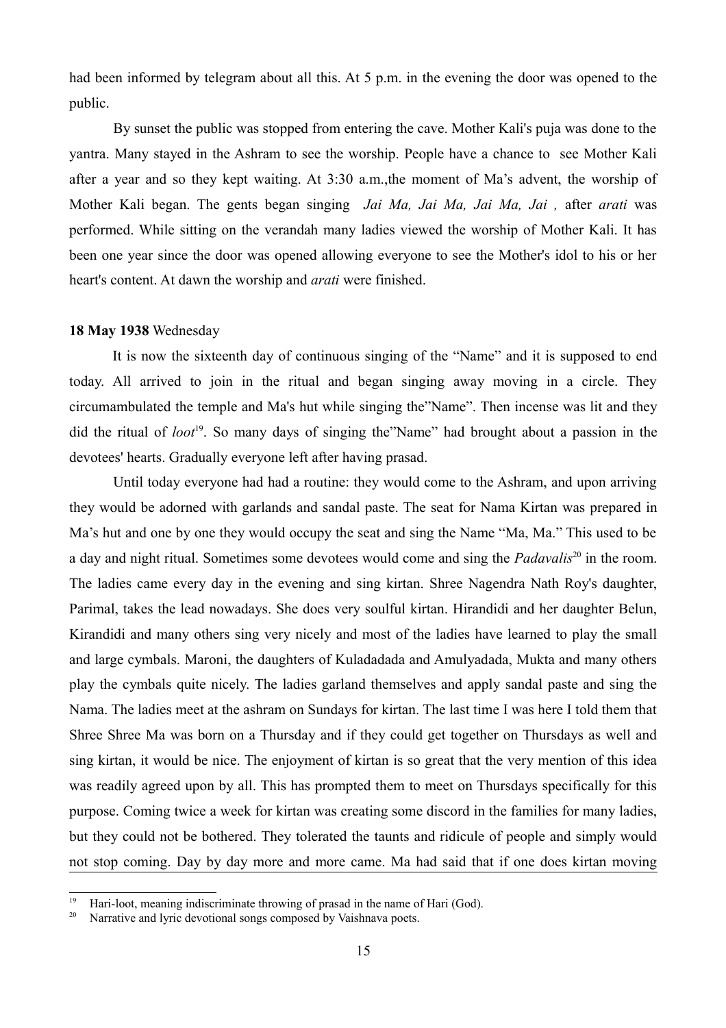had been informed by telegram about all this. At 5 p.m. in the evening the door was opened to the public.

By sunset the public was stopped from entering the cave. Mother Kali's puja was done to the yantra. Many stayed in the Ashram to see the worship. People have a chance to see Mother Kali after a year and so they kept waiting. At 3:30 a.m.,the moment of Ma's advent, the worship of Mother Kali began. The gents began singing *Jai Ma, Jai Ma, Jai Ma, Jai ,* after *arati* was performed. While sitting on the verandah many ladies viewed the worship of Mother Kali. It has been one year since the door was opened allowing everyone to see the Mother's idol to his or her heart's content. At dawn the worship and *arati* were finished.

**18 May 1938** Wednesday

It is now the sixteenth day of continuous singing of the "Name" and it is supposed to end today. All arrived to join in the ritual and began singing away moving in a circle. They circumambulated the temple and Ma's hut while singing the"Name". Then incense was lit and they did the ritual of *loot*[19]. So many days of singing the"Name" had brought about a passion in the devotees' hearts. Gradually everyone left after having prasad.

Until today everyone had had a routine: they would come to the Ashram, and upon arriving they would be adorned with garlands and sandal paste. The seat for Nama Kirtan was prepared in Ma's hut and one by one they would occupy the seat and sing the Name "Ma, Ma." This used to be a day and night ritual. Sometimes some devotees would come and sing the *Padavalis*[20] in the room. The ladies came every day in the evening and sing kirtan. Shree Nagendra Nath Roy's daughter, Parimal, takes the lead nowadays. She does very soulful kirtan. Hirandidi and her daughter Belun, Kirandidi and many others sing very nicely and most of the ladies have learned to play the small and large cymbals. Maroni, the daughters of Kuladadada and Amulyadada, Mukta and many others play the cymbals quite nicely. The ladies garland themselves and apply sandal paste and sing the Nama. The ladies meet at the ashram on Sundays for kirtan. The last time I was here I told them that Shree Shree Ma was born on a Thursday and if they could get together on Thursdays as well and sing kirtan, it would be nice. The enjoyment of kirtan is so great that the very mention of this idea was readily agreed upon by all. This has prompted them to meet on Thursdays specifically for this purpose. Coming twice a week for kirtan was creating some discord in the families for many ladies, but they could not be bothered. They tolerated the taunts and ridicule of people and simply would not stop coming. Day by day more and more came. Ma had said that if one does kirtan moving

[19] Hari-loot, meaning indiscriminate throwing of prasad in the name of Hari (God).

[20] Narrative and lyric devotional songs composed by Vaishnava poets.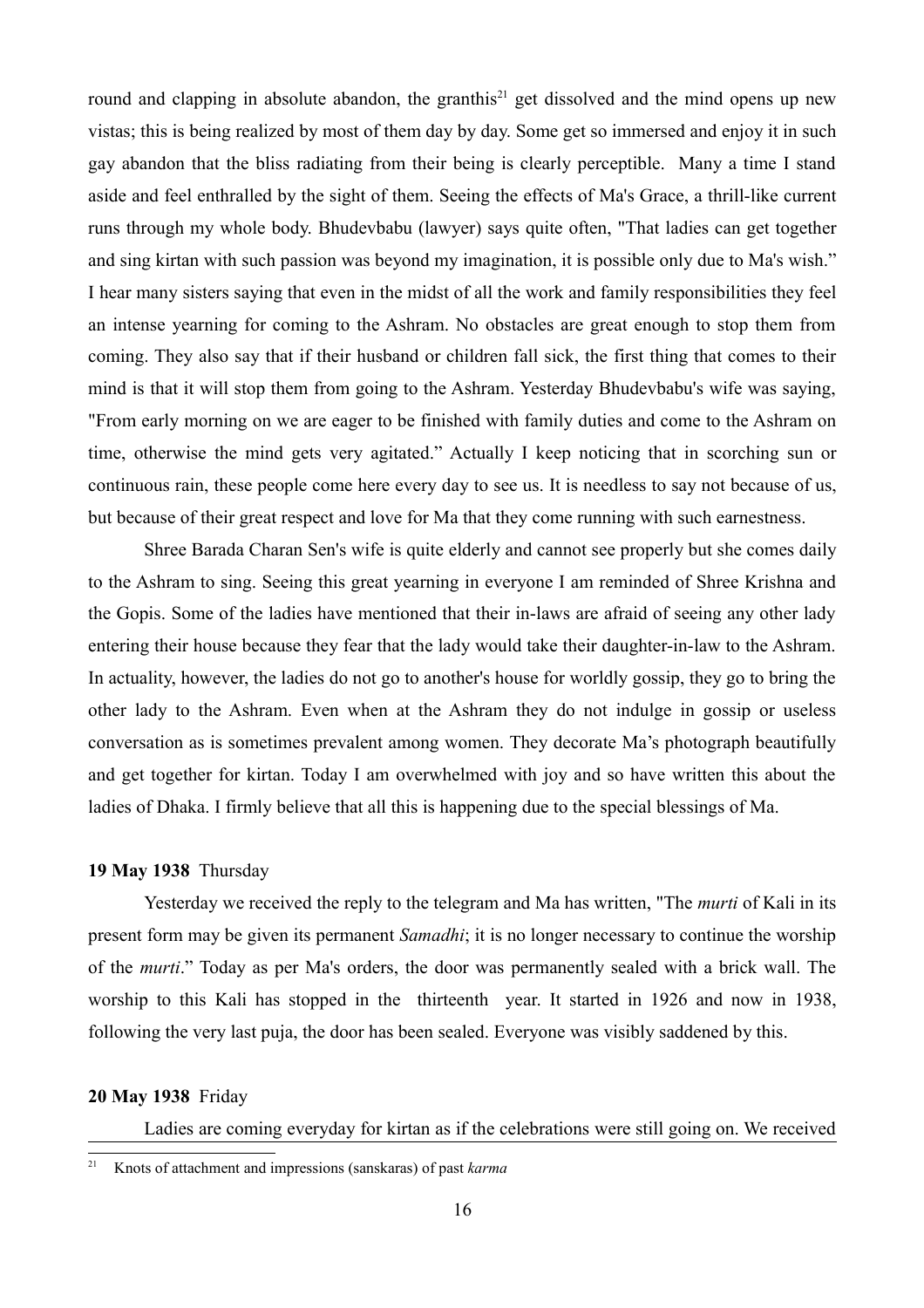round and clapping in absolute abandon, the granthis[21] get dissolved and the mind opens up new vistas; this is being realized by most of them day by day. Some get so immersed and enjoy it in such gay abandon that the bliss radiating from their being is clearly perceptible. Many a time I stand aside and feel enthralled by the sight of them. Seeing the effects of Ma's Grace, a thrill-like current runs through my whole body. Bhudevbabu (lawyer) says quite often, "That ladies can get together and sing kirtan with such passion was beyond my imagination, it is possible only due to Ma's wish." I hear many sisters saying that even in the midst of all the work and family responsibilities they feel an intense yearning for coming to the Ashram. No obstacles are great enough to stop them from coming. They also say that if their husband or children fall sick, the first thing that comes to their mind is that it will stop them from going to the Ashram. Yesterday Bhudevbabu's wife was saying, "From early morning on we are eager to be finished with family duties and come to the Ashram on time, otherwise the mind gets very agitated." Actually I keep noticing that in scorching sun or continuous rain, these people come here every day to see us. It is needless to say not because of us, but because of their great respect and love for Ma that they come running with such earnestness.

Shree Barada Charan Sen's wife is quite elderly and cannot see properly but she comes daily to the Ashram to sing. Seeing this great yearning in everyone I am reminded of Shree Krishna and the Gopis. Some of the ladies have mentioned that their in-laws are afraid of seeing any other lady entering their house because they fear that the lady would take their daughter-in-law to the Ashram. In actuality, however, the ladies do not go to another's house for worldly gossip, they go to bring the other lady to the Ashram. Even when at the Ashram they do not indulge in gossip or useless conversation as is sometimes prevalent among women. They decorate Ma's photograph beautifully and get together for kirtan. Today I am overwhelmed with joy and so have written this about the ladies of Dhaka. I firmly believe that all this is happening due to the special blessings of Ma.

**19 May 1938** Thursday

Yesterday we received the reply to the telegram and Ma has written, "The *murti* of Kali in its present form may be given its permanent *Samadhi*; it is no longer necessary to continue the worship of the *murti*." Today as per Ma's orders, the door was permanently sealed with a brick wall. The worship to this Kali has stopped in the thirteenth year. It started in 1926 and now in 1938, following the very last puja, the door has been sealed. Everyone was visibly saddened by this.

**20 May 1938** Friday

Ladies are coming everyday for kirtan as if the celebrations were still going on. We received

---

[21] Knots of attachment and impressions (sanskaras) of past *karma*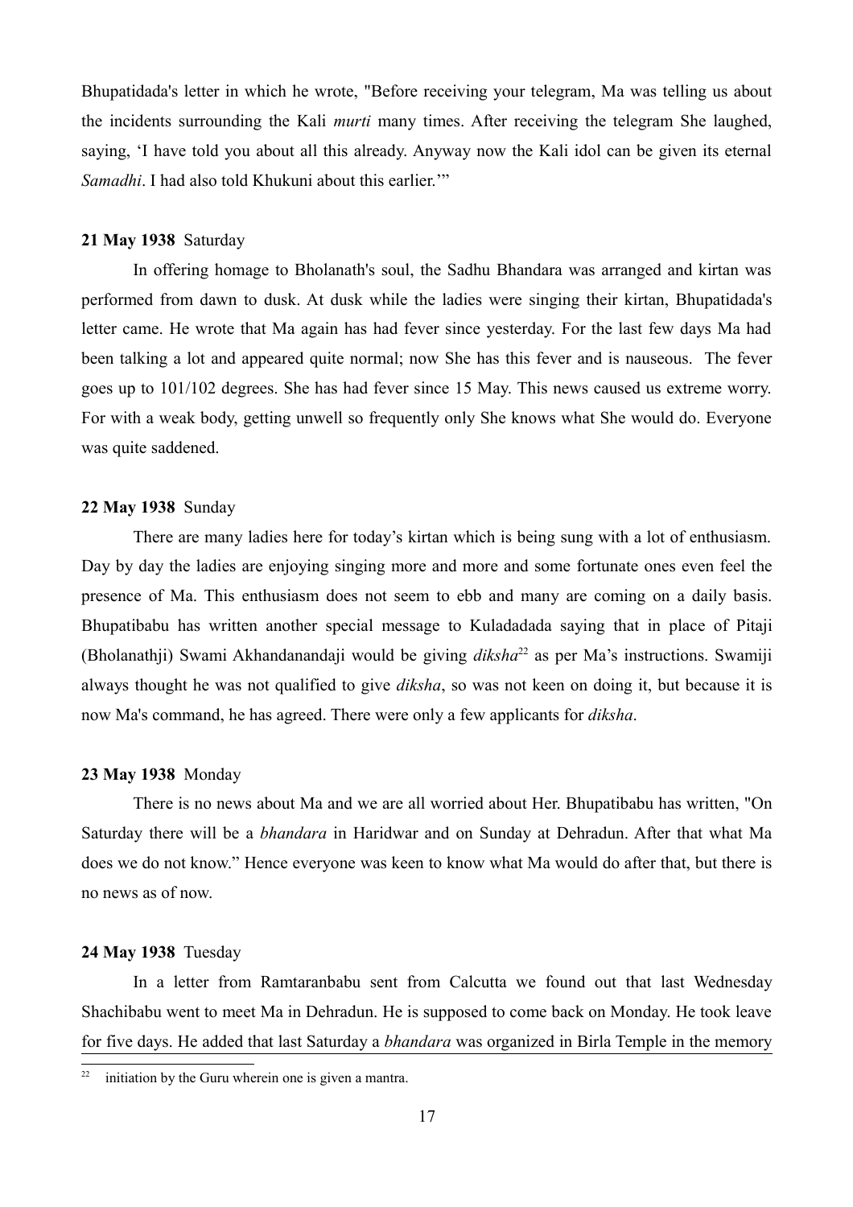Bhupatidada's letter in which he wrote, "Before receiving your telegram, Ma was telling us about the incidents surrounding the Kali *murti* many times. After receiving the telegram She laughed, saying, 'I have told you about all this already. Anyway now the Kali idol can be given its eternal *Samadhi*. I had also told Khukuni about this earlier.'"

**21 May 1938** Saturday

In offering homage to Bholanath's soul, the Sadhu Bhandara was arranged and kirtan was performed from dawn to dusk. At dusk while the ladies were singing their kirtan, Bhupatidada's letter came. He wrote that Ma again has had fever since yesterday. For the last few days Ma had been talking a lot and appeared quite normal; now She has this fever and is nauseous. The fever goes up to 101/102 degrees. She has had fever since 15 May. This news caused us extreme worry. For with a weak body, getting unwell so frequently only She knows what She would do. Everyone was quite saddened.

**22 May 1938** Sunday

There are many ladies here for today's kirtan which is being sung with a lot of enthusiasm. Day by day the ladies are enjoying singing more and more and some fortunate ones even feel the presence of Ma. This enthusiasm does not seem to ebb and many are coming on a daily basis. Bhupatibabu has written another special message to Kuladadada saying that in place of Pitaji (Bholanathji) Swami Akhandanandaji would be giving *diksha*[22] as per Ma's instructions. Swamiji always thought he was not qualified to give *diksha*, so was not keen on doing it, but because it is now Ma's command, he has agreed. There were only a few applicants for *diksha*.

**23 May 1938** Monday

There is no news about Ma and we are all worried about Her. Bhupatibabu has written, "On Saturday there will be a *bhandara* in Haridwar and on Sunday at Dehradun. After that what Ma does we do not know." Hence everyone was keen to know what Ma would do after that, but there is no news as of now.

**24 May 1938** Tuesday

In a letter from Ramtaranbabu sent from Calcutta we found out that last Wednesday Shachibabu went to meet Ma in Dehradun. He is supposed to come back on Monday. He took leave for five days. He added that last Saturday a *bhandara* was organized in Birla Temple in the memory

[22] initiation by the Guru wherein one is given a mantra.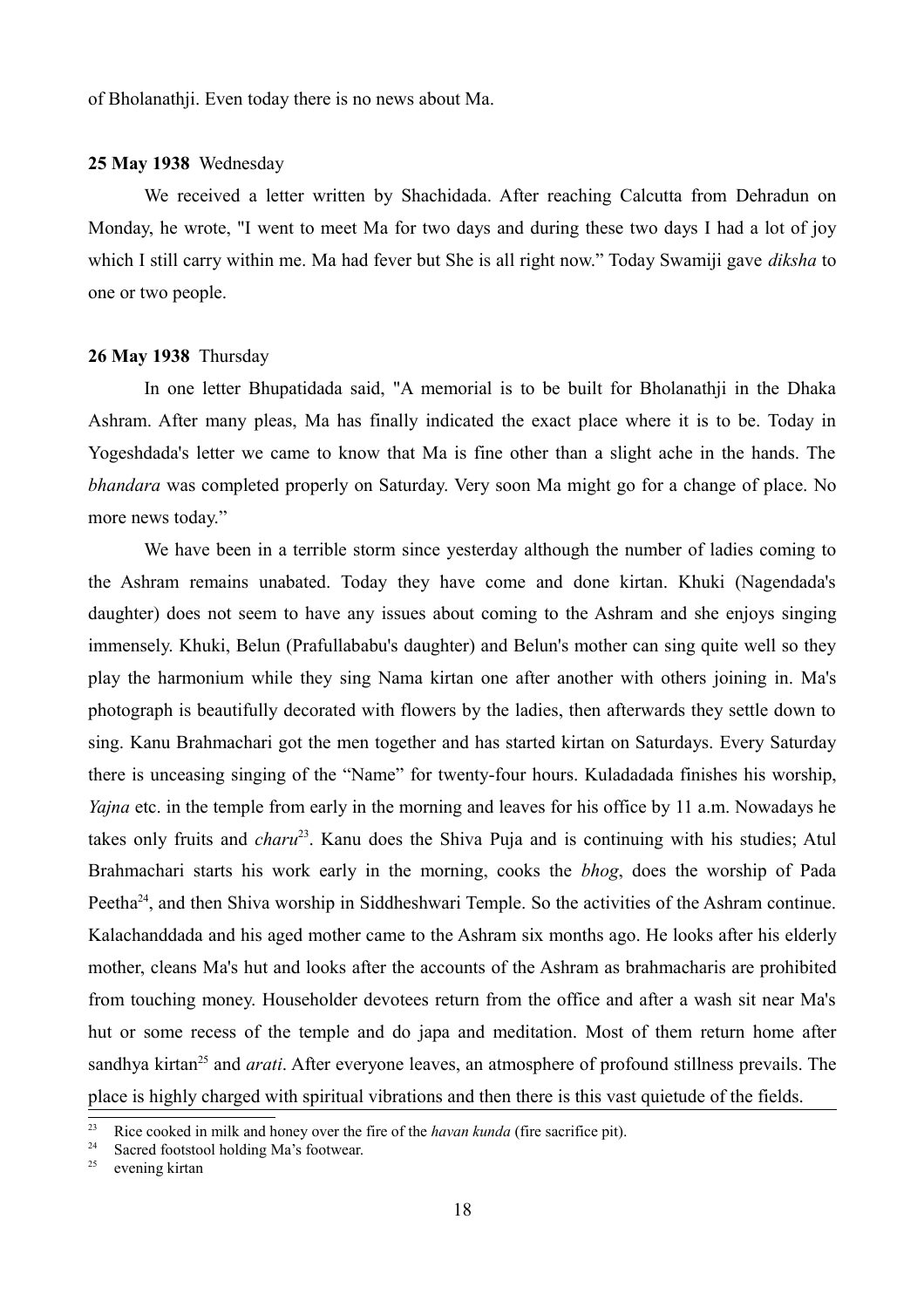of Bholanathji. Even today there is no news about Ma.

**25 May 1938** Wednesday

We received a letter written by Shachidada. After reaching Calcutta from Dehradun on Monday, he wrote, "I went to meet Ma for two days and during these two days I had a lot of joy which I still carry within me. Ma had fever but She is all right now." Today Swamiji gave *diksha* to one or two people.

**26 May 1938** Thursday

In one letter Bhupatidada said, "A memorial is to be built for Bholanathji in the Dhaka Ashram. After many pleas, Ma has finally indicated the exact place where it is to be. Today in Yogeshdada's letter we came to know that Ma is fine other than a slight ache in the hands. The *bhandara* was completed properly on Saturday. Very soon Ma might go for a change of place. No more news today."

We have been in a terrible storm since yesterday although the number of ladies coming to the Ashram remains unabated. Today they have come and done kirtan. Khuki (Nagendada's daughter) does not seem to have any issues about coming to the Ashram and she enjoys singing immensely. Khuki, Belun (Prafullababu's daughter) and Belun's mother can sing quite well so they play the harmonium while they sing Nama kirtan one after another with others joining in. Ma's photograph is beautifully decorated with flowers by the ladies, then afterwards they settle down to sing. Kanu Brahmachari got the men together and has started kirtan on Saturdays. Every Saturday there is unceasing singing of the "Name" for twenty-four hours. Kuladadada finishes his worship, *Yajna* etc. in the temple from early in the morning and leaves for his office by 11 a.m. Nowadays he takes only fruits and *charu*[23]. Kanu does the Shiva Puja and is continuing with his studies; Atul Brahmachari starts his work early in the morning, cooks the *bhog*, does the worship of Pada Peetha[24], and then Shiva worship in Siddheshwari Temple. So the activities of the Ashram continue. Kalachanddada and his aged mother came to the Ashram six months ago. He looks after his elderly mother, cleans Ma's hut and looks after the accounts of the Ashram as brahmacharis are prohibited from touching money. Householder devotees return from the office and after a wash sit near Ma's hut or some recess of the temple and do japa and meditation. Most of them return home after sandhya kirtan[25] and *arati*. After everyone leaves, an atmosphere of profound stillness prevails. The place is highly charged with spiritual vibrations and then there is this vast quietude of the fields.

---

[23] Rice cooked in milk and honey over the fire of the *havan kunda* (fire sacrifice pit).

[24] Sacred footstool holding Ma's footwear.

[25] evening kirtan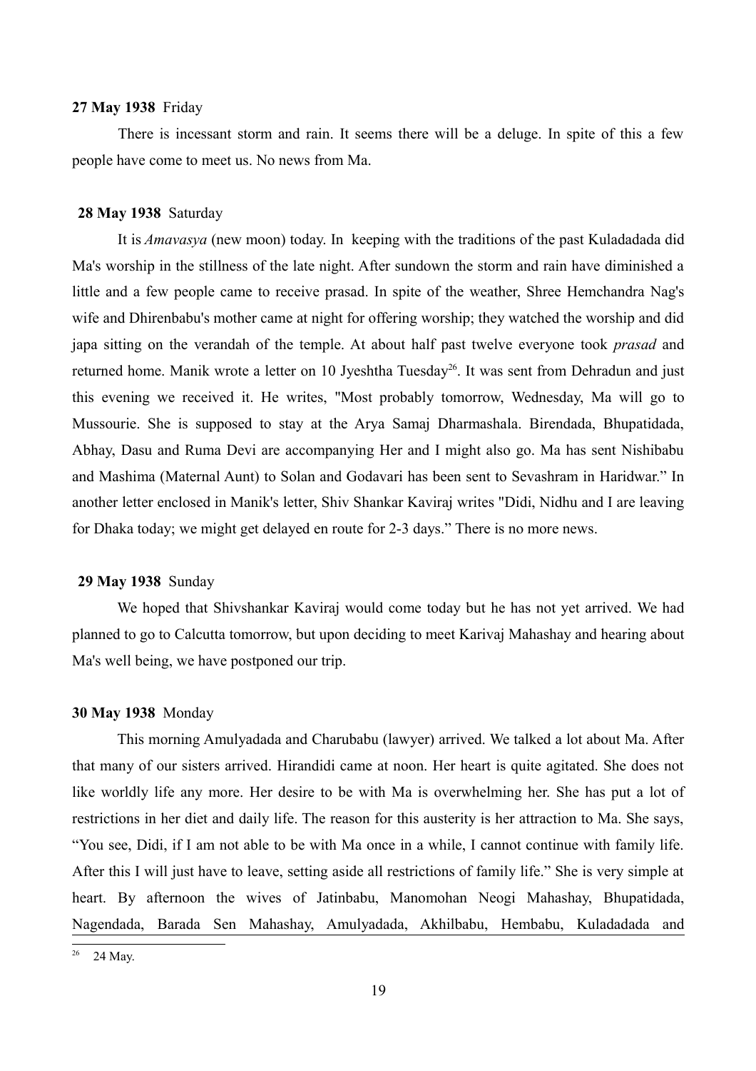**27 May 1938** Friday

There is incessant storm and rain. It seems there will be a deluge. In spite of this a few people have come to meet us. No news from Ma.

**28 May 1938** Saturday

It is *Amavasya* (new moon) today. In keeping with the traditions of the past Kuladadada did Ma's worship in the stillness of the late night. After sundown the storm and rain have diminished a little and a few people came to receive prasad. In spite of the weather, Shree Hemchandra Nag's wife and Dhirenbabu's mother came at night for offering worship; they watched the worship and did japa sitting on the verandah of the temple. At about half past twelve everyone took *prasad* and returned home. Manik wrote a letter on 10 Jyeshtha Tuesday[26]. It was sent from Dehradun and just this evening we received it. He writes, "Most probably tomorrow, Wednesday, Ma will go to Mussourie. She is supposed to stay at the Arya Samaj Dharmashala. Birendada, Bhupatidada, Abhay, Dasu and Ruma Devi are accompanying Her and I might also go. Ma has sent Nishibabu and Mashima (Maternal Aunt) to Solan and Godavari has been sent to Sevashram in Haridwar." In another letter enclosed in Manik's letter, Shiv Shankar Kaviraj writes "Didi, Nidhu and I are leaving for Dhaka today; we might get delayed en route for 2-3 days." There is no more news.

**29 May 1938** Sunday

We hoped that Shivshankar Kaviraj would come today but he has not yet arrived. We had planned to go to Calcutta tomorrow, but upon deciding to meet Karivaj Mahashay and hearing about Ma's well being, we have postponed our trip.

**30 May 1938** Monday

This morning Amulyadada and Charubabu (lawyer) arrived. We talked a lot about Ma. After that many of our sisters arrived. Hirandidi came at noon. Her heart is quite agitated. She does not like worldly life any more. Her desire to be with Ma is overwhelming her. She has put a lot of restrictions in her diet and daily life. The reason for this austerity is her attraction to Ma. She says, "You see, Didi, if I am not able to be with Ma once in a while, I cannot continue with family life. After this I will just have to leave, setting aside all restrictions of family life." She is very simple at heart. By afternoon the wives of Jatinbabu, Manomohan Neogi Mahashay, Bhupatidada, Nagendada, Barada Sen Mahashay, Amulyadada, Akhilbabu, Hembabu, Kuladadada and

---

[26] 24 May.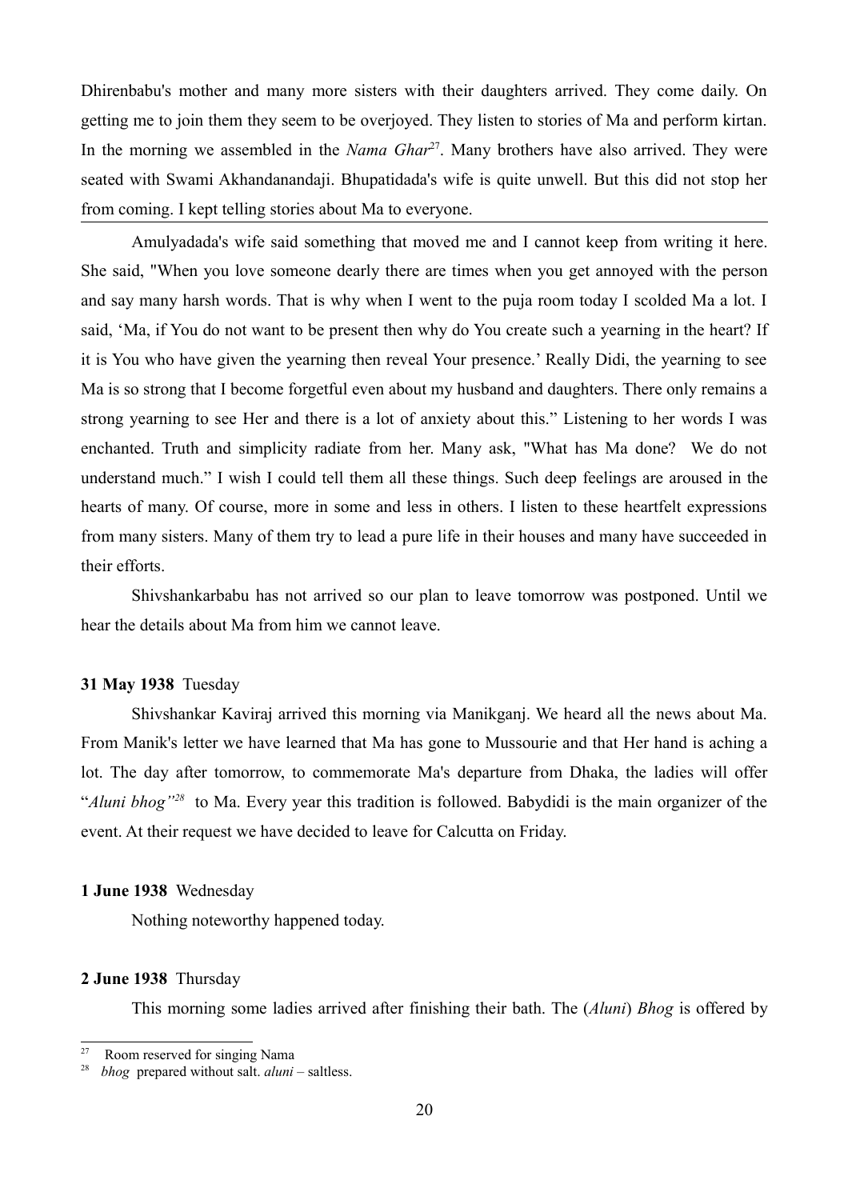Dhirenbabu's mother and many more sisters with their daughters arrived. They come daily. On getting me to join them they seem to be overjoyed. They listen to stories of Ma and perform kirtan. In the morning we assembled in the *Nama Ghar*[27]. Many brothers have also arrived. They were seated with Swami Akhandanandaji. Bhupatidada's wife is quite unwell. But this did not stop her from coming. I kept telling stories about Ma to everyone.

---

Amulyadada's wife said something that moved me and I cannot keep from writing it here. She said, "When you love someone dearly there are times when you get annoyed with the person and say many harsh words. That is why when I went to the puja room today I scolded Ma a lot. I said, 'Ma, if You do not want to be present then why do You create such a yearning in the heart? If it is You who have given the yearning then reveal Your presence.' Really Didi, the yearning to see Ma is so strong that I become forgetful even about my husband and daughters. There only remains a strong yearning to see Her and there is a lot of anxiety about this." Listening to her words I was enchanted. Truth and simplicity radiate from her. Many ask, "What has Ma done? We do not understand much." I wish I could tell them all these things. Such deep feelings are aroused in the hearts of many. Of course, more in some and less in others. I listen to these heartfelt expressions from many sisters. Many of them try to lead a pure life in their houses and many have succeeded in their efforts.

Shivshankarbabu has not arrived so our plan to leave tomorrow was postponed. Until we hear the details about Ma from him we cannot leave.

**31 May 1938** Tuesday

Shivshankar Kaviraj arrived this morning via Manikganj. We heard all the news about Ma. From Manik's letter we have learned that Ma has gone to Mussourie and that Her hand is aching a lot. The day after tomorrow, to commemorate Ma's departure from Dhaka, the ladies will offer "*Aluni bhog*"[28] to Ma. Every year this tradition is followed. Babydidi is the main organizer of the event. At their request we have decided to leave for Calcutta on Friday.

**1 June 1938** Wednesday

Nothing noteworthy happened today.

**2 June 1938** Thursday

This morning some ladies arrived after finishing their bath. The (*Aluni*) *Bhog* is offered by

---

[27] Room reserved for singing Nama

[28] *bhog* prepared without salt. *aluni* – saltless.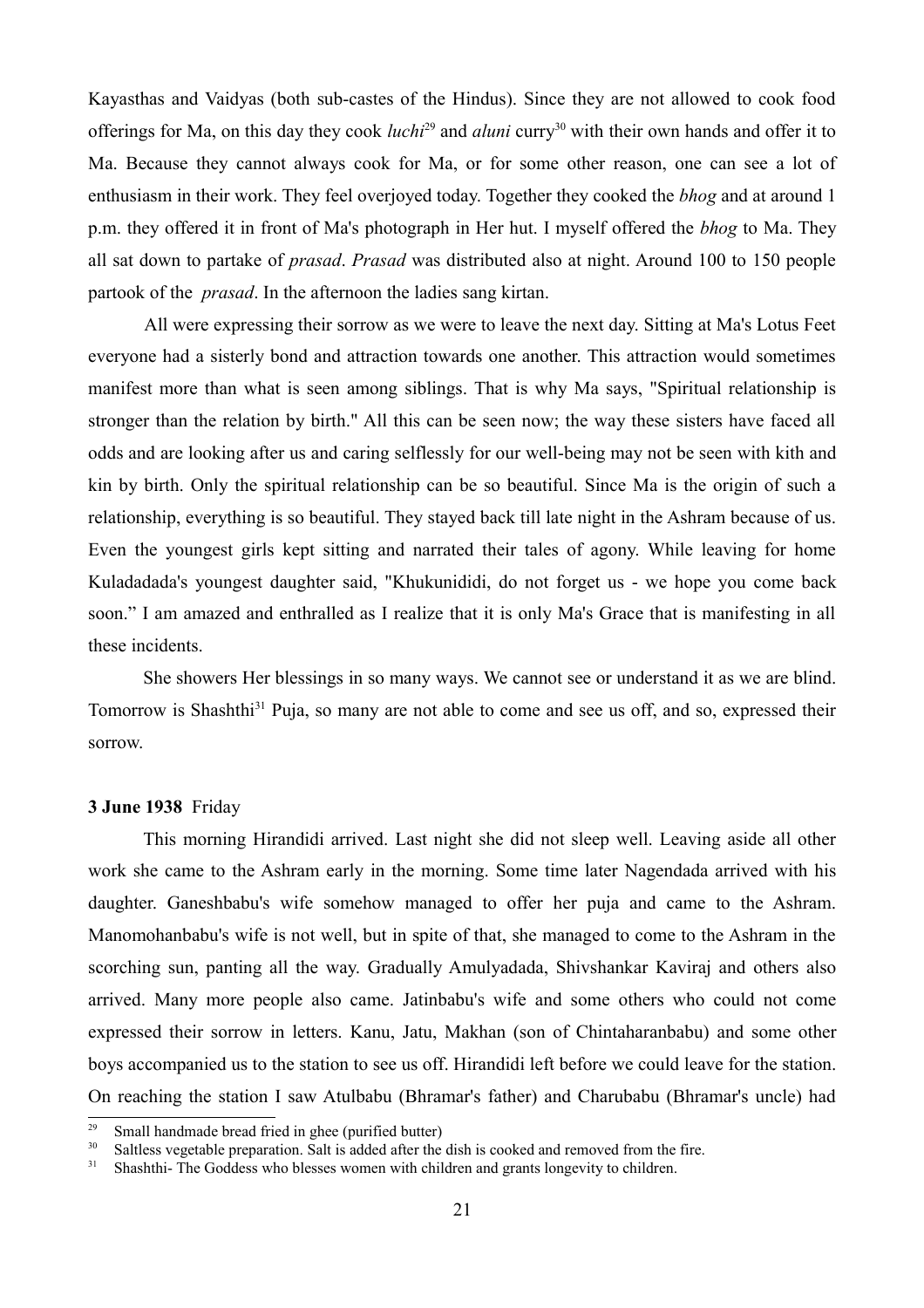Kayasthas and Vaidyas (both sub-castes of the Hindus). Since they are not allowed to cook food offerings for Ma, on this day they cook *luchi*[29] and *aluni* curry[30] with their own hands and offer it to Ma. Because they cannot always cook for Ma, or for some other reason, one can see a lot of enthusiasm in their work. They feel overjoyed today. Together they cooked the *bhog* and at around 1 p.m. they offered it in front of Ma's photograph in Her hut. I myself offered the *bhog* to Ma. They all sat down to partake of *prasad*. *Prasad* was distributed also at night. Around 100 to 150 people partook of the *prasad*. In the afternoon the ladies sang kirtan.

All were expressing their sorrow as we were to leave the next day. Sitting at Ma's Lotus Feet everyone had a sisterly bond and attraction towards one another. This attraction would sometimes manifest more than what is seen among siblings. That is why Ma says, "Spiritual relationship is stronger than the relation by birth." All this can be seen now; the way these sisters have faced all odds and are looking after us and caring selflessly for our well-being may not be seen with kith and kin by birth. Only the spiritual relationship can be so beautiful. Since Ma is the origin of such a relationship, everything is so beautiful. They stayed back till late night in the Ashram because of us. Even the youngest girls kept sitting and narrated their tales of agony. While leaving for home Kuladadada's youngest daughter said, "Khukunididi, do not forget us - we hope you come back soon." I am amazed and enthralled as I realize that it is only Ma's Grace that is manifesting in all these incidents.

She showers Her blessings in so many ways. We cannot see or understand it as we are blind. Tomorrow is Shashthi[31] Puja, so many are not able to come and see us off, and so, expressed their sorrow.

**3 June 1938** Friday

This morning Hirandidi arrived. Last night she did not sleep well. Leaving aside all other work she came to the Ashram early in the morning. Some time later Nagendada arrived with his daughter. Ganeshbabu's wife somehow managed to offer her puja and came to the Ashram. Manomohanbabu's wife is not well, but in spite of that, she managed to come to the Ashram in the scorching sun, panting all the way. Gradually Amulyadada, Shivshankar Kaviraj and others also arrived. Many more people also came. Jatinbabu's wife and some others who could not come expressed their sorrow in letters. Kanu, Jatu, Makhan (son of Chintaharanbabu) and some other boys accompanied us to the station to see us off. Hirandidi left before we could leave for the station. On reaching the station I saw Atulbabu (Bhramar's father) and Charubabu (Bhramar's uncle) had

[29] Small handmade bread fried in ghee (purified butter)

[30] Saltless vegetable preparation. Salt is added after the dish is cooked and removed from the fire.

[31] Shashthi- The Goddess who blesses women with children and grants longevity to children.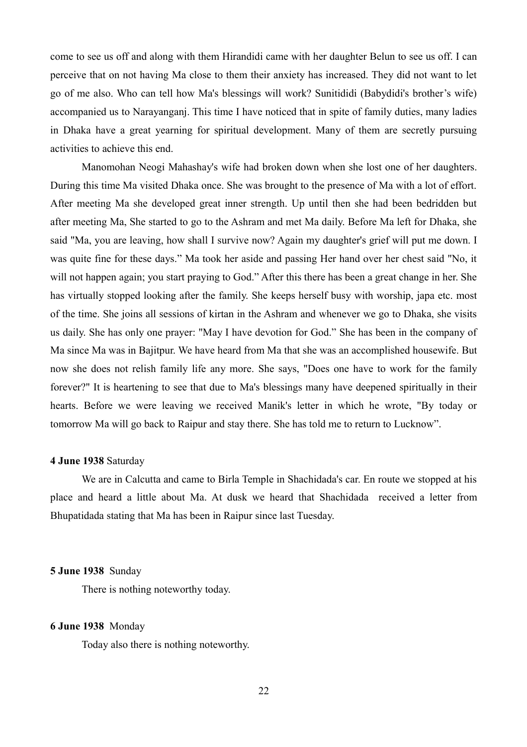come to see us off and along with them Hirandidi came with her daughter Belun to see us off. I can perceive that on not having Ma close to them their anxiety has increased. They did not want to let go of me also. Who can tell how Ma's blessings will work? Sunitididi (Babydidi's brother's wife) accompanied us to Narayanganj. This time I have noticed that in spite of family duties, many ladies in Dhaka have a great yearning for spiritual development. Many of them are secretly pursuing activities to achieve this end.

Manomohan Neogi Mahashay's wife had broken down when she lost one of her daughters. During this time Ma visited Dhaka once. She was brought to the presence of Ma with a lot of effort. After meeting Ma she developed great inner strength. Up until then she had been bedridden but after meeting Ma, She started to go to the Ashram and met Ma daily. Before Ma left for Dhaka, she said "Ma, you are leaving, how shall I survive now? Again my daughter's grief will put me down. I was quite fine for these days." Ma took her aside and passing Her hand over her chest said "No, it will not happen again; you start praying to God." After this there has been a great change in her. She has virtually stopped looking after the family. She keeps herself busy with worship, japa etc. most of the time. She joins all sessions of kirtan in the Ashram and whenever we go to Dhaka, she visits us daily. She has only one prayer: "May I have devotion for God." She has been in the company of Ma since Ma was in Bajitpur. We have heard from Ma that she was an accomplished housewife. But now she does not relish family life any more. She says, "Does one have to work for the family forever?" It is heartening to see that due to Ma's blessings many have deepened spiritually in their hearts. Before we were leaving we received Manik's letter in which he wrote, "By today or tomorrow Ma will go back to Raipur and stay there. She has told me to return to Lucknow".

**4 June 1938** Saturday

We are in Calcutta and came to Birla Temple in Shachidada's car. En route we stopped at his place and heard a little about Ma. At dusk we heard that Shachidada received a letter from Bhupatidada stating that Ma has been in Raipur since last Tuesday.

**5 June 1938** Sunday

There is nothing noteworthy today.

**6 June 1938** Monday

Today also there is nothing noteworthy.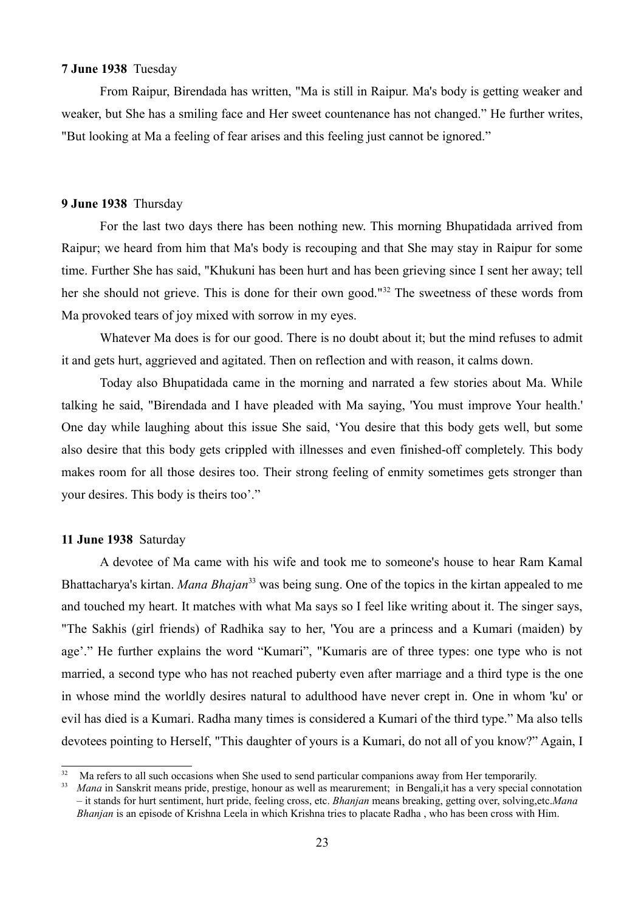**7 June 1938** Tuesday

From Raipur, Birendada has written, "Ma is still in Raipur. Ma's body is getting weaker and weaker, but She has a smiling face and Her sweet countenance has not changed." He further writes, "But looking at Ma a feeling of fear arises and this feeling just cannot be ignored."

**9 June 1938** Thursday

For the last two days there has been nothing new. This morning Bhupatidada arrived from Raipur; we heard from him that Ma's body is recouping and that She may stay in Raipur for some time. Further She has said, "Khukuni has been hurt and has been grieving since I sent her away; tell her she should not grieve. This is done for their own good."[32] The sweetness of these words from Ma provoked tears of joy mixed with sorrow in my eyes.

Whatever Ma does is for our good. There is no doubt about it; but the mind refuses to admit it and gets hurt, aggrieved and agitated. Then on reflection and with reason, it calms down.

Today also Bhupatidada came in the morning and narrated a few stories about Ma. While talking he said, "Birendada and I have pleaded with Ma saying, 'You must improve Your health.' One day while laughing about this issue She said, 'You desire that this body gets well, but some also desire that this body gets crippled with illnesses and even finished-off completely. This body makes room for all those desires too. Their strong feeling of enmity sometimes gets stronger than your desires. This body is theirs too'."

**11 June 1938** Saturday

A devotee of Ma came with his wife and took me to someone's house to hear Ram Kamal Bhattacharya's kirtan. *Mana Bhajan*[33] was being sung. One of the topics in the kirtan appealed to me and touched my heart. It matches with what Ma says so I feel like writing about it. The singer says, "The Sakhis (girl friends) of Radhika say to her, 'You are a princess and a Kumari (maiden) by age'." He further explains the word "Kumari", "Kumaris are of three types: one type who is not married, a second type who has not reached puberty even after marriage and a third type is the one in whose mind the worldly desires natural to adulthood have never crept in. One in whom 'ku' or evil has died is a Kumari. Radha many times is considered a Kumari of the third type." Ma also tells devotees pointing to Herself, "This daughter of yours is a Kumari, do not all of you know?" Again, I

---

[32] Ma refers to all such occasions when She used to send particular companions away from Her temporarily.

[33] *Mana* in Sanskrit means pride, prestige, honour as well as mearurement; in Bengali,it has a very special connotation – it stands for hurt sentiment, hurt pride, feeling cross, etc. *Bhanjan* means breaking, getting over, solving,etc.*Mana Bhanjan* is an episode of Krishna Leela in which Krishna tries to placate Radha , who has been cross with Him.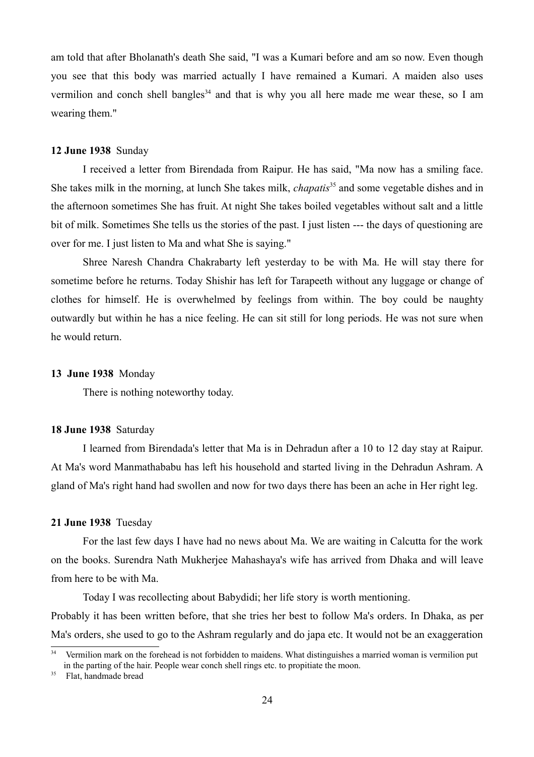am told that after Bholanath's death She said, "I was a Kumari before and am so now. Even though you see that this body was married actually I have remained a Kumari. A maiden also uses vermilion and conch shell bangles[34] and that is why you all here made me wear these, so I am wearing them."

**12 June 1938** Sunday

I received a letter from Birendada from Raipur. He has said, "Ma now has a smiling face. She takes milk in the morning, at lunch She takes milk, *chapatis*[35] and some vegetable dishes and in the afternoon sometimes She has fruit. At night She takes boiled vegetables without salt and a little bit of milk. Sometimes She tells us the stories of the past. I just listen --- the days of questioning are over for me. I just listen to Ma and what She is saying."

Shree Naresh Chandra Chakrabarty left yesterday to be with Ma. He will stay there for sometime before he returns. Today Shishir has left for Tarapeeth without any luggage or change of clothes for himself. He is overwhelmed by feelings from within. The boy could be naughty outwardly but within he has a nice feeling. He can sit still for long periods. He was not sure when he would return.

**13 June 1938** Monday

There is nothing noteworthy today.

**18 June 1938** Saturday

I learned from Birendada's letter that Ma is in Dehradun after a 10 to 12 day stay at Raipur. At Ma's word Manmathababu has left his household and started living in the Dehradun Ashram. A gland of Ma's right hand had swollen and now for two days there has been an ache in Her right leg.

**21 June 1938** Tuesday

For the last few days I have had no news about Ma. We are waiting in Calcutta for the work on the books. Surendra Nath Mukherjee Mahashaya's wife has arrived from Dhaka and will leave from here to be with Ma.

Today I was recollecting about Babydidi; her life story is worth mentioning.

Probably it has been written before, that she tries her best to follow Ma's orders. In Dhaka, as per Ma's orders, she used to go to the Ashram regularly and do japa etc. It would not be an exaggeration

---

[34] Vermilion mark on the forehead is not forbidden to maidens. What distinguishes a married woman is vermilion put in the parting of the hair. People wear conch shell rings etc. to propitiate the moon.

[35] Flat, handmade bread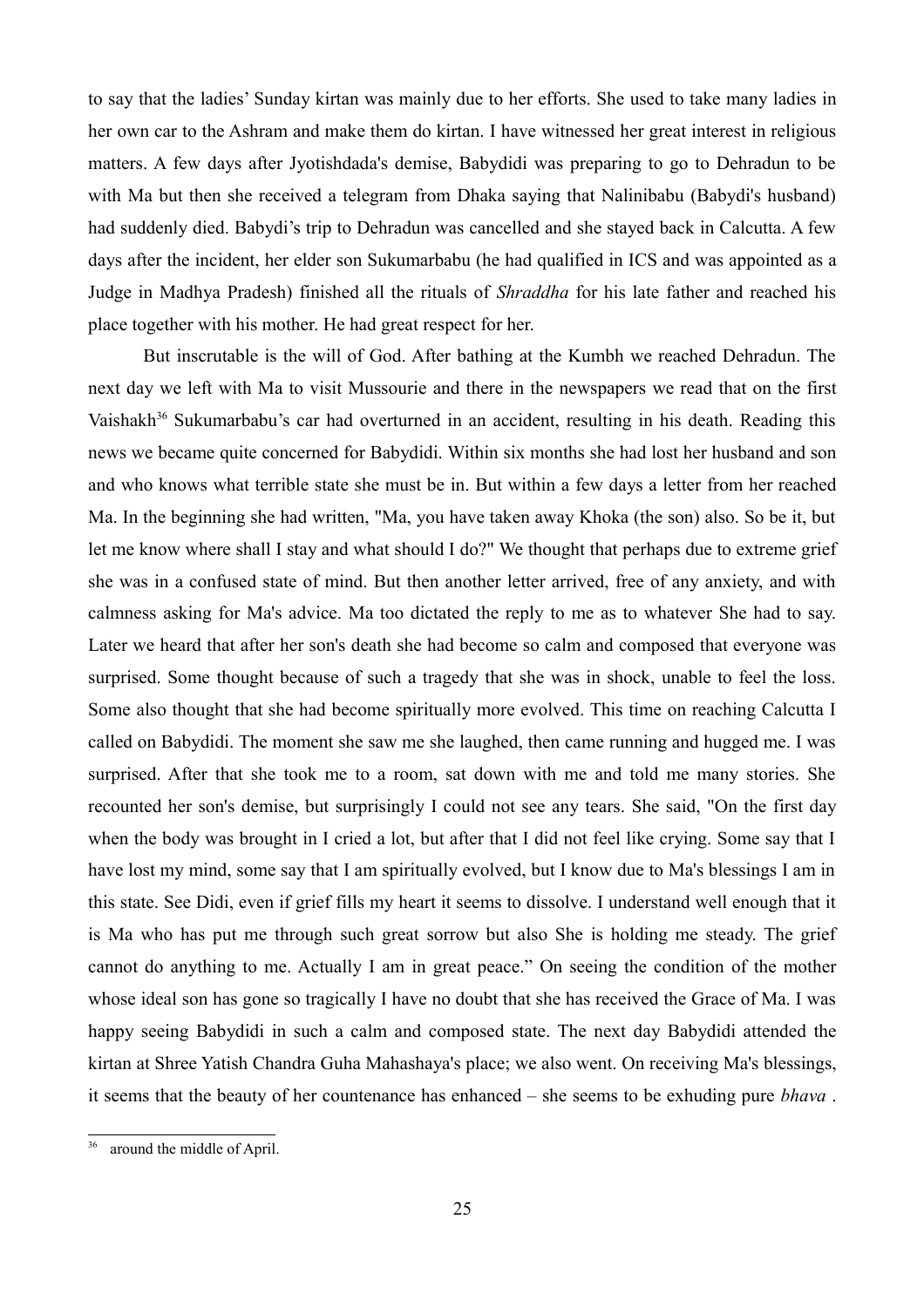to say that the ladies' Sunday kirtan was mainly due to her efforts. She used to take many ladies in her own car to the Ashram and make them do kirtan. I have witnessed her great interest in religious matters. A few days after Jyotishdada's demise, Babydidi was preparing to go to Dehradun to be with Ma but then she received a telegram from Dhaka saying that Nalinibabu (Babydi's husband) had suddenly died. Babydi's trip to Dehradun was cancelled and she stayed back in Calcutta. A few days after the incident, her elder son Sukumarbabu (he had qualified in ICS and was appointed as a Judge in Madhya Pradesh) finished all the rituals of *Shraddha* for his late father and reached his place together with his mother. He had great respect for her.

But inscrutable is the will of God. After bathing at the Kumbh we reached Dehradun. The next day we left with Ma to visit Mussourie and there in the newspapers we read that on the first Vaishakh[36] Sukumarbabu's car had overturned in an accident, resulting in his death. Reading this news we became quite concerned for Babydidi. Within six months she had lost her husband and son and who knows what terrible state she must be in. But within a few days a letter from her reached Ma. In the beginning she had written, "Ma, you have taken away Khoka (the son) also. So be it, but let me know where shall I stay and what should I do?" We thought that perhaps due to extreme grief she was in a confused state of mind. But then another letter arrived, free of any anxiety, and with calmness asking for Ma's advice. Ma too dictated the reply to me as to whatever She had to say. Later we heard that after her son's death she had become so calm and composed that everyone was surprised. Some thought because of such a tragedy that she was in shock, unable to feel the loss. Some also thought that she had become spiritually more evolved. This time on reaching Calcutta I called on Babydidi. The moment she saw me she laughed, then came running and hugged me. I was surprised. After that she took me to a room, sat down with me and told me many stories. She recounted her son's demise, but surprisingly I could not see any tears. She said, "On the first day when the body was brought in I cried a lot, but after that I did not feel like crying. Some say that I have lost my mind, some say that I am spiritually evolved, but I know due to Ma's blessings I am in this state. See Didi, even if grief fills my heart it seems to dissolve. I understand well enough that it is Ma who has put me through such great sorrow but also She is holding me steady. The grief cannot do anything to me. Actually I am in great peace." On seeing the condition of the mother whose ideal son has gone so tragically I have no doubt that she has received the Grace of Ma. I was happy seeing Babydidi in such a calm and composed state. The next day Babydidi attended the kirtan at Shree Yatish Chandra Guha Mahashaya's place; we also went. On receiving Ma's blessings, it seems that the beauty of her countenance has enhanced – she seems to be exhuding pure *bhava* .

---

[36] around the middle of April.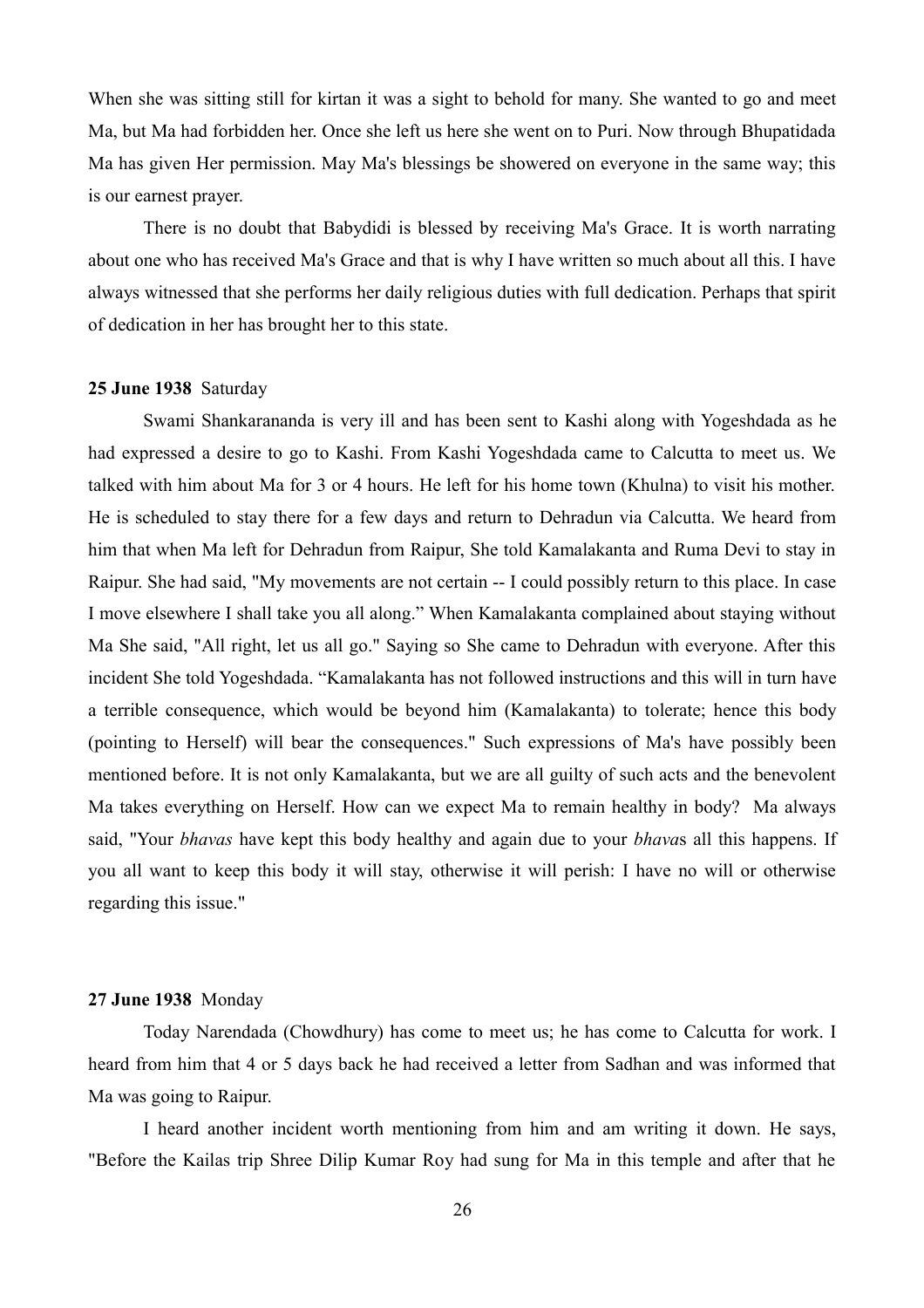When she was sitting still for kirtan it was a sight to behold for many. She wanted to go and meet Ma, but Ma had forbidden her. Once she left us here she went on to Puri. Now through Bhupatidada Ma has given Her permission. May Ma's blessings be showered on everyone in the same way; this is our earnest prayer.

There is no doubt that Babydidi is blessed by receiving Ma's Grace. It is worth narrating about one who has received Ma's Grace and that is why I have written so much about all this. I have always witnessed that she performs her daily religious duties with full dedication. Perhaps that spirit of dedication in her has brought her to this state.

**25 June 1938** Saturday

Swami Shankarananda is very ill and has been sent to Kashi along with Yogeshdada as he had expressed a desire to go to Kashi. From Kashi Yogeshdada came to Calcutta to meet us. We talked with him about Ma for 3 or 4 hours. He left for his home town (Khulna) to visit his mother. He is scheduled to stay there for a few days and return to Dehradun via Calcutta. We heard from him that when Ma left for Dehradun from Raipur, She told Kamalakanta and Ruma Devi to stay in Raipur. She had said, "My movements are not certain -- I could possibly return to this place. In case I move elsewhere I shall take you all along." When Kamalakanta complained about staying without Ma She said, "All right, let us all go." Saying so She came to Dehradun with everyone. After this incident She told Yogeshdada. "Kamalakanta has not followed instructions and this will in turn have a terrible consequence, which would be beyond him (Kamalakanta) to tolerate; hence this body (pointing to Herself) will bear the consequences." Such expressions of Ma's have possibly been mentioned before. It is not only Kamalakanta, but we are all guilty of such acts and the benevolent Ma takes everything on Herself. How can we expect Ma to remain healthy in body? Ma always said, "Your *bhavas* have kept this body healthy and again due to your *bhava*s all this happens. If you all want to keep this body it will stay, otherwise it will perish: I have no will or otherwise regarding this issue."

**27 June 1938** Monday

Today Narendada (Chowdhury) has come to meet us; he has come to Calcutta for work. I heard from him that 4 or 5 days back he had received a letter from Sadhan and was informed that Ma was going to Raipur.

I heard another incident worth mentioning from him and am writing it down. He says, "Before the Kailas trip Shree Dilip Kumar Roy had sung for Ma in this temple and after that he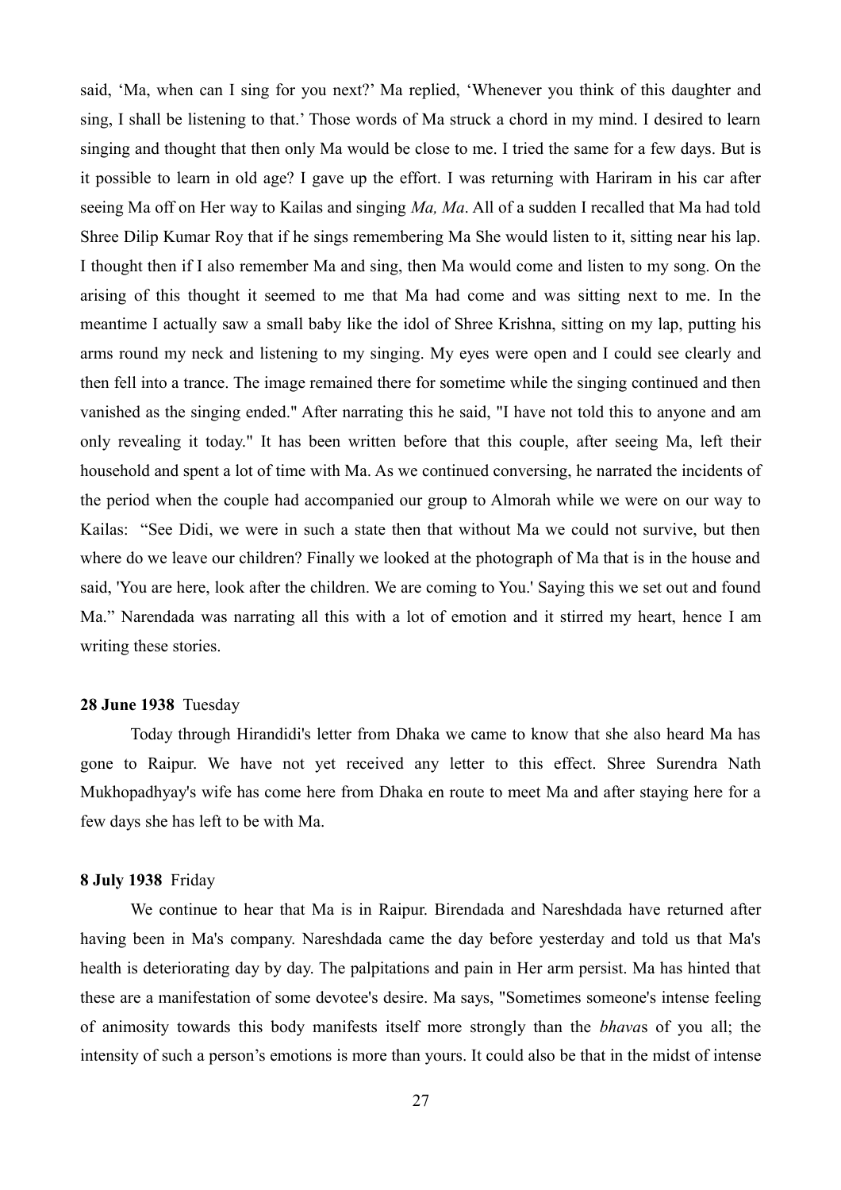said, 'Ma, when can I sing for you next?' Ma replied, 'Whenever you think of this daughter and sing, I shall be listening to that.' Those words of Ma struck a chord in my mind. I desired to learn singing and thought that then only Ma would be close to me. I tried the same for a few days. But is it possible to learn in old age? I gave up the effort. I was returning with Hariram in his car after seeing Ma off on Her way to Kailas and singing *Ma, Ma*. All of a sudden I recalled that Ma had told Shree Dilip Kumar Roy that if he sings remembering Ma She would listen to it, sitting near his lap. I thought then if I also remember Ma and sing, then Ma would come and listen to my song. On the arising of this thought it seemed to me that Ma had come and was sitting next to me. In the meantime I actually saw a small baby like the idol of Shree Krishna, sitting on my lap, putting his arms round my neck and listening to my singing. My eyes were open and I could see clearly and then fell into a trance. The image remained there for sometime while the singing continued and then vanished as the singing ended." After narrating this he said, "I have not told this to anyone and am only revealing it today." It has been written before that this couple, after seeing Ma, left their household and spent a lot of time with Ma. As we continued conversing, he narrated the incidents of the period when the couple had accompanied our group to Almorah while we were on our way to Kailas: "See Didi, we were in such a state then that without Ma we could not survive, but then where do we leave our children? Finally we looked at the photograph of Ma that is in the house and said, 'You are here, look after the children. We are coming to You.' Saying this we set out and found Ma." Narendada was narrating all this with a lot of emotion and it stirred my heart, hence I am writing these stories.

**28 June 1938** Tuesday

Today through Hirandidi's letter from Dhaka we came to know that she also heard Ma has gone to Raipur. We have not yet received any letter to this effect. Shree Surendra Nath Mukhopadhyay's wife has come here from Dhaka en route to meet Ma and after staying here for a few days she has left to be with Ma.

**8 July 1938** Friday

We continue to hear that Ma is in Raipur. Birendada and Nareshdada have returned after having been in Ma's company. Nareshdada came the day before yesterday and told us that Ma's health is deteriorating day by day. The palpitations and pain in Her arm persist. Ma has hinted that these are a manifestation of some devotee's desire. Ma says, "Sometimes someone's intense feeling of animosity towards this body manifests itself more strongly than the *bhava*s of you all; the intensity of such a person's emotions is more than yours. It could also be that in the midst of intense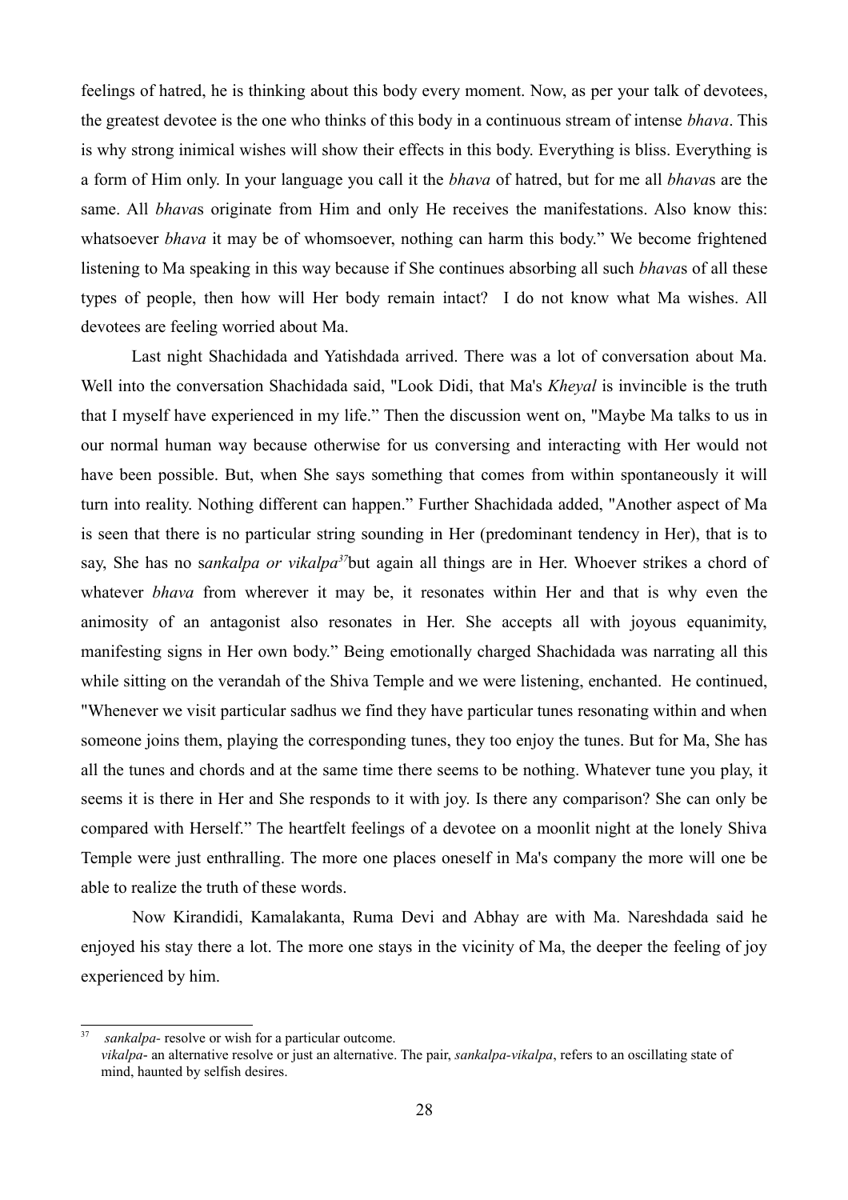feelings of hatred, he is thinking about this body every moment. Now, as per your talk of devotees, the greatest devotee is the one who thinks of this body in a continuous stream of intense *bhava*. This is why strong inimical wishes will show their effects in this body. Everything is bliss. Everything is a form of Him only. In your language you call it the *bhava* of hatred, but for me all *bhava*s are the same. All *bhava*s originate from Him and only He receives the manifestations. Also know this: whatsoever *bhava* it may be of whomsoever, nothing can harm this body." We become frightened listening to Ma speaking in this way because if She continues absorbing all such *bhava*s of all these types of people, then how will Her body remain intact? I do not know what Ma wishes. All devotees are feeling worried about Ma.

Last night Shachidada and Yatishdada arrived. There was a lot of conversation about Ma. Well into the conversation Shachidada said, "Look Didi, that Ma's *Kheyal* is invincible is the truth that I myself have experienced in my life." Then the discussion went on, "Maybe Ma talks to us in our normal human way because otherwise for us conversing and interacting with Her would not have been possible. But, when She says something that comes from within spontaneously it will turn into reality. Nothing different can happen." Further Shachidada added, "Another aspect of Ma is seen that there is no particular string sounding in Her (predominant tendency in Her), that is to say, She has no s*ankalpa or vikalpa*[37]but again all things are in Her. Whoever strikes a chord of whatever *bhava* from wherever it may be, it resonates within Her and that is why even the animosity of an antagonist also resonates in Her. She accepts all with joyous equanimity, manifesting signs in Her own body." Being emotionally charged Shachidada was narrating all this while sitting on the verandah of the Shiva Temple and we were listening, enchanted. He continued, "Whenever we visit particular sadhus we find they have particular tunes resonating within and when someone joins them, playing the corresponding tunes, they too enjoy the tunes. But for Ma, She has all the tunes and chords and at the same time there seems to be nothing. Whatever tune you play, it seems it is there in Her and She responds to it with joy. Is there any comparison? She can only be compared with Herself." The heartfelt feelings of a devotee on a moonlit night at the lonely Shiva Temple were just enthralling. The more one places oneself in Ma's company the more will one be able to realize the truth of these words.

Now Kirandidi, Kamalakanta, Ruma Devi and Abhay are with Ma. Nareshdada said he enjoyed his stay there a lot. The more one stays in the vicinity of Ma, the deeper the feeling of joy experienced by him.

---

[37] *sankalpa*- resolve or wish for a particular outcome.
*vikalpa*- an alternative resolve or just an alternative. The pair, *sankalpa-vikalpa*, refers to an oscillating state of mind, haunted by selfish desires.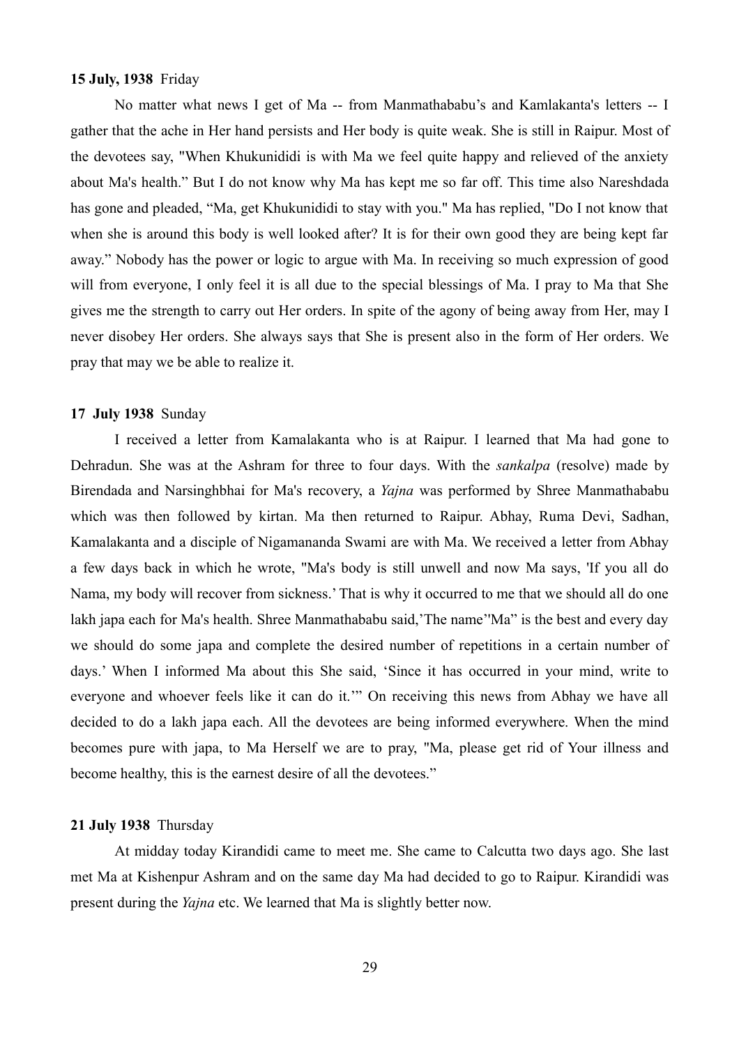**15 July, 1938** Friday

No matter what news I get of Ma -- from Manmathababu's and Kamlakanta's letters -- I gather that the ache in Her hand persists and Her body is quite weak. She is still in Raipur. Most of the devotees say, "When Khukunididi is with Ma we feel quite happy and relieved of the anxiety about Ma's health." But I do not know why Ma has kept me so far off. This time also Nareshdada has gone and pleaded, "Ma, get Khukunididi to stay with you." Ma has replied, "Do I not know that when she is around this body is well looked after? It is for their own good they are being kept far away." Nobody has the power or logic to argue with Ma. In receiving so much expression of good will from everyone, I only feel it is all due to the special blessings of Ma. I pray to Ma that She gives me the strength to carry out Her orders. In spite of the agony of being away from Her, may I never disobey Her orders. She always says that She is present also in the form of Her orders. We pray that may we be able to realize it.

**17 July 1938** Sunday

I received a letter from Kamalakanta who is at Raipur. I learned that Ma had gone to Dehradun. She was at the Ashram for three to four days. With the *sankalpa* (resolve) made by Birendada and Narsinghbhai for Ma's recovery, a *Yajna* was performed by Shree Manmathababu which was then followed by kirtan. Ma then returned to Raipur. Abhay, Ruma Devi, Sadhan, Kamalakanta and a disciple of Nigamananda Swami are with Ma. We received a letter from Abhay a few days back in which he wrote, "Ma's body is still unwell and now Ma says, 'If you all do Nama, my body will recover from sickness.' That is why it occurred to me that we should all do one lakh japa each for Ma's health. Shree Manmathababu said,'The name''Ma" is the best and every day we should do some japa and complete the desired number of repetitions in a certain number of days.' When I informed Ma about this She said, 'Since it has occurred in your mind, write to everyone and whoever feels like it can do it.'" On receiving this news from Abhay we have all decided to do a lakh japa each. All the devotees are being informed everywhere. When the mind becomes pure with japa, to Ma Herself we are to pray, "Ma, please get rid of Your illness and become healthy, this is the earnest desire of all the devotees."

**21 July 1938** Thursday

At midday today Kirandidi came to meet me. She came to Calcutta two days ago. She last met Ma at Kishenpur Ashram and on the same day Ma had decided to go to Raipur. Kirandidi was present during the *Yajna* etc. We learned that Ma is slightly better now.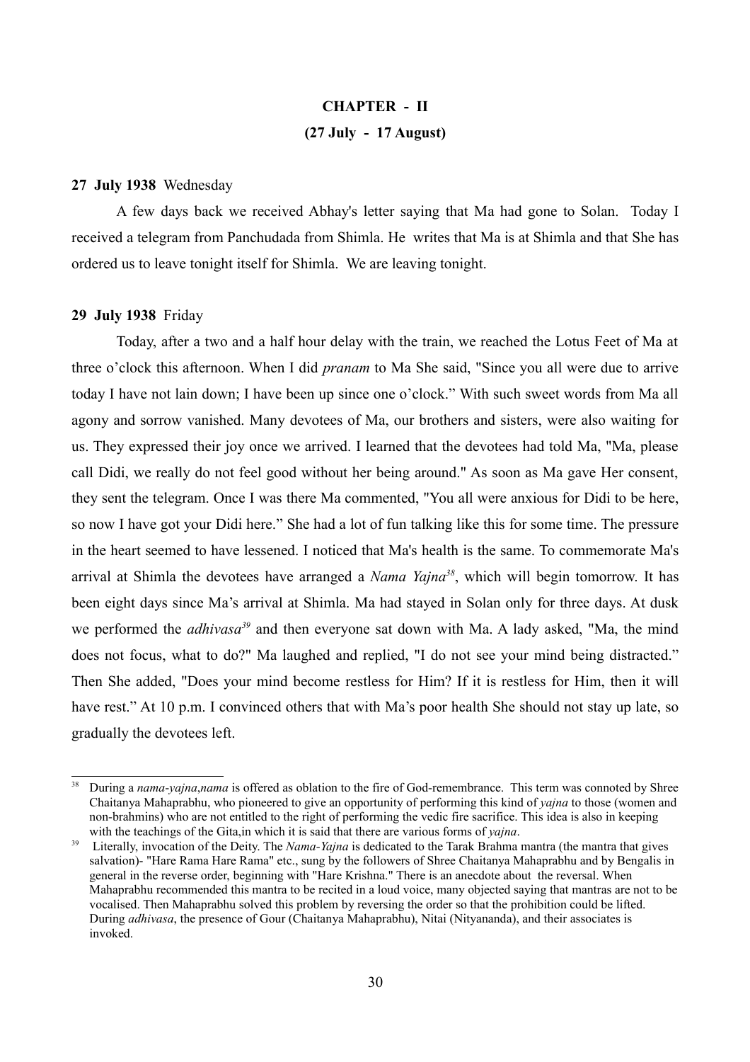# CHAPTER - II

## (27 July - 17 August)

**27 July 1938** Wednesday

A few days back we received Abhay's letter saying that Ma had gone to Solan. Today I received a telegram from Panchudada from Shimla. He writes that Ma is at Shimla and that She has ordered us to leave tonight itself for Shimla. We are leaving tonight.

**29 July 1938** Friday

Today, after a two and a half hour delay with the train, we reached the Lotus Feet of Ma at three o'clock this afternoon. When I did *pranam* to Ma She said, "Since you all were due to arrive today I have not lain down; I have been up since one o'clock." With such sweet words from Ma all agony and sorrow vanished. Many devotees of Ma, our brothers and sisters, were also waiting for us. They expressed their joy once we arrived. I learned that the devotees had told Ma, "Ma, please call Didi, we really do not feel good without her being around." As soon as Ma gave Her consent, they sent the telegram. Once I was there Ma commented, "You all were anxious for Didi to be here, so now I have got your Didi here." She had a lot of fun talking like this for some time. The pressure in the heart seemed to have lessened. I noticed that Ma's health is the same. To commemorate Ma's arrival at Shimla the devotees have arranged a *Nama Yajna*[38], which will begin tomorrow. It has been eight days since Ma's arrival at Shimla. Ma had stayed in Solan only for three days. At dusk we performed the *adhivasa*[39] and then everyone sat down with Ma. A lady asked, "Ma, the mind does not focus, what to do?" Ma laughed and replied, "I do not see your mind being distracted." Then She added, "Does your mind become restless for Him? If it is restless for Him, then it will have rest." At 10 p.m. I convinced others that with Ma's poor health She should not stay up late, so gradually the devotees left.

---

[38] During a *nama-yajna*,*nama* is offered as oblation to the fire of God-remembrance. This term was connoted by Shree Chaitanya Mahaprabhu, who pioneered to give an opportunity of performing this kind of *yajna* to those (women and non-brahmins) who are not entitled to the right of performing the vedic fire sacrifice. This idea is also in keeping with the teachings of the Gita,in which it is said that there are various forms of *yajna*.

[39] Literally, invocation of the Deity. The *Nama-Yajna* is dedicated to the Tarak Brahma mantra (the mantra that gives salvation)- "Hare Rama Hare Rama" etc., sung by the followers of Shree Chaitanya Mahaprabhu and by Bengalis in general in the reverse order, beginning with "Hare Krishna." There is an anecdote about the reversal. When Mahaprabhu recommended this mantra to be recited in a loud voice, many objected saying that mantras are not to be vocalised. Then Mahaprabhu solved this problem by reversing the order so that the prohibition could be lifted. During *adhivasa*, the presence of Gour (Chaitanya Mahaprabhu), Nitai (Nityananda), and their associates is invoked.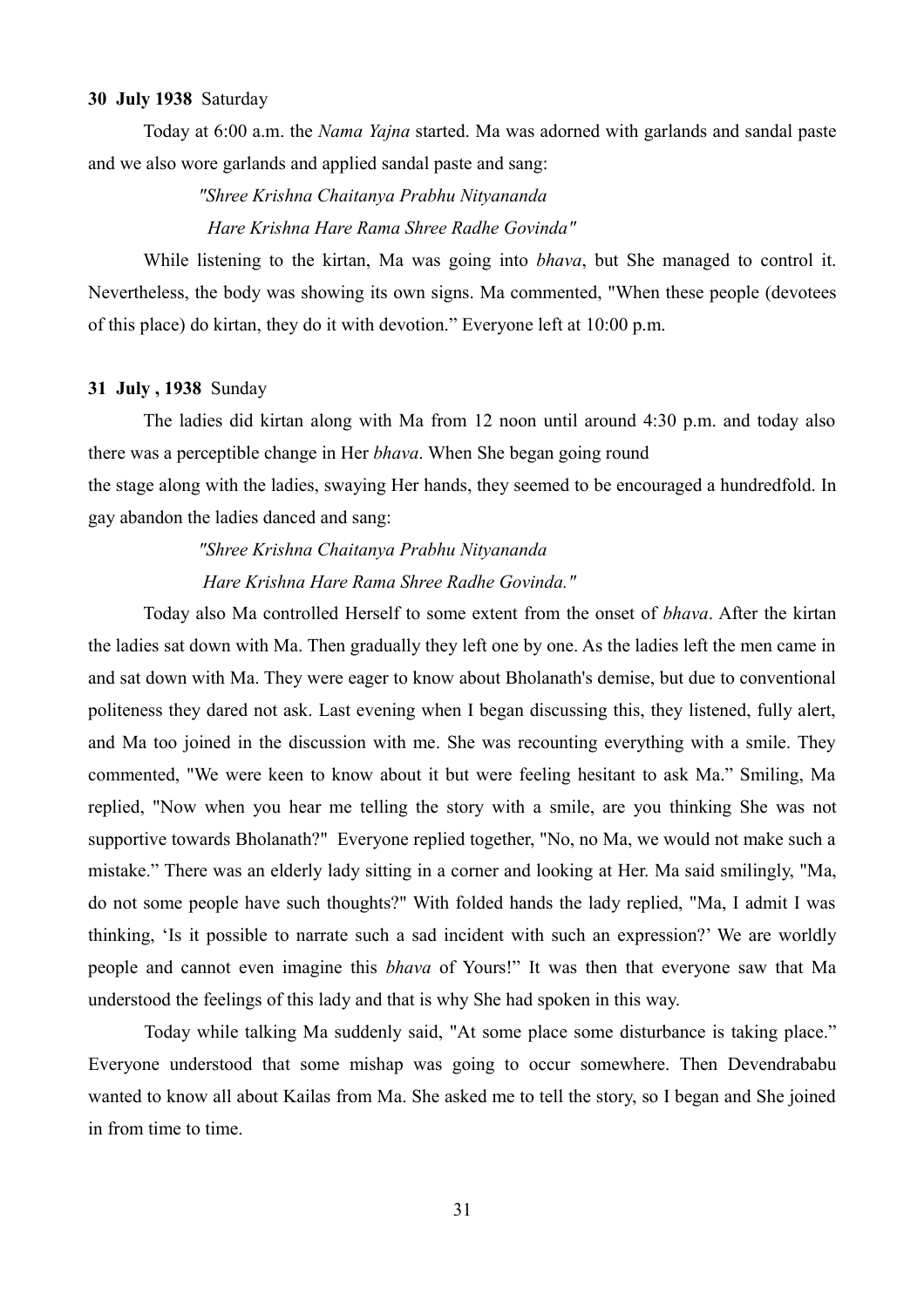**30 July 1938** Saturday

Today at 6:00 a.m. the *Nama Yajna* started. Ma was adorned with garlands and sandal paste and we also wore garlands and applied sandal paste and sang:

*"Shree Krishna Chaitanya Prabhu Nityananda*
*Hare Krishna Hare Rama Shree Radhe Govinda"*

While listening to the kirtan, Ma was going into *bhava*, but She managed to control it. Nevertheless, the body was showing its own signs. Ma commented, "When these people (devotees of this place) do kirtan, they do it with devotion." Everyone left at 10:00 p.m.

**31 July , 1938** Sunday

The ladies did kirtan along with Ma from 12 noon until around 4:30 p.m. and today also there was a perceptible change in Her *bhava*. When She began going round the stage along with the ladies, swaying Her hands, they seemed to be encouraged a hundredfold. In gay abandon the ladies danced and sang:

*"Shree Krishna Chaitanya Prabhu Nityananda*
*Hare Krishna Hare Rama Shree Radhe Govinda."*

Today also Ma controlled Herself to some extent from the onset of *bhava*. After the kirtan the ladies sat down with Ma. Then gradually they left one by one. As the ladies left the men came in and sat down with Ma. They were eager to know about Bholanath's demise, but due to conventional politeness they dared not ask. Last evening when I began discussing this, they listened, fully alert, and Ma too joined in the discussion with me. She was recounting everything with a smile. They commented, "We were keen to know about it but were feeling hesitant to ask Ma." Smiling, Ma replied, "Now when you hear me telling the story with a smile, are you thinking She was not supportive towards Bholanath?" Everyone replied together, "No, no Ma, we would not make such a mistake." There was an elderly lady sitting in a corner and looking at Her. Ma said smilingly, "Ma, do not some people have such thoughts?" With folded hands the lady replied, "Ma, I admit I was thinking, 'Is it possible to narrate such a sad incident with such an expression?' We are worldly people and cannot even imagine this *bhava* of Yours!" It was then that everyone saw that Ma understood the feelings of this lady and that is why She had spoken in this way.

Today while talking Ma suddenly said, "At some place some disturbance is taking place." Everyone understood that some mishap was going to occur somewhere. Then Devendrababu wanted to know all about Kailas from Ma. She asked me to tell the story, so I began and She joined in from time to time.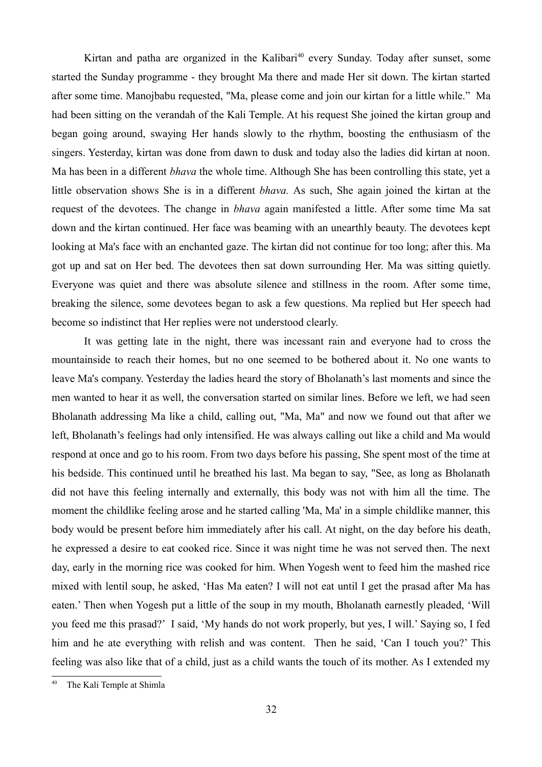Kirtan and patha are organized in the Kalibari[40] every Sunday. Today after sunset, some started the Sunday programme - they brought Ma there and made Her sit down. The kirtan started after some time. Manojbabu requested, "Ma, please come and join our kirtan for a little while." Ma had been sitting on the verandah of the Kali Temple. At his request She joined the kirtan group and began going around, swaying Her hands slowly to the rhythm, boosting the enthusiasm of the singers. Yesterday, kirtan was done from dawn to dusk and today also the ladies did kirtan at noon. Ma has been in a different *bhava* the whole time. Although She has been controlling this state, yet a little observation shows She is in a different *bhava.* As such, She again joined the kirtan at the request of the devotees. The change in *bhava* again manifested a little. After some time Ma sat down and the kirtan continued. Her face was beaming with an unearthly beauty. The devotees kept looking at Ma's face with an enchanted gaze. The kirtan did not continue for too long; after this. Ma got up and sat on Her bed. The devotees then sat down surrounding Her. Ma was sitting quietly. Everyone was quiet and there was absolute silence and stillness in the room. After some time, breaking the silence, some devotees began to ask a few questions. Ma replied but Her speech had become so indistinct that Her replies were not understood clearly.

It was getting late in the night, there was incessant rain and everyone had to cross the mountainside to reach their homes, but no one seemed to be bothered about it. No one wants to leave Ma's company. Yesterday the ladies heard the story of Bholanath's last moments and since the men wanted to hear it as well, the conversation started on similar lines. Before we left, we had seen Bholanath addressing Ma like a child, calling out, "Ma, Ma" and now we found out that after we left, Bholanath's feelings had only intensified. He was always calling out like a child and Ma would respond at once and go to his room. From two days before his passing, She spent most of the time at his bedside. This continued until he breathed his last. Ma began to say, "See, as long as Bholanath did not have this feeling internally and externally, this body was not with him all the time. The moment the childlike feeling arose and he started calling 'Ma, Ma' in a simple childlike manner, this body would be present before him immediately after his call. At night, on the day before his death, he expressed a desire to eat cooked rice. Since it was night time he was not served then. The next day, early in the morning rice was cooked for him. When Yogesh went to feed him the mashed rice mixed with lentil soup, he asked, 'Has Ma eaten? I will not eat until I get the prasad after Ma has eaten.' Then when Yogesh put a little of the soup in my mouth, Bholanath earnestly pleaded, 'Will you feed me this prasad?' I said, 'My hands do not work properly, but yes, I will.' Saying so, I fed him and he ate everything with relish and was content. Then he said, 'Can I touch you?' This feeling was also like that of a child, just as a child wants the touch of its mother. As I extended my

[40] The Kali Temple at Shimla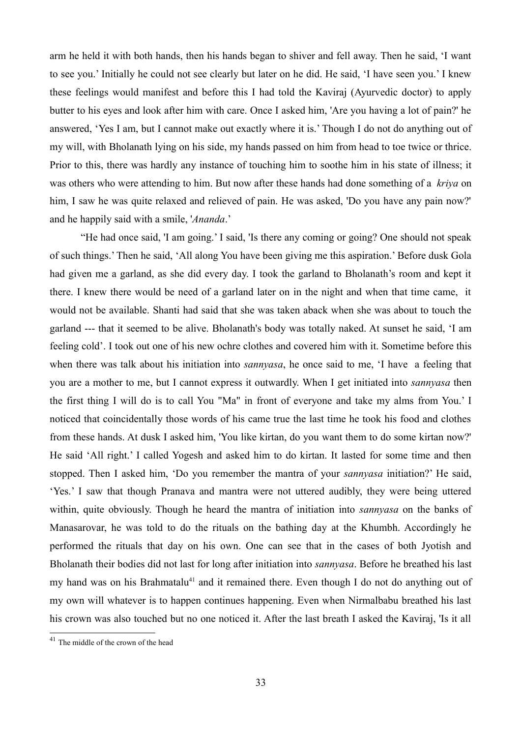arm he held it with both hands, then his hands began to shiver and fell away. Then he said, ‘I want to see you.’ Initially he could not see clearly but later on he did. He said, ‘I have seen you.’ I knew these feelings would manifest and before this I had told the Kaviraj (Ayurvedic doctor) to apply butter to his eyes and look after him with care. Once I asked him, 'Are you having a lot of pain?' he answered, ‘Yes I am, but I cannot make out exactly where it is.’ Though I do not do anything out of my will, with Bholanath lying on his side, my hands passed on him from head to toe twice or thrice. Prior to this, there was hardly any instance of touching him to soothe him in his state of illness; it was others who were attending to him. But now after these hands had done something of a *kriya* on him, I saw he was quite relaxed and relieved of pain. He was asked, 'Do you have any pain now?' and he happily said with a smile, '*Ananda*.'

“He had once said, 'I am going.' I said, 'Is there any coming or going? One should not speak of such things.' Then he said, ‘All along You have been giving me this aspiration.’ Before dusk Gola had given me a garland, as she did every day. I took the garland to Bholanath’s room and kept it there. I knew there would be need of a garland later on in the night and when that time came, it would not be available. Shanti had said that she was taken aback when she was about to touch the garland --- that it seemed to be alive. Bholanath's body was totally naked. At sunset he said, ‘I am feeling cold’. I took out one of his new ochre clothes and covered him with it. Sometime before this when there was talk about his initiation into *sannyasa*, he once said to me, ‘I have a feeling that you are a mother to me, but I cannot express it outwardly. When I get initiated into *sannyasa* then the first thing I will do is to call You "Ma" in front of everyone and take my alms from You.’ I noticed that coincidentally those words of his came true the last time he took his food and clothes from these hands. At dusk I asked him, 'You like kirtan, do you want them to do some kirtan now?' He said ‘All right.’ I called Yogesh and asked him to do kirtan. It lasted for some time and then stopped. Then I asked him, ‘Do you remember the mantra of your *sannyasa* initiation?’ He said, ‘Yes.’ I saw that though Pranava and mantra were not uttered audibly, they were being uttered within, quite obviously. Though he heard the mantra of initiation into *sannyasa* on the banks of Manasarovar, he was told to do the rituals on the bathing day at the Khumbh. Accordingly he performed the rituals that day on his own. One can see that in the cases of both Jyotish and Bholanath their bodies did not last for long after initiation into *sannyasa*. Before he breathed his last my hand was on his Brahmatalu[41] and it remained there. Even though I do not do anything out of my own will whatever is to happen continues happening. Even when Nirmalbabu breathed his last his crown was also touched but no one noticed it. After the last breath I asked the Kaviraj, 'Is it all

[41] The middle of the crown of the head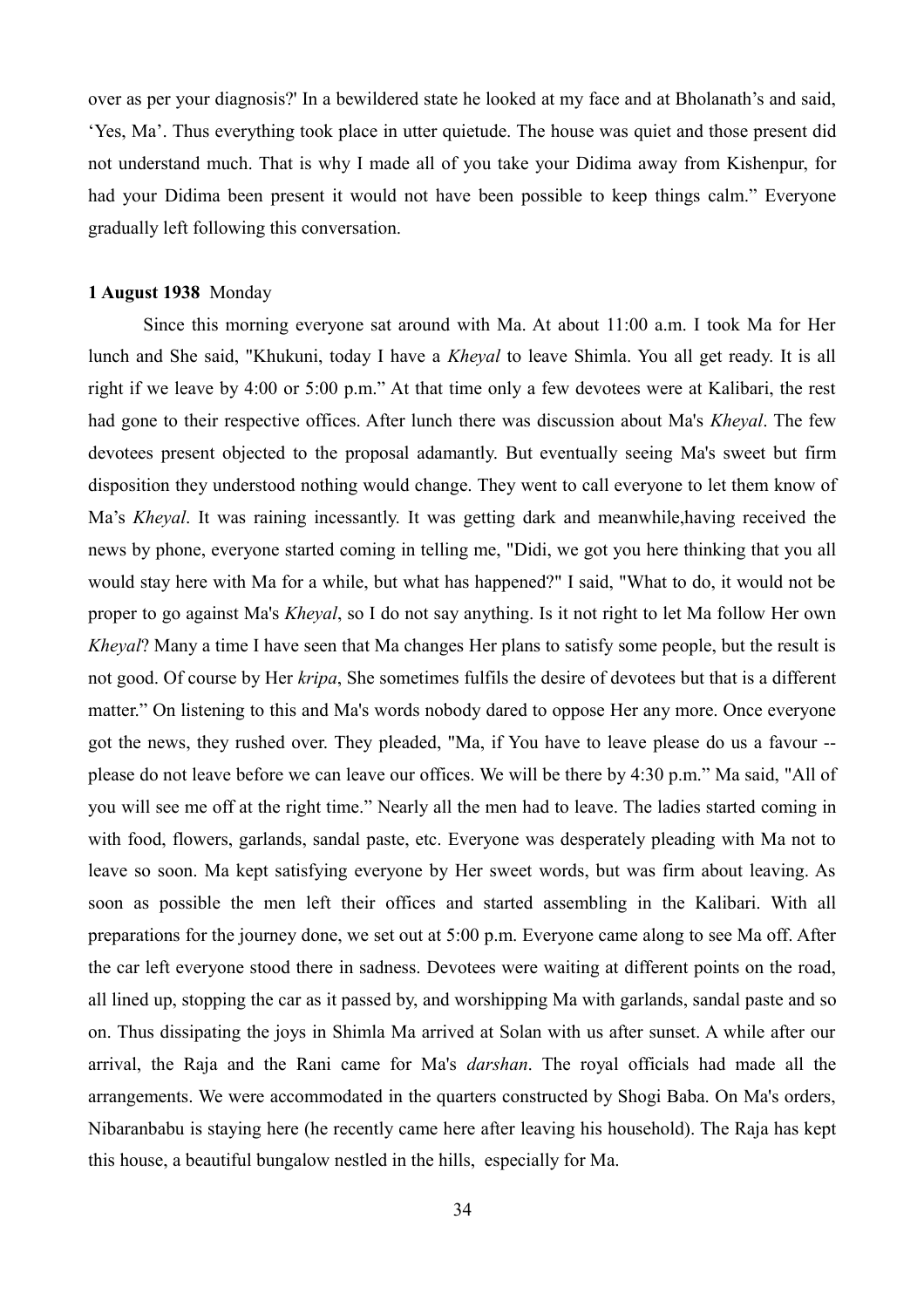over as per your diagnosis?' In a bewildered state he looked at my face and at Bholanath's and said, 'Yes, Ma'. Thus everything took place in utter quietude. The house was quiet and those present did not understand much. That is why I made all of you take your Didima away from Kishenpur, for had your Didima been present it would not have been possible to keep things calm." Everyone gradually left following this conversation.

**1 August 1938** Monday

Since this morning everyone sat around with Ma. At about 11:00 a.m. I took Ma for Her lunch and She said, "Khukuni, today I have a *Kheyal* to leave Shimla. You all get ready. It is all right if we leave by 4:00 or 5:00 p.m." At that time only a few devotees were at Kalibari, the rest had gone to their respective offices. After lunch there was discussion about Ma's *Kheyal*. The few devotees present objected to the proposal adamantly. But eventually seeing Ma's sweet but firm disposition they understood nothing would change. They went to call everyone to let them know of Ma's *Kheyal*. It was raining incessantly. It was getting dark and meanwhile,having received the news by phone, everyone started coming in telling me, "Didi, we got you here thinking that you all would stay here with Ma for a while, but what has happened?" I said, "What to do, it would not be proper to go against Ma's *Kheyal*, so I do not say anything. Is it not right to let Ma follow Her own *Kheyal*? Many a time I have seen that Ma changes Her plans to satisfy some people, but the result is not good. Of course by Her *kripa*, She sometimes fulfils the desire of devotees but that is a different matter." On listening to this and Ma's words nobody dared to oppose Her any more. Once everyone got the news, they rushed over. They pleaded, "Ma, if You have to leave please do us a favour -- please do not leave before we can leave our offices. We will be there by 4:30 p.m." Ma said, "All of you will see me off at the right time." Nearly all the men had to leave. The ladies started coming in with food, flowers, garlands, sandal paste, etc. Everyone was desperately pleading with Ma not to leave so soon. Ma kept satisfying everyone by Her sweet words, but was firm about leaving. As soon as possible the men left their offices and started assembling in the Kalibari. With all preparations for the journey done, we set out at 5:00 p.m. Everyone came along to see Ma off. After the car left everyone stood there in sadness. Devotees were waiting at different points on the road, all lined up, stopping the car as it passed by, and worshipping Ma with garlands, sandal paste and so on. Thus dissipating the joys in Shimla Ma arrived at Solan with us after sunset. A while after our arrival, the Raja and the Rani came for Ma's *darshan*. The royal officials had made all the arrangements. We were accommodated in the quarters constructed by Shogi Baba. On Ma's orders, Nibaranbabu is staying here (he recently came here after leaving his household). The Raja has kept this house, a beautiful bungalow nestled in the hills, especially for Ma.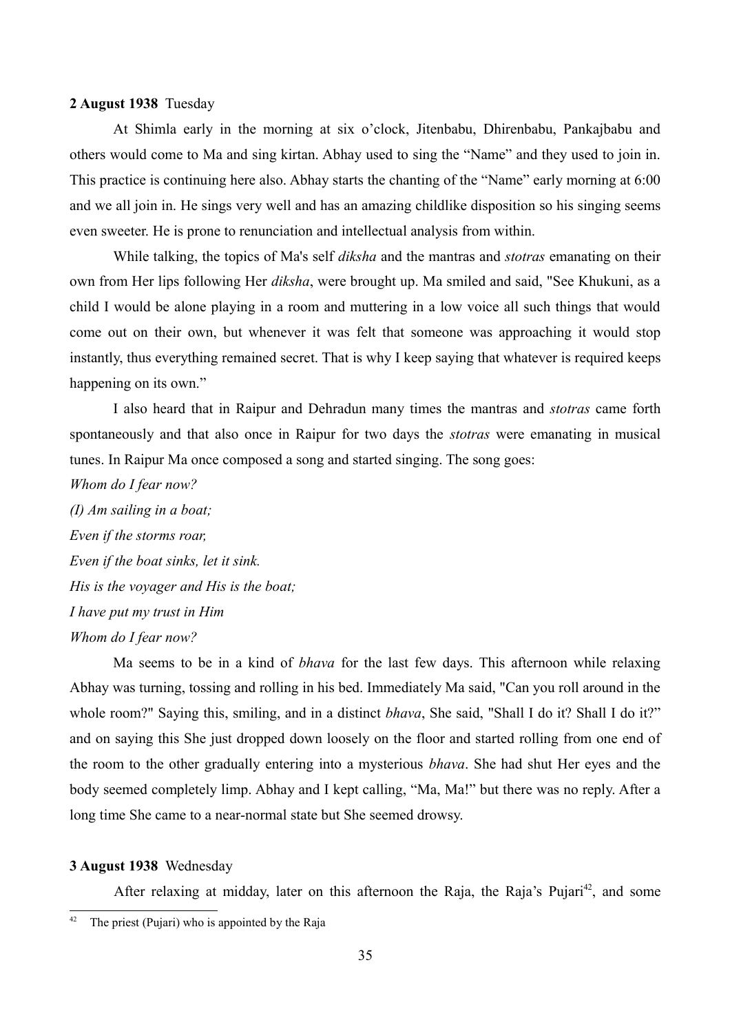**2 August 1938** Tuesday

At Shimla early in the morning at six o'clock, Jitenbabu, Dhirenbabu, Pankajbabu and others would come to Ma and sing kirtan. Abhay used to sing the "Name" and they used to join in. This practice is continuing here also. Abhay starts the chanting of the "Name" early morning at 6:00 and we all join in. He sings very well and has an amazing childlike disposition so his singing seems even sweeter. He is prone to renunciation and intellectual analysis from within.

While talking, the topics of Ma's self *diksha* and the mantras and *stotras* emanating on their own from Her lips following Her *diksha*, were brought up. Ma smiled and said, "See Khukuni, as a child I would be alone playing in a room and muttering in a low voice all such things that would come out on their own, but whenever it was felt that someone was approaching it would stop instantly, thus everything remained secret. That is why I keep saying that whatever is required keeps happening on its own."

I also heard that in Raipur and Dehradun many times the mantras and *stotras* came forth spontaneously and that also once in Raipur for two days the *stotras* were emanating in musical tunes. In Raipur Ma once composed a song and started singing. The song goes:

*Whom do I fear now?*
*(I) Am sailing in a boat;*
*Even if the storms roar,*
*Even if the boat sinks, let it sink.*
*His is the voyager and His is the boat;*
*I have put my trust in Him*
*Whom do I fear now?*

Ma seems to be in a kind of *bhava* for the last few days. This afternoon while relaxing Abhay was turning, tossing and rolling in his bed. Immediately Ma said, "Can you roll around in the whole room?" Saying this, smiling, and in a distinct *bhava*, She said, "Shall I do it? Shall I do it?" and on saying this She just dropped down loosely on the floor and started rolling from one end of the room to the other gradually entering into a mysterious *bhava*. She had shut Her eyes and the body seemed completely limp. Abhay and I kept calling, "Ma, Ma!" but there was no reply. After a long time She came to a near-normal state but She seemed drowsy.

**3 August 1938** Wednesday

After relaxing at midday, later on this afternoon the Raja, the Raja's Pujari[42], and some

[42] The priest (Pujari) who is appointed by the Raja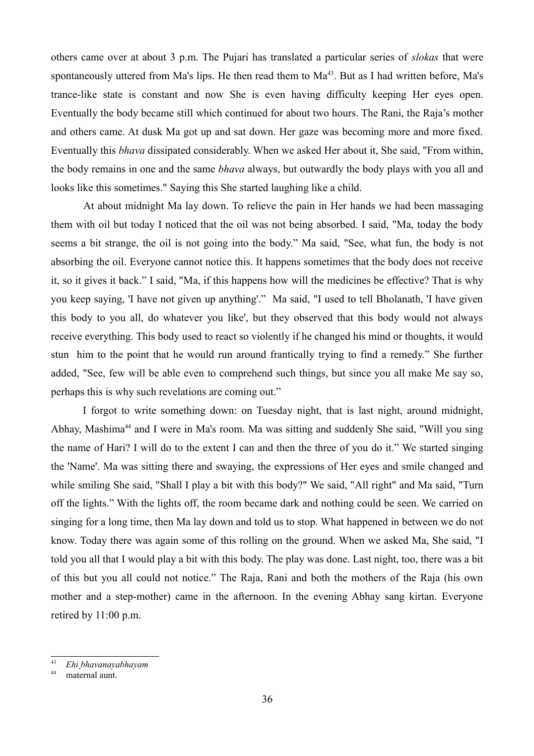others came over at about 3 p.m. The Pujari has translated a particular series of *slokas* that were spontaneously uttered from Ma's lips. He then read them to Ma[43]. But as I had written before, Ma's trance-like state is constant and now She is even having difficulty keeping Her eyes open. Eventually the body became still which continued for about two hours. The Rani, the Raja's mother and others came. At dusk Ma got up and sat down. Her gaze was becoming more and more fixed. Eventually this *bhava* dissipated considerably. When we asked Her about it, She said, "From within, the body remains in one and the same *bhava* always, but outwardly the body plays with you all and looks like this sometimes." Saying this She started laughing like a child.

At about midnight Ma lay down. To relieve the pain in Her hands we had been massaging them with oil but today I noticed that the oil was not being absorbed. I said, "Ma, today the body seems a bit strange, the oil is not going into the body." Ma said, "See, what fun, the body is not absorbing the oil. Everyone cannot notice this. It happens sometimes that the body does not receive it, so it gives it back." I said, "Ma, if this happens how will the medicines be effective? That is why you keep saying, 'I have not given up anything'." Ma said, "I used to tell Bholanath, 'I have given this body to you all, do whatever you like', but they observed that this body would not always receive everything. This body used to react so violently if he changed his mind or thoughts, it would stun him to the point that he would run around frantically trying to find a remedy." She further added, "See, few will be able even to comprehend such things, but since you all make Me say so, perhaps this is why such revelations are coming out."

I forgot to write something down: on Tuesday night, that is last night, around midnight, Abhay, Mashima[44] and I were in Ma's room. Ma was sitting and suddenly She said, "Will you sing the name of Hari? I will do to the extent I can and then the three of you do it." We started singing the 'Name'. Ma was sitting there and swaying, the expressions of Her eyes and smile changed and while smiling She said, "Shall I play a bit with this body?" We said, "All right" and Ma said, "Turn off the lights." With the lights off, the room became dark and nothing could be seen. We carried on singing for a long time, then Ma lay down and told us to stop. What happened in between we do not know. Today there was again some of this rolling on the ground. When we asked Ma, She said, "I told you all that I would play a bit with this body. The play was done. Last night, too, there was a bit of this but you all could not notice." The Raja, Rani and both the mothers of the Raja (his own mother and a step-mother) came in the afternoon. In the evening Abhay sang kirtan. Everyone retired by 11:00 p.m.

---

[43] *Ehi bhavanayabhayam*

[44] maternal aunt.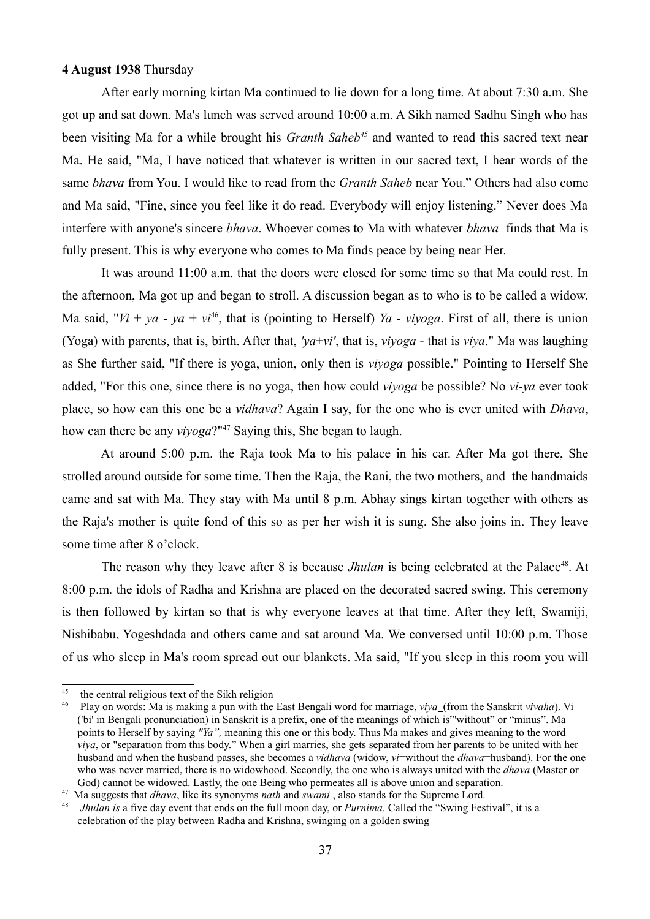**4 August 1938** Thursday

After early morning kirtan Ma continued to lie down for a long time. At about 7:30 a.m. She got up and sat down. Ma's lunch was served around 10:00 a.m. A Sikh named Sadhu Singh who has been visiting Ma for a while brought his *Granth Saheb*[45] and wanted to read this sacred text near Ma. He said, "Ma, I have noticed that whatever is written in our sacred text, I hear words of the same *bhava* from You. I would like to read from the *Granth Saheb* near You." Others had also come and Ma said, "Fine, since you feel like it do read. Everybody will enjoy listening." Never does Ma interfere with anyone's sincere *bhava*. Whoever comes to Ma with whatever *bhava* finds that Ma is fully present. This is why everyone who comes to Ma finds peace by being near Her.

It was around 11:00 a.m. that the doors were closed for some time so that Ma could rest. In the afternoon, Ma got up and began to stroll. A discussion began as to who is to be called a widow. Ma said, "*Vi + ya - ya + vi*[46], that is (pointing to Herself) *Ya - viyoga*. First of all, there is union (Yoga) with parents, that is, birth. After that, *'ya+vi'*, that is, *viyoga* - that is *viya*." Ma was laughing as She further said, "If there is yoga, union, only then is *viyoga* possible." Pointing to Herself She added, "For this one, since there is no yoga, then how could *viyoga* be possible? No *vi-ya* ever took place, so how can this one be a *vidhava*? Again I say, for the one who is ever united with *Dhava*, how can there be any *viyoga*?"[47] Saying this, She began to laugh.

At around 5:00 p.m. the Raja took Ma to his palace in his car. After Ma got there, She strolled around outside for some time. Then the Raja, the Rani, the two mothers, and the handmaids came and sat with Ma. They stay with Ma until 8 p.m. Abhay sings kirtan together with others as the Raja's mother is quite fond of this so as per her wish it is sung. She also joins in. They leave some time after 8 o'clock.

The reason why they leave after 8 is because *Jhulan* is being celebrated at the Palace[48]. At 8:00 p.m. the idols of Radha and Krishna are placed on the decorated sacred swing. This ceremony is then followed by kirtan so that is why everyone leaves at that time. After they left, Swamiji, Nishibabu, Yogeshdada and others came and sat around Ma. We conversed until 10:00 p.m. Those of us who sleep in Ma's room spread out our blankets. Ma said, "If you sleep in this room you will

---

[45] the central religious text of the Sikh religion

[46] Play on words: Ma is making a pun with the East Bengali word for marriage, *viya* (from the Sanskrit *vivaha*). Vi ('bi' in Bengali pronunciation) in Sanskrit is a prefix, one of the meanings of which is "without" or "minus". Ma points to Herself by saying *"Ya"*, meaning this one or this body. Thus Ma makes and gives meaning to the word *viya*, or "separation from this body." When a girl marries, she gets separated from her parents to be united with her husband and when the husband passes, she becomes a *vidhava* (widow, *vi*=without the *dhava*=husband). For the one who was never married, there is no widowhood. Secondly, the one who is always united with the *dhava* (Master or God) cannot be widowed. Lastly, the one Being who permeates all is above union and separation.

[47] Ma suggests that *dhava*, like its synonyms *nath* and *swami* , also stands for the Supreme Lord.

[48] *Jhulan is* a five day event that ends on the full moon day, or *Purnima.* Called the "Swing Festival", it is a celebration of the play between Radha and Krishna, swinging on a golden swing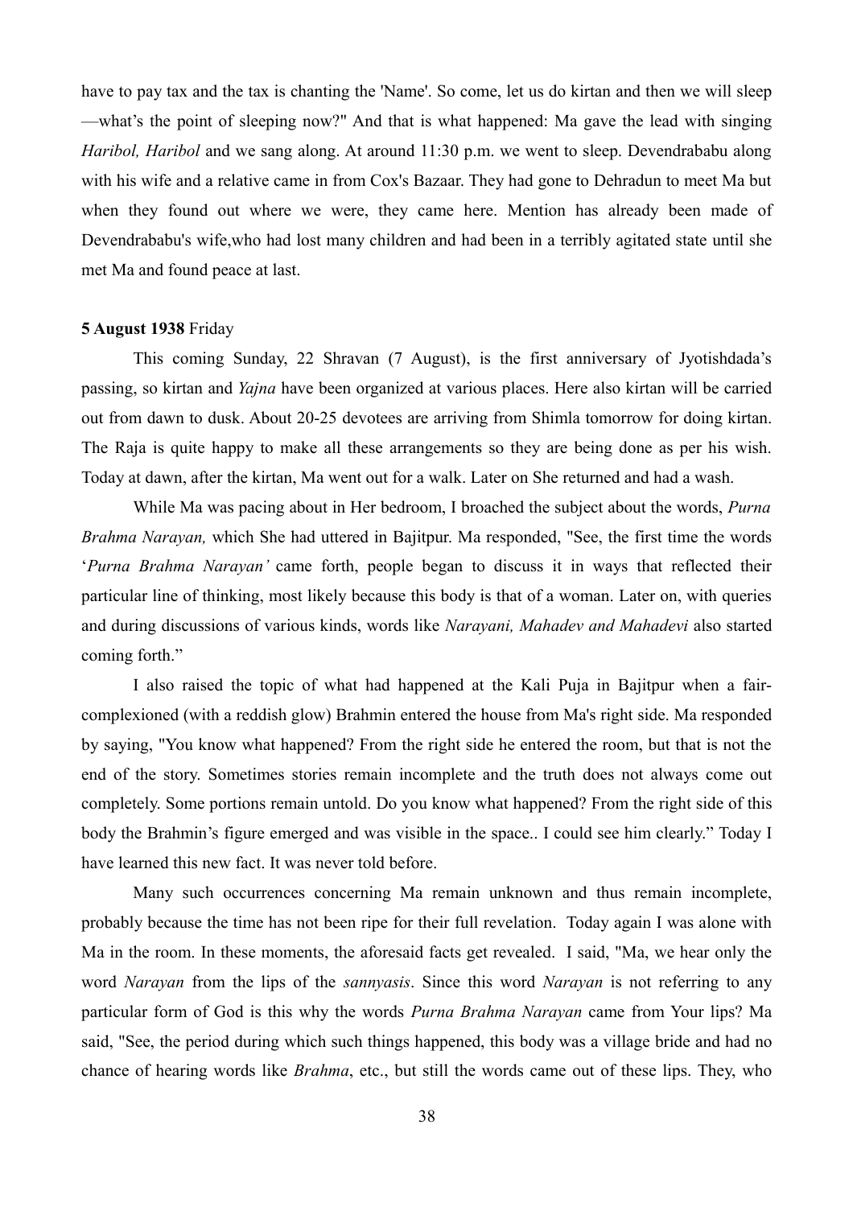have to pay tax and the tax is chanting the 'Name'. So come, let us do kirtan and then we will sleep —what's the point of sleeping now?" And that is what happened: Ma gave the lead with singing *Haribol, Haribol* and we sang along. At around 11:30 p.m. we went to sleep. Devendrababu along with his wife and a relative came in from Cox's Bazaar. They had gone to Dehradun to meet Ma but when they found out where we were, they came here. Mention has already been made of Devendrababu's wife,who had lost many children and had been in a terribly agitated state until she met Ma and found peace at last.

**5 August 1938** Friday

This coming Sunday, 22 Shravan (7 August), is the first anniversary of Jyotishdada's passing, so kirtan and *Yajna* have been organized at various places. Here also kirtan will be carried out from dawn to dusk. About 20-25 devotees are arriving from Shimla tomorrow for doing kirtan. The Raja is quite happy to make all these arrangements so they are being done as per his wish. Today at dawn, after the kirtan, Ma went out for a walk. Later on She returned and had a wash.

While Ma was pacing about in Her bedroom, I broached the subject about the words, *Purna Brahma Narayan,* which She had uttered in Bajitpur. Ma responded, "See, the first time the words '*Purna Brahma Narayan'* came forth, people began to discuss it in ways that reflected their particular line of thinking, most likely because this body is that of a woman. Later on, with queries and during discussions of various kinds, words like *Narayani, Mahadev and Mahadevi* also started coming forth."

I also raised the topic of what had happened at the Kali Puja in Bajitpur when a fair-complexioned (with a reddish glow) Brahmin entered the house from Ma's right side. Ma responded by saying, "You know what happened? From the right side he entered the room, but that is not the end of the story. Sometimes stories remain incomplete and the truth does not always come out completely. Some portions remain untold. Do you know what happened? From the right side of this body the Brahmin's figure emerged and was visible in the space.. I could see him clearly." Today I have learned this new fact. It was never told before.

Many such occurrences concerning Ma remain unknown and thus remain incomplete, probably because the time has not been ripe for their full revelation. Today again I was alone with Ma in the room. In these moments, the aforesaid facts get revealed. I said, "Ma, we hear only the word *Narayan* from the lips of the *sannyasis*. Since this word *Narayan* is not referring to any particular form of God is this why the words *Purna Brahma Narayan* came from Your lips? Ma said, "See, the period during which such things happened, this body was a village bride and had no chance of hearing words like *Brahma*, etc., but still the words came out of these lips. They, who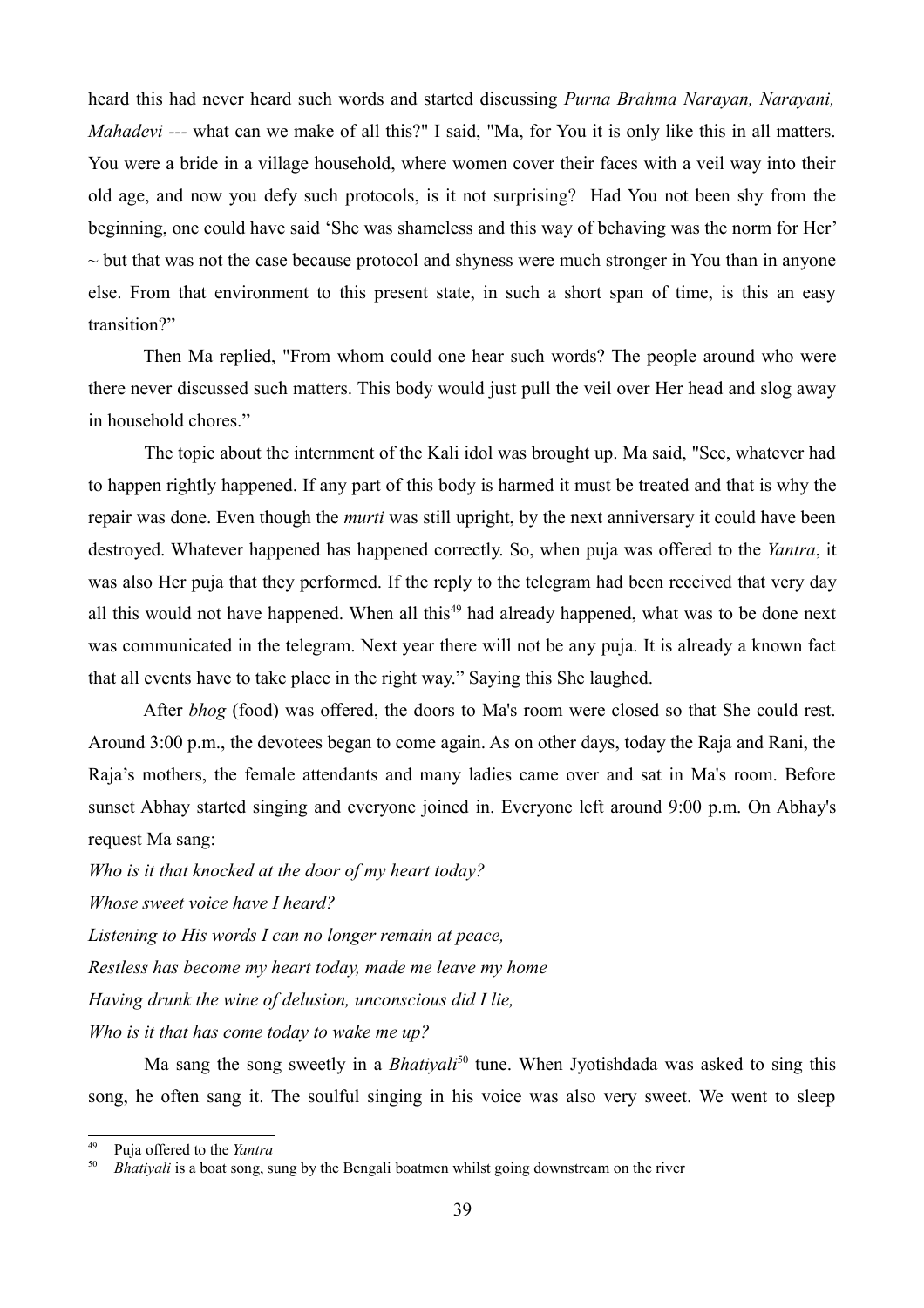heard this had never heard such words and started discussing *Purna Brahma Narayan, Narayani, Mahadevi* --- what can we make of all this?" I said, "Ma, for You it is only like this in all matters. You were a bride in a village household, where women cover their faces with a veil way into their old age, and now you defy such protocols, is it not surprising? Had You not been shy from the beginning, one could have said 'She was shameless and this way of behaving was the norm for Her' ~ but that was not the case because protocol and shyness were much stronger in You than in anyone else. From that environment to this present state, in such a short span of time, is this an easy transition?"

Then Ma replied, "From whom could one hear such words? The people around who were there never discussed such matters. This body would just pull the veil over Her head and slog away in household chores."

The topic about the internment of the Kali idol was brought up. Ma said, "See, whatever had to happen rightly happened. If any part of this body is harmed it must be treated and that is why the repair was done. Even though the *murti* was still upright, by the next anniversary it could have been destroyed. Whatever happened has happened correctly. So, when puja was offered to the *Yantra*, it was also Her puja that they performed. If the reply to the telegram had been received that very day all this would not have happened. When all this[49] had already happened, what was to be done next was communicated in the telegram. Next year there will not be any puja. It is already a known fact that all events have to take place in the right way." Saying this She laughed.

After *bhog* (food) was offered, the doors to Ma's room were closed so that She could rest. Around 3:00 p.m., the devotees began to come again. As on other days, today the Raja and Rani, the Raja's mothers, the female attendants and many ladies came over and sat in Ma's room. Before sunset Abhay started singing and everyone joined in. Everyone left around 9:00 p.m. On Abhay's request Ma sang:

*Who is it that knocked at the door of my heart today?*
*Whose sweet voice have I heard?*
*Listening to His words I can no longer remain at peace,*
*Restless has become my heart today, made me leave my home*
*Having drunk the wine of delusion, unconscious did I lie,*
*Who is it that has come today to wake me up?*

Ma sang the song sweetly in a *Bhatiyali*[50] tune. When Jyotishdada was asked to sing this song, he often sang it. The soulful singing in his voice was also very sweet. We went to sleep

---

[49] Puja offered to the *Yantra*

[50] *Bhatiyali* is a boat song, sung by the Bengali boatmen whilst going downstream on the river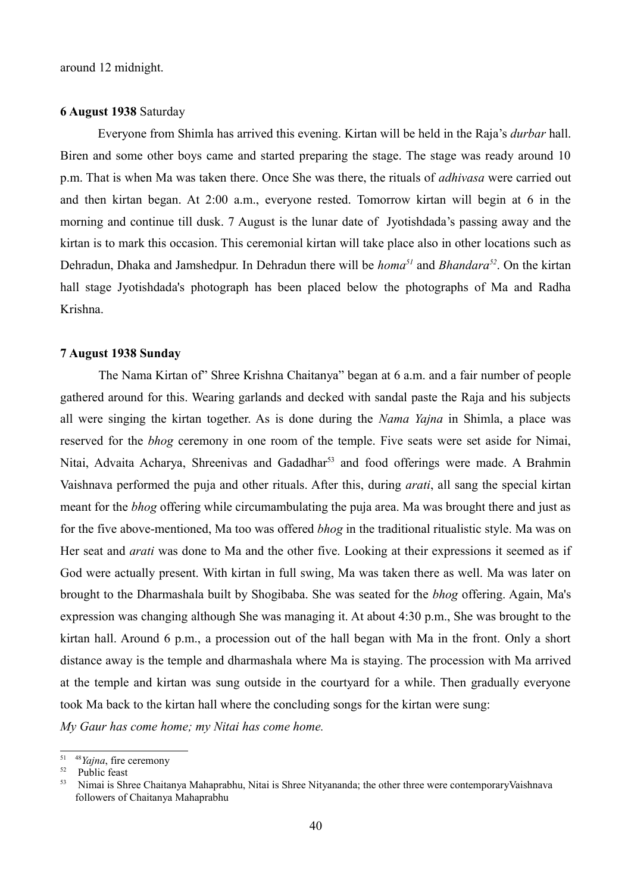around 12 midnight.

**6 August 1938** Saturday

Everyone from Shimla has arrived this evening. Kirtan will be held in the Raja's *durbar* hall. Biren and some other boys came and started preparing the stage. The stage was ready around 10 p.m. That is when Ma was taken there. Once She was there, the rituals of *adhivasa* were carried out and then kirtan began. At 2:00 a.m., everyone rested. Tomorrow kirtan will begin at 6 in the morning and continue till dusk. 7 August is the lunar date of Jyotishdada's passing away and the kirtan is to mark this occasion. This ceremonial kirtan will take place also in other locations such as Dehradun, Dhaka and Jamshedpur. In Dehradun there will be *homa*[51] and *Bhandara*[52]. On the kirtan hall stage Jyotishdada's photograph has been placed below the photographs of Ma and Radha Krishna.

**7 August 1938 Sunday**

The Nama Kirtan of" Shree Krishna Chaitanya" began at 6 a.m. and a fair number of people gathered around for this. Wearing garlands and decked with sandal paste the Raja and his subjects all were singing the kirtan together. As is done during the *Nama Yajna* in Shimla, a place was reserved for the *bhog* ceremony in one room of the temple. Five seats were set aside for Nimai, Nitai, Advaita Acharya, Shreenivas and Gadadhar[53] and food offerings were made. A Brahmin Vaishnava performed the puja and other rituals. After this, during *arati*, all sang the special kirtan meant for the *bhog* offering while circumambulating the puja area. Ma was brought there and just as for the five above-mentioned, Ma too was offered *bhog* in the traditional ritualistic style. Ma was on Her seat and *arati* was done to Ma and the other five. Looking at their expressions it seemed as if God were actually present. With kirtan in full swing, Ma was taken there as well. Ma was later on brought to the Dharmashala built by Shogibaba. She was seated for the *bhog* offering. Again, Ma's expression was changing although She was managing it. At about 4:30 p.m., She was brought to the kirtan hall. Around 6 p.m., a procession out of the hall began with Ma in the front. Only a short distance away is the temple and dharmashala where Ma is staying. The procession with Ma arrived at the temple and kirtan was sung outside in the courtyard for a while. Then gradually everyone took Ma back to the kirtan hall where the concluding songs for the kirtan were sung:

*My Gaur has come home; my Nitai has come home.*

---

[51] [48]*Yajna*, fire ceremony

[52] Public feast

[53] Nimai is Shree Chaitanya Mahaprabhu, Nitai is Shree Nityananda; the other three were contemporaryVaishnava followers of Chaitanya Mahaprabhu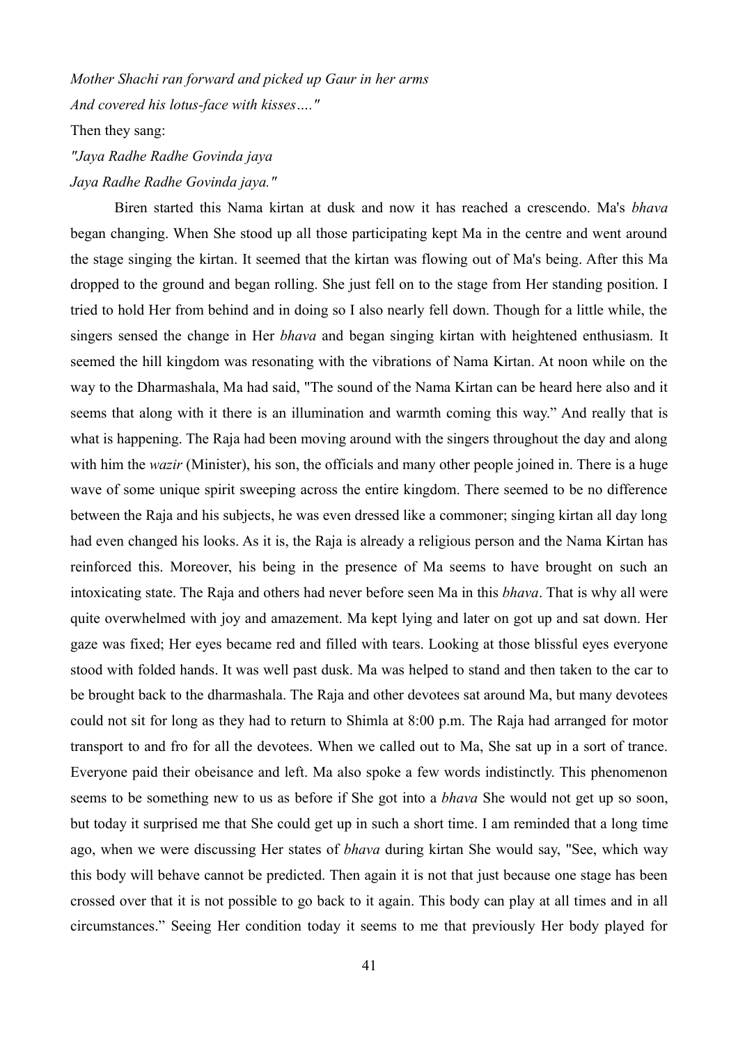*Mother Shachi ran forward and picked up Gaur in her arms*

*And covered his lotus-face with kisses…."*

Then they sang:

*"Jaya Radhe Radhe Govinda jaya*

*Jaya Radhe Radhe Govinda jaya."*

Biren started this Nama kirtan at dusk and now it has reached a crescendo. Ma's *bhava* began changing. When She stood up all those participating kept Ma in the centre and went around the stage singing the kirtan. It seemed that the kirtan was flowing out of Ma's being. After this Ma dropped to the ground and began rolling. She just fell on to the stage from Her standing position. I tried to hold Her from behind and in doing so I also nearly fell down. Though for a little while, the singers sensed the change in Her *bhava* and began singing kirtan with heightened enthusiasm. It seemed the hill kingdom was resonating with the vibrations of Nama Kirtan. At noon while on the way to the Dharmashala, Ma had said, "The sound of the Nama Kirtan can be heard here also and it seems that along with it there is an illumination and warmth coming this way." And really that is what is happening. The Raja had been moving around with the singers throughout the day and along with him the *wazir* (Minister), his son, the officials and many other people joined in. There is a huge wave of some unique spirit sweeping across the entire kingdom. There seemed to be no difference between the Raja and his subjects, he was even dressed like a commoner; singing kirtan all day long had even changed his looks. As it is, the Raja is already a religious person and the Nama Kirtan has reinforced this. Moreover, his being in the presence of Ma seems to have brought on such an intoxicating state. The Raja and others had never before seen Ma in this *bhava*. That is why all were quite overwhelmed with joy and amazement. Ma kept lying and later on got up and sat down. Her gaze was fixed; Her eyes became red and filled with tears. Looking at those blissful eyes everyone stood with folded hands. It was well past dusk. Ma was helped to stand and then taken to the car to be brought back to the dharmashala. The Raja and other devotees sat around Ma, but many devotees could not sit for long as they had to return to Shimla at 8:00 p.m. The Raja had arranged for motor transport to and fro for all the devotees. When we called out to Ma, She sat up in a sort of trance. Everyone paid their obeisance and left. Ma also spoke a few words indistinctly. This phenomenon seems to be something new to us as before if She got into a *bhava* She would not get up so soon, but today it surprised me that She could get up in such a short time. I am reminded that a long time ago, when we were discussing Her states of *bhava* during kirtan She would say, "See, which way this body will behave cannot be predicted. Then again it is not that just because one stage has been crossed over that it is not possible to go back to it again. This body can play at all times and in all circumstances." Seeing Her condition today it seems to me that previously Her body played for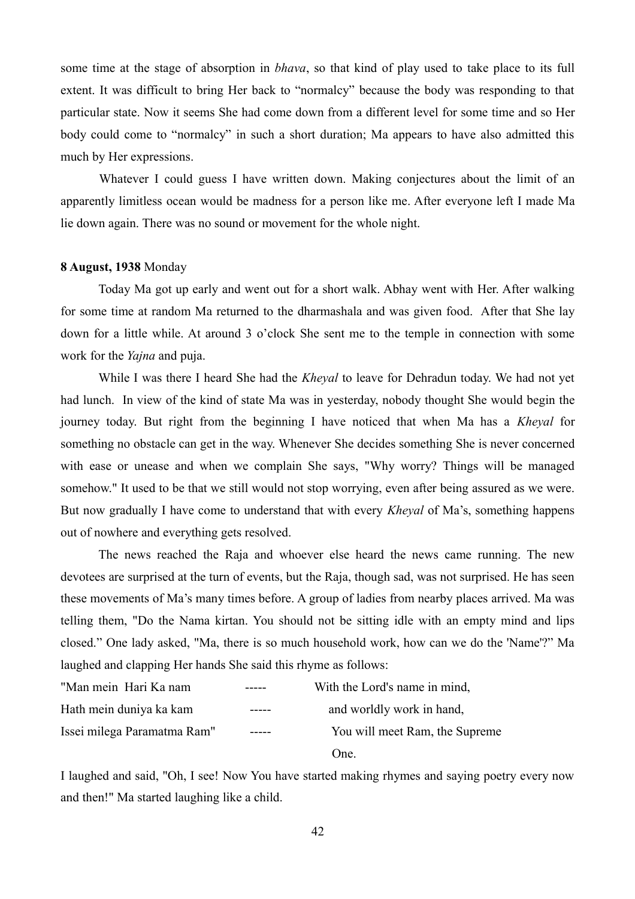some time at the stage of absorption in *bhava*, so that kind of play used to take place to its full extent. It was difficult to bring Her back to "normalcy" because the body was responding to that particular state. Now it seems She had come down from a different level for some time and so Her body could come to "normalcy" in such a short duration; Ma appears to have also admitted this much by Her expressions.

Whatever I could guess I have written down. Making conjectures about the limit of an apparently limitless ocean would be madness for a person like me. After everyone left I made Ma lie down again. There was no sound or movement for the whole night.

**8 August, 1938** Monday

Today Ma got up early and went out for a short walk. Abhay went with Her. After walking for some time at random Ma returned to the dharmashala and was given food. After that She lay down for a little while. At around 3 o'clock She sent me to the temple in connection with some work for the *Yajna* and puja.

While I was there I heard She had the *Kheyal* to leave for Dehradun today. We had not yet had lunch. In view of the kind of state Ma was in yesterday, nobody thought She would begin the journey today. But right from the beginning I have noticed that when Ma has a *Kheyal* for something no obstacle can get in the way. Whenever She decides something She is never concerned with ease or unease and when we complain She says, "Why worry? Things will be managed somehow." It used to be that we still would not stop worrying, even after being assured as we were. But now gradually I have come to understand that with every *Kheyal* of Ma's, something happens out of nowhere and everything gets resolved.

The news reached the Raja and whoever else heard the news came running. The new devotees are surprised at the turn of events, but the Raja, though sad, was not surprised. He has seen these movements of Ma's many times before. A group of ladies from nearby places arrived. Ma was telling them, "Do the Nama kirtan. You should not be sitting idle with an empty mind and lips closed." One lady asked, "Ma, there is so much household work, how can we do the 'Name'?" Ma laughed and clapping Her hands She said this rhyme as follows:

"Man mein Hari Ka nam ----- With the Lord's name in mind,
Hath mein duniya ka kam ----- and worldly work in hand,
Issei milega Paramatma Ram" ----- You will meet Ram, the Supreme One.

I laughed and said, "Oh, I see! Now You have started making rhymes and saying poetry every now and then!" Ma started laughing like a child.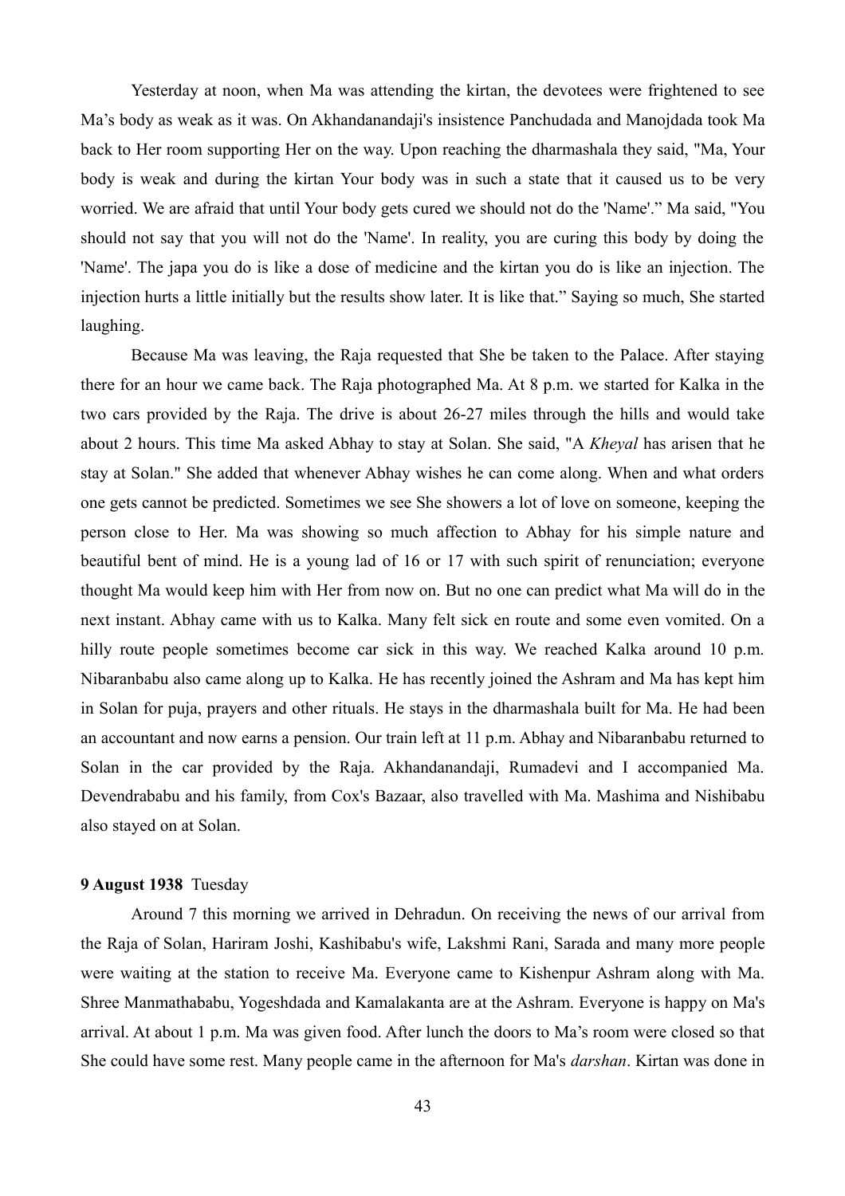Yesterday at noon, when Ma was attending the kirtan, the devotees were frightened to see Ma's body as weak as it was. On Akhandanandaji's insistence Panchudada and Manojdada took Ma back to Her room supporting Her on the way. Upon reaching the dharmashala they said, "Ma, Your body is weak and during the kirtan Your body was in such a state that it caused us to be very worried. We are afraid that until Your body gets cured we should not do the 'Name'." Ma said, "You should not say that you will not do the 'Name'. In reality, you are curing this body by doing the 'Name'. The japa you do is like a dose of medicine and the kirtan you do is like an injection. The injection hurts a little initially but the results show later. It is like that." Saying so much, She started laughing.

Because Ma was leaving, the Raja requested that She be taken to the Palace. After staying there for an hour we came back. The Raja photographed Ma. At 8 p.m. we started for Kalka in the two cars provided by the Raja. The drive is about 26-27 miles through the hills and would take about 2 hours. This time Ma asked Abhay to stay at Solan. She said, "A *Kheyal* has arisen that he stay at Solan." She added that whenever Abhay wishes he can come along. When and what orders one gets cannot be predicted. Sometimes we see She showers a lot of love on someone, keeping the person close to Her. Ma was showing so much affection to Abhay for his simple nature and beautiful bent of mind. He is a young lad of 16 or 17 with such spirit of renunciation; everyone thought Ma would keep him with Her from now on. But no one can predict what Ma will do in the next instant. Abhay came with us to Kalka. Many felt sick en route and some even vomited. On a hilly route people sometimes become car sick in this way. We reached Kalka around 10 p.m. Nibaranbabu also came along up to Kalka. He has recently joined the Ashram and Ma has kept him in Solan for puja, prayers and other rituals. He stays in the dharmashala built for Ma. He had been an accountant and now earns a pension. Our train left at 11 p.m. Abhay and Nibaranbabu returned to Solan in the car provided by the Raja. Akhandanandaji, Rumadevi and I accompanied Ma. Devendrababu and his family, from Cox's Bazaar, also travelled with Ma. Mashima and Nishibabu also stayed on at Solan.

**9 August 1938** Tuesday

Around 7 this morning we arrived in Dehradun. On receiving the news of our arrival from the Raja of Solan, Hariram Joshi, Kashibabu's wife, Lakshmi Rani, Sarada and many more people were waiting at the station to receive Ma. Everyone came to Kishenpur Ashram along with Ma. Shree Manmathababu, Yogeshdada and Kamalakanta are at the Ashram. Everyone is happy on Ma's arrival. At about 1 p.m. Ma was given food. After lunch the doors to Ma's room were closed so that She could have some rest. Many people came in the afternoon for Ma's *darshan*. Kirtan was done in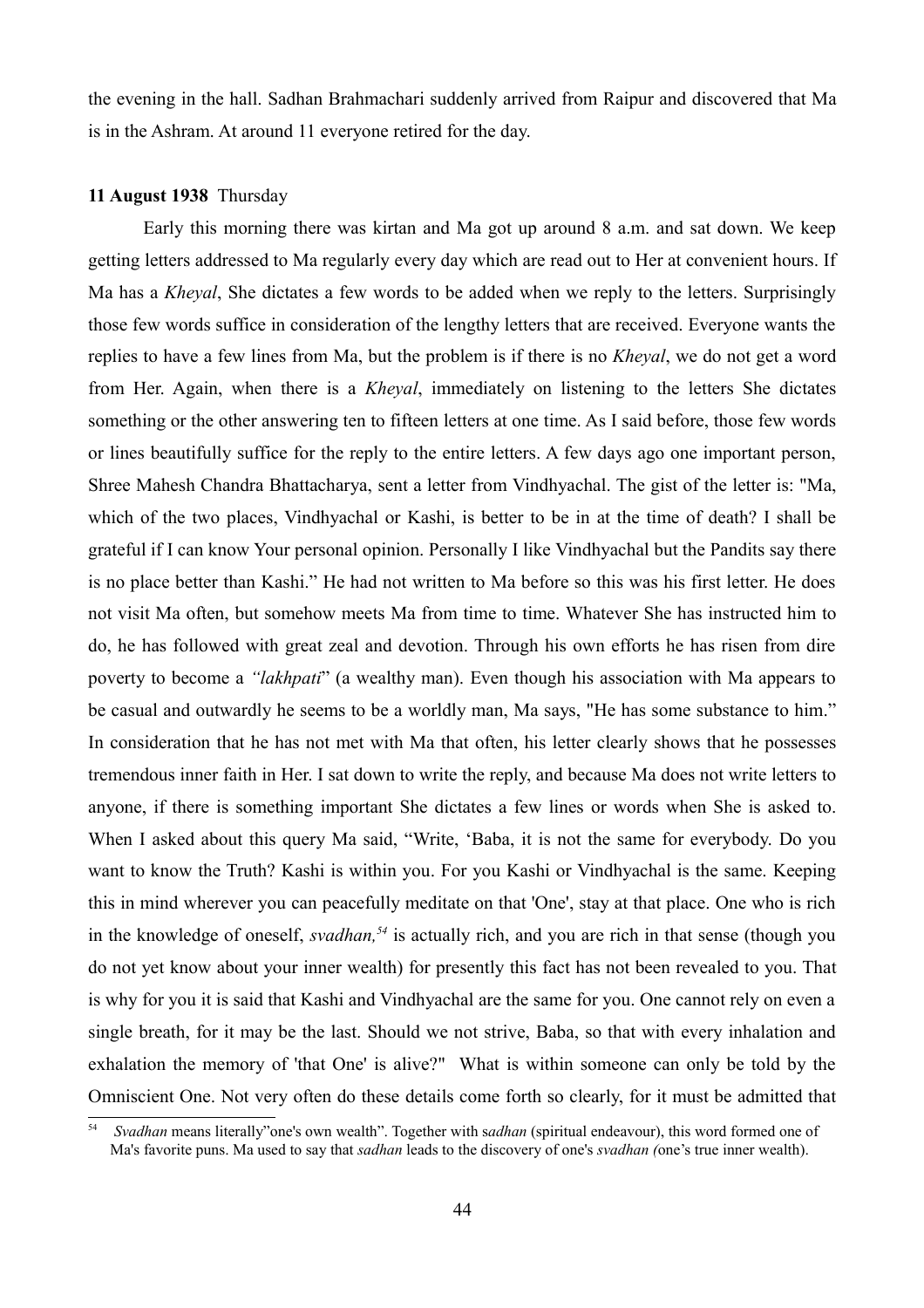the evening in the hall. Sadhan Brahmachari suddenly arrived from Raipur and discovered that Ma is in the Ashram. At around 11 everyone retired for the day.

**11 August 1938** Thursday

Early this morning there was kirtan and Ma got up around 8 a.m. and sat down. We keep getting letters addressed to Ma regularly every day which are read out to Her at convenient hours. If Ma has a *Kheyal*, She dictates a few words to be added when we reply to the letters. Surprisingly those few words suffice in consideration of the lengthy letters that are received. Everyone wants the replies to have a few lines from Ma, but the problem is if there is no *Kheyal*, we do not get a word from Her. Again, when there is a *Kheyal*, immediately on listening to the letters She dictates something or the other answering ten to fifteen letters at one time. As I said before, those few words or lines beautifully suffice for the reply to the entire letters. A few days ago one important person, Shree Mahesh Chandra Bhattacharya, sent a letter from Vindhyachal. The gist of the letter is: "Ma, which of the two places, Vindhyachal or Kashi, is better to be in at the time of death? I shall be grateful if I can know Your personal opinion. Personally I like Vindhyachal but the Pandits say there is no place better than Kashi." He had not written to Ma before so this was his first letter. He does not visit Ma often, but somehow meets Ma from time to time. Whatever She has instructed him to do, he has followed with great zeal and devotion. Through his own efforts he has risen from dire poverty to become a *"lakhpati*" (a wealthy man). Even though his association with Ma appears to be casual and outwardly he seems to be a worldly man, Ma says, "He has some substance to him." In consideration that he has not met with Ma that often, his letter clearly shows that he possesses tremendous inner faith in Her. I sat down to write the reply, and because Ma does not write letters to anyone, if there is something important She dictates a few lines or words when She is asked to. When I asked about this query Ma said, "Write, 'Baba, it is not the same for everybody. Do you want to know the Truth? Kashi is within you. For you Kashi or Vindhyachal is the same. Keeping this in mind wherever you can peacefully meditate on that 'One', stay at that place. One who is rich in the knowledge of oneself, *svadhan,*[54] is actually rich, and you are rich in that sense (though you do not yet know about your inner wealth) for presently this fact has not been revealed to you. That is why for you it is said that Kashi and Vindhyachal are the same for you. One cannot rely on even a single breath, for it may be the last. Should we not strive, Baba, so that with every inhalation and exhalation the memory of 'that One' is alive?" What is within someone can only be told by the Omniscient One. Not very often do these details come forth so clearly, for it must be admitted that

---

[54] *Svadhan* means literally"one's own wealth". Together with s*adhan* (spiritual endeavour), this word formed one of Ma's favorite puns. Ma used to say that *sadhan* leads to the discovery of one's *svadhan (*one's true inner wealth).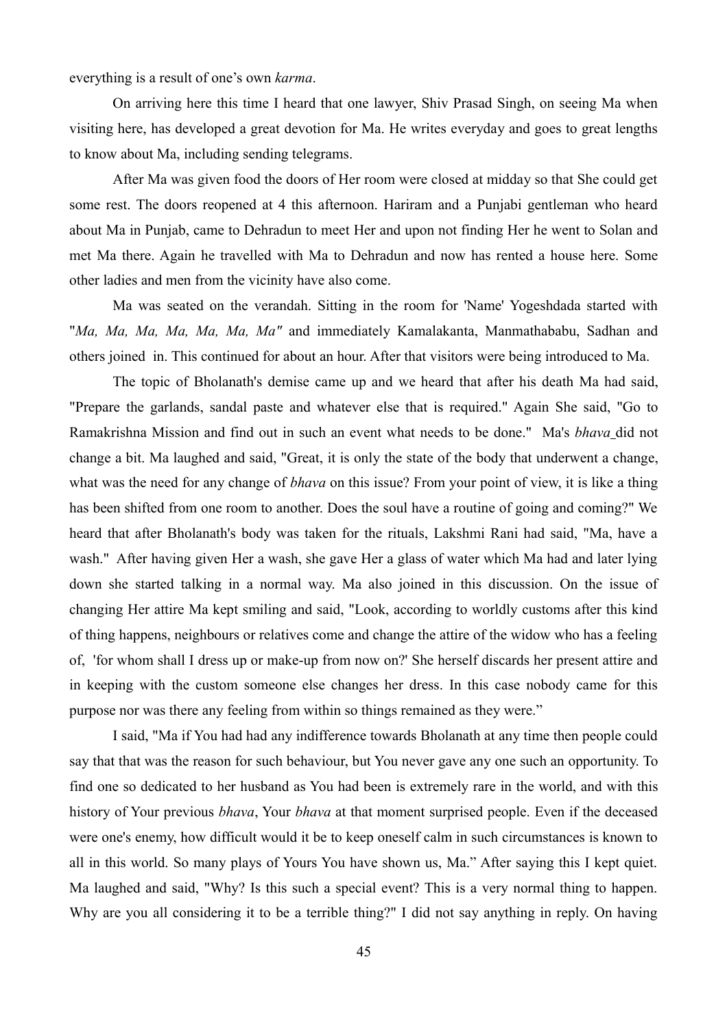everything is a result of one’s own *karma*.

On arriving here this time I heard that one lawyer, Shiv Prasad Singh, on seeing Ma when visiting here, has developed a great devotion for Ma. He writes everyday and goes to great lengths to know about Ma, including sending telegrams.

After Ma was given food the doors of Her room were closed at midday so that She could get some rest. The doors reopened at 4 this afternoon. Hariram and a Punjabi gentleman who heard about Ma in Punjab, came to Dehradun to meet Her and upon not finding Her he went to Solan and met Ma there. Again he travelled with Ma to Dehradun and now has rented a house here. Some other ladies and men from the vicinity have also come.

Ma was seated on the verandah. Sitting in the room for 'Name' Yogeshdada started with "*Ma, Ma, Ma, Ma, Ma, Ma, Ma"* and immediately Kamalakanta, Manmathababu, Sadhan and others joined in. This continued for about an hour. After that visitors were being introduced to Ma.

The topic of Bholanath's demise came up and we heard that after his death Ma had said, "Prepare the garlands, sandal paste and whatever else that is required." Again She said, "Go to Ramakrishna Mission and find out in such an event what needs to be done." Ma's *bhava* did not change a bit. Ma laughed and said, "Great, it is only the state of the body that underwent a change, what was the need for any change of *bhava* on this issue? From your point of view, it is like a thing has been shifted from one room to another. Does the soul have a routine of going and coming?" We heard that after Bholanath's body was taken for the rituals, Lakshmi Rani had said, "Ma, have a wash." After having given Her a wash, she gave Her a glass of water which Ma had and later lying down she started talking in a normal way. Ma also joined in this discussion. On the issue of changing Her attire Ma kept smiling and said, "Look, according to worldly customs after this kind of thing happens, neighbours or relatives come and change the attire of the widow who has a feeling of, 'for whom shall I dress up or make-up from now on?' She herself discards her present attire and in keeping with the custom someone else changes her dress. In this case nobody came for this purpose nor was there any feeling from within so things remained as they were.”

I said, "Ma if You had had any indifference towards Bholanath at any time then people could say that that was the reason for such behaviour, but You never gave any one such an opportunity. To find one so dedicated to her husband as You had been is extremely rare in the world, and with this history of Your previous *bhava*, Your *bhava* at that moment surprised people. Even if the deceased were one's enemy, how difficult would it be to keep oneself calm in such circumstances is known to all in this world. So many plays of Yours You have shown us, Ma.” After saying this I kept quiet. Ma laughed and said, "Why? Is this such a special event? This is a very normal thing to happen. Why are you all considering it to be a terrible thing?" I did not say anything in reply. On having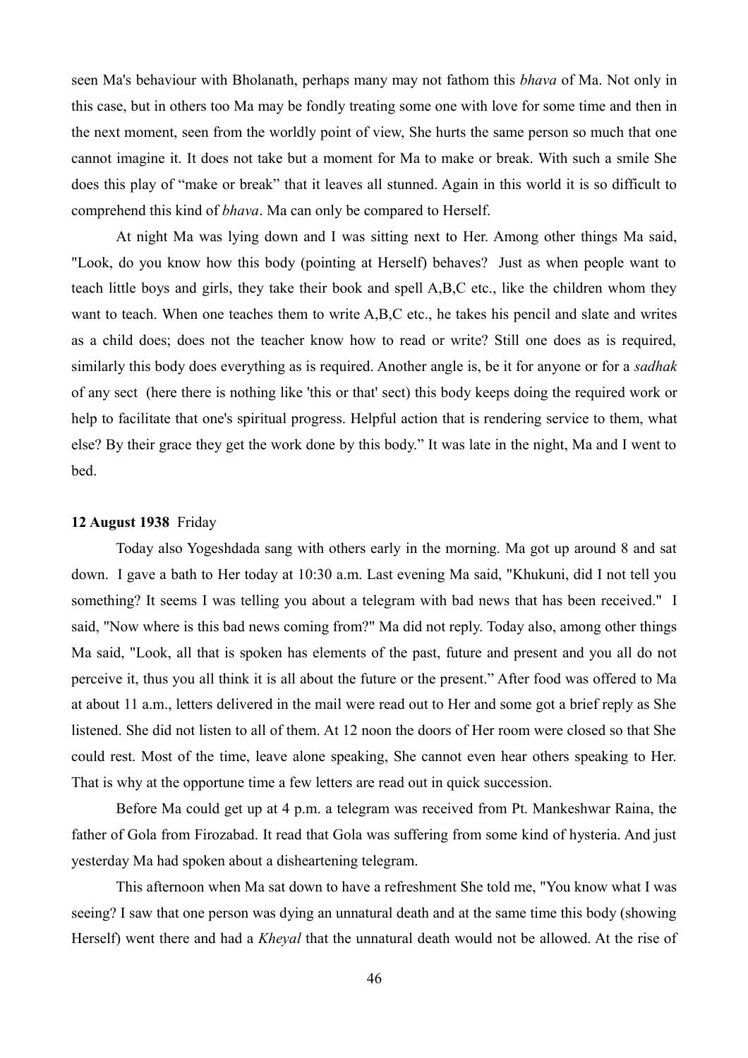seen Ma's behaviour with Bholanath, perhaps many may not fathom this *bhava* of Ma. Not only in this case, but in others too Ma may be fondly treating some one with love for some time and then in the next moment, seen from the worldly point of view, She hurts the same person so much that one cannot imagine it. It does not take but a moment for Ma to make or break. With such a smile She does this play of "make or break" that it leaves all stunned. Again in this world it is so difficult to comprehend this kind of *bhava*. Ma can only be compared to Herself.

At night Ma was lying down and I was sitting next to Her. Among other things Ma said, "Look, do you know how this body (pointing at Herself) behaves? Just as when people want to teach little boys and girls, they take their book and spell A,B,C etc., like the children whom they want to teach. When one teaches them to write A,B,C etc., he takes his pencil and slate and writes as a child does; does not the teacher know how to read or write? Still one does as is required, similarly this body does everything as is required. Another angle is, be it for anyone or for a *sadhak* of any sect (here there is nothing like 'this or that' sect) this body keeps doing the required work or help to facilitate that one's spiritual progress. Helpful action that is rendering service to them, what else? By their grace they get the work done by this body." It was late in the night, Ma and I went to bed.

**12 August 1938** Friday

Today also Yogeshdada sang with others early in the morning. Ma got up around 8 and sat down. I gave a bath to Her today at 10:30 a.m. Last evening Ma said, "Khukuni, did I not tell you something? It seems I was telling you about a telegram with bad news that has been received." I said, "Now where is this bad news coming from?" Ma did not reply. Today also, among other things Ma said, "Look, all that is spoken has elements of the past, future and present and you all do not perceive it, thus you all think it is all about the future or the present." After food was offered to Ma at about 11 a.m., letters delivered in the mail were read out to Her and some got a brief reply as She listened. She did not listen to all of them. At 12 noon the doors of Her room were closed so that She could rest. Most of the time, leave alone speaking, She cannot even hear others speaking to Her. That is why at the opportune time a few letters are read out in quick succession.

Before Ma could get up at 4 p.m. a telegram was received from Pt. Mankeshwar Raina, the father of Gola from Firozabad. It read that Gola was suffering from some kind of hysteria. And just yesterday Ma had spoken about a disheartening telegram.

This afternoon when Ma sat down to have a refreshment She told me, "You know what I was seeing? I saw that one person was dying an unnatural death and at the same time this body (showing Herself) went there and had a *Kheyal* that the unnatural death would not be allowed. At the rise of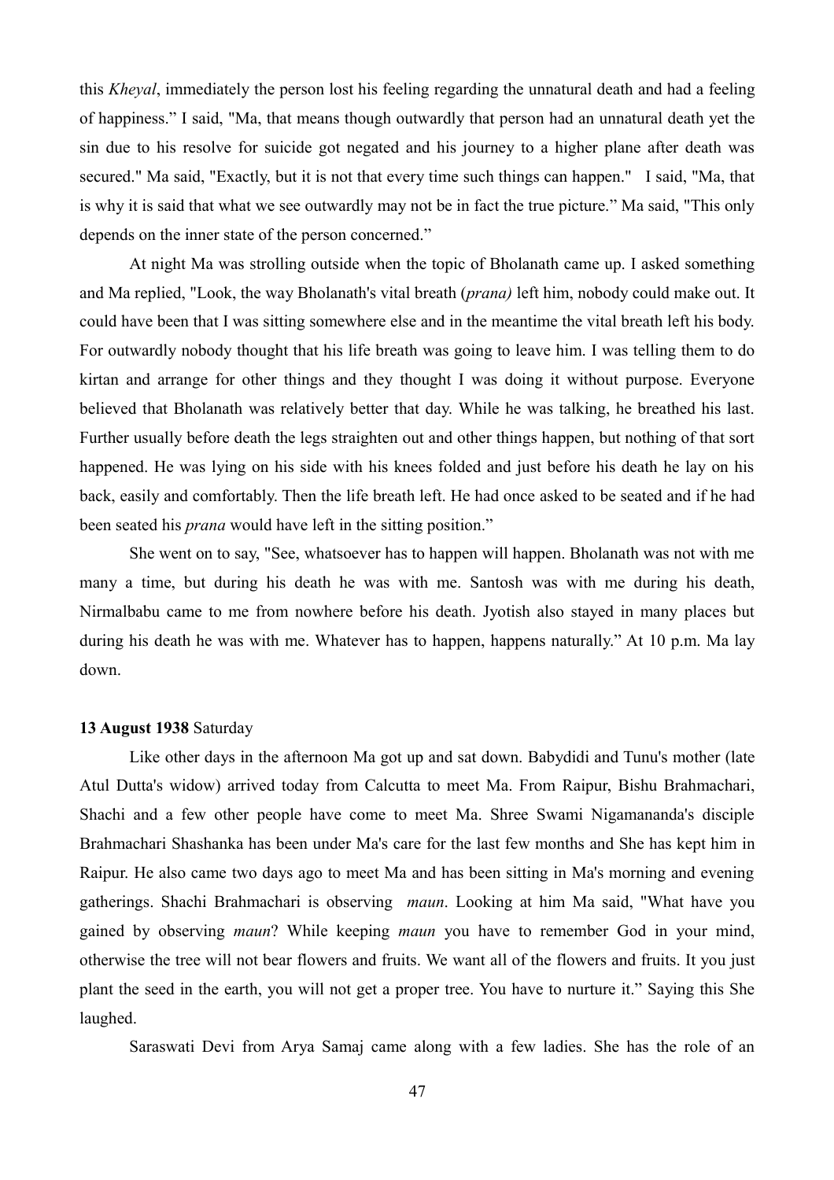this *Kheyal*, immediately the person lost his feeling regarding the unnatural death and had a feeling of happiness." I said, "Ma, that means though outwardly that person had an unnatural death yet the sin due to his resolve for suicide got negated and his journey to a higher plane after death was secured." Ma said, "Exactly, but it is not that every time such things can happen." I said, "Ma, that is why it is said that what we see outwardly may not be in fact the true picture." Ma said, "This only depends on the inner state of the person concerned."

At night Ma was strolling outside when the topic of Bholanath came up. I asked something and Ma replied, "Look, the way Bholanath's vital breath (*prana)* left him, nobody could make out. It could have been that I was sitting somewhere else and in the meantime the vital breath left his body. For outwardly nobody thought that his life breath was going to leave him. I was telling them to do kirtan and arrange for other things and they thought I was doing it without purpose. Everyone believed that Bholanath was relatively better that day. While he was talking, he breathed his last. Further usually before death the legs straighten out and other things happen, but nothing of that sort happened. He was lying on his side with his knees folded and just before his death he lay on his back, easily and comfortably. Then the life breath left. He had once asked to be seated and if he had been seated his *prana* would have left in the sitting position."

She went on to say, "See, whatsoever has to happen will happen. Bholanath was not with me many a time, but during his death he was with me. Santosh was with me during his death, Nirmalbabu came to me from nowhere before his death. Jyotish also stayed in many places but during his death he was with me. Whatever has to happen, happens naturally." At 10 p.m. Ma lay down.

**13 August 1938** Saturday

Like other days in the afternoon Ma got up and sat down. Babydidi and Tunu's mother (late Atul Dutta's widow) arrived today from Calcutta to meet Ma. From Raipur, Bishu Brahmachari, Shachi and a few other people have come to meet Ma. Shree Swami Nigamananda's disciple Brahmachari Shashanka has been under Ma's care for the last few months and She has kept him in Raipur. He also came two days ago to meet Ma and has been sitting in Ma's morning and evening gatherings. Shachi Brahmachari is observing *maun*. Looking at him Ma said, "What have you gained by observing *maun*? While keeping *maun* you have to remember God in your mind, otherwise the tree will not bear flowers and fruits. We want all of the flowers and fruits. It you just plant the seed in the earth, you will not get a proper tree. You have to nurture it." Saying this She laughed.

Saraswati Devi from Arya Samaj came along with a few ladies. She has the role of an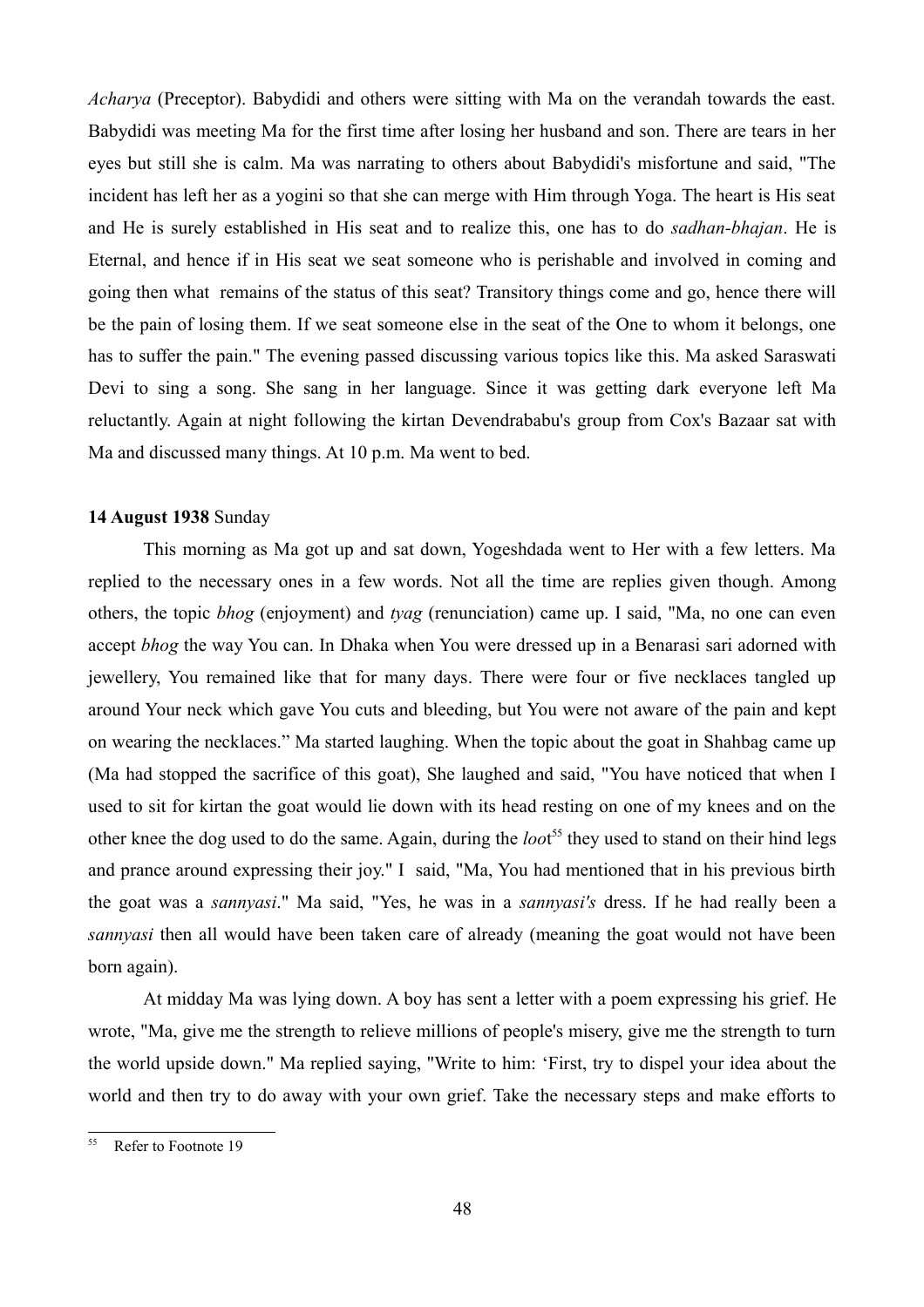*Acharya* (Preceptor). Babydidi and others were sitting with Ma on the verandah towards the east. Babydidi was meeting Ma for the first time after losing her husband and son. There are tears in her eyes but still she is calm. Ma was narrating to others about Babydidi's misfortune and said, "The incident has left her as a yogini so that she can merge with Him through Yoga. The heart is His seat and He is surely established in His seat and to realize this, one has to do *sadhan-bhajan*. He is Eternal, and hence if in His seat we seat someone who is perishable and involved in coming and going then what remains of the status of this seat? Transitory things come and go, hence there will be the pain of losing them. If we seat someone else in the seat of the One to whom it belongs, one has to suffer the pain." The evening passed discussing various topics like this. Ma asked Saraswati Devi to sing a song. She sang in her language. Since it was getting dark everyone left Ma reluctantly. Again at night following the kirtan Devendrababu's group from Cox's Bazaar sat with Ma and discussed many things. At 10 p.m. Ma went to bed.

**14 August 1938** Sunday

This morning as Ma got up and sat down, Yogeshdada went to Her with a few letters. Ma replied to the necessary ones in a few words. Not all the time are replies given though. Among others, the topic *bhog* (enjoyment) and *tyag* (renunciation) came up. I said, "Ma, no one can even accept *bhog* the way You can. In Dhaka when You were dressed up in a Benarasi sari adorned with jewellery, You remained like that for many days. There were four or five necklaces tangled up around Your neck which gave You cuts and bleeding, but You were not aware of the pain and kept on wearing the necklaces." Ma started laughing. When the topic about the goat in Shahbag came up (Ma had stopped the sacrifice of this goat), She laughed and said, "You have noticed that when I used to sit for kirtan the goat would lie down with its head resting on one of my knees and on the other knee the dog used to do the same. Again, during the *loot*[55] they used to stand on their hind legs and prance around expressing their joy." I said, "Ma, You had mentioned that in his previous birth the goat was a *sannyasi*." Ma said, "Yes, he was in a *sannyasi's* dress. If he had really been a *sannyasi* then all would have been taken care of already (meaning the goat would not have been born again).

At midday Ma was lying down. A boy has sent a letter with a poem expressing his grief. He wrote, "Ma, give me the strength to relieve millions of people's misery, give me the strength to turn the world upside down." Ma replied saying, "Write to him: 'First, try to dispel your idea about the world and then try to do away with your own grief. Take the necessary steps and make efforts to

---

[55] Refer to Footnote 19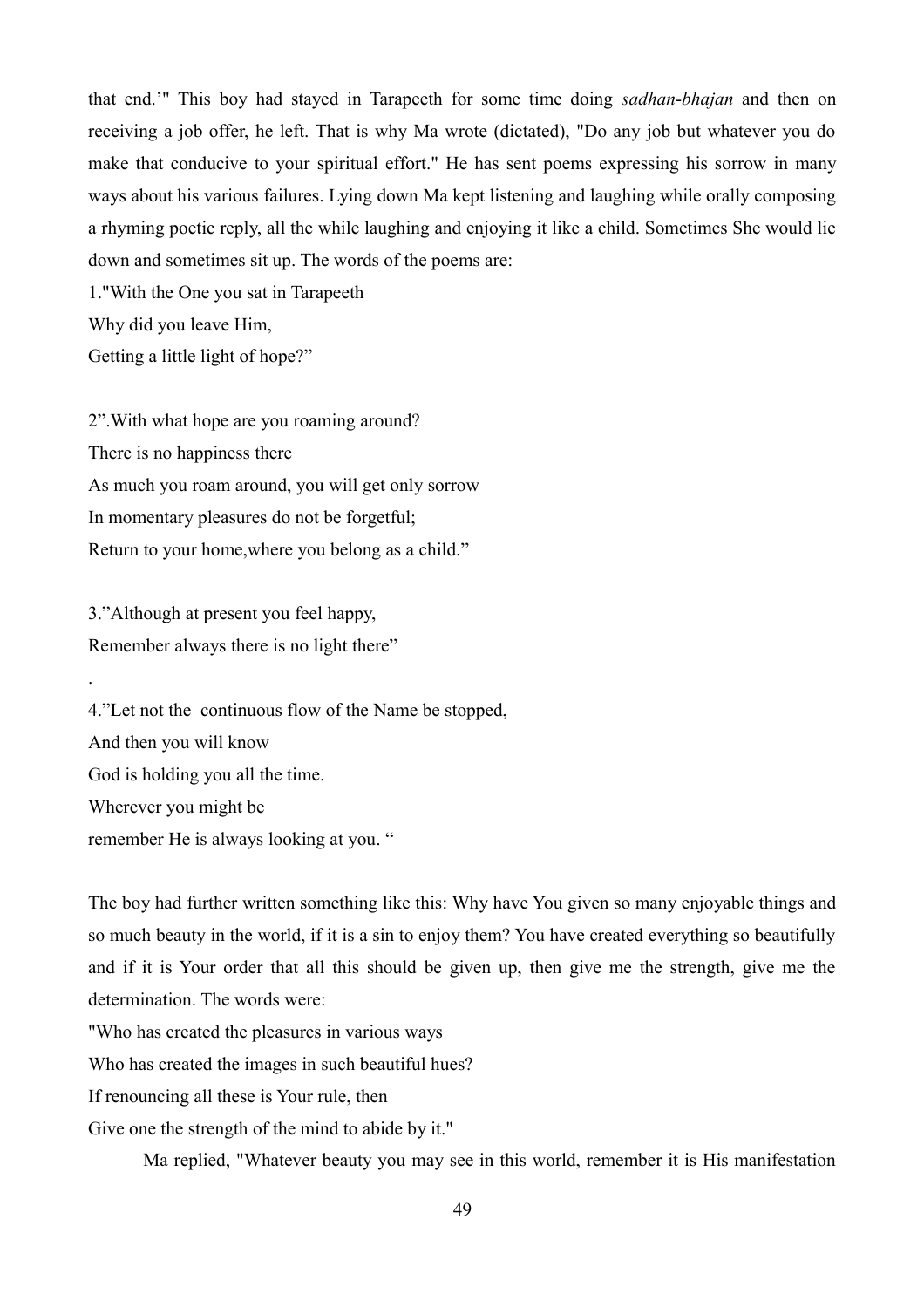that end.'" This boy had stayed in Tarapeeth for some time doing *sadhan-bhajan* and then on receiving a job offer, he left. That is why Ma wrote (dictated), "Do any job but whatever you do make that conducive to your spiritual effort." He has sent poems expressing his sorrow in many ways about his various failures. Lying down Ma kept listening and laughing while orally composing a rhyming poetic reply, all the while laughing and enjoying it like a child. Sometimes She would lie down and sometimes sit up. The words of the poems are:

1."With the One you sat in Tarapeeth
Why did you leave Him,
Getting a little light of hope?"

2".With what hope are you roaming around?
There is no happiness there
As much you roam around, you will get only sorrow
In momentary pleasures do not be forgetful;
Return to your home,where you belong as a child."

3."Although at present you feel happy,
Remember always there is no light there"

.

4."Let not the continuous flow of the Name be stopped,
And then you will know
God is holding you all the time.
Wherever you might be
remember He is always looking at you. "

The boy had further written something like this: Why have You given so many enjoyable things and so much beauty in the world, if it is a sin to enjoy them? You have created everything so beautifully and if it is Your order that all this should be given up, then give me the strength, give me the determination. The words were:

"Who has created the pleasures in various ways
Who has created the images in such beautiful hues?
If renouncing all these is Your rule, then
Give one the strength of the mind to abide by it."

Ma replied, "Whatever beauty you may see in this world, remember it is His manifestation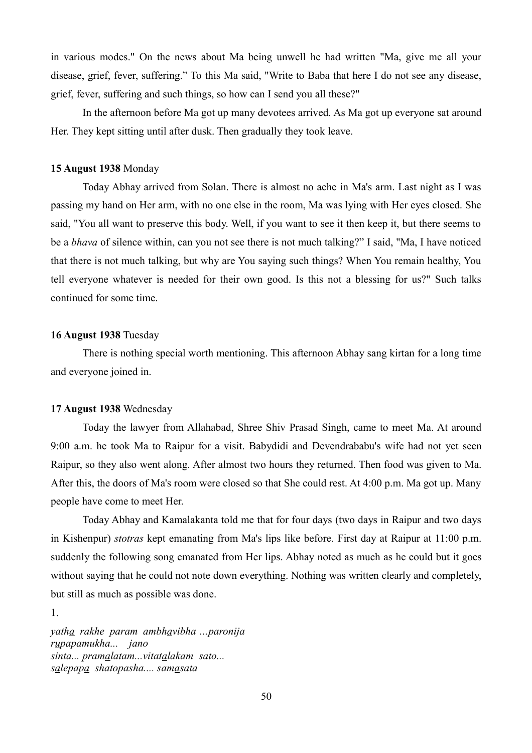in various modes." On the news about Ma being unwell he had written "Ma, give me all your disease, grief, fever, suffering." To this Ma said, "Write to Baba that here I do not see any disease, grief, fever, suffering and such things, so how can I send you all these?"

In the afternoon before Ma got up many devotees arrived. As Ma got up everyone sat around Her. They kept sitting until after dusk. Then gradually they took leave.

**15 August 1938** Monday

Today Abhay arrived from Solan. There is almost no ache in Ma's arm. Last night as I was passing my hand on Her arm, with no one else in the room, Ma was lying with Her eyes closed. She said, "You all want to preserve this body. Well, if you want to see it then keep it, but there seems to be a *bhava* of silence within, can you not see there is not much talking?" I said, "Ma, I have noticed that there is not much talking, but why are You saying such things? When You remain healthy, You tell everyone whatever is needed for their own good. Is this not a blessing for us?" Such talks continued for some time.

**16 August 1938** Tuesday

There is nothing special worth mentioning. This afternoon Abhay sang kirtan for a long time and everyone joined in.

**17 August 1938** Wednesday

Today the lawyer from Allahabad, Shree Shiv Prasad Singh, came to meet Ma. At around 9:00 a.m. he took Ma to Raipur for a visit. Babydidi and Devendrababu's wife had not yet seen Raipur, so they also went along. After almost two hours they returned. Then food was given to Ma. After this, the doors of Ma's room were closed so that She could rest. At 4:00 p.m. Ma got up. Many people have come to meet Her.

Today Abhay and Kamalakanta told me that for four days (two days in Raipur and two days in Kishenpur) *stotras* kept emanating from Ma's lips like before. First day at Raipur at 11:00 p.m. suddenly the following song emanated from Her lips. Abhay noted as much as he could but it goes without saying that he could not note down everything. Nothing was written clearly and completely, but still as much as possible was done.

1.

*yatha rakhe param ambhavibha ...paronija*
*rupapamukha... jano*
*sinta... pramalatam...vitatalakam sato...*
*salepapa shatopasha.... samasata*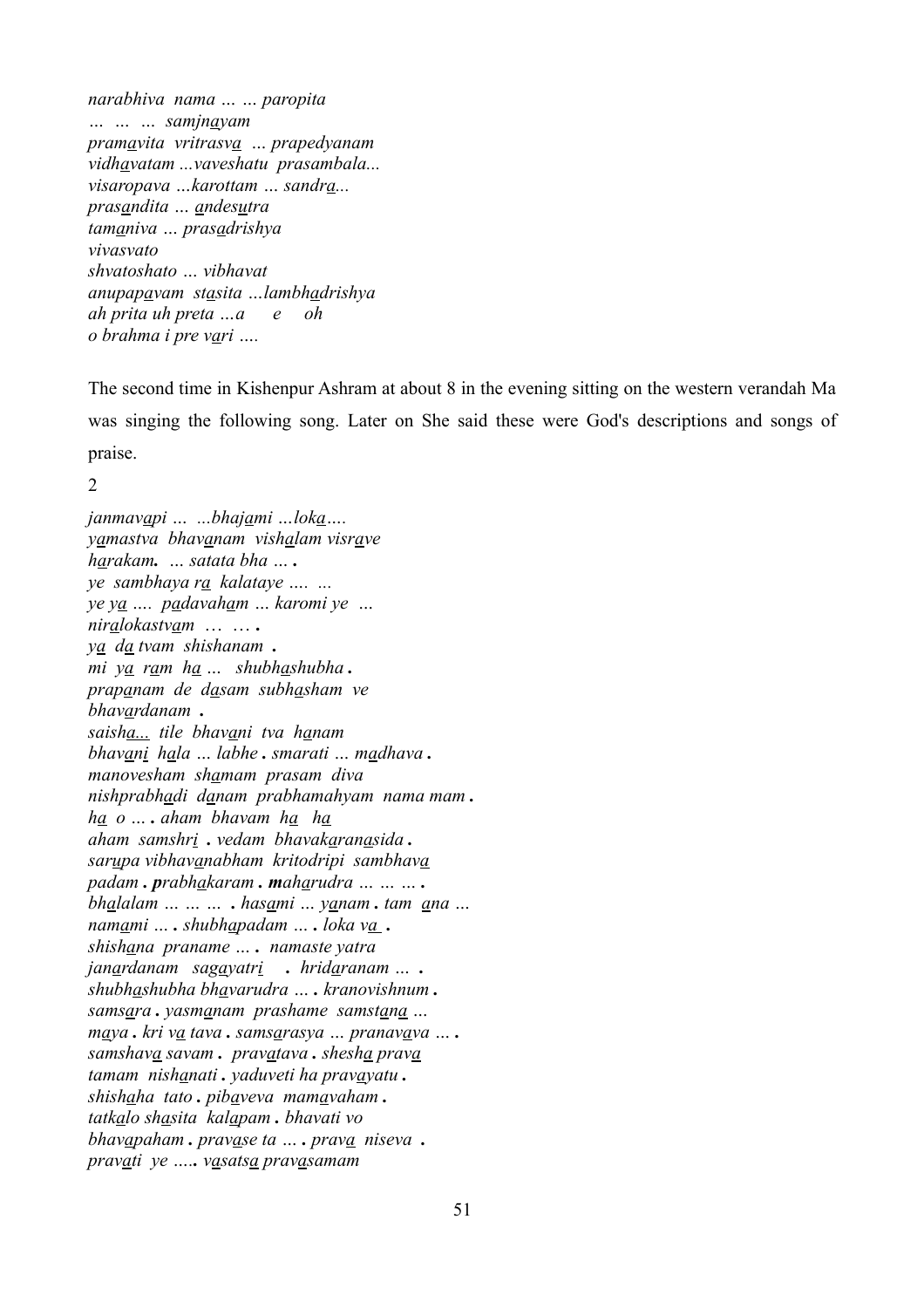*narabhiva nama ... ... paropita*
*... ... ... samjnayam*
*pramavita vritrasva ... prapedyanam*
*vidhavatam ...vaveshatu prasambala...*
*visaropava ...karottam ... sandra...*
*prasandita ... andesutra*
*tamaniva ... prasadrishya*
*vivasvato*
*shvatoshato ... vibhavat*
*anupapavam stasita ...lambhadrishya*
*ah prita uh preta ...a e oh*
*o brahma i pre vari ....*

The second time in Kishenpur Ashram at about 8 in the evening sitting on the western verandah Ma was singing the following song. Later on She said these were God's descriptions and songs of praise.

2

*janmavapi ... ...bhajami ...loka....*
*yamastva bhavanam vishalam visrave*
*harakam. ... satata bha ... .*
*ye sambhaya ra kalataye .... ...*
*ye ya .... padavaham ... karomi ye ...*
*niralokastvam ... ... .*
*ya da tvam shishanam .*
*mi ya ram ha ... shubhashubha .*
*prapanam de dasam subhasham ve*
*bhavardanam .*
*saisha... tile bhavani tva hanam*
*bhavani hala ... labhe . smarati ... madhava .*
*manovesham shamam prasam diva*
*nishprabhadi danam prabhamahyam nama mam .*
*ha o ... . aham bhavam ha ha*
*aham samshri . vedam bhavakaranasida .*
*sarupa vibhavanabham kritodripi sambhava*
*padam . prabhakaram . maharudra ... ... ... .*
*bhalalam ... ... ... . hasami ... yanam . tam ana ...*
*namami ... . shubhapadam ... . loka va .*
*shishana praname ... . namaste yatra*
*janardanam sagayatri . hridaranam ... .*
*shubhashubha bhavarudra ... . kranovishnum .*
*samsara . yasmanam prashame samstana ...*
*maya . kri va tava . samsarasya ... pranavava ... .*
*samshava savam . pravatava . shesha prava*
*tamam nishanati . yaduveti ha pravayatu .*
*shishaha tato . pibaveva mamavaham .*
*tatkalo shasita kalapam . bhavati vo*
*bhavapaham . pravase ta ... . prava niseva .*
*pravati ye .... vasatsa pravasamam*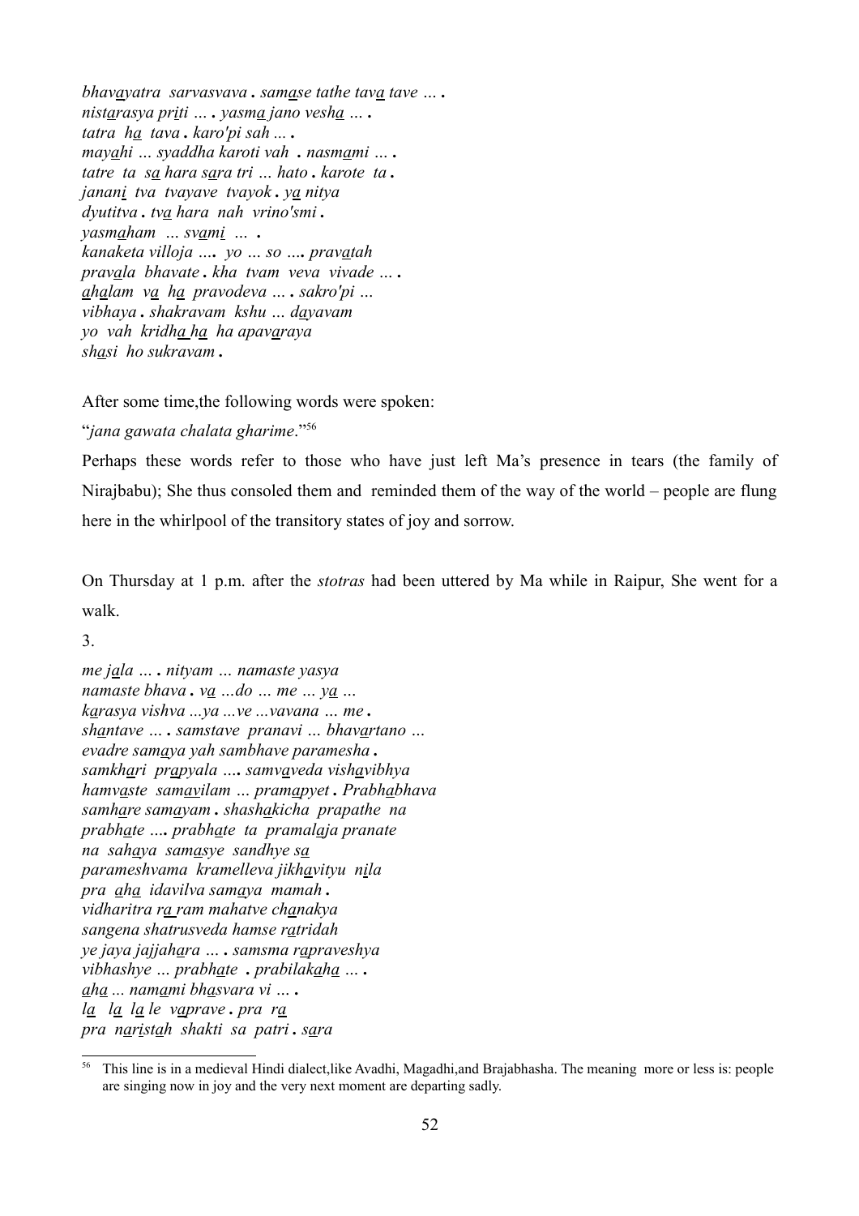*bhavayatra sarvasvava . samase tathe tava tave … .*
*nistarasya priti … . yasma jano vesha … .*
*tatra ha tava . karo'pi sah … .*
*mayahi … syaddha karoti vah . nasmami … .*
*tatre ta sa hara sara tri … hato . karote ta .*
*janani tva tvayave tvayok . ya nitya*
*dyutitva . tva hara nah vrino'smi .*
*yasmaham … svami … .*
*kanaketa villoja … . yo … so … . pravatah*
*pravala bhavate . kha tvam veva vivade … .*
*ahalam va ha pravodeva … . sakro'pi …*
*vibhaya . shakravam kshu … dayavam*
*yo vah kridha ha ha apavaraya*
*shasi ho sukravam .*

After some time,the following words were spoken:

"*jana gawata chalata gharime*."[56]

Perhaps these words refer to those who have just left Ma's presence in tears (the family of Nirajbabu); She thus consoled them and reminded them of the way of the world – people are flung here in the whirlpool of the transitory states of joy and sorrow.

On Thursday at 1 p.m. after the *stotras* had been uttered by Ma while in Raipur, She went for a walk.

3.

*me jala … . nityam … namaste yasya*
*namaste bhava . va …do … me … ya …*
*karasya vishva ...ya ...ve ...vavana … me .*
*shantave … . samstave pranavi … bhavartano …*
*evadre samaya yah sambhave paramesha .*
*samkhari prapyala … . samvaveda vishavibhya*
*hamvaste samavilam … pramapyet . Prabhabhava*
*samhare samayam . shashakicha prapathe na*
*prabhate … . prabhate ta pramalaja pranate*
*na sahaya samasye sandhye sa*
*parameshvama kramelleva jikhavityu nila*
*pra aha idavilva samaya mamah .*
*vidharitra ra ram mahatve chanakya*
*sangena shatrusveda hamse ratridah*
*ye jaya jajjahara … . samsma rapraveshya*
*vibhashye … prabhate . prabilakaha … .*
*aha ... namami bhasvara vi … .*
*la la la le vaprave . pra ra*
*pra naristah shakti sa patri . sara*

---

[56] This line is in a medieval Hindi dialect,like Avadhi, Magadhi,and Brajabhasha. The meaning more or less is: people are singing now in joy and the very next moment are departing sadly.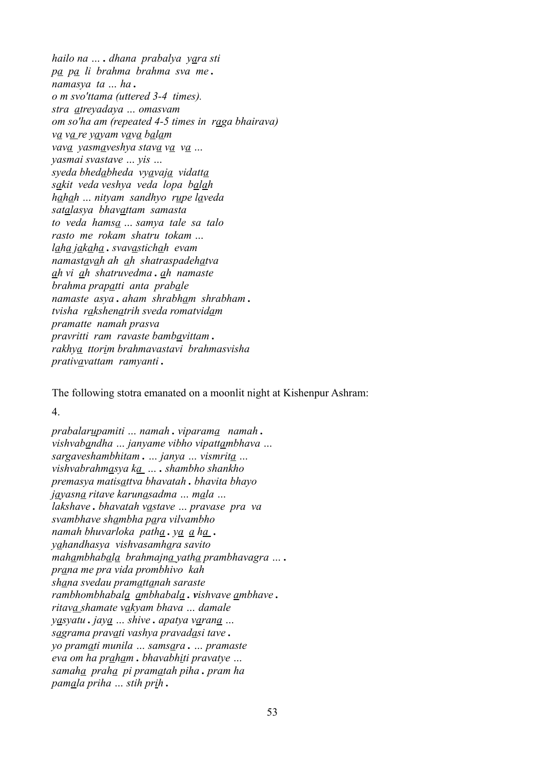*hailo na … . dhana prabalya yara sti*
*pa pa li brahma brahma sva me .*
*namasya ta … ha .*
*o m svo'ttama (uttered 3-4 times).*
*stra atreyadaya … omasvam*
*om so'ha am (repeated 4-5 times in raga bhairava)*
*va va re yayam vava balam*
*vava yasmaveshya stava va va …*
*yasmai svastave … yis …*
*syeda bhedabheda vyavaja vidatta*
*sakit veda veshya veda lopa balah*
*hahah … nityam sandhyo rupe laveda*
*satalasya bhavattam samasta*
*to veda hamsa … samya tale sa talo*
*rasto me rokam shatru tokam …*
*laha jakaha . svavastichah evam*
*namastavah ah ah shatraspadehatva*
*ah vi ah shatruvedma . ah namaste*
*brahma prapatti anta prabale*
*namaste asya . aham shrabham shrabham .*
*tvisha rakshenatrih sveda romatvidam*
*pramatte namah prasva*
*pravritti ram ravaste bambavittam .*
*rakhya ttorim brahmavastavi brahmasvisha*
*prativavattam ramyanti .*

The following stotra emanated on a moonlit night at Kishenpur Ashram:

4.

*prabalarupamiti … namah . viparama namah .*
*vishvabandha … janyame vibho vipattambhava …*
*sargaveshambhitam . … janya … vismrita …*
*vishvabrahmasya ka … . shambho shankho*
*premasya matisattva bhavatah . bhavita bhayo*
*jayasna ritave karunasadma … mala …*
*lakshave . bhavatah vastave … pravase pra va*
*svambhave shambha para vilvambho*
*namah bhuvarloka patha . ya a ha .*
*yahandhasya vishvasamhara savito*
*mahambhabala brahmajna yatha prambhavagra … .*
*prana me pra vida prombhivo kah*
*shana svedau pramattanah saraste*
*rambhombhabala ambhabala . vishvave ambhave .*
*ritava shamate vakyam bhava … damale*
*yasyatu . jaya … shive . apatya varana …*
*sagrama pravati vashya pravadasi tave .*
*yo pramati munila … samsara . … pramaste*
*eva om ha praham . bhavabhiti pravatye …*
*samaha praha pi pramatah piha . pram ha*
*pamala priha … stih prih .*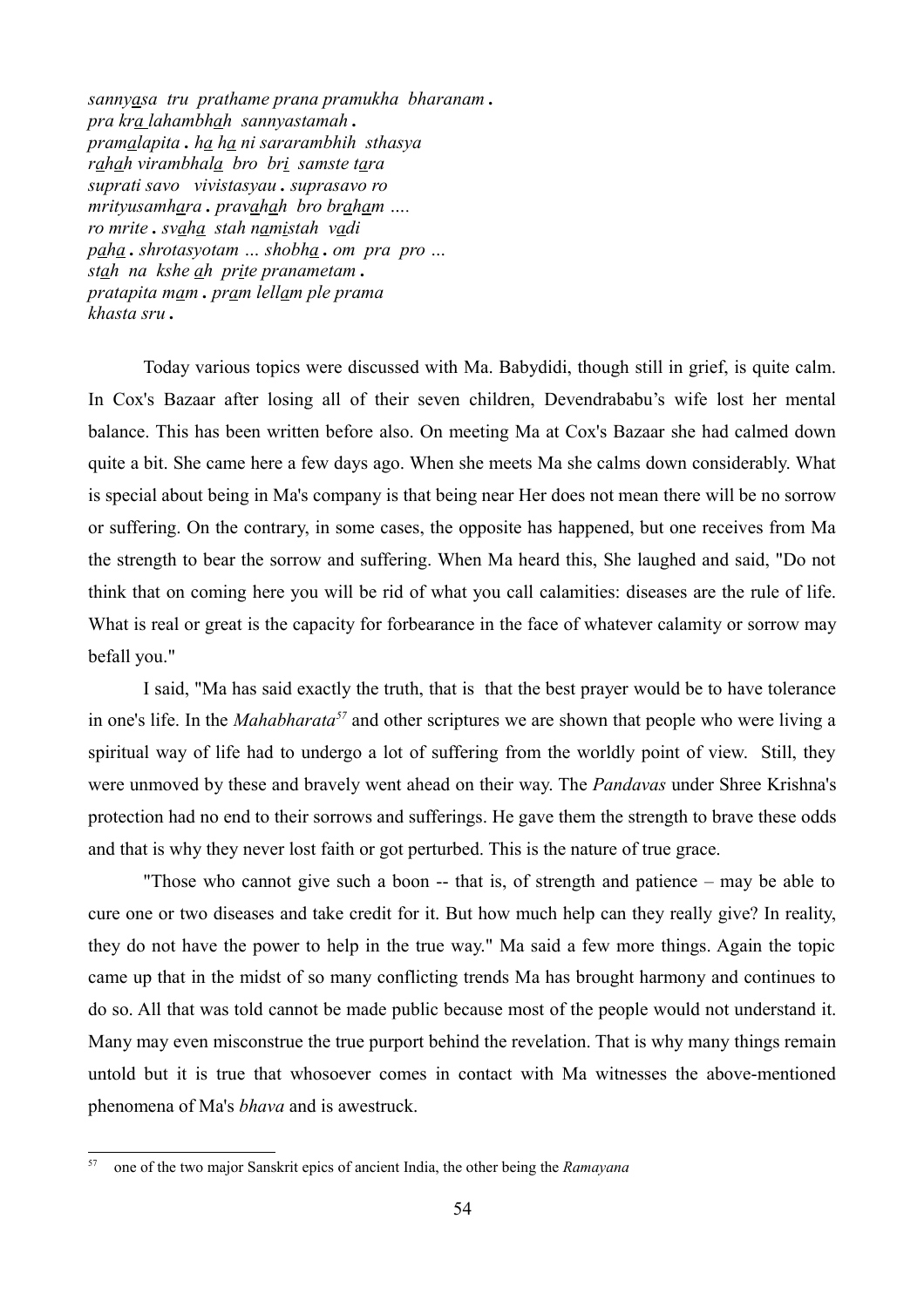*sannyasa tru prathame prana pramukha bharanam .*
*pra kra lahambhah sannyastamah .*
*pramalapita . ha ha ni sararambhih sthasya*
*rahah virambhala bro bri samste tara*
*suprati savo vivistasyau . suprasavo ro*
*mrityusamhara . pravahah bro braham ….*
*ro mrite . svaha stah namistah vadi*
*paha . shrotasyotam … shobha . om pra pro …*
*stah na kshe ah prite pranametam .*
*pratapita mam . pram lellam ple prama*
*khasta sru .*

Today various topics were discussed with Ma. Babydidi, though still in grief, is quite calm. In Cox's Bazaar after losing all of their seven children, Devendrababu's wife lost her mental balance. This has been written before also. On meeting Ma at Cox's Bazaar she had calmed down quite a bit. She came here a few days ago. When she meets Ma she calms down considerably. What is special about being in Ma's company is that being near Her does not mean there will be no sorrow or suffering. On the contrary, in some cases, the opposite has happened, but one receives from Ma the strength to bear the sorrow and suffering. When Ma heard this, She laughed and said, "Do not think that on coming here you will be rid of what you call calamities: diseases are the rule of life. What is real or great is the capacity for forbearance in the face of whatever calamity or sorrow may befall you."

I said, "Ma has said exactly the truth, that is that the best prayer would be to have tolerance in one's life. In the *Mahabharata*[57] and other scriptures we are shown that people who were living a spiritual way of life had to undergo a lot of suffering from the worldly point of view. Still, they were unmoved by these and bravely went ahead on their way. The *Pandavas* under Shree Krishna's protection had no end to their sorrows and sufferings. He gave them the strength to brave these odds and that is why they never lost faith or got perturbed. This is the nature of true grace.

"Those who cannot give such a boon -- that is, of strength and patience – may be able to cure one or two diseases and take credit for it. But how much help can they really give? In reality, they do not have the power to help in the true way." Ma said a few more things. Again the topic came up that in the midst of so many conflicting trends Ma has brought harmony and continues to do so. All that was told cannot be made public because most of the people would not understand it. Many may even misconstrue the true purport behind the revelation. That is why many things remain untold but it is true that whosoever comes in contact with Ma witnesses the above-mentioned phenomena of Ma's *bhava* and is awestruck.

---

57 one of the two major Sanskrit epics of ancient India, the other being the *Ramayana*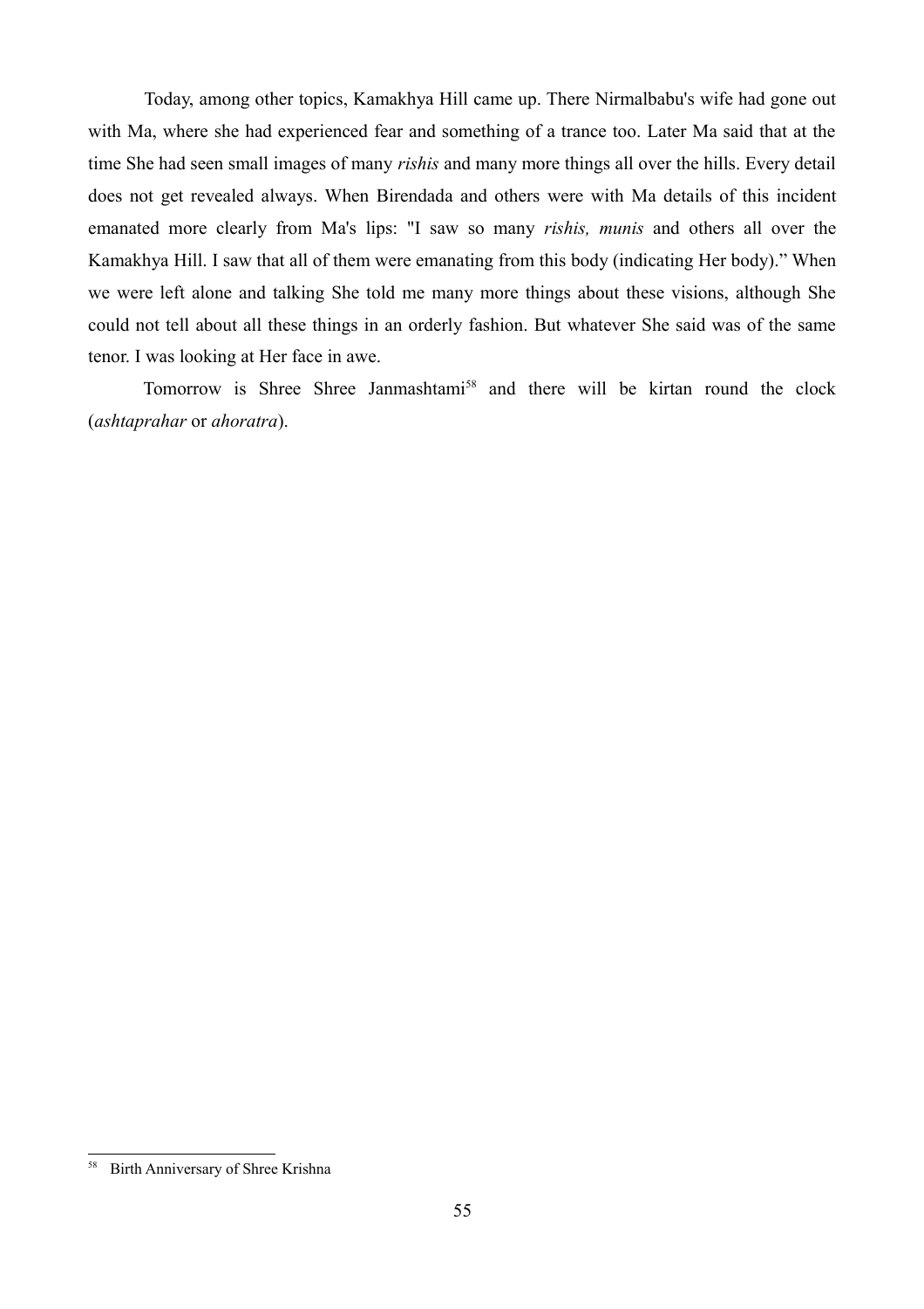Today, among other topics, Kamakhya Hill came up. There Nirmalbabu's wife had gone out with Ma, where she had experienced fear and something of a trance too. Later Ma said that at the time She had seen small images of many *rishis* and many more things all over the hills. Every detail does not get revealed always. When Birendada and others were with Ma details of this incident emanated more clearly from Ma's lips: "I saw so many *rishis, munis* and others all over the Kamakhya Hill. I saw that all of them were emanating from this body (indicating Her body)." When we were left alone and talking She told me many more things about these visions, although She could not tell about all these things in an orderly fashion. But whatever She said was of the same tenor. I was looking at Her face in awe.

Tomorrow is Shree Shree Janmashtami[58] and there will be kirtan round the clock (*ashtaprahar* or *ahoratra*).

---

[58] Birth Anniversary of Shree Krishna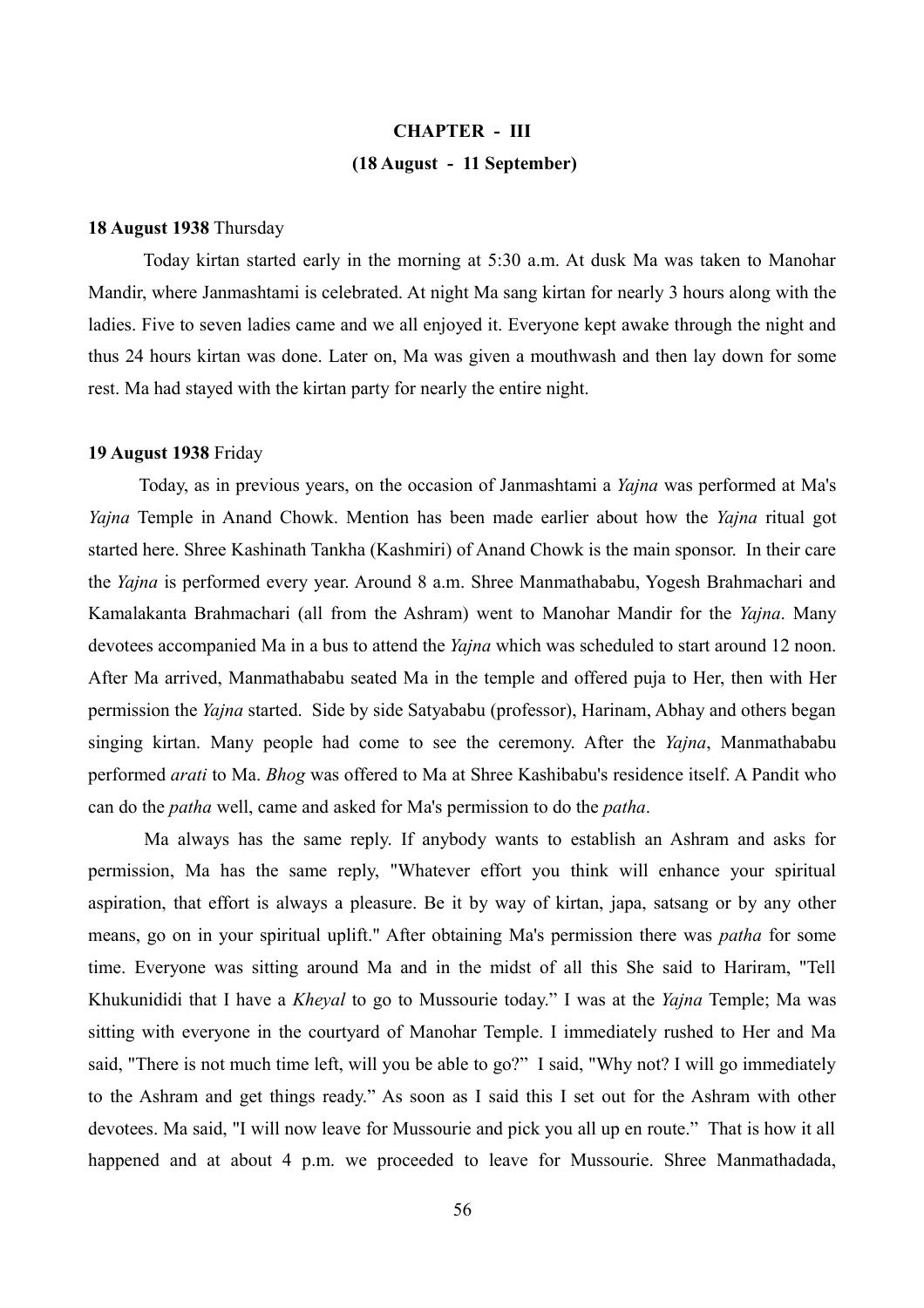# CHAPTER - III

## (18 August - 11 September)

**18 August 1938** Thursday

Today kirtan started early in the morning at 5:30 a.m. At dusk Ma was taken to Manohar Mandir, where Janmashtami is celebrated. At night Ma sang kirtan for nearly 3 hours along with the ladies. Five to seven ladies came and we all enjoyed it. Everyone kept awake through the night and thus 24 hours kirtan was done. Later on, Ma was given a mouthwash and then lay down for some rest. Ma had stayed with the kirtan party for nearly the entire night.

**19 August 1938** Friday

Today, as in previous years, on the occasion of Janmashtami a *Yajna* was performed at Ma's *Yajna* Temple in Anand Chowk. Mention has been made earlier about how the *Yajna* ritual got started here. Shree Kashinath Tankha (Kashmiri) of Anand Chowk is the main sponsor. In their care the *Yajna* is performed every year. Around 8 a.m. Shree Manmathababu, Yogesh Brahmachari and Kamalakanta Brahmachari (all from the Ashram) went to Manohar Mandir for the *Yajna*. Many devotees accompanied Ma in a bus to attend the *Yajna* which was scheduled to start around 12 noon. After Ma arrived, Manmathababu seated Ma in the temple and offered puja to Her, then with Her permission the *Yajna* started. Side by side Satyababu (professor), Harinam, Abhay and others began singing kirtan. Many people had come to see the ceremony. After the *Yajna*, Manmathababu performed *arati* to Ma. *Bhog* was offered to Ma at Shree Kashibabu's residence itself. A Pandit who can do the *patha* well, came and asked for Ma's permission to do the *patha*.

Ma always has the same reply. If anybody wants to establish an Ashram and asks for permission, Ma has the same reply, "Whatever effort you think will enhance your spiritual aspiration, that effort is always a pleasure. Be it by way of kirtan, japa, satsang or by any other means, go on in your spiritual uplift." After obtaining Ma's permission there was *patha* for some time. Everyone was sitting around Ma and in the midst of all this She said to Hariram, "Tell Khukunididi that I have a *Kheyal* to go to Mussourie today." I was at the *Yajna* Temple; Ma was sitting with everyone in the courtyard of Manohar Temple. I immediately rushed to Her and Ma said, "There is not much time left, will you be able to go?" I said, "Why not? I will go immediately to the Ashram and get things ready." As soon as I said this I set out for the Ashram with other devotees. Ma said, "I will now leave for Mussourie and pick you all up en route." That is how it all happened and at about 4 p.m. we proceeded to leave for Mussourie. Shree Manmathadada,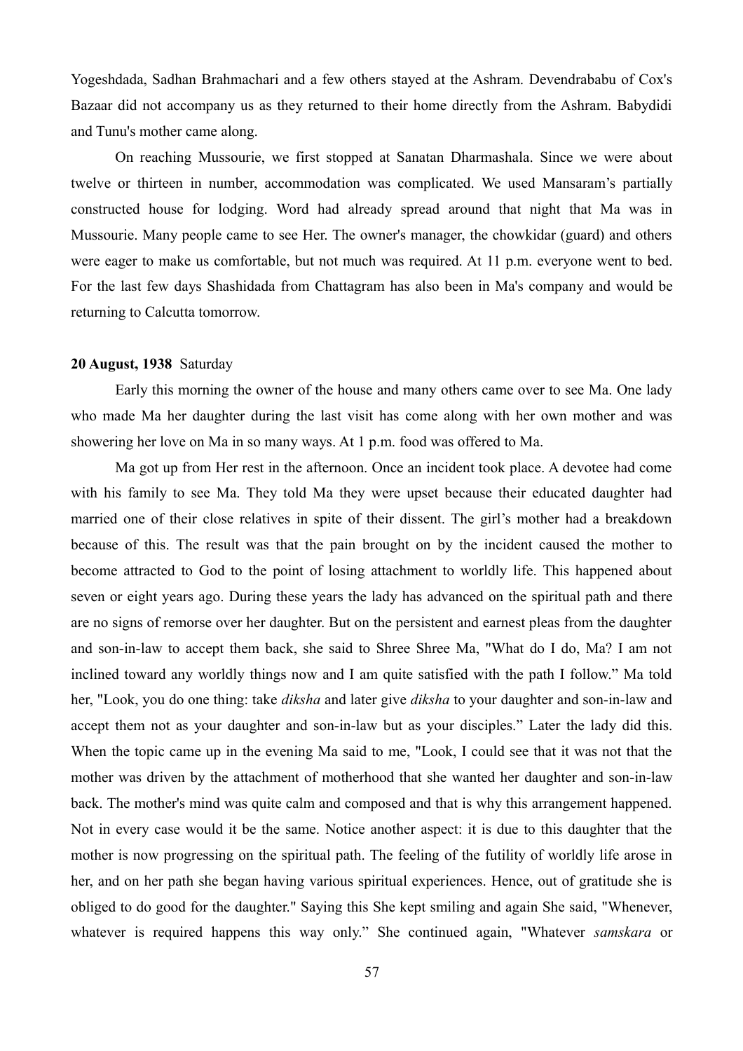Yogeshdada, Sadhan Brahmachari and a few others stayed at the Ashram. Devendrababu of Cox's Bazaar did not accompany us as they returned to their home directly from the Ashram. Babydidi and Tunu's mother came along.

On reaching Mussourie, we first stopped at Sanatan Dharmashala. Since we were about twelve or thirteen in number, accommodation was complicated. We used Mansaram's partially constructed house for lodging. Word had already spread around that night that Ma was in Mussourie. Many people came to see Her. The owner's manager, the chowkidar (guard) and others were eager to make us comfortable, but not much was required. At 11 p.m. everyone went to bed. For the last few days Shashidada from Chattagram has also been in Ma's company and would be returning to Calcutta tomorrow.

**20 August, 1938** Saturday

Early this morning the owner of the house and many others came over to see Ma. One lady who made Ma her daughter during the last visit has come along with her own mother and was showering her love on Ma in so many ways. At 1 p.m. food was offered to Ma.

Ma got up from Her rest in the afternoon. Once an incident took place. A devotee had come with his family to see Ma. They told Ma they were upset because their educated daughter had married one of their close relatives in spite of their dissent. The girl's mother had a breakdown because of this. The result was that the pain brought on by the incident caused the mother to become attracted to God to the point of losing attachment to worldly life. This happened about seven or eight years ago. During these years the lady has advanced on the spiritual path and there are no signs of remorse over her daughter. But on the persistent and earnest pleas from the daughter and son-in-law to accept them back, she said to Shree Shree Ma, "What do I do, Ma? I am not inclined toward any worldly things now and I am quite satisfied with the path I follow." Ma told her, "Look, you do one thing: take *diksha* and later give *diksha* to your daughter and son-in-law and accept them not as your daughter and son-in-law but as your disciples." Later the lady did this. When the topic came up in the evening Ma said to me, "Look, I could see that it was not that the mother was driven by the attachment of motherhood that she wanted her daughter and son-in-law back. The mother's mind was quite calm and composed and that is why this arrangement happened. Not in every case would it be the same. Notice another aspect: it is due to this daughter that the mother is now progressing on the spiritual path. The feeling of the futility of worldly life arose in her, and on her path she began having various spiritual experiences. Hence, out of gratitude she is obliged to do good for the daughter." Saying this She kept smiling and again She said, "Whenever, whatever is required happens this way only." She continued again, "Whatever *samskara* or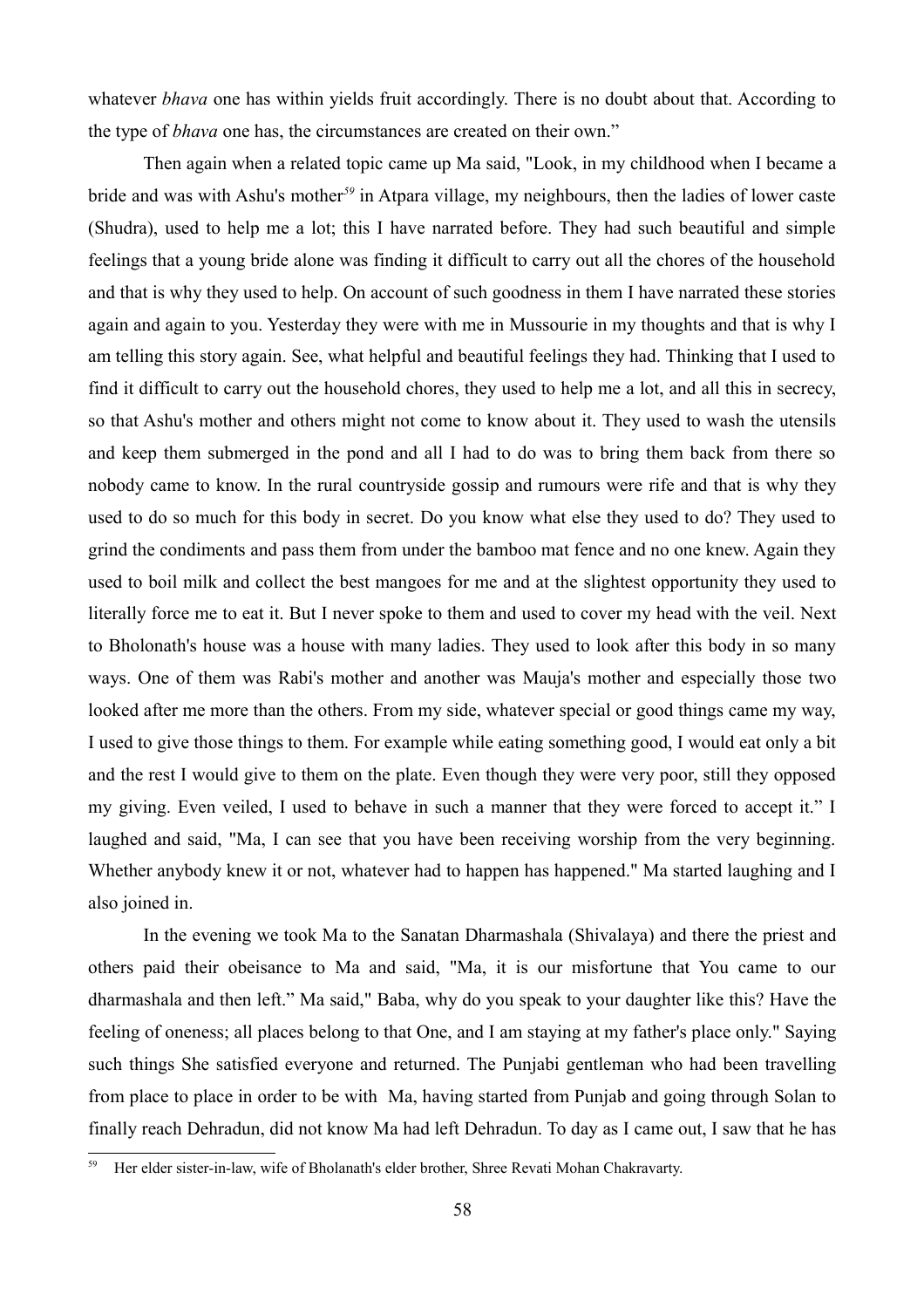whatever *bhava* one has within yields fruit accordingly. There is no doubt about that. According to the type of *bhava* one has, the circumstances are created on their own."

Then again when a related topic came up Ma said, "Look, in my childhood when I became a bride and was with Ashu's mother[59] in Atpara village, my neighbours, then the ladies of lower caste (Shudra), used to help me a lot; this I have narrated before. They had such beautiful and simple feelings that a young bride alone was finding it difficult to carry out all the chores of the household and that is why they used to help. On account of such goodness in them I have narrated these stories again and again to you. Yesterday they were with me in Mussourie in my thoughts and that is why I am telling this story again. See, what helpful and beautiful feelings they had. Thinking that I used to find it difficult to carry out the household chores, they used to help me a lot, and all this in secrecy, so that Ashu's mother and others might not come to know about it. They used to wash the utensils and keep them submerged in the pond and all I had to do was to bring them back from there so nobody came to know. In the rural countryside gossip and rumours were rife and that is why they used to do so much for this body in secret. Do you know what else they used to do? They used to grind the condiments and pass them from under the bamboo mat fence and no one knew. Again they used to boil milk and collect the best mangoes for me and at the slightest opportunity they used to literally force me to eat it. But I never spoke to them and used to cover my head with the veil. Next to Bholonath's house was a house with many ladies. They used to look after this body in so many ways. One of them was Rabi's mother and another was Mauja's mother and especially those two looked after me more than the others. From my side, whatever special or good things came my way, I used to give those things to them. For example while eating something good, I would eat only a bit and the rest I would give to them on the plate. Even though they were very poor, still they opposed my giving. Even veiled, I used to behave in such a manner that they were forced to accept it." I laughed and said, "Ma, I can see that you have been receiving worship from the very beginning. Whether anybody knew it or not, whatever had to happen has happened." Ma started laughing and I also joined in.

In the evening we took Ma to the Sanatan Dharmashala (Shivalaya) and there the priest and others paid their obeisance to Ma and said, "Ma, it is our misfortune that You came to our dharmashala and then left." Ma said," Baba, why do you speak to your daughter like this? Have the feeling of oneness; all places belong to that One, and I am staying at my father's place only." Saying such things She satisfied everyone and returned. The Punjabi gentleman who had been travelling from place to place in order to be with Ma, having started from Punjab and going through Solan to finally reach Dehradun, did not know Ma had left Dehradun. To day as I came out, I saw that he has

[59] Her elder sister-in-law, wife of Bholanath's elder brother, Shree Revati Mohan Chakravarty.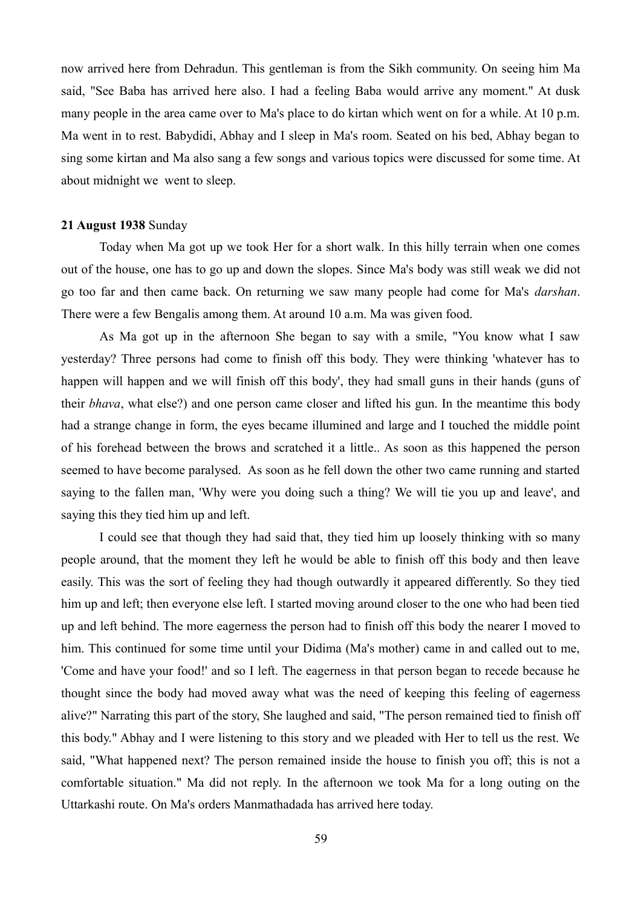now arrived here from Dehradun. This gentleman is from the Sikh community. On seeing him Ma said, "See Baba has arrived here also. I had a feeling Baba would arrive any moment." At dusk many people in the area came over to Ma's place to do kirtan which went on for a while. At 10 p.m. Ma went in to rest. Babydidi, Abhay and I sleep in Ma's room. Seated on his bed, Abhay began to sing some kirtan and Ma also sang a few songs and various topics were discussed for some time. At about midnight we went to sleep.

**21 August 1938** Sunday

Today when Ma got up we took Her for a short walk. In this hilly terrain when one comes out of the house, one has to go up and down the slopes. Since Ma's body was still weak we did not go too far and then came back. On returning we saw many people had come for Ma's *darshan*. There were a few Bengalis among them. At around 10 a.m. Ma was given food.

As Ma got up in the afternoon She began to say with a smile, "You know what I saw yesterday? Three persons had come to finish off this body. They were thinking 'whatever has to happen will happen and we will finish off this body', they had small guns in their hands (guns of their *bhava*, what else?) and one person came closer and lifted his gun. In the meantime this body had a strange change in form, the eyes became illumined and large and I touched the middle point of his forehead between the brows and scratched it a little.. As soon as this happened the person seemed to have become paralysed. As soon as he fell down the other two came running and started saying to the fallen man, 'Why were you doing such a thing? We will tie you up and leave', and saying this they tied him up and left.

I could see that though they had said that, they tied him up loosely thinking with so many people around, that the moment they left he would be able to finish off this body and then leave easily. This was the sort of feeling they had though outwardly it appeared differently. So they tied him up and left; then everyone else left. I started moving around closer to the one who had been tied up and left behind. The more eagerness the person had to finish off this body the nearer I moved to him. This continued for some time until your Didima (Ma's mother) came in and called out to me, 'Come and have your food!' and so I left. The eagerness in that person began to recede because he thought since the body had moved away what was the need of keeping this feeling of eagerness alive?" Narrating this part of the story, She laughed and said, "The person remained tied to finish off this body." Abhay and I were listening to this story and we pleaded with Her to tell us the rest. We said, "What happened next? The person remained inside the house to finish you off; this is not a comfortable situation." Ma did not reply. In the afternoon we took Ma for a long outing on the Uttarkashi route. On Ma's orders Manmathadada has arrived here today.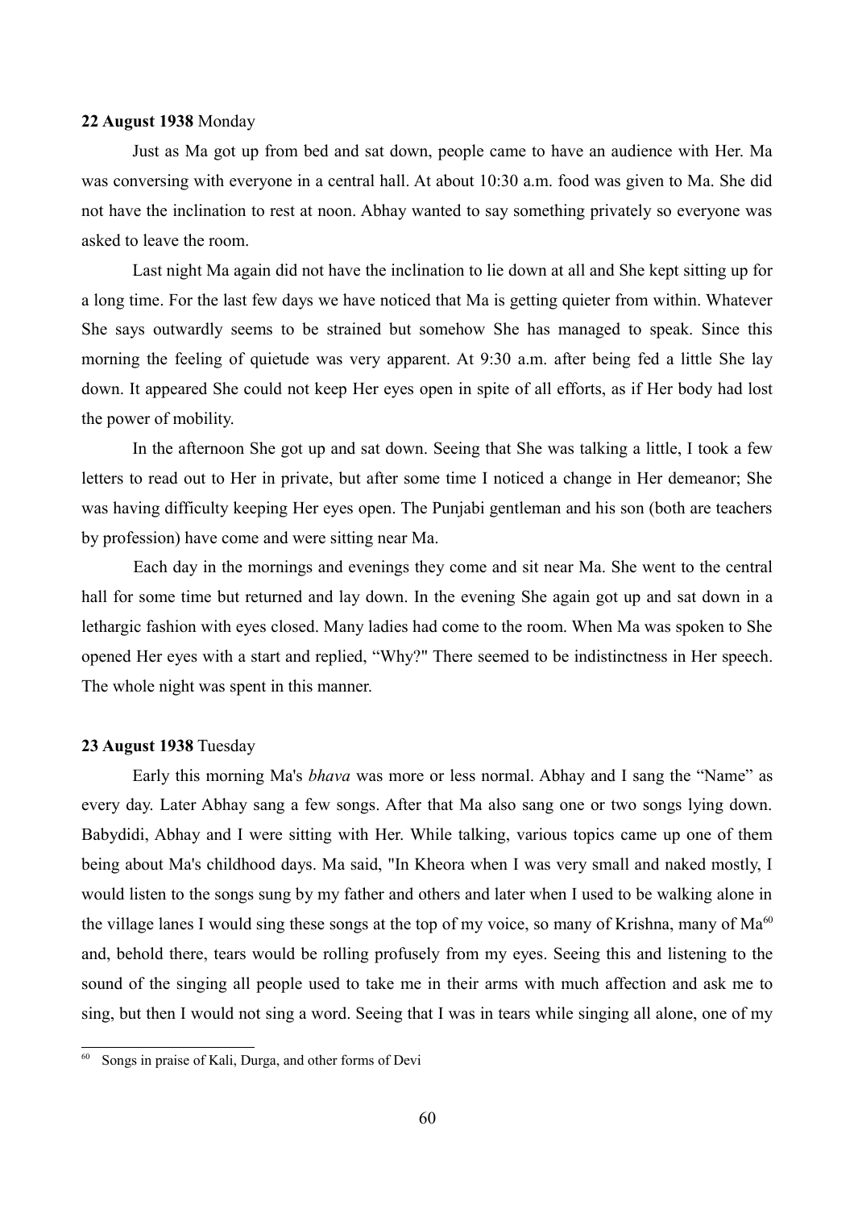**22 August 1938** Monday

Just as Ma got up from bed and sat down, people came to have an audience with Her. Ma was conversing with everyone in a central hall. At about 10:30 a.m. food was given to Ma. She did not have the inclination to rest at noon. Abhay wanted to say something privately so everyone was asked to leave the room.

Last night Ma again did not have the inclination to lie down at all and She kept sitting up for a long time. For the last few days we have noticed that Ma is getting quieter from within. Whatever She says outwardly seems to be strained but somehow She has managed to speak. Since this morning the feeling of quietude was very apparent. At 9:30 a.m. after being fed a little She lay down. It appeared She could not keep Her eyes open in spite of all efforts, as if Her body had lost the power of mobility.

In the afternoon She got up and sat down. Seeing that She was talking a little, I took a few letters to read out to Her in private, but after some time I noticed a change in Her demeanor; She was having difficulty keeping Her eyes open. The Punjabi gentleman and his son (both are teachers by profession) have come and were sitting near Ma.

Each day in the mornings and evenings they come and sit near Ma. She went to the central hall for some time but returned and lay down. In the evening She again got up and sat down in a lethargic fashion with eyes closed. Many ladies had come to the room. When Ma was spoken to She opened Her eyes with a start and replied, "Why?" There seemed to be indistinctness in Her speech. The whole night was spent in this manner.

**23 August 1938** Tuesday

Early this morning Ma's *bhava* was more or less normal. Abhay and I sang the "Name" as every day. Later Abhay sang a few songs. After that Ma also sang one or two songs lying down. Babydidi, Abhay and I were sitting with Her. While talking, various topics came up one of them being about Ma's childhood days. Ma said, "In Kheora when I was very small and naked mostly, I would listen to the songs sung by my father and others and later when I used to be walking alone in the village lanes I would sing these songs at the top of my voice, so many of Krishna, many of Ma[60] and, behold there, tears would be rolling profusely from my eyes. Seeing this and listening to the sound of the singing all people used to take me in their arms with much affection and ask me to sing, but then I would not sing a word. Seeing that I was in tears while singing all alone, one of my

---

[60] Songs in praise of Kali, Durga, and other forms of Devi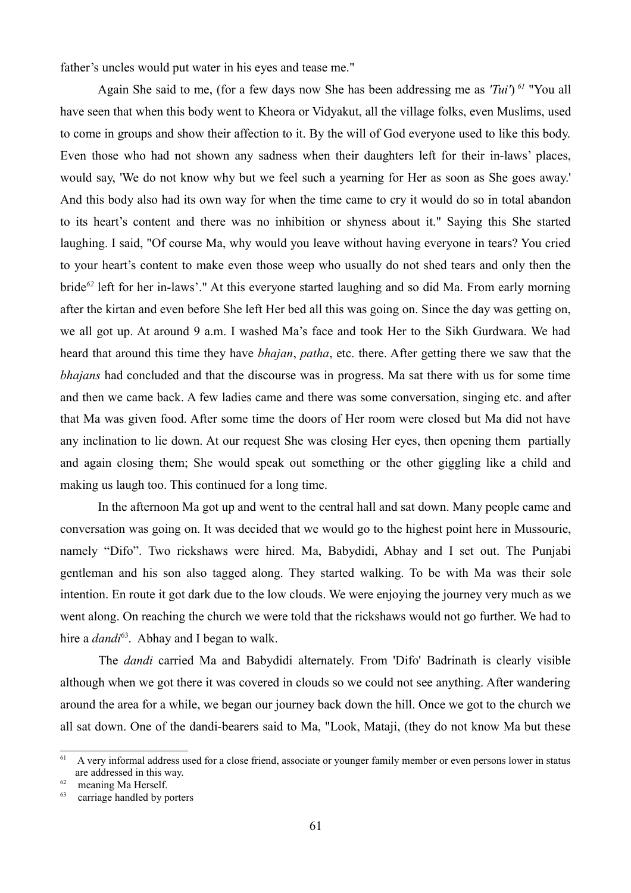father's uncles would put water in his eyes and tease me."

Again She said to me, (for a few days now She has been addressing me as *'Tui'*) [61] "You all have seen that when this body went to Kheora or Vidyakut, all the village folks, even Muslims, used to come in groups and show their affection to it. By the will of God everyone used to like this body. Even those who had not shown any sadness when their daughters left for their in-laws' places, would say, 'We do not know why but we feel such a yearning for Her as soon as She goes away.' And this body also had its own way for when the time came to cry it would do so in total abandon to its heart's content and there was no inhibition or shyness about it." Saying this She started laughing. I said, "Of course Ma, why would you leave without having everyone in tears? You cried to your heart's content to make even those weep who usually do not shed tears and only then the bride[62] left for her in-laws'." At this everyone started laughing and so did Ma. From early morning after the kirtan and even before She left Her bed all this was going on. Since the day was getting on, we all got up. At around 9 a.m. I washed Ma's face and took Her to the Sikh Gurdwara. We had heard that around this time they have *bhajan*, *patha*, etc. there. After getting there we saw that the *bhajans* had concluded and that the discourse was in progress. Ma sat there with us for some time and then we came back. A few ladies came and there was some conversation, singing etc. and after that Ma was given food. After some time the doors of Her room were closed but Ma did not have any inclination to lie down. At our request She was closing Her eyes, then opening them partially and again closing them; She would speak out something or the other giggling like a child and making us laugh too. This continued for a long time.

In the afternoon Ma got up and went to the central hall and sat down. Many people came and conversation was going on. It was decided that we would go to the highest point here in Mussourie, namely "Difo". Two rickshaws were hired. Ma, Babydidi, Abhay and I set out. The Punjabi gentleman and his son also tagged along. They started walking. To be with Ma was their sole intention. En route it got dark due to the low clouds. We were enjoying the journey very much as we went along. On reaching the church we were told that the rickshaws would not go further. We had to hire a *dandi*[63]. Abhay and I began to walk.

The *dandi* carried Ma and Babydidi alternately. From 'Difo' Badrinath is clearly visible although when we got there it was covered in clouds so we could not see anything. After wandering around the area for a while, we began our journey back down the hill. Once we got to the church we all sat down. One of the dandi-bearers said to Ma, "Look, Mataji, (they do not know Ma but these

---

[61] A very informal address used for a close friend, associate or younger family member or even persons lower in status are addressed in this way.

[62] meaning Ma Herself.

[63] carriage handled by porters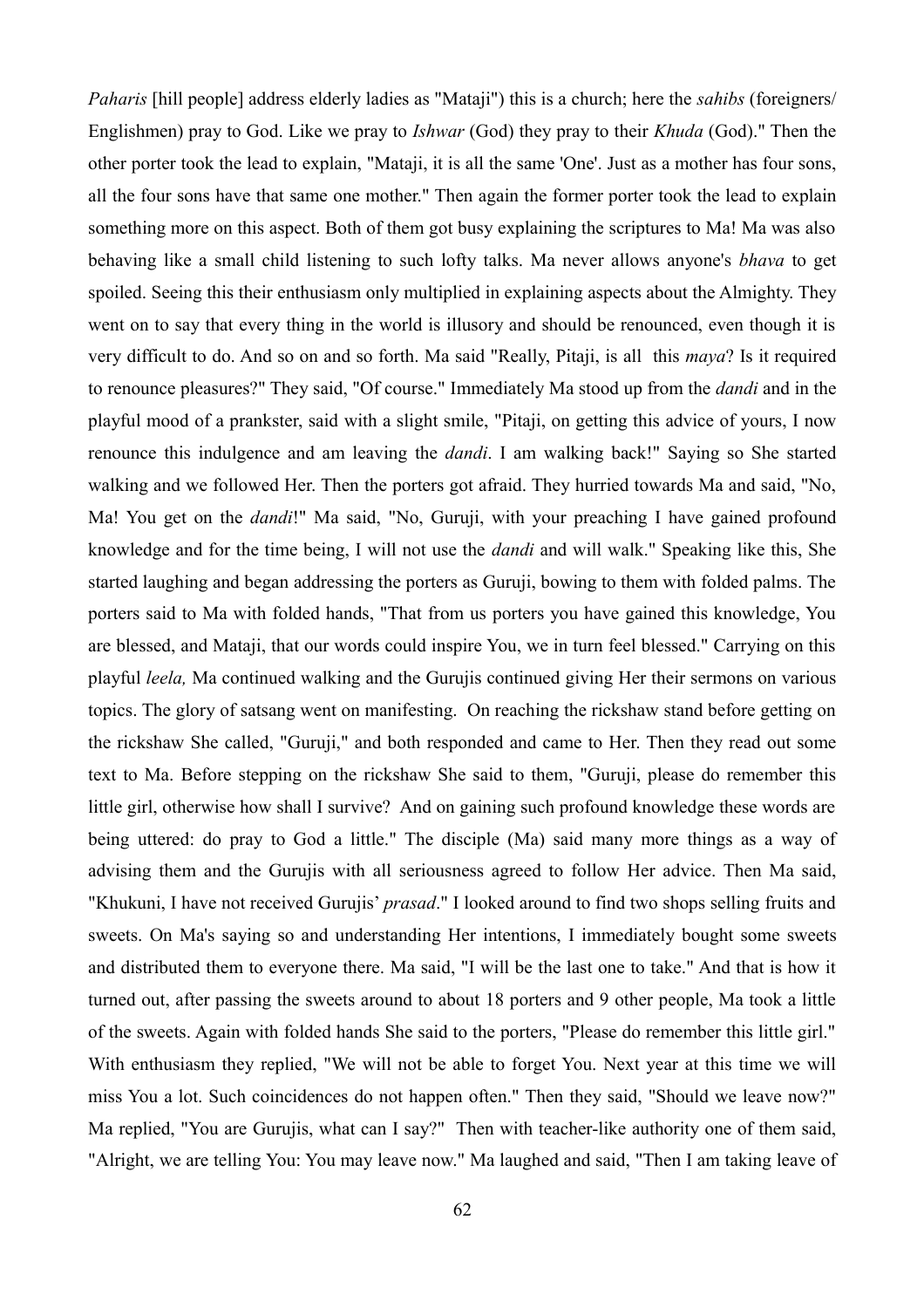*Paharis* [hill people] address elderly ladies as "Mataji") this is a church; here the *sahibs* (foreigners/ Englishmen) pray to God. Like we pray to *Ishwar* (God) they pray to their *Khuda* (God)." Then the other porter took the lead to explain, "Mataji, it is all the same 'One'. Just as a mother has four sons, all the four sons have that same one mother." Then again the former porter took the lead to explain something more on this aspect. Both of them got busy explaining the scriptures to Ma! Ma was also behaving like a small child listening to such lofty talks. Ma never allows anyone's *bhava* to get spoiled. Seeing this their enthusiasm only multiplied in explaining aspects about the Almighty. They went on to say that every thing in the world is illusory and should be renounced, even though it is very difficult to do. And so on and so forth. Ma said "Really, Pitaji, is all this *maya*? Is it required to renounce pleasures?" They said, "Of course." Immediately Ma stood up from the *dandi* and in the playful mood of a prankster, said with a slight smile, "Pitaji, on getting this advice of yours, I now renounce this indulgence and am leaving the *dandi*. I am walking back!" Saying so She started walking and we followed Her. Then the porters got afraid. They hurried towards Ma and said, "No, Ma! You get on the *dandi*!" Ma said, "No, Guruji, with your preaching I have gained profound knowledge and for the time being, I will not use the *dandi* and will walk." Speaking like this, She started laughing and began addressing the porters as Guruji, bowing to them with folded palms. The porters said to Ma with folded hands, "That from us porters you have gained this knowledge, You are blessed, and Mataji, that our words could inspire You, we in turn feel blessed." Carrying on this playful *leela,* Ma continued walking and the Gurujis continued giving Her their sermons on various topics. The glory of satsang went on manifesting. On reaching the rickshaw stand before getting on the rickshaw She called, "Guruji," and both responded and came to Her. Then they read out some text to Ma. Before stepping on the rickshaw She said to them, "Guruji, please do remember this little girl, otherwise how shall I survive? And on gaining such profound knowledge these words are being uttered: do pray to God a little." The disciple (Ma) said many more things as a way of advising them and the Gurujis with all seriousness agreed to follow Her advice. Then Ma said, "Khukuni, I have not received Gurujis' *prasad*." I looked around to find two shops selling fruits and sweets. On Ma's saying so and understanding Her intentions, I immediately bought some sweets and distributed them to everyone there. Ma said, "I will be the last one to take." And that is how it turned out, after passing the sweets around to about 18 porters and 9 other people, Ma took a little of the sweets. Again with folded hands She said to the porters, "Please do remember this little girl." With enthusiasm they replied, "We will not be able to forget You. Next year at this time we will miss You a lot. Such coincidences do not happen often." Then they said, "Should we leave now?" Ma replied, "You are Gurujis, what can I say?" Then with teacher-like authority one of them said, "Alright, we are telling You: You may leave now." Ma laughed and said, "Then I am taking leave of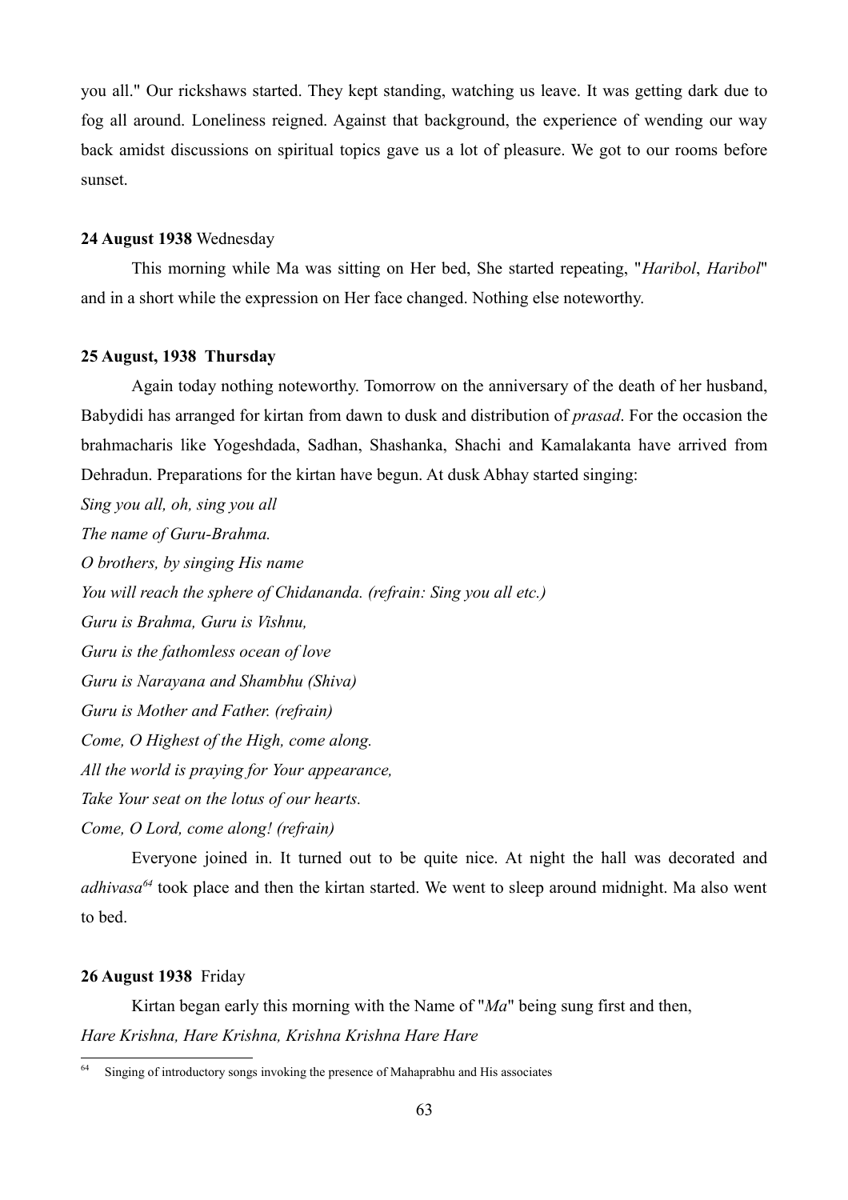you all." Our rickshaws started. They kept standing, watching us leave. It was getting dark due to fog all around. Loneliness reigned. Against that background, the experience of wending our way back amidst discussions on spiritual topics gave us a lot of pleasure. We got to our rooms before sunset.

**24 August 1938** Wednesday

This morning while Ma was sitting on Her bed, She started repeating, "*Haribol*, *Haribol*" and in a short while the expression on Her face changed. Nothing else noteworthy.

**25 August, 1938 Thursday**

Again today nothing noteworthy. Tomorrow on the anniversary of the death of her husband, Babydidi has arranged for kirtan from dawn to dusk and distribution of *prasad*. For the occasion the brahmacharis like Yogeshdada, Sadhan, Shashanka, Shachi and Kamalakanta have arrived from Dehradun. Preparations for the kirtan have begun. At dusk Abhay started singing:

*Sing you all, oh, sing you all*
*The name of Guru-Brahma.*
*O brothers, by singing His name*
*You will reach the sphere of Chidananda. (refrain: Sing you all etc.)*
*Guru is Brahma, Guru is Vishnu,*
*Guru is the fathomless ocean of love*
*Guru is Narayana and Shambhu (Shiva)*
*Guru is Mother and Father. (refrain)*
*Come, O Highest of the High, come along.*
*All the world is praying for Your appearance,*
*Take Your seat on the lotus of our hearts.*
*Come, O Lord, come along! (refrain)*

Everyone joined in. It turned out to be quite nice. At night the hall was decorated and *adhivasa*[64] took place and then the kirtan started. We went to sleep around midnight. Ma also went to bed.

**26 August 1938** Friday

Kirtan began early this morning with the Name of "*Ma*" being sung first and then,
*Hare Krishna, Hare Krishna, Krishna Krishna Hare Hare*

[64] Singing of introductory songs invoking the presence of Mahaprabhu and His associates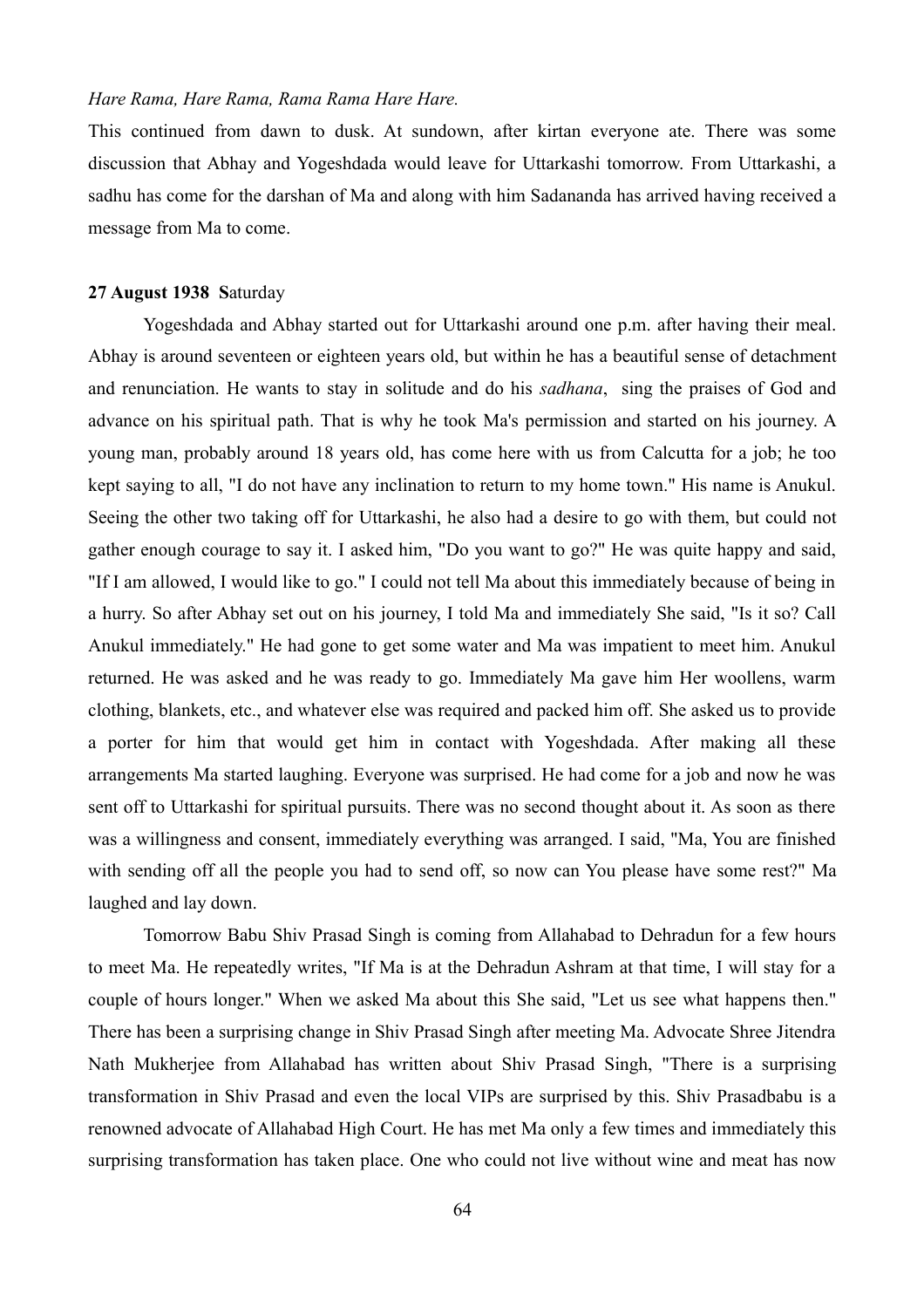*Hare Rama, Hare Rama, Rama Rama Hare Hare.*

This continued from dawn to dusk. At sundown, after kirtan everyone ate. There was some discussion that Abhay and Yogeshdada would leave for Uttarkashi tomorrow. From Uttarkashi, a sadhu has come for the darshan of Ma and along with him Sadananda has arrived having received a message from Ma to come.

**27 August 1938 S**aturday

Yogeshdada and Abhay started out for Uttarkashi around one p.m. after having their meal. Abhay is around seventeen or eighteen years old, but within he has a beautiful sense of detachment and renunciation. He wants to stay in solitude and do his *sadhana*, sing the praises of God and advance on his spiritual path. That is why he took Ma's permission and started on his journey. A young man, probably around 18 years old, has come here with us from Calcutta for a job; he too kept saying to all, "I do not have any inclination to return to my home town." His name is Anukul. Seeing the other two taking off for Uttarkashi, he also had a desire to go with them, but could not gather enough courage to say it. I asked him, "Do you want to go?" He was quite happy and said, "If I am allowed, I would like to go." I could not tell Ma about this immediately because of being in a hurry. So after Abhay set out on his journey, I told Ma and immediately She said, "Is it so? Call Anukul immediately." He had gone to get some water and Ma was impatient to meet him. Anukul returned. He was asked and he was ready to go. Immediately Ma gave him Her woollens, warm clothing, blankets, etc., and whatever else was required and packed him off. She asked us to provide a porter for him that would get him in contact with Yogeshdada. After making all these arrangements Ma started laughing. Everyone was surprised. He had come for a job and now he was sent off to Uttarkashi for spiritual pursuits. There was no second thought about it. As soon as there was a willingness and consent, immediately everything was arranged. I said, "Ma, You are finished with sending off all the people you had to send off, so now can You please have some rest?" Ma laughed and lay down.

Tomorrow Babu Shiv Prasad Singh is coming from Allahabad to Dehradun for a few hours to meet Ma. He repeatedly writes, "If Ma is at the Dehradun Ashram at that time, I will stay for a couple of hours longer." When we asked Ma about this She said, "Let us see what happens then." There has been a surprising change in Shiv Prasad Singh after meeting Ma. Advocate Shree Jitendra Nath Mukherjee from Allahabad has written about Shiv Prasad Singh, "There is a surprising transformation in Shiv Prasad and even the local VIPs are surprised by this. Shiv Prasadbabu is a renowned advocate of Allahabad High Court. He has met Ma only a few times and immediately this surprising transformation has taken place. One who could not live without wine and meat has now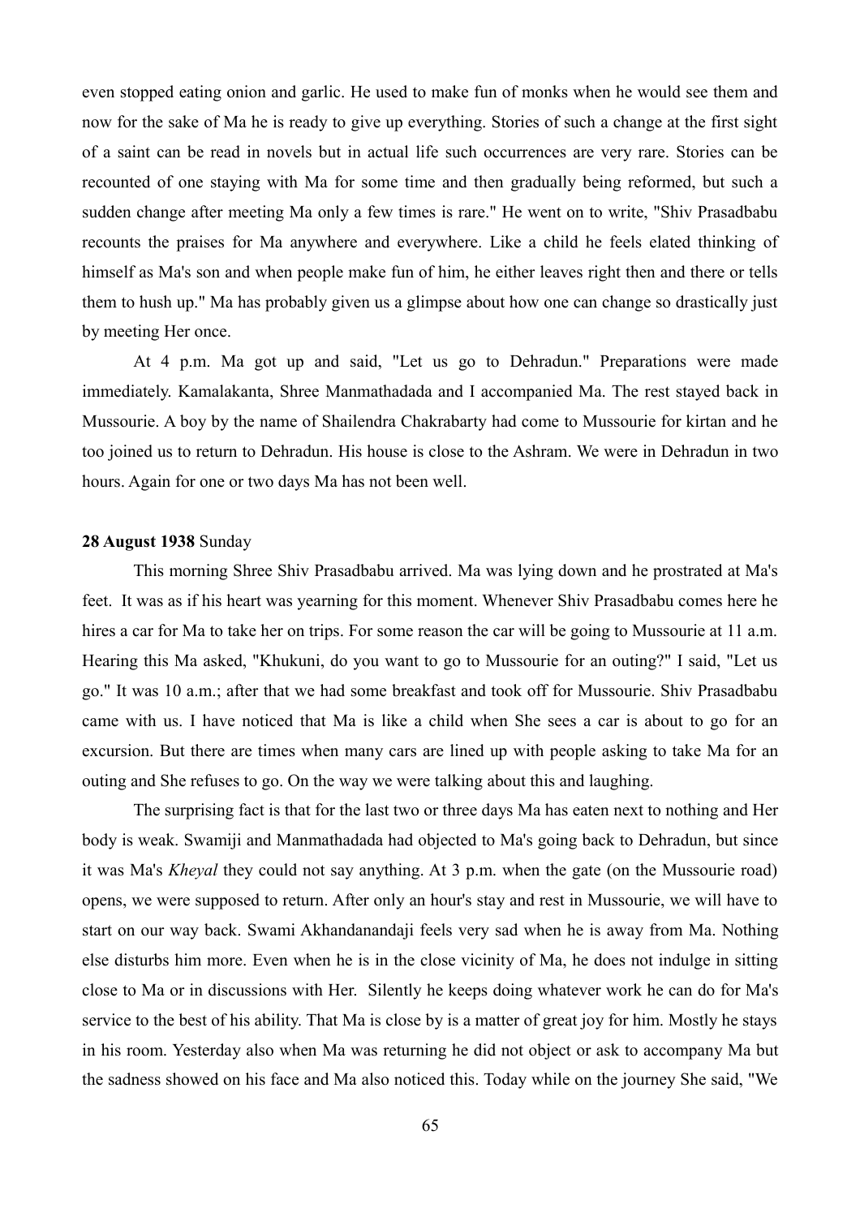even stopped eating onion and garlic. He used to make fun of monks when he would see them and now for the sake of Ma he is ready to give up everything. Stories of such a change at the first sight of a saint can be read in novels but in actual life such occurrences are very rare. Stories can be recounted of one staying with Ma for some time and then gradually being reformed, but such a sudden change after meeting Ma only a few times is rare." He went on to write, "Shiv Prasadbabu recounts the praises for Ma anywhere and everywhere. Like a child he feels elated thinking of himself as Ma's son and when people make fun of him, he either leaves right then and there or tells them to hush up." Ma has probably given us a glimpse about how one can change so drastically just by meeting Her once.

At 4 p.m. Ma got up and said, "Let us go to Dehradun." Preparations were made immediately. Kamalakanta, Shree Manmathadada and I accompanied Ma. The rest stayed back in Mussourie. A boy by the name of Shailendra Chakrabarty had come to Mussourie for kirtan and he too joined us to return to Dehradun. His house is close to the Ashram. We were in Dehradun in two hours. Again for one or two days Ma has not been well.

**28 August 1938** Sunday

This morning Shree Shiv Prasadbabu arrived. Ma was lying down and he prostrated at Ma's feet. It was as if his heart was yearning for this moment. Whenever Shiv Prasadbabu comes here he hires a car for Ma to take her on trips. For some reason the car will be going to Mussourie at 11 a.m. Hearing this Ma asked, "Khukuni, do you want to go to Mussourie for an outing?" I said, "Let us go." It was 10 a.m.; after that we had some breakfast and took off for Mussourie. Shiv Prasadbabu came with us. I have noticed that Ma is like a child when She sees a car is about to go for an excursion. But there are times when many cars are lined up with people asking to take Ma for an outing and She refuses to go. On the way we were talking about this and laughing.

The surprising fact is that for the last two or three days Ma has eaten next to nothing and Her body is weak. Swamiji and Manmathadada had objected to Ma's going back to Dehradun, but since it was Ma's *Kheyal* they could not say anything. At 3 p.m. when the gate (on the Mussourie road) opens, we were supposed to return. After only an hour's stay and rest in Mussourie, we will have to start on our way back. Swami Akhandanandaji feels very sad when he is away from Ma. Nothing else disturbs him more. Even when he is in the close vicinity of Ma, he does not indulge in sitting close to Ma or in discussions with Her. Silently he keeps doing whatever work he can do for Ma's service to the best of his ability. That Ma is close by is a matter of great joy for him. Mostly he stays in his room. Yesterday also when Ma was returning he did not object or ask to accompany Ma but the sadness showed on his face and Ma also noticed this. Today while on the journey She said, "We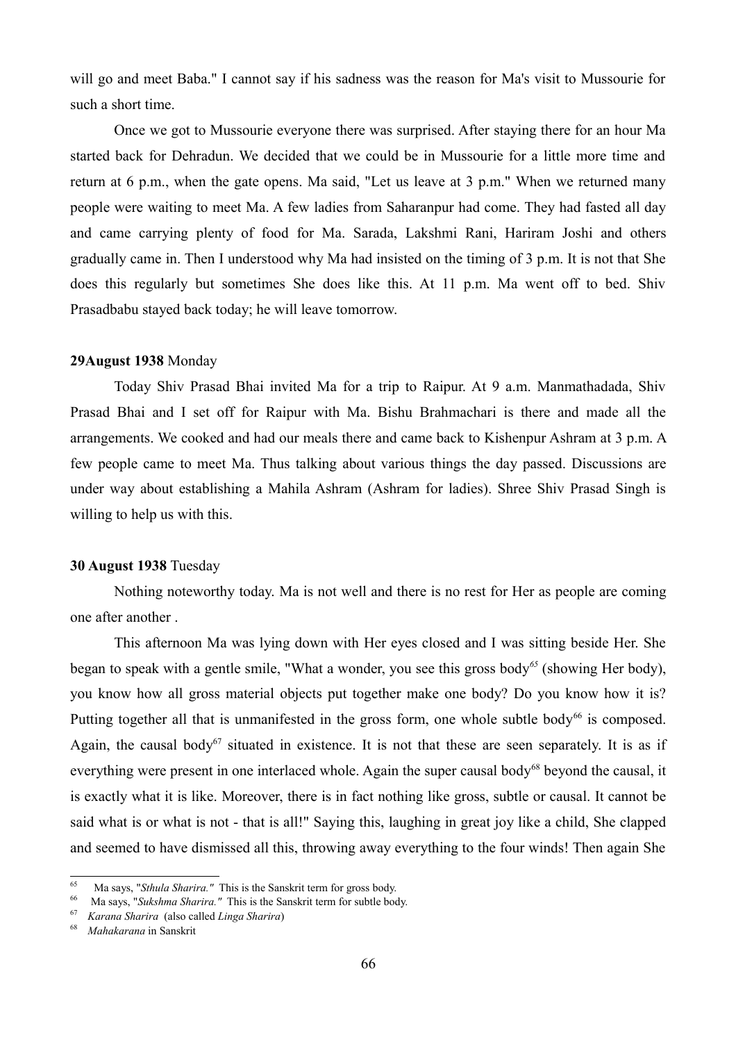will go and meet Baba." I cannot say if his sadness was the reason for Ma's visit to Mussourie for such a short time.

Once we got to Mussourie everyone there was surprised. After staying there for an hour Ma started back for Dehradun. We decided that we could be in Mussourie for a little more time and return at 6 p.m., when the gate opens. Ma said, "Let us leave at 3 p.m." When we returned many people were waiting to meet Ma. A few ladies from Saharanpur had come. They had fasted all day and came carrying plenty of food for Ma. Sarada, Lakshmi Rani, Hariram Joshi and others gradually came in. Then I understood why Ma had insisted on the timing of 3 p.m. It is not that She does this regularly but sometimes She does like this. At 11 p.m. Ma went off to bed. Shiv Prasadbabu stayed back today; he will leave tomorrow.

**29August 1938** Monday

Today Shiv Prasad Bhai invited Ma for a trip to Raipur. At 9 a.m. Manmathadada, Shiv Prasad Bhai and I set off for Raipur with Ma. Bishu Brahmachari is there and made all the arrangements. We cooked and had our meals there and came back to Kishenpur Ashram at 3 p.m. A few people came to meet Ma. Thus talking about various things the day passed. Discussions are under way about establishing a Mahila Ashram (Ashram for ladies). Shree Shiv Prasad Singh is willing to help us with this.

**30 August 1938** Tuesday

Nothing noteworthy today. Ma is not well and there is no rest for Her as people are coming one after another .

This afternoon Ma was lying down with Her eyes closed and I was sitting beside Her. She began to speak with a gentle smile, "What a wonder, you see this gross body[65] (showing Her body), you know how all gross material objects put together make one body? Do you know how it is? Putting together all that is unmanifested in the gross form, one whole subtle body[66] is composed. Again, the causal body[67] situated in existence. It is not that these are seen separately. It is as if everything were present in one interlaced whole. Again the super causal body[68] beyond the causal, it is exactly what it is like. Moreover, there is in fact nothing like gross, subtle or causal. It cannot be said what is or what is not - that is all!" Saying this, laughing in great joy like a child, She clapped and seemed to have dismissed all this, throwing away everything to the four winds! Then again She

---

[65] Ma says, "*Sthula Sharira."* This is the Sanskrit term for gross body.

[66] Ma says, "*Sukshma Sharira."* This is the Sanskrit term for subtle body.

[67] *Karana Sharira* (also called *Linga Sharira*)

[68] *Mahakarana* in Sanskrit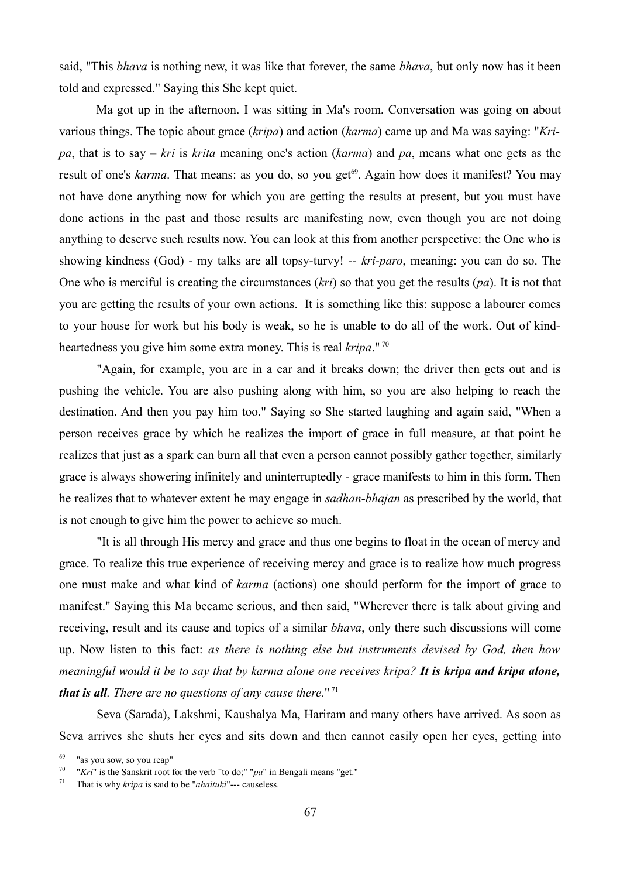said, "This *bhava* is nothing new, it was like that forever, the same *bhava*, but only now has it been told and expressed." Saying this She kept quiet.

Ma got up in the afternoon. I was sitting in Ma's room. Conversation was going on about various things. The topic about grace (*kripa*) and action (*karma*) came up and Ma was saying: "*Kri-pa*, that is to say – *kri* is *krita* meaning one's action (*karma*) and *pa*, means what one gets as the result of one's *karma*. That means: as you do, so you get[69]. Again how does it manifest? You may not have done anything now for which you are getting the results at present, but you must have done actions in the past and those results are manifesting now, even though you are not doing anything to deserve such results now. You can look at this from another perspective: the One who is showing kindness (God) - my talks are all topsy-turvy! -- *kri-paro*, meaning: you can do so. The One who is merciful is creating the circumstances (*kri*) so that you get the results (*pa*). It is not that you are getting the results of your own actions. It is something like this: suppose a labourer comes to your house for work but his body is weak, so he is unable to do all of the work. Out of kind-heartedness you give him some extra money. This is real *kripa*." [70]

"Again, for example, you are in a car and it breaks down; the driver then gets out and is pushing the vehicle. You are also pushing along with him, so you are also helping to reach the destination. And then you pay him too." Saying so She started laughing and again said, "When a person receives grace by which he realizes the import of grace in full measure, at that point he realizes that just as a spark can burn all that even a person cannot possibly gather together, similarly grace is always showering infinitely and uninterruptedly - grace manifests to him in this form. Then he realizes that to whatever extent he may engage in *sadhan-bhajan* as prescribed by the world, that is not enough to give him the power to achieve so much.

"It is all through His mercy and grace and thus one begins to float in the ocean of mercy and grace. To realize this true experience of receiving mercy and grace is to realize how much progress one must make and what kind of *karma* (actions) one should perform for the import of grace to manifest." Saying this Ma became serious, and then said, "Wherever there is talk about giving and receiving, result and its cause and topics of a similar *bhava*, only there such discussions will come up. Now listen to this fact: *as there is nothing else but instruments devised by God, then how meaningful would it be to say that by karma alone one receives kripa?* ***It is kripa and kripa alone, that is all****. There are no questions of any cause there.*" [71]

Seva (Sarada), Lakshmi, Kaushalya Ma, Hariram and many others have arrived. As soon as Seva arrives she shuts her eyes and sits down and then cannot easily open her eyes, getting into

[69] "as you sow, so you reap"

[70] "*Kri*" is the Sanskrit root for the verb "to do;" "*pa*" in Bengali means "get."

[71] That is why *kripa* is said to be "*ahaituki*"--- causeless.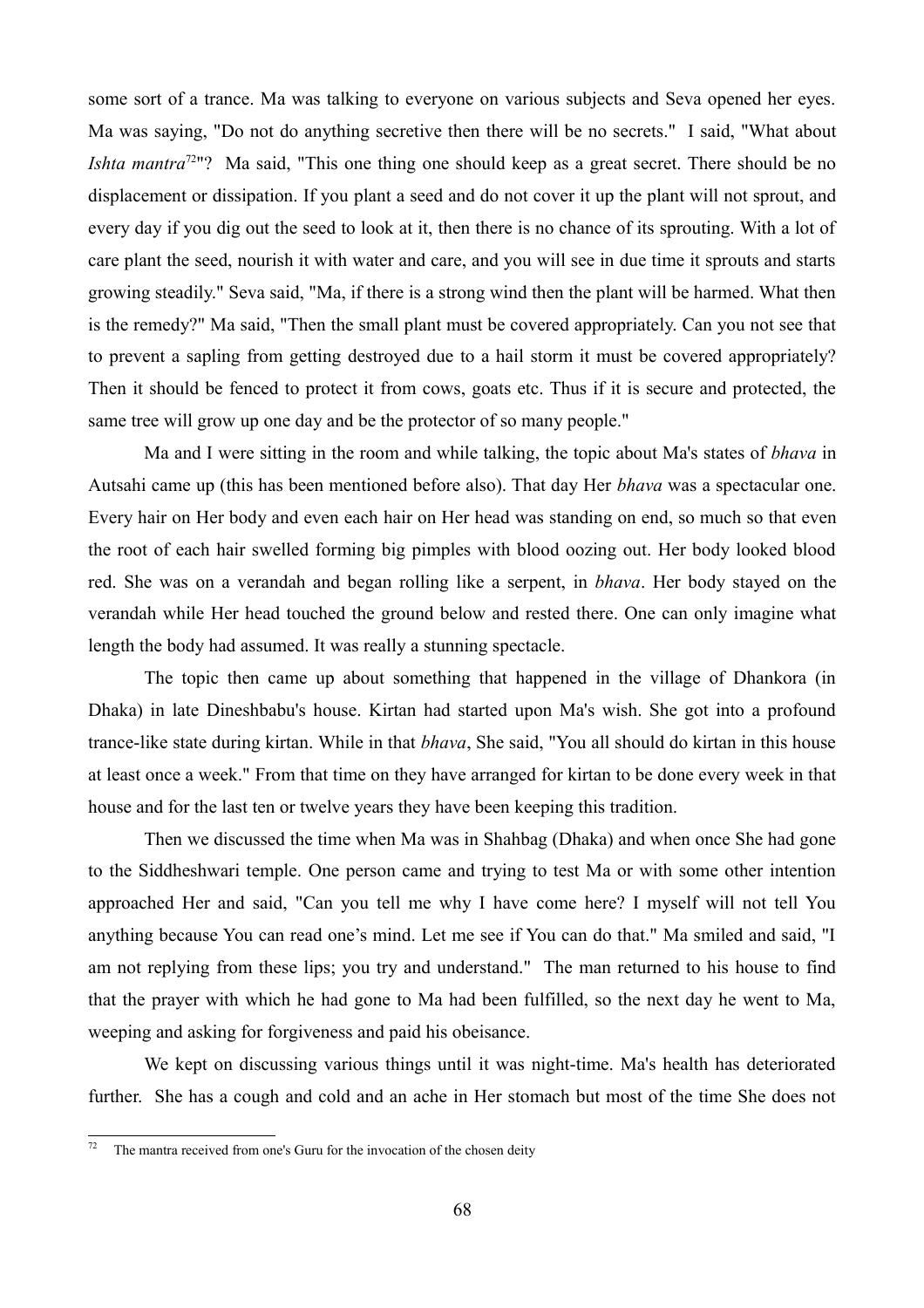some sort of a trance. Ma was talking to everyone on various subjects and Seva opened her eyes. Ma was saying, "Do not do anything secretive then there will be no secrets." I said, "What about *Ishta mantra*[72]"? Ma said, "This one thing one should keep as a great secret. There should be no displacement or dissipation. If you plant a seed and do not cover it up the plant will not sprout, and every day if you dig out the seed to look at it, then there is no chance of its sprouting. With a lot of care plant the seed, nourish it with water and care, and you will see in due time it sprouts and starts growing steadily." Seva said, "Ma, if there is a strong wind then the plant will be harmed. What then is the remedy?" Ma said, "Then the small plant must be covered appropriately. Can you not see that to prevent a sapling from getting destroyed due to a hail storm it must be covered appropriately? Then it should be fenced to protect it from cows, goats etc. Thus if it is secure and protected, the same tree will grow up one day and be the protector of so many people."

Ma and I were sitting in the room and while talking, the topic about Ma's states of *bhava* in Autsahi came up (this has been mentioned before also). That day Her *bhava* was a spectacular one. Every hair on Her body and even each hair on Her head was standing on end, so much so that even the root of each hair swelled forming big pimples with blood oozing out. Her body looked blood red. She was on a verandah and began rolling like a serpent, in *bhava*. Her body stayed on the verandah while Her head touched the ground below and rested there. One can only imagine what length the body had assumed. It was really a stunning spectacle.

The topic then came up about something that happened in the village of Dhankora (in Dhaka) in late Dineshbabu's house. Kirtan had started upon Ma's wish. She got into a profound trance-like state during kirtan. While in that *bhava*, She said, "You all should do kirtan in this house at least once a week." From that time on they have arranged for kirtan to be done every week in that house and for the last ten or twelve years they have been keeping this tradition.

Then we discussed the time when Ma was in Shahbag (Dhaka) and when once She had gone to the Siddheshwari temple. One person came and trying to test Ma or with some other intention approached Her and said, "Can you tell me why I have come here? I myself will not tell You anything because You can read one's mind. Let me see if You can do that." Ma smiled and said, "I am not replying from these lips; you try and understand." The man returned to his house to find that the prayer with which he had gone to Ma had been fulfilled, so the next day he went to Ma, weeping and asking for forgiveness and paid his obeisance.

We kept on discussing various things until it was night-time. Ma's health has deteriorated further. She has a cough and cold and an ache in Her stomach but most of the time She does not

[72] The mantra received from one's Guru for the invocation of the chosen deity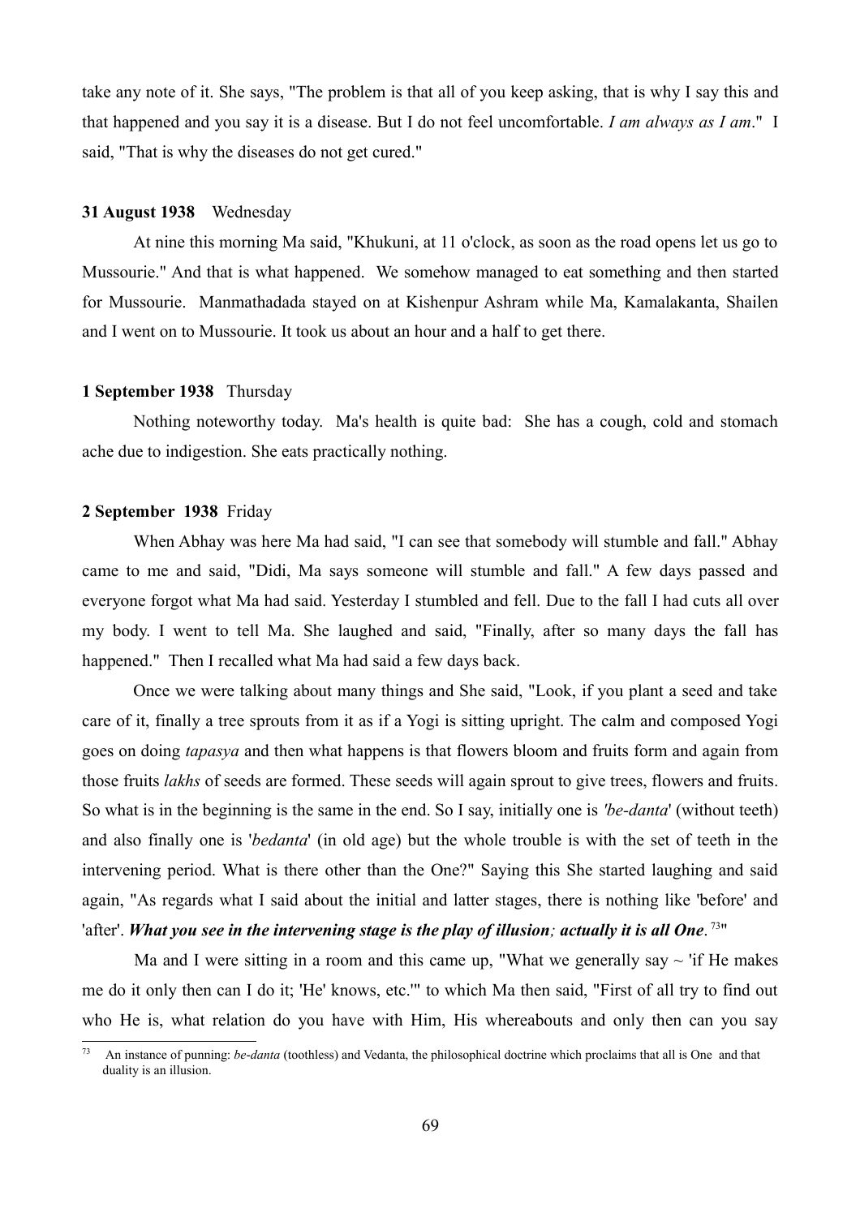take any note of it. She says, "The problem is that all of you keep asking, that is why I say this and that happened and you say it is a disease. But I do not feel uncomfortable. *I am always as I am*." I said, "That is why the diseases do not get cured."

**31 August 1938** Wednesday

At nine this morning Ma said, "Khukuni, at 11 o'clock, as soon as the road opens let us go to Mussourie." And that is what happened. We somehow managed to eat something and then started for Mussourie. Manmathadada stayed on at Kishenpur Ashram while Ma, Kamalakanta, Shailen and I went on to Mussourie. It took us about an hour and a half to get there.

**1 September 1938** Thursday

Nothing noteworthy today. Ma's health is quite bad: She has a cough, cold and stomach ache due to indigestion. She eats practically nothing.

**2 September 1938** Friday

When Abhay was here Ma had said, "I can see that somebody will stumble and fall." Abhay came to me and said, "Didi, Ma says someone will stumble and fall." A few days passed and everyone forgot what Ma had said. Yesterday I stumbled and fell. Due to the fall I had cuts all over my body. I went to tell Ma. She laughed and said, "Finally, after so many days the fall has happened." Then I recalled what Ma had said a few days back.

Once we were talking about many things and She said, "Look, if you plant a seed and take care of it, finally a tree sprouts from it as if a Yogi is sitting upright. The calm and composed Yogi goes on doing *tapasya* and then what happens is that flowers bloom and fruits form and again from those fruits *lakhs* of seeds are formed. These seeds will again sprout to give trees, flowers and fruits. So what is in the beginning is the same in the end. So I say, initially one is *'be-danta*' (without teeth) and also finally one is '*bedanta*' (in old age) but the whole trouble is with the set of teeth in the intervening period. What is there other than the One?" Saying this She started laughing and said again, "As regards what I said about the initial and latter stages, there is nothing like 'before' and 'after'. ***What you see in the intervening stage is the play of illusion; actually it is all One***.[73]"

Ma and I were sitting in a room and this came up, "What we generally say ~ 'if He makes me do it only then can I do it; 'He' knows, etc.'" to which Ma then said, "First of all try to find out who He is, what relation do you have with Him, His whereabouts and only then can you say

[73] An instance of punning: *be-danta* (toothless) and Vedanta, the philosophical doctrine which proclaims that all is One and that duality is an illusion.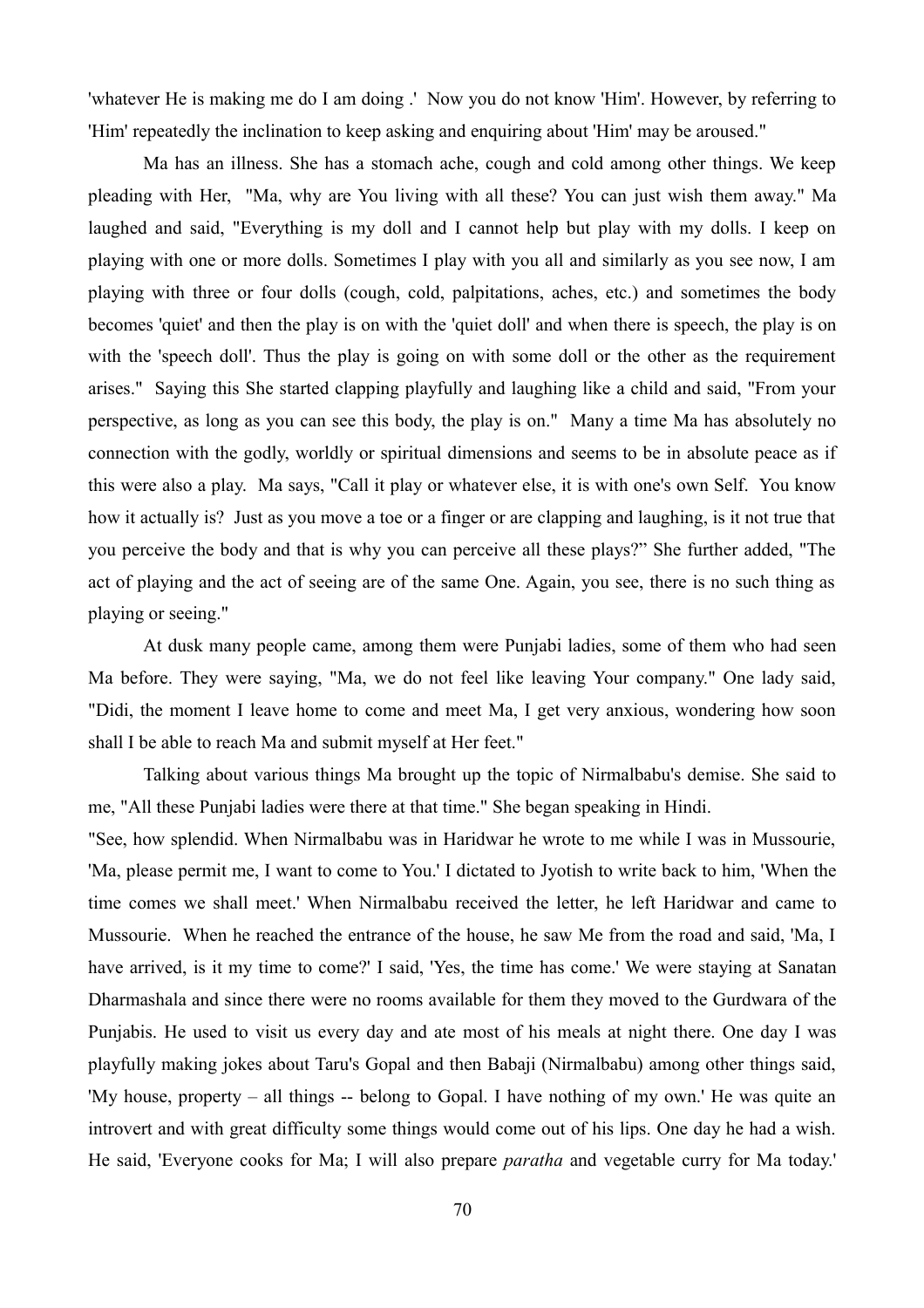'whatever He is making me do I am doing .' Now you do not know 'Him'. However, by referring to 'Him' repeatedly the inclination to keep asking and enquiring about 'Him' may be aroused."

Ma has an illness. She has a stomach ache, cough and cold among other things. We keep pleading with Her, "Ma, why are You living with all these? You can just wish them away." Ma laughed and said, "Everything is my doll and I cannot help but play with my dolls. I keep on playing with one or more dolls. Sometimes I play with you all and similarly as you see now, I am playing with three or four dolls (cough, cold, palpitations, aches, etc.) and sometimes the body becomes 'quiet' and then the play is on with the 'quiet doll' and when there is speech, the play is on with the 'speech doll'. Thus the play is going on with some doll or the other as the requirement arises." Saying this She started clapping playfully and laughing like a child and said, "From your perspective, as long as you can see this body, the play is on." Many a time Ma has absolutely no connection with the godly, worldly or spiritual dimensions and seems to be in absolute peace as if this were also a play. Ma says, "Call it play or whatever else, it is with one's own Self. You know how it actually is? Just as you move a toe or a finger or are clapping and laughing, is it not true that you perceive the body and that is why you can perceive all these plays?" She further added, "The act of playing and the act of seeing are of the same One. Again, you see, there is no such thing as playing or seeing."

At dusk many people came, among them were Punjabi ladies, some of them who had seen Ma before. They were saying, "Ma, we do not feel like leaving Your company." One lady said, "Didi, the moment I leave home to come and meet Ma, I get very anxious, wondering how soon shall I be able to reach Ma and submit myself at Her feet."

Talking about various things Ma brought up the topic of Nirmalbabu's demise. She said to me, "All these Punjabi ladies were there at that time." She began speaking in Hindi.

"See, how splendid. When Nirmalbabu was in Haridwar he wrote to me while I was in Mussourie, 'Ma, please permit me, I want to come to You.' I dictated to Jyotish to write back to him, 'When the time comes we shall meet.' When Nirmalbabu received the letter, he left Haridwar and came to Mussourie. When he reached the entrance of the house, he saw Me from the road and said, 'Ma, I have arrived, is it my time to come?' I said, 'Yes, the time has come.' We were staying at Sanatan Dharmashala and since there were no rooms available for them they moved to the Gurdwara of the Punjabis. He used to visit us every day and ate most of his meals at night there. One day I was playfully making jokes about Taru's Gopal and then Babaji (Nirmalbabu) among other things said, 'My house, property – all things -- belong to Gopal. I have nothing of my own.' He was quite an introvert and with great difficulty some things would come out of his lips. One day he had a wish. He said, 'Everyone cooks for Ma; I will also prepare *paratha* and vegetable curry for Ma today.'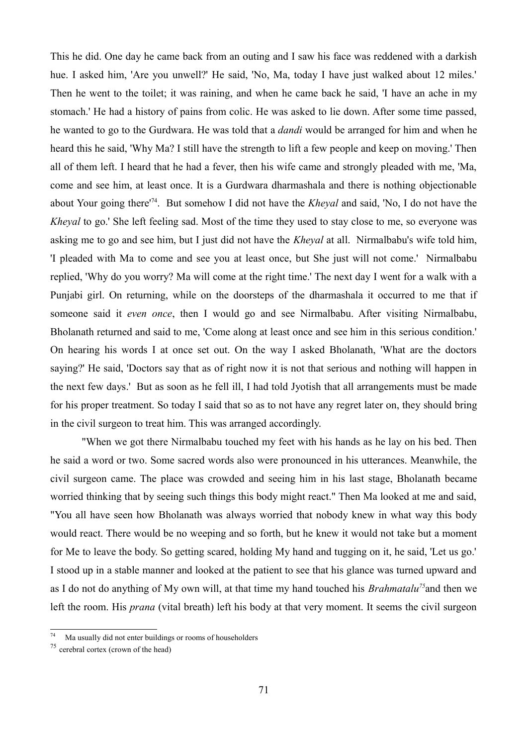This he did. One day he came back from an outing and I saw his face was reddened with a darkish hue. I asked him, 'Are you unwell?' He said, 'No, Ma, today I have just walked about 12 miles.' Then he went to the toilet; it was raining, and when he came back he said, 'I have an ache in my stomach.' He had a history of pains from colic. He was asked to lie down. After some time passed, he wanted to go to the Gurdwara. He was told that a *dandi* would be arranged for him and when he heard this he said, 'Why Ma? I still have the strength to lift a few people and keep on moving.' Then all of them left. I heard that he had a fever, then his wife came and strongly pleaded with me, 'Ma, come and see him, at least once. It is a Gurdwara dharmashala and there is nothing objectionable about Your going there'[74]. But somehow I did not have the *Kheyal* and said, 'No, I do not have the *Kheyal* to go.' She left feeling sad. Most of the time they used to stay close to me, so everyone was asking me to go and see him, but I just did not have the *Kheyal* at all. Nirmalbabu's wife told him, 'I pleaded with Ma to come and see you at least once, but She just will not come.' Nirmalbabu replied, 'Why do you worry? Ma will come at the right time.' The next day I went for a walk with a Punjabi girl. On returning, while on the doorsteps of the dharmashala it occurred to me that if someone said it *even once*, then I would go and see Nirmalbabu. After visiting Nirmalbabu, Bholanath returned and said to me, 'Come along at least once and see him in this serious condition.' On hearing his words I at once set out. On the way I asked Bholanath, 'What are the doctors saying?' He said, 'Doctors say that as of right now it is not that serious and nothing will happen in the next few days.' But as soon as he fell ill, I had told Jyotish that all arrangements must be made for his proper treatment. So today I said that so as to not have any regret later on, they should bring in the civil surgeon to treat him. This was arranged accordingly.

"When we got there Nirmalbabu touched my feet with his hands as he lay on his bed. Then he said a word or two. Some sacred words also were pronounced in his utterances. Meanwhile, the civil surgeon came. The place was crowded and seeing him in his last stage, Bholanath became worried thinking that by seeing such things this body might react." Then Ma looked at me and said, "You all have seen how Bholanath was always worried that nobody knew in what way this body would react. There would be no weeping and so forth, but he knew it would not take but a moment for Me to leave the body. So getting scared, holding My hand and tugging on it, he said, 'Let us go.' I stood up in a stable manner and looked at the patient to see that his glance was turned upward and as I do not do anything of My own will, at that time my hand touched his *Brahmatalu*[75] and then we left the room. His *prana* (vital breath) left his body at that very moment. It seems the civil surgeon

---

[74] Ma usually did not enter buildings or rooms of householders

[75] cerebral cortex (crown of the head)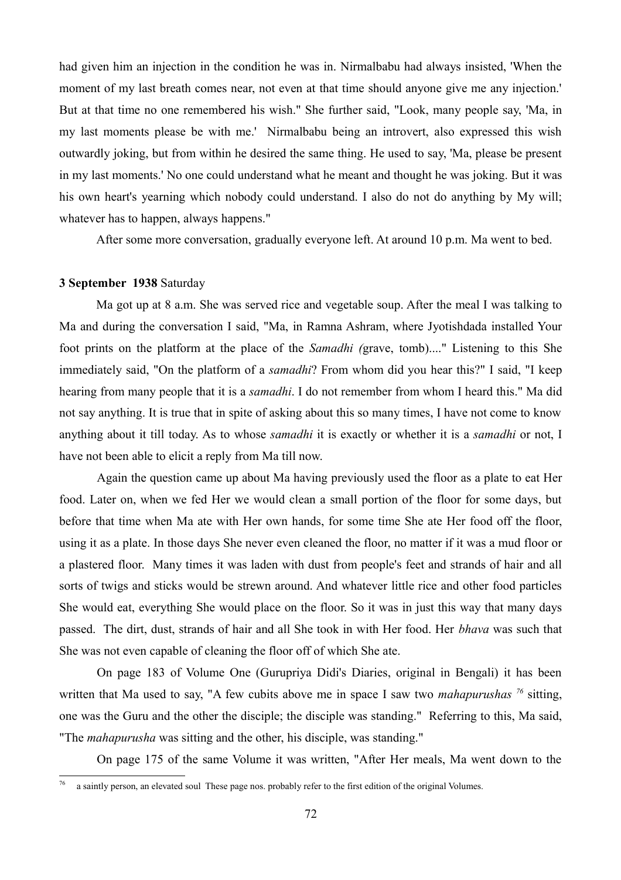had given him an injection in the condition he was in. Nirmalbabu had always insisted, 'When the moment of my last breath comes near, not even at that time should anyone give me any injection.' But at that time no one remembered his wish." She further said, "Look, many people say, 'Ma, in my last moments please be with me.' Nirmalbabu being an introvert, also expressed this wish outwardly joking, but from within he desired the same thing. He used to say, 'Ma, please be present in my last moments.' No one could understand what he meant and thought he was joking. But it was his own heart's yearning which nobody could understand. I also do not do anything by My will; whatever has to happen, always happens."

After some more conversation, gradually everyone left. At around 10 p.m. Ma went to bed.

**3 September 1938** Saturday

Ma got up at 8 a.m. She was served rice and vegetable soup. After the meal I was talking to Ma and during the conversation I said, "Ma, in Ramna Ashram, where Jyotishdada installed Your foot prints on the platform at the place of the *Samadhi (*grave, tomb)...." Listening to this She immediately said, "On the platform of a *samadhi*? From whom did you hear this?" I said, "I keep hearing from many people that it is a *samadhi*. I do not remember from whom I heard this." Ma did not say anything. It is true that in spite of asking about this so many times, I have not come to know anything about it till today. As to whose *samadhi* it is exactly or whether it is a *samadhi* or not, I have not been able to elicit a reply from Ma till now.

Again the question came up about Ma having previously used the floor as a plate to eat Her food. Later on, when we fed Her we would clean a small portion of the floor for some days, but before that time when Ma ate with Her own hands, for some time She ate Her food off the floor, using it as a plate. In those days She never even cleaned the floor, no matter if it was a mud floor or a plastered floor. Many times it was laden with dust from people's feet and strands of hair and all sorts of twigs and sticks would be strewn around. And whatever little rice and other food particles She would eat, everything She would place on the floor. So it was in just this way that many days passed. The dirt, dust, strands of hair and all She took in with Her food. Her *bhava* was such that She was not even capable of cleaning the floor off of which She ate.

On page 183 of Volume One (Gurupriya Didi's Diaries, original in Bengali) it has been written that Ma used to say, "A few cubits above me in space I saw two *mahapurushas* [76] sitting, one was the Guru and the other the disciple; the disciple was standing." Referring to this, Ma said, "The *mahapurusha* was sitting and the other, his disciple, was standing."

On page 175 of the same Volume it was written, "After Her meals, Ma went down to the

---

[76] a saintly person, an elevated soul These page nos. probably refer to the first edition of the original Volumes.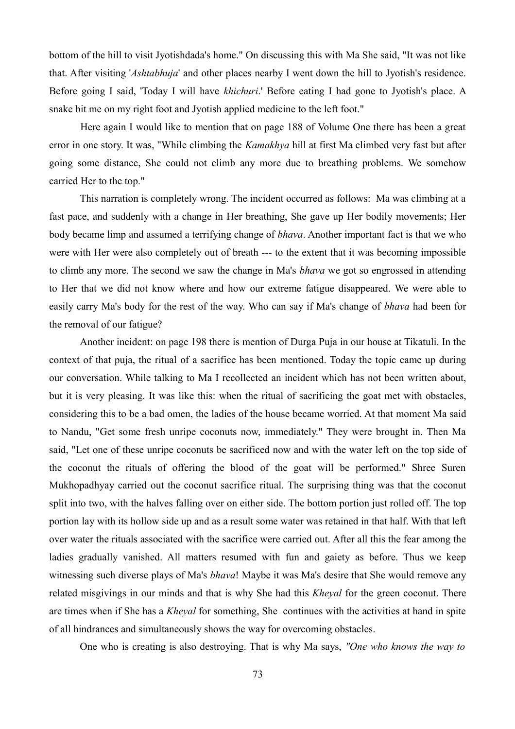bottom of the hill to visit Jyotishdada's home." On discussing this with Ma She said, "It was not like that. After visiting '*Ashtabhuja*' and other places nearby I went down the hill to Jyotish's residence. Before going I said, 'Today I will have *khichuri*.' Before eating I had gone to Jyotish's place. A snake bit me on my right foot and Jyotish applied medicine to the left foot."

Here again I would like to mention that on page 188 of Volume One there has been a great error in one story. It was, "While climbing the *Kamakhya* hill at first Ma climbed very fast but after going some distance, She could not climb any more due to breathing problems. We somehow carried Her to the top."

This narration is completely wrong. The incident occurred as follows: Ma was climbing at a fast pace, and suddenly with a change in Her breathing, She gave up Her bodily movements; Her body became limp and assumed a terrifying change of *bhava*. Another important fact is that we who were with Her were also completely out of breath --- to the extent that it was becoming impossible to climb any more. The second we saw the change in Ma's *bhava* we got so engrossed in attending to Her that we did not know where and how our extreme fatigue disappeared. We were able to easily carry Ma's body for the rest of the way. Who can say if Ma's change of *bhava* had been for the removal of our fatigue?

Another incident: on page 198 there is mention of Durga Puja in our house at Tikatuli. In the context of that puja, the ritual of a sacrifice has been mentioned. Today the topic came up during our conversation. While talking to Ma I recollected an incident which has not been written about, but it is very pleasing. It was like this: when the ritual of sacrificing the goat met with obstacles, considering this to be a bad omen, the ladies of the house became worried. At that moment Ma said to Nandu, "Get some fresh unripe coconuts now, immediately." They were brought in. Then Ma said, "Let one of these unripe coconuts be sacrificed now and with the water left on the top side of the coconut the rituals of offering the blood of the goat will be performed." Shree Suren Mukhopadhyay carried out the coconut sacrifice ritual. The surprising thing was that the coconut split into two, with the halves falling over on either side. The bottom portion just rolled off. The top portion lay with its hollow side up and as a result some water was retained in that half. With that left over water the rituals associated with the sacrifice were carried out. After all this the fear among the ladies gradually vanished. All matters resumed with fun and gaiety as before. Thus we keep witnessing such diverse plays of Ma's *bhava*! Maybe it was Ma's desire that She would remove any related misgivings in our minds and that is why She had this *Kheyal* for the green coconut. There are times when if She has a *Kheyal* for something, She continues with the activities at hand in spite of all hindrances and simultaneously shows the way for overcoming obstacles.

One who is creating is also destroying. That is why Ma says, *"One who knows the way to*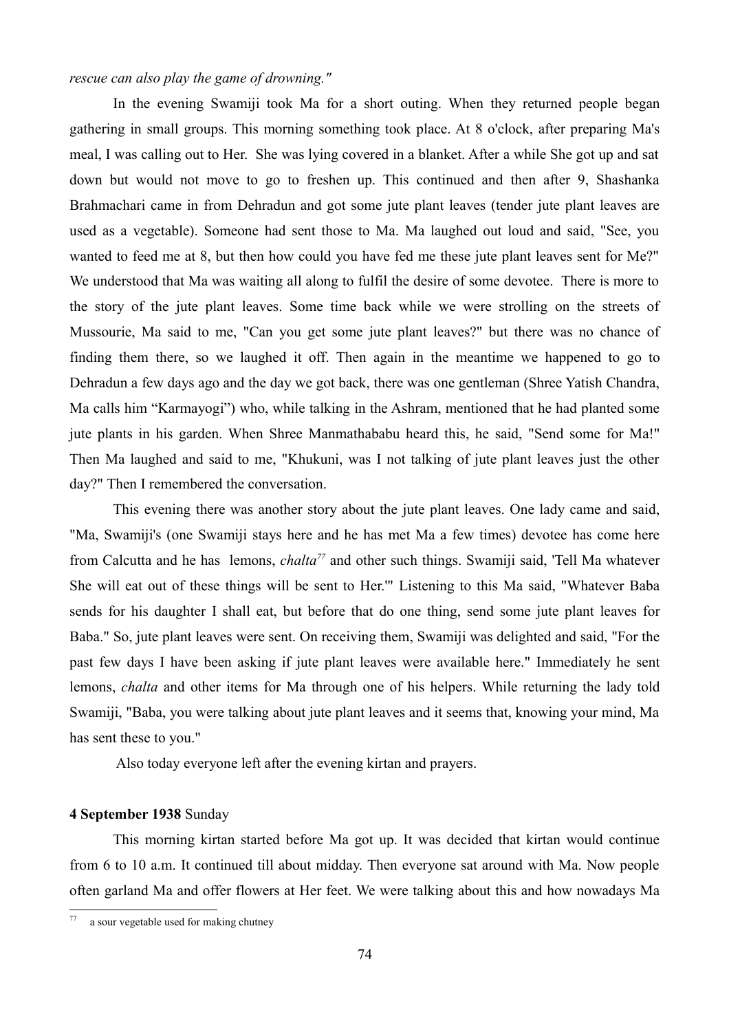*rescue can also play the game of drowning."*

In the evening Swamiji took Ma for a short outing. When they returned people began gathering in small groups. This morning something took place. At 8 o'clock, after preparing Ma's meal, I was calling out to Her. She was lying covered in a blanket. After a while She got up and sat down but would not move to go to freshen up. This continued and then after 9, Shashanka Brahmachari came in from Dehradun and got some jute plant leaves (tender jute plant leaves are used as a vegetable). Someone had sent those to Ma. Ma laughed out loud and said, "See, you wanted to feed me at 8, but then how could you have fed me these jute plant leaves sent for Me?" We understood that Ma was waiting all along to fulfil the desire of some devotee. There is more to the story of the jute plant leaves. Some time back while we were strolling on the streets of Mussourie, Ma said to me, "Can you get some jute plant leaves?" but there was no chance of finding them there, so we laughed it off. Then again in the meantime we happened to go to Dehradun a few days ago and the day we got back, there was one gentleman (Shree Yatish Chandra, Ma calls him "Karmayogi") who, while talking in the Ashram, mentioned that he had planted some jute plants in his garden. When Shree Manmathababu heard this, he said, "Send some for Ma!" Then Ma laughed and said to me, "Khukuni, was I not talking of jute plant leaves just the other day?" Then I remembered the conversation.

This evening there was another story about the jute plant leaves. One lady came and said, "Ma, Swamiji's (one Swamiji stays here and he has met Ma a few times) devotee has come here from Calcutta and he has lemons, *chalta*[77] and other such things. Swamiji said, 'Tell Ma whatever She will eat out of these things will be sent to Her.'" Listening to this Ma said, "Whatever Baba sends for his daughter I shall eat, but before that do one thing, send some jute plant leaves for Baba." So, jute plant leaves were sent. On receiving them, Swamiji was delighted and said, "For the past few days I have been asking if jute plant leaves were available here." Immediately he sent lemons, *chalta* and other items for Ma through one of his helpers. While returning the lady told Swamiji, "Baba, you were talking about jute plant leaves and it seems that, knowing your mind, Ma has sent these to you."

Also today everyone left after the evening kirtan and prayers.

**4 September 1938** Sunday

This morning kirtan started before Ma got up. It was decided that kirtan would continue from 6 to 10 a.m. It continued till about midday. Then everyone sat around with Ma. Now people often garland Ma and offer flowers at Her feet. We were talking about this and how nowadays Ma

[77] a sour vegetable used for making chutney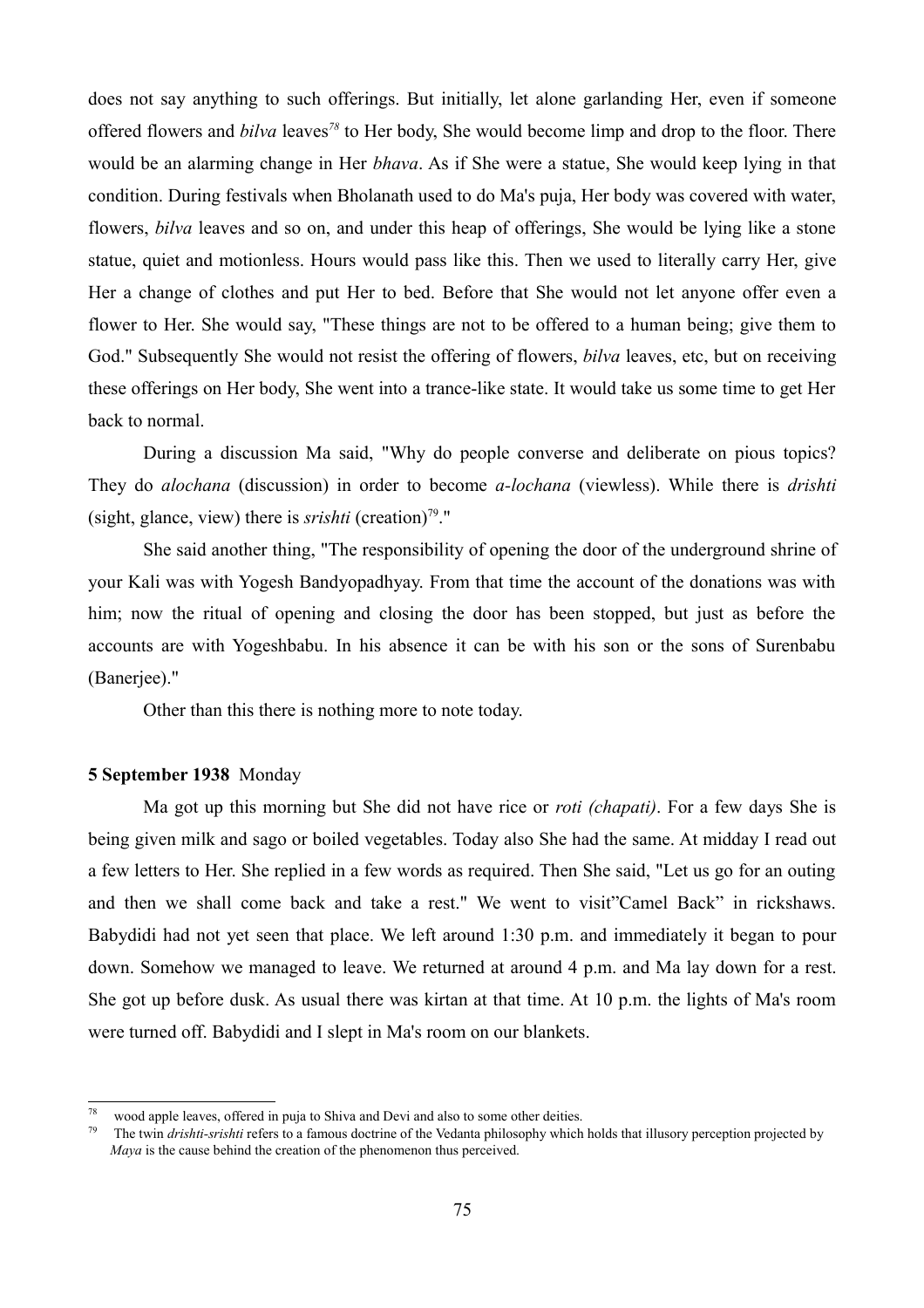does not say anything to such offerings. But initially, let alone garlanding Her, even if someone offered flowers and *bilva* leaves[78] to Her body, She would become limp and drop to the floor. There would be an alarming change in Her *bhava*. As if She were a statue, She would keep lying in that condition. During festivals when Bholanath used to do Ma's puja, Her body was covered with water, flowers, *bilva* leaves and so on, and under this heap of offerings, She would be lying like a stone statue, quiet and motionless. Hours would pass like this. Then we used to literally carry Her, give Her a change of clothes and put Her to bed. Before that She would not let anyone offer even a flower to Her. She would say, "These things are not to be offered to a human being; give them to God." Subsequently She would not resist the offering of flowers, *bilva* leaves, etc, but on receiving these offerings on Her body, She went into a trance-like state. It would take us some time to get Her back to normal.

During a discussion Ma said, "Why do people converse and deliberate on pious topics? They do *alochana* (discussion) in order to become *a-lochana* (viewless). While there is *drishti* (sight, glance, view) there is *srishti* (creation)[79]."

She said another thing, "The responsibility of opening the door of the underground shrine of your Kali was with Yogesh Bandyopadhyay. From that time the account of the donations was with him; now the ritual of opening and closing the door has been stopped, but just as before the accounts are with Yogeshbabu. In his absence it can be with his son or the sons of Surenbabu (Banerjee)."

Other than this there is nothing more to note today.

**5 September 1938** Monday

Ma got up this morning but She did not have rice or *roti (chapati)*. For a few days She is being given milk and sago or boiled vegetables. Today also She had the same. At midday I read out a few letters to Her. She replied in a few words as required. Then She said, "Let us go for an outing and then we shall come back and take a rest." We went to visit"Camel Back" in rickshaws. Babydidi had not yet seen that place. We left around 1:30 p.m. and immediately it began to pour down. Somehow we managed to leave. We returned at around 4 p.m. and Ma lay down for a rest. She got up before dusk. As usual there was kirtan at that time. At 10 p.m. the lights of Ma's room were turned off. Babydidi and I slept in Ma's room on our blankets.

---

[78] wood apple leaves, offered in puja to Shiva and Devi and also to some other deities.

[79] The twin *drishti-srishti* refers to a famous doctrine of the Vedanta philosophy which holds that illusory perception projected by *Maya* is the cause behind the creation of the phenomenon thus perceived.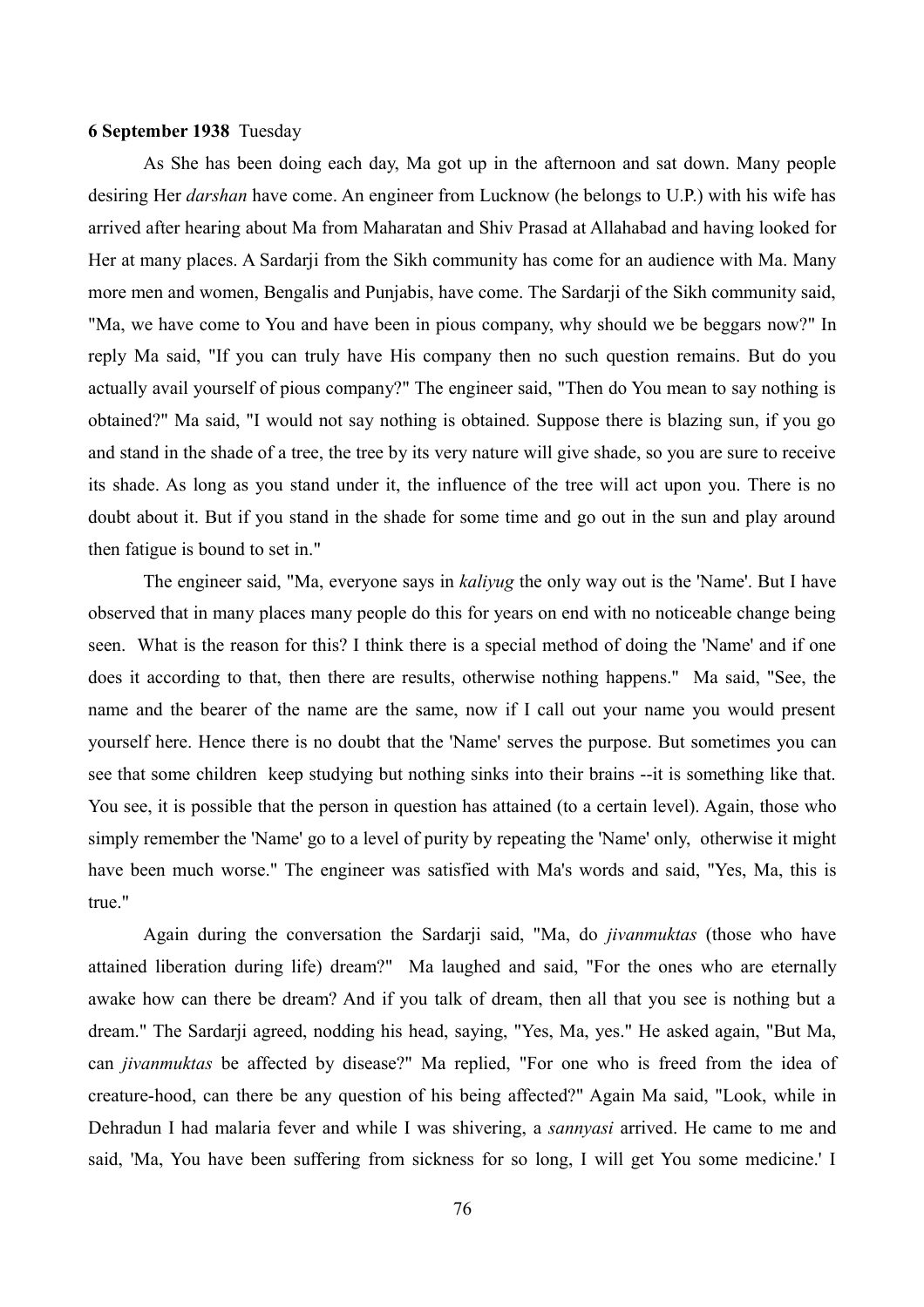**6 September 1938** Tuesday

As She has been doing each day, Ma got up in the afternoon and sat down. Many people desiring Her *darshan* have come. An engineer from Lucknow (he belongs to U.P.) with his wife has arrived after hearing about Ma from Maharatan and Shiv Prasad at Allahabad and having looked for Her at many places. A Sardarji from the Sikh community has come for an audience with Ma. Many more men and women, Bengalis and Punjabis, have come. The Sardarji of the Sikh community said, "Ma, we have come to You and have been in pious company, why should we be beggars now?" In reply Ma said, "If you can truly have His company then no such question remains. But do you actually avail yourself of pious company?" The engineer said, "Then do You mean to say nothing is obtained?" Ma said, "I would not say nothing is obtained. Suppose there is blazing sun, if you go and stand in the shade of a tree, the tree by its very nature will give shade, so you are sure to receive its shade. As long as you stand under it, the influence of the tree will act upon you. There is no doubt about it. But if you stand in the shade for some time and go out in the sun and play around then fatigue is bound to set in."

The engineer said, "Ma, everyone says in *kaliyug* the only way out is the 'Name'. But I have observed that in many places many people do this for years on end with no noticeable change being seen. What is the reason for this? I think there is a special method of doing the 'Name' and if one does it according to that, then there are results, otherwise nothing happens." Ma said, "See, the name and the bearer of the name are the same, now if I call out your name you would present yourself here. Hence there is no doubt that the 'Name' serves the purpose. But sometimes you can see that some children keep studying but nothing sinks into their brains --it is something like that. You see, it is possible that the person in question has attained (to a certain level). Again, those who simply remember the 'Name' go to a level of purity by repeating the 'Name' only, otherwise it might have been much worse." The engineer was satisfied with Ma's words and said, "Yes, Ma, this is true."

Again during the conversation the Sardarji said, "Ma, do *jivanmuktas* (those who have attained liberation during life) dream?" Ma laughed and said, "For the ones who are eternally awake how can there be dream? And if you talk of dream, then all that you see is nothing but a dream." The Sardarji agreed, nodding his head, saying, "Yes, Ma, yes." He asked again, "But Ma, can *jivanmuktas* be affected by disease?" Ma replied, "For one who is freed from the idea of creature-hood, can there be any question of his being affected?" Again Ma said, "Look, while in Dehradun I had malaria fever and while I was shivering, a *sannyasi* arrived. He came to me and said, 'Ma, You have been suffering from sickness for so long, I will get You some medicine.' I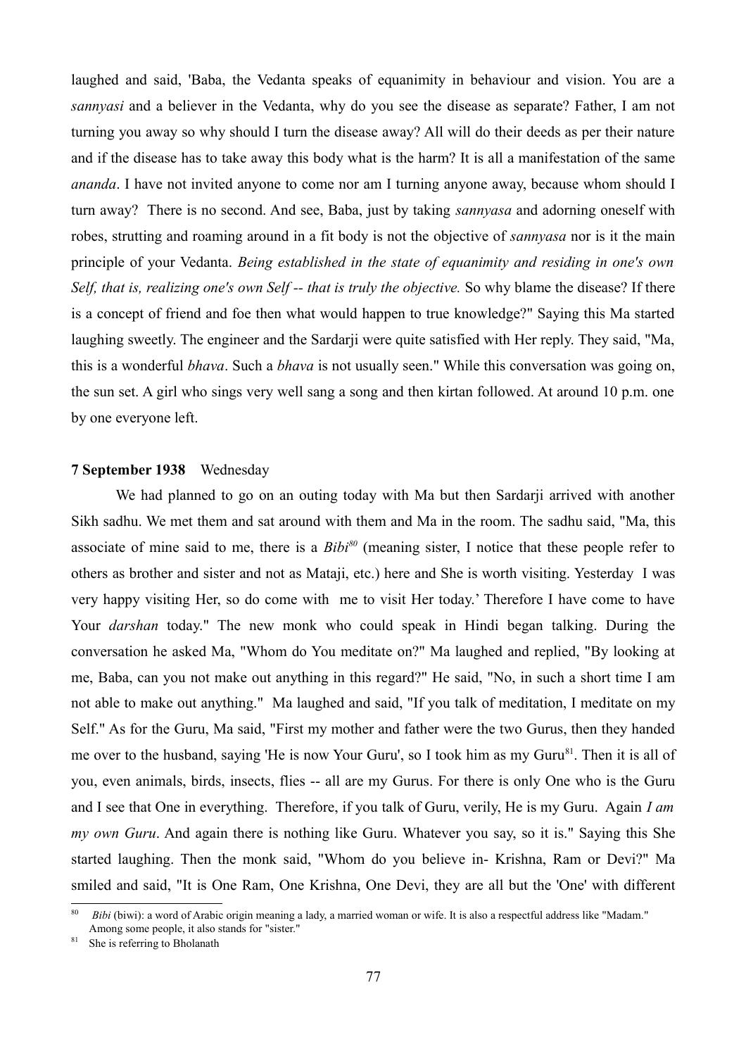laughed and said, 'Baba, the Vedanta speaks of equanimity in behaviour and vision. You are a *sannyasi* and a believer in the Vedanta, why do you see the disease as separate? Father, I am not turning you away so why should I turn the disease away? All will do their deeds as per their nature and if the disease has to take away this body what is the harm? It is all a manifestation of the same *ananda*. I have not invited anyone to come nor am I turning anyone away, because whom should I turn away? There is no second. And see, Baba, just by taking *sannyasa* and adorning oneself with robes, strutting and roaming around in a fit body is not the objective of *sannyasa* nor is it the main principle of your Vedanta. *Being established in the state of equanimity and residing in one's own Self, that is, realizing one's own Self -- that is truly the objective.* So why blame the disease? If there is a concept of friend and foe then what would happen to true knowledge?" Saying this Ma started laughing sweetly. The engineer and the Sardarji were quite satisfied with Her reply. They said, "Ma, this is a wonderful *bhava*. Such a *bhava* is not usually seen." While this conversation was going on, the sun set. A girl who sings very well sang a song and then kirtan followed. At around 10 p.m. one by one everyone left.

**7 September 1938** Wednesday

We had planned to go on an outing today with Ma but then Sardarji arrived with another Sikh sadhu. We met them and sat around with them and Ma in the room. The sadhu said, "Ma, this associate of mine said to me, there is a *Bibi*[80] (meaning sister, I notice that these people refer to others as brother and sister and not as Mataji, etc.) here and She is worth visiting. Yesterday I was very happy visiting Her, so do come with me to visit Her today.' Therefore I have come to have Your *darshan* today." The new monk who could speak in Hindi began talking. During the conversation he asked Ma, "Whom do You meditate on?" Ma laughed and replied, "By looking at me, Baba, can you not make out anything in this regard?" He said, "No, in such a short time I am not able to make out anything." Ma laughed and said, "If you talk of meditation, I meditate on my Self." As for the Guru, Ma said, "First my mother and father were the two Gurus, then they handed me over to the husband, saying 'He is now Your Guru', so I took him as my Guru[81]. Then it is all of you, even animals, birds, insects, flies -- all are my Gurus. For there is only One who is the Guru and I see that One in everything. Therefore, if you talk of Guru, verily, He is my Guru. Again *I am my own Guru*. And again there is nothing like Guru. Whatever you say, so it is." Saying this She started laughing. Then the monk said, "Whom do you believe in- Krishna, Ram or Devi?" Ma smiled and said, "It is One Ram, One Krishna, One Devi, they are all but the 'One' with different

---

[80] *Bibi* (biwi): a word of Arabic origin meaning a lady, a married woman or wife. It is also a respectful address like "Madam." Among some people, it also stands for "sister."

[81] She is referring to Bholanath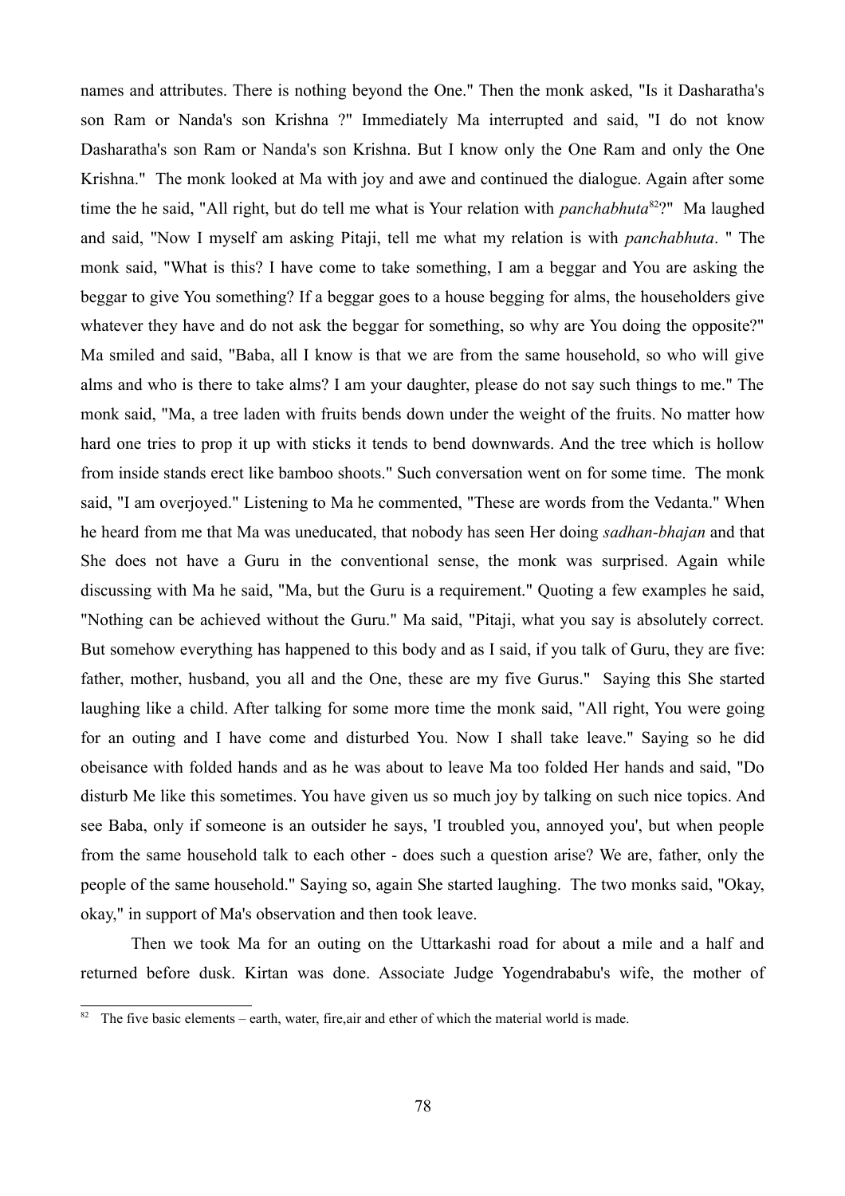names and attributes. There is nothing beyond the One." Then the monk asked, "Is it Dasharatha's son Ram or Nanda's son Krishna ?" Immediately Ma interrupted and said, "I do not know Dasharatha's son Ram or Nanda's son Krishna. But I know only the One Ram and only the One Krishna." The monk looked at Ma with joy and awe and continued the dialogue. Again after some time the he said, "All right, but do tell me what is Your relation with *panchabhuta*[82]?" Ma laughed and said, "Now I myself am asking Pitaji, tell me what my relation is with *panchabhuta*. " The monk said, "What is this? I have come to take something, I am a beggar and You are asking the beggar to give You something? If a beggar goes to a house begging for alms, the householders give whatever they have and do not ask the beggar for something, so why are You doing the opposite?" Ma smiled and said, "Baba, all I know is that we are from the same household, so who will give alms and who is there to take alms? I am your daughter, please do not say such things to me." The monk said, "Ma, a tree laden with fruits bends down under the weight of the fruits. No matter how hard one tries to prop it up with sticks it tends to bend downwards. And the tree which is hollow from inside stands erect like bamboo shoots." Such conversation went on for some time. The monk said, "I am overjoyed." Listening to Ma he commented, "These are words from the Vedanta." When he heard from me that Ma was uneducated, that nobody has seen Her doing *sadhan-bhajan* and that She does not have a Guru in the conventional sense, the monk was surprised. Again while discussing with Ma he said, "Ma, but the Guru is a requirement." Quoting a few examples he said, "Nothing can be achieved without the Guru." Ma said, "Pitaji, what you say is absolutely correct. But somehow everything has happened to this body and as I said, if you talk of Guru, they are five: father, mother, husband, you all and the One, these are my five Gurus." Saying this She started laughing like a child. After talking for some more time the monk said, "All right, You were going for an outing and I have come and disturbed You. Now I shall take leave." Saying so he did obeisance with folded hands and as he was about to leave Ma too folded Her hands and said, "Do disturb Me like this sometimes. You have given us so much joy by talking on such nice topics. And see Baba, only if someone is an outsider he says, 'I troubled you, annoyed you', but when people from the same household talk to each other - does such a question arise? We are, father, only the people of the same household." Saying so, again She started laughing. The two monks said, "Okay, okay," in support of Ma's observation and then took leave.

Then we took Ma for an outing on the Uttarkashi road for about a mile and a half and returned before dusk. Kirtan was done. Associate Judge Yogendrababu's wife, the mother of

[82] The five basic elements – earth, water, fire,air and ether of which the material world is made.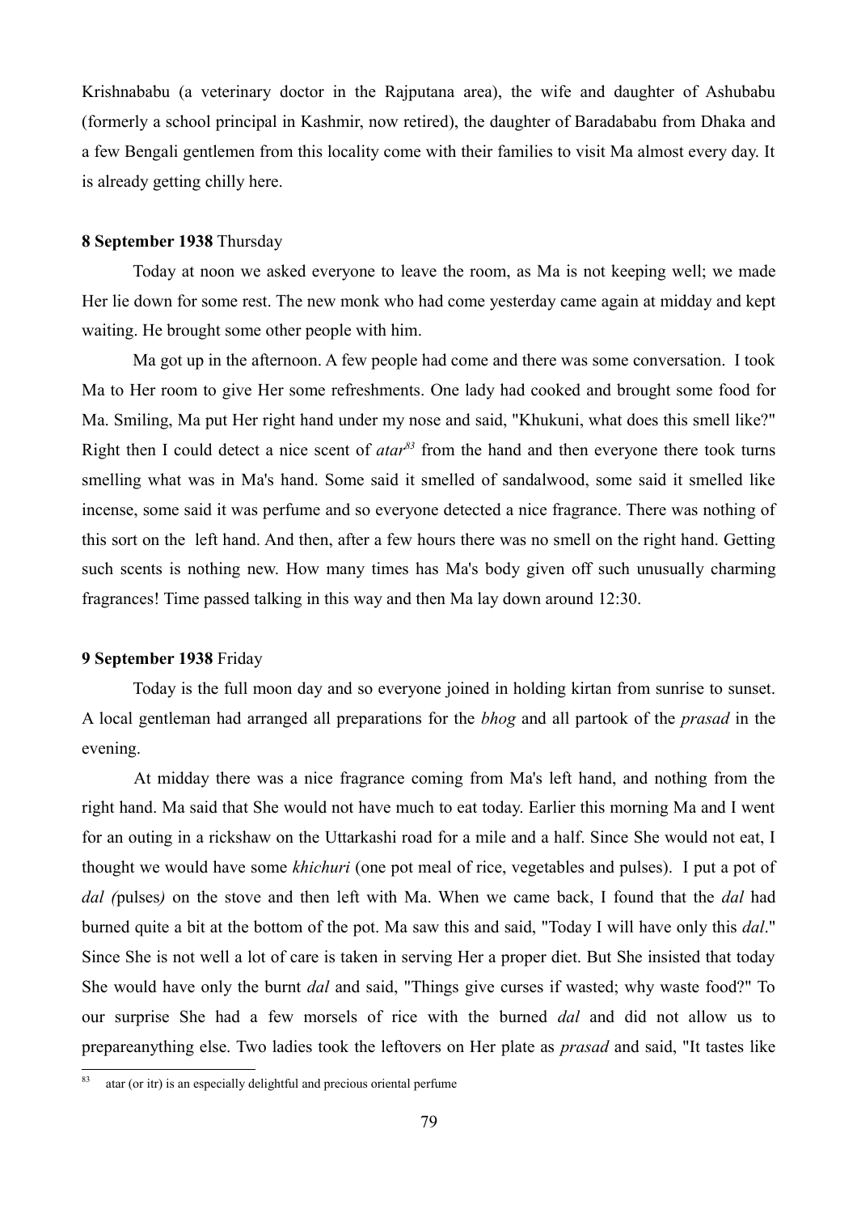Krishnababu (a veterinary doctor in the Rajputana area), the wife and daughter of Ashubabu (formerly a school principal in Kashmir, now retired), the daughter of Baradababu from Dhaka and a few Bengali gentlemen from this locality come with their families to visit Ma almost every day. It is already getting chilly here.

**8 September 1938** Thursday

Today at noon we asked everyone to leave the room, as Ma is not keeping well; we made Her lie down for some rest. The new monk who had come yesterday came again at midday and kept waiting. He brought some other people with him.

Ma got up in the afternoon. A few people had come and there was some conversation. I took Ma to Her room to give Her some refreshments. One lady had cooked and brought some food for Ma. Smiling, Ma put Her right hand under my nose and said, "Khukuni, what does this smell like?" Right then I could detect a nice scent of *atar*[83] from the hand and then everyone there took turns smelling what was in Ma's hand. Some said it smelled of sandalwood, some said it smelled like incense, some said it was perfume and so everyone detected a nice fragrance. There was nothing of this sort on the left hand. And then, after a few hours there was no smell on the right hand. Getting such scents is nothing new. How many times has Ma's body given off such unusually charming fragrances! Time passed talking in this way and then Ma lay down around 12:30.

**9 September 1938** Friday

Today is the full moon day and so everyone joined in holding kirtan from sunrise to sunset. A local gentleman had arranged all preparations for the *bhog* and all partook of the *prasad* in the evening.

At midday there was a nice fragrance coming from Ma's left hand, and nothing from the right hand. Ma said that She would not have much to eat today. Earlier this morning Ma and I went for an outing in a rickshaw on the Uttarkashi road for a mile and a half. Since She would not eat, I thought we would have some *khichuri* (one pot meal of rice, vegetables and pulses). I put a pot of *dal (*pulses*)* on the stove and then left with Ma. When we came back, I found that the *dal* had burned quite a bit at the bottom of the pot. Ma saw this and said, "Today I will have only this *dal*." Since She is not well a lot of care is taken in serving Her a proper diet. But She insisted that today She would have only the burnt *dal* and said, "Things give curses if wasted; why waste food?" To our surprise She had a few morsels of rice with the burned *dal* and did not allow us to prepareanything else. Two ladies took the leftovers on Her plate as *prasad* and said, "It tastes like

[83] atar (or itr) is an especially delightful and precious oriental perfume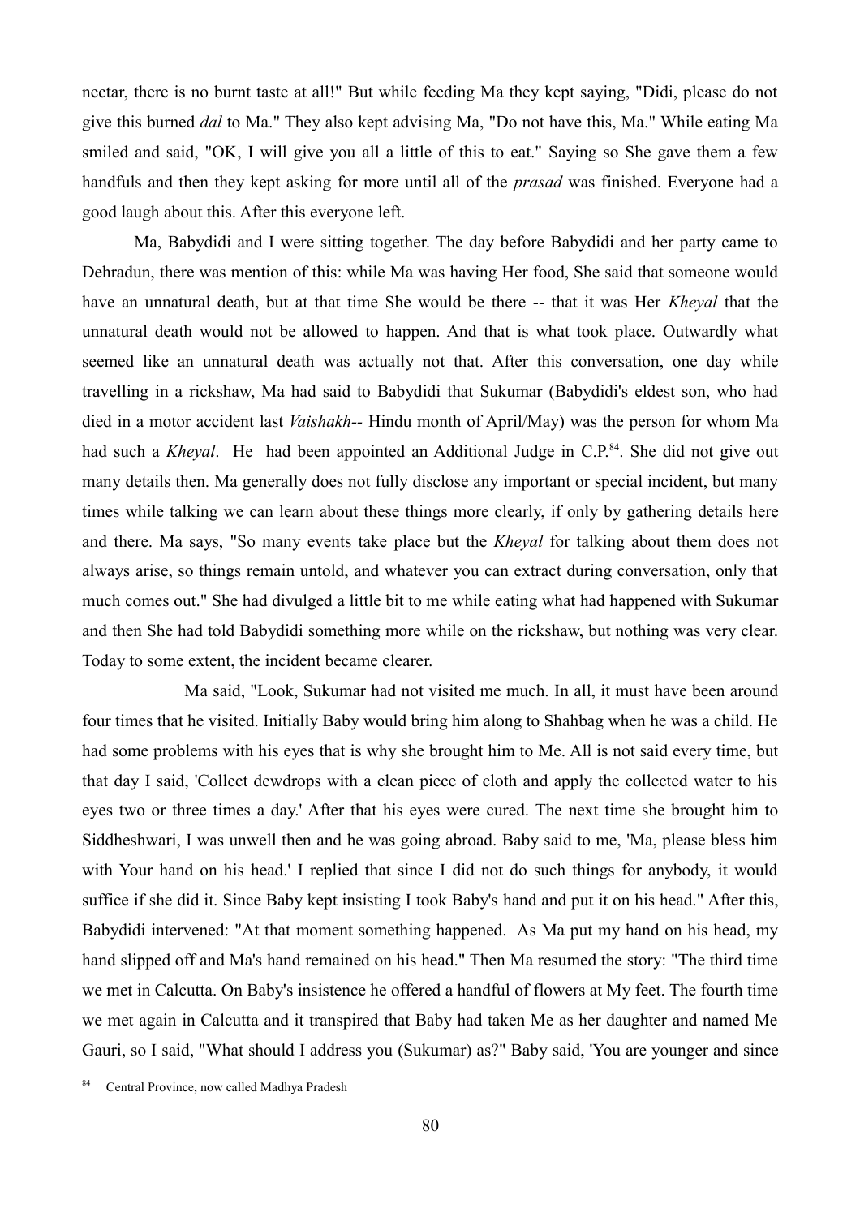nectar, there is no burnt taste at all!" But while feeding Ma they kept saying, "Didi, please do not give this burned *dal* to Ma." They also kept advising Ma, "Do not have this, Ma." While eating Ma smiled and said, "OK, I will give you all a little of this to eat." Saying so She gave them a few handfuls and then they kept asking for more until all of the *prasad* was finished. Everyone had a good laugh about this. After this everyone left.

Ma, Babydidi and I were sitting together. The day before Babydidi and her party came to Dehradun, there was mention of this: while Ma was having Her food, She said that someone would have an unnatural death, but at that time She would be there -- that it was Her *Kheyal* that the unnatural death would not be allowed to happen. And that is what took place. Outwardly what seemed like an unnatural death was actually not that. After this conversation, one day while travelling in a rickshaw, Ma had said to Babydidi that Sukumar (Babydidi's eldest son, who had died in a motor accident last *Vaishakh*-- Hindu month of April/May) was the person for whom Ma had such a *Kheyal*. He had been appointed an Additional Judge in C.P.[84]. She did not give out many details then. Ma generally does not fully disclose any important or special incident, but many times while talking we can learn about these things more clearly, if only by gathering details here and there. Ma says, "So many events take place but the *Kheyal* for talking about them does not always arise, so things remain untold, and whatever you can extract during conversation, only that much comes out." She had divulged a little bit to me while eating what had happened with Sukumar and then She had told Babydidi something more while on the rickshaw, but nothing was very clear. Today to some extent, the incident became clearer.

Ma said, "Look, Sukumar had not visited me much. In all, it must have been around four times that he visited. Initially Baby would bring him along to Shahbag when he was a child. He had some problems with his eyes that is why she brought him to Me. All is not said every time, but that day I said, 'Collect dewdrops with a clean piece of cloth and apply the collected water to his eyes two or three times a day.' After that his eyes were cured. The next time she brought him to Siddheshwari, I was unwell then and he was going abroad. Baby said to me, 'Ma, please bless him with Your hand on his head.' I replied that since I did not do such things for anybody, it would suffice if she did it. Since Baby kept insisting I took Baby's hand and put it on his head." After this, Babydidi intervened: "At that moment something happened. As Ma put my hand on his head, my hand slipped off and Ma's hand remained on his head." Then Ma resumed the story: "The third time we met in Calcutta. On Baby's insistence he offered a handful of flowers at My feet. The fourth time we met again in Calcutta and it transpired that Baby had taken Me as her daughter and named Me Gauri, so I said, "What should I address you (Sukumar) as?" Baby said, 'You are younger and since

[84] Central Province, now called Madhya Pradesh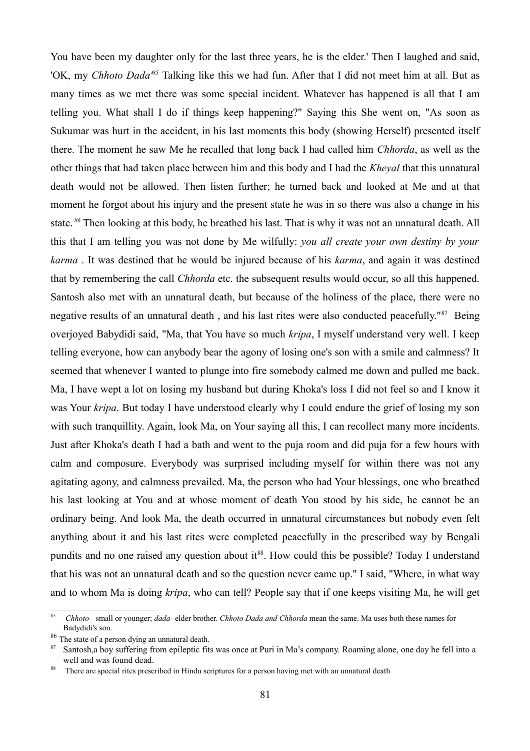You have been my daughter only for the last three years, he is the elder.' Then I laughed and said, 'OK, my *Chhoto Dada*'[85] Talking like this we had fun. After that I did not meet him at all. But as many times as we met there was some special incident. Whatever has happened is all that I am telling you. What shall I do if things keep happening?" Saying this She went on, "As soon as Sukumar was hurt in the accident, in his last moments this body (showing Herself) presented itself there. The moment he saw Me he recalled that long back I had called him *Chhorda*, as well as the other things that had taken place between him and this body and I had the *Kheyal* that this unnatural death would not be allowed. Then listen further; he turned back and looked at Me and at that moment he forgot about his injury and the present state he was in so there was also a change in his state. [86] Then looking at this body, he breathed his last. That is why it was not an unnatural death. All this that I am telling you was not done by Me wilfully: *you all create your own destiny by your karma* . It was destined that he would be injured because of his *karma*, and again it was destined that by remembering the call *Chhorda* etc. the subsequent results would occur, so all this happened. Santosh also met with an unnatural death, but because of the holiness of the place, there were no negative results of an unnatural death , and his last rites were also conducted peacefully."[87] Being overjoyed Babydidi said, "Ma, that You have so much *kripa*, I myself understand very well. I keep telling everyone, how can anybody bear the agony of losing one's son with a smile and calmness? It seemed that whenever I wanted to plunge into fire somebody calmed me down and pulled me back. Ma, I have wept a lot on losing my husband but during Khoka's loss I did not feel so and I know it was Your *kripa*. But today I have understood clearly why I could endure the grief of losing my son with such tranquillity. Again, look Ma, on Your saying all this, I can recollect many more incidents. Just after Khoka's death I had a bath and went to the puja room and did puja for a few hours with calm and composure. Everybody was surprised including myself for within there was not any agitating agony, and calmness prevailed. Ma, the person who had Your blessings, one who breathed his last looking at You and at whose moment of death You stood by his side, he cannot be an ordinary being. And look Ma, the death occurred in unnatural circumstances but nobody even felt anything about it and his last rites were completed peacefully in the prescribed way by Bengali pundits and no one raised any question about it[88]. How could this be possible? Today I understand that his was not an unnatural death and so the question never came up." I said, "Where, in what way and to whom Ma is doing *kripa*, who can tell? People say that if one keeps visiting Ma, he will get

---

[85] *Chhoto*- small or younger; *dada*- elder brother. *Chhoto Dada and Chhorda* mean the same. Ma uses both these names for Badydidi's son.

[86] The state of a person dying an unnatural death.

[87] Santosh,a boy suffering from epileptic fits was once at Puri in Ma's company. Roaming alone, one day he fell into a well and was found dead.

[88] There are special rites prescribed in Hindu scriptures for a person having met with an unnatural death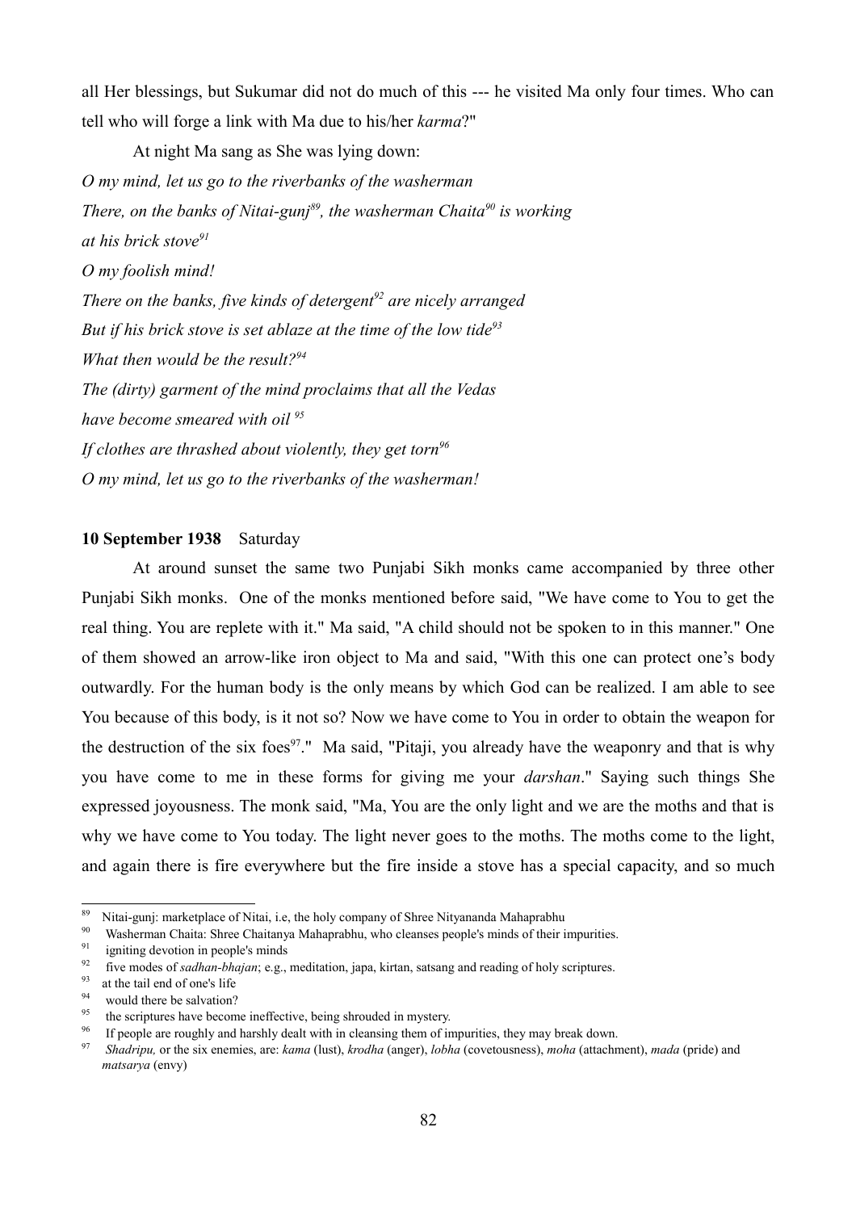all Her blessings, but Sukumar did not do much of this --- he visited Ma only four times. Who can tell who will forge a link with Ma due to his/her *karma*?"

At night Ma sang as She was lying down:

*O my mind, let us go to the riverbanks of the washerman*
*There, on the banks of Nitai-gunj*[89]*, the washerman Chaita*[90] *is working at his brick stove*[91]
*O my foolish mind!*
*There on the banks, five kinds of detergent*[92] *are nicely arranged*
*But if his brick stove is set ablaze at the time of the low tide*[93]
*What then would be the result?*[94]
*The (dirty) garment of the mind proclaims that all the Vedas have become smeared with oil* [95]
*If clothes are thrashed about violently, they get torn*[96]
*O my mind, let us go to the riverbanks of the washerman!*

**10 September 1938** Saturday

At around sunset the same two Punjabi Sikh monks came accompanied by three other Punjabi Sikh monks. One of the monks mentioned before said, "We have come to You to get the real thing. You are replete with it." Ma said, "A child should not be spoken to in this manner." One of them showed an arrow-like iron object to Ma and said, "With this one can protect one's body outwardly. For the human body is the only means by which God can be realized. I am able to see You because of this body, is it not so? Now we have come to You in order to obtain the weapon for the destruction of the six foes[97]." Ma said, "Pitaji, you already have the weaponry and that is why you have come to me in these forms for giving me your *darshan*." Saying such things She expressed joyousness. The monk said, "Ma, You are the only light and we are the moths and that is why we have come to You today. The light never goes to the moths. The moths come to the light, and again there is fire everywhere but the fire inside a stove has a special capacity, and so much

---

[89] Nitai-gunj: marketplace of Nitai, i.e, the holy company of Shree Nityananda Mahaprabhu
[90] Washerman Chaita: Shree Chaitanya Mahaprabhu, who cleanses people's minds of their impurities.
[91] igniting devotion in people's minds
[92] five modes of *sadhan-bhajan*; e.g., meditation, japa, kirtan, satsang and reading of holy scriptures.
[93] at the tail end of one's life
[94] would there be salvation?
[95] the scriptures have become ineffective, being shrouded in mystery.
[96] If people are roughly and harshly dealt with in cleansing them of impurities, they may break down.
[97] *Shadripu,* or the six enemies, are: *kama* (lust), *krodha* (anger), *lobha* (covetousness), *moha* (attachment), *mada* (pride) and *matsarya* (envy)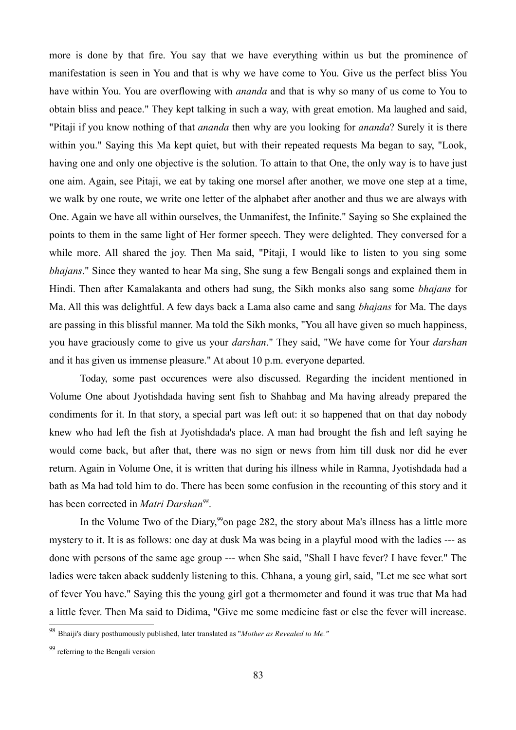more is done by that fire. You say that we have everything within us but the prominence of manifestation is seen in You and that is why we have come to You. Give us the perfect bliss You have within You. You are overflowing with *ananda* and that is why so many of us come to You to obtain bliss and peace." They kept talking in such a way, with great emotion. Ma laughed and said, "Pitaji if you know nothing of that *ananda* then why are you looking for *ananda*? Surely it is there within you." Saying this Ma kept quiet, but with their repeated requests Ma began to say, "Look, having one and only one objective is the solution. To attain to that One, the only way is to have just one aim. Again, see Pitaji, we eat by taking one morsel after another, we move one step at a time, we walk by one route, we write one letter of the alphabet after another and thus we are always with One. Again we have all within ourselves, the Unmanifest, the Infinite." Saying so She explained the points to them in the same light of Her former speech. They were delighted. They conversed for a while more. All shared the joy. Then Ma said, "Pitaji, I would like to listen to you sing some *bhajans*." Since they wanted to hear Ma sing, She sung a few Bengali songs and explained them in Hindi. Then after Kamalakanta and others had sung, the Sikh monks also sang some *bhajans* for Ma. All this was delightful. A few days back a Lama also came and sang *bhajans* for Ma. The days are passing in this blissful manner. Ma told the Sikh monks, "You all have given so much happiness, you have graciously come to give us your *darshan*." They said, "We have come for Your *darshan* and it has given us immense pleasure." At about 10 p.m. everyone departed.

Today, some past occurences were also discussed. Regarding the incident mentioned in Volume One about Jyotishdada having sent fish to Shahbag and Ma having already prepared the condiments for it. In that story, a special part was left out: it so happened that on that day nobody knew who had left the fish at Jyotishdada's place. A man had brought the fish and left saying he would come back, but after that, there was no sign or news from him till dusk nor did he ever return. Again in Volume One, it is written that during his illness while in Ramna, Jyotishdada had a bath as Ma had told him to do. There has been some confusion in the recounting of this story and it has been corrected in *Matri Darshan*[98].

In the Volume Two of the Diary,[99]on page 282, the story about Ma's illness has a little more mystery to it. It is as follows: one day at dusk Ma was being in a playful mood with the ladies --- as done with persons of the same age group --- when She said, "Shall I have fever? I have fever." The ladies were taken aback suddenly listening to this. Chhana, a young girl, said, "Let me see what sort of fever You have." Saying this the young girl got a thermometer and found it was true that Ma had a little fever. Then Ma said to Didima, "Give me some medicine fast or else the fever will increase.

---

[98] Bhaiji's diary posthumously published, later translated as "*Mother as Revealed to Me."*

[99] referring to the Bengali version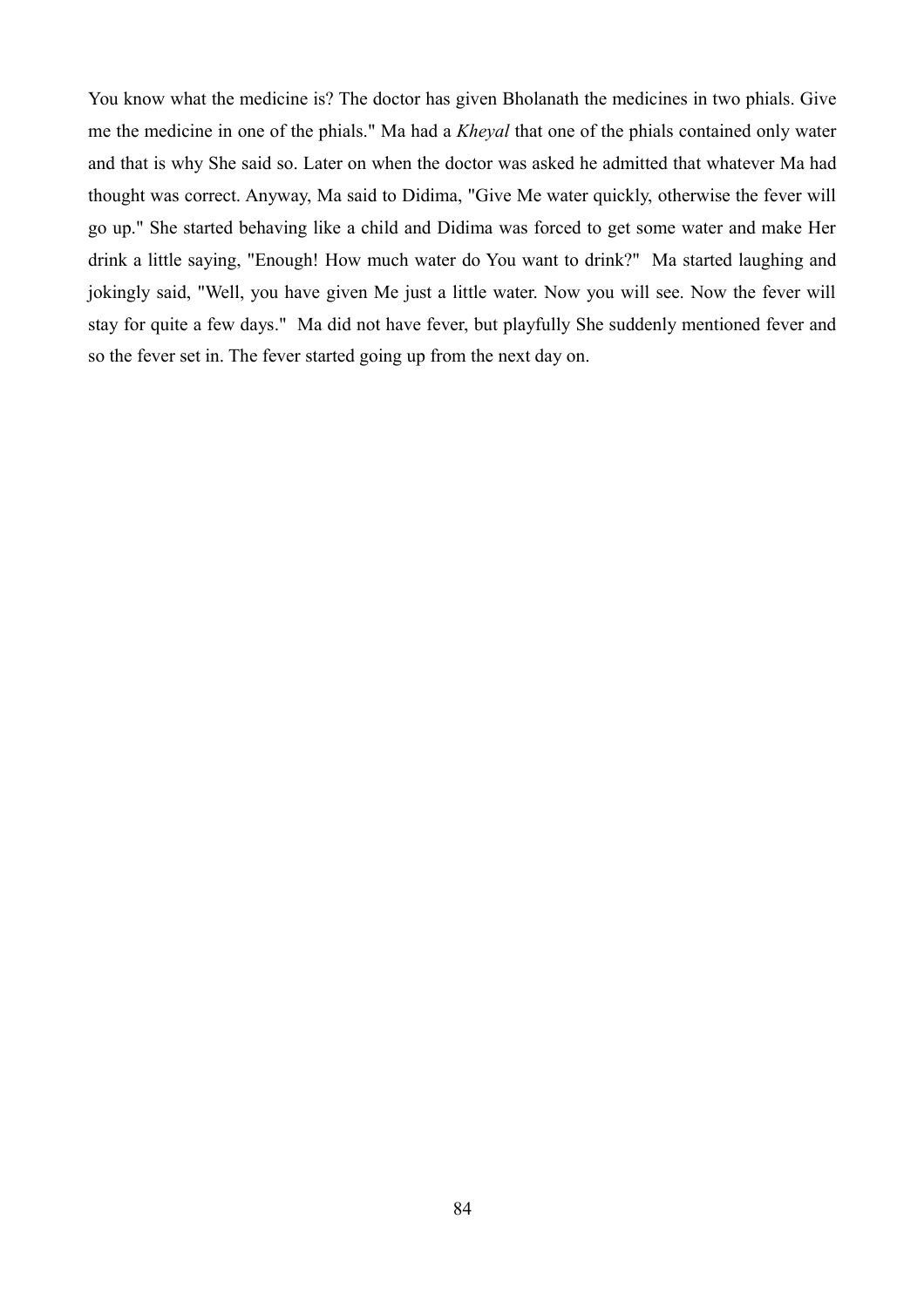You know what the medicine is? The doctor has given Bholanath the medicines in two phials. Give me the medicine in one of the phials." Ma had a *Kheyal* that one of the phials contained only water and that is why She said so. Later on when the doctor was asked he admitted that whatever Ma had thought was correct. Anyway, Ma said to Didima, "Give Me water quickly, otherwise the fever will go up." She started behaving like a child and Didima was forced to get some water and make Her drink a little saying, "Enough! How much water do You want to drink?" Ma started laughing and jokingly said, "Well, you have given Me just a little water. Now you will see. Now the fever will stay for quite a few days." Ma did not have fever, but playfully She suddenly mentioned fever and so the fever set in. The fever started going up from the next day on.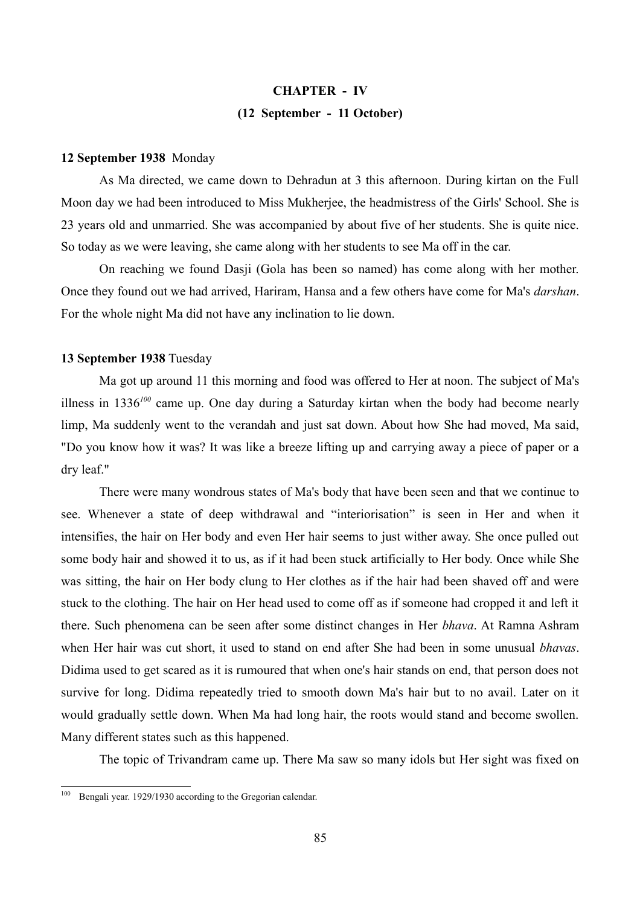## CHAPTER - IV

### (12 September - 11 October)

**12 September 1938** Monday

As Ma directed, we came down to Dehradun at 3 this afternoon. During kirtan on the Full Moon day we had been introduced to Miss Mukherjee, the headmistress of the Girls' School. She is 23 years old and unmarried. She was accompanied by about five of her students. She is quite nice. So today as we were leaving, she came along with her students to see Ma off in the car.

On reaching we found Dasji (Gola has been so named) has come along with her mother. Once they found out we had arrived, Hariram, Hansa and a few others have come for Ma's *darshan*. For the whole night Ma did not have any inclination to lie down.

**13 September 1938** Tuesday

Ma got up around 11 this morning and food was offered to Her at noon. The subject of Ma's illness in 1336[100] came up. One day during a Saturday kirtan when the body had become nearly limp, Ma suddenly went to the verandah and just sat down. About how She had moved, Ma said, "Do you know how it was? It was like a breeze lifting up and carrying away a piece of paper or a dry leaf."

There were many wondrous states of Ma's body that have been seen and that we continue to see. Whenever a state of deep withdrawal and "interiorisation" is seen in Her and when it intensifies, the hair on Her body and even Her hair seems to just wither away. She once pulled out some body hair and showed it to us, as if it had been stuck artificially to Her body. Once while She was sitting, the hair on Her body clung to Her clothes as if the hair had been shaved off and were stuck to the clothing. The hair on Her head used to come off as if someone had cropped it and left it there. Such phenomena can be seen after some distinct changes in Her *bhava*. At Ramna Ashram when Her hair was cut short, it used to stand on end after She had been in some unusual *bhavas*. Didima used to get scared as it is rumoured that when one's hair stands on end, that person does not survive for long. Didima repeatedly tried to smooth down Ma's hair but to no avail. Later on it would gradually settle down. When Ma had long hair, the roots would stand and become swollen. Many different states such as this happened.

The topic of Trivandram came up. There Ma saw so many idols but Her sight was fixed on

---

[100] Bengali year. 1929/1930 according to the Gregorian calendar.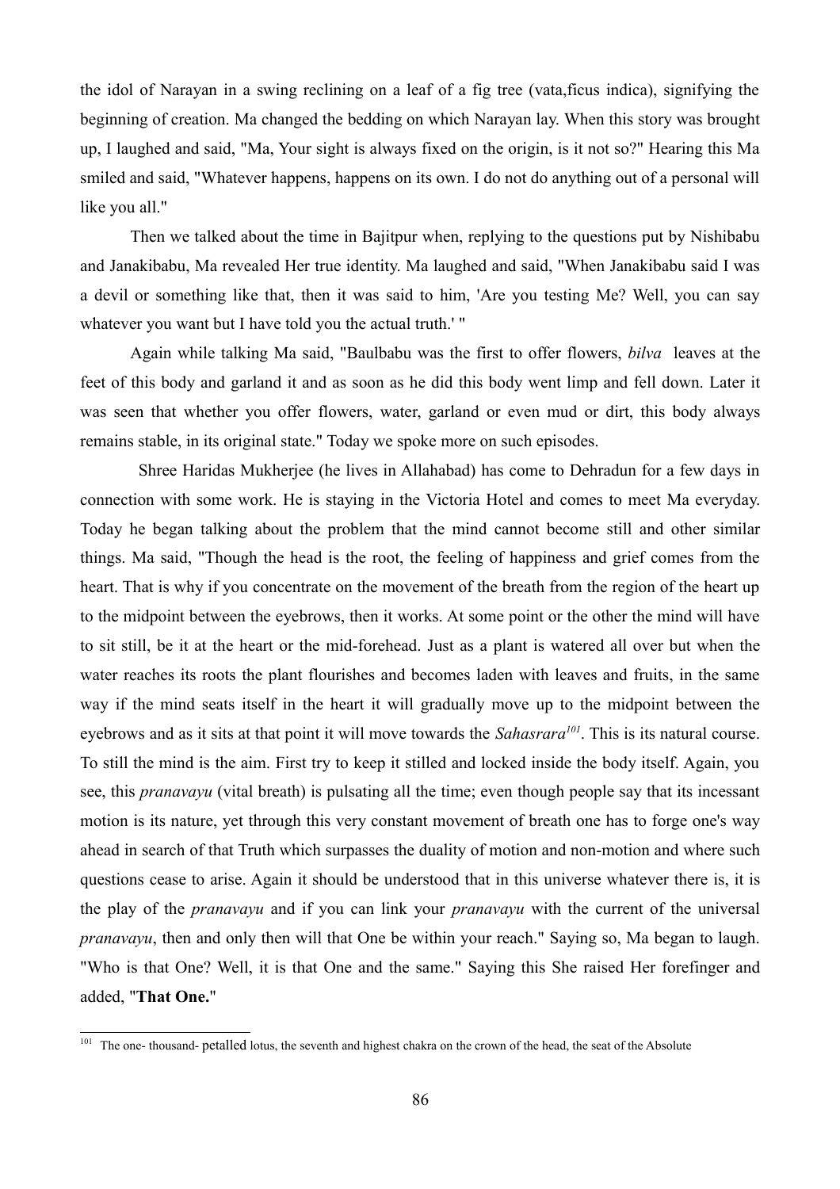the idol of Narayan in a swing reclining on a leaf of a fig tree (vata,ficus indica), signifying the beginning of creation. Ma changed the bedding on which Narayan lay. When this story was brought up, I laughed and said, "Ma, Your sight is always fixed on the origin, is it not so?" Hearing this Ma smiled and said, "Whatever happens, happens on its own. I do not do anything out of a personal will like you all."

Then we talked about the time in Bajitpur when, replying to the questions put by Nishibabu and Janakibabu, Ma revealed Her true identity. Ma laughed and said, "When Janakibabu said I was a devil or something like that, then it was said to him, 'Are you testing Me? Well, you can say whatever you want but I have told you the actual truth.' "

Again while talking Ma said, "Baulbabu was the first to offer flowers, *bilva* leaves at the feet of this body and garland it and as soon as he did this body went limp and fell down. Later it was seen that whether you offer flowers, water, garland or even mud or dirt, this body always remains stable, in its original state." Today we spoke more on such episodes.

Shree Haridas Mukherjee (he lives in Allahabad) has come to Dehradun for a few days in connection with some work. He is staying in the Victoria Hotel and comes to meet Ma everyday. Today he began talking about the problem that the mind cannot become still and other similar things. Ma said, "Though the head is the root, the feeling of happiness and grief comes from the heart. That is why if you concentrate on the movement of the breath from the region of the heart up to the midpoint between the eyebrows, then it works. At some point or the other the mind will have to sit still, be it at the heart or the mid-forehead. Just as a plant is watered all over but when the water reaches its roots the plant flourishes and becomes laden with leaves and fruits, in the same way if the mind seats itself in the heart it will gradually move up to the midpoint between the eyebrows and as it sits at that point it will move towards the *Sahasrara*[101]. This is its natural course. To still the mind is the aim. First try to keep it stilled and locked inside the body itself. Again, you see, this *pranavayu* (vital breath) is pulsating all the time; even though people say that its incessant motion is its nature, yet through this very constant movement of breath one has to forge one's way ahead in search of that Truth which surpasses the duality of motion and non-motion and where such questions cease to arise. Again it should be understood that in this universe whatever there is, it is the play of the *pranavayu* and if you can link your *pranavayu* with the current of the universal *pranavayu*, then and only then will that One be within your reach." Saying so, Ma began to laugh. "Who is that One? Well, it is that One and the same." Saying this She raised Her forefinger and added, "**That One.**"

[101] The one- thousand- petalled lotus, the seventh and highest chakra on the crown of the head, the seat of the Absolute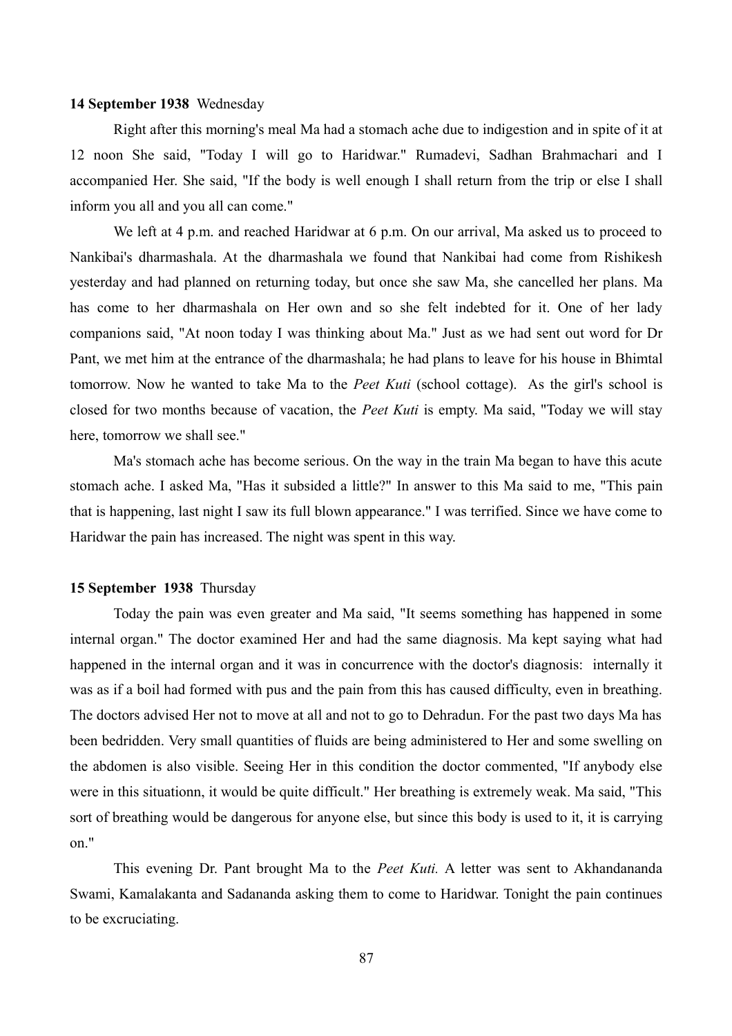**14 September 1938** Wednesday

Right after this morning's meal Ma had a stomach ache due to indigestion and in spite of it at 12 noon She said, "Today I will go to Haridwar." Rumadevi, Sadhan Brahmachari and I accompanied Her. She said, "If the body is well enough I shall return from the trip or else I shall inform you all and you all can come."

We left at 4 p.m. and reached Haridwar at 6 p.m. On our arrival, Ma asked us to proceed to Nankibai's dharmashala. At the dharmashala we found that Nankibai had come from Rishikesh yesterday and had planned on returning today, but once she saw Ma, she cancelled her plans. Ma has come to her dharmashala on Her own and so she felt indebted for it. One of her lady companions said, "At noon today I was thinking about Ma." Just as we had sent out word for Dr Pant, we met him at the entrance of the dharmashala; he had plans to leave for his house in Bhimtal tomorrow. Now he wanted to take Ma to the *Peet Kuti* (school cottage). As the girl's school is closed for two months because of vacation, the *Peet Kuti* is empty. Ma said, "Today we will stay here, tomorrow we shall see."

Ma's stomach ache has become serious. On the way in the train Ma began to have this acute stomach ache. I asked Ma, "Has it subsided a little?" In answer to this Ma said to me, "This pain that is happening, last night I saw its full blown appearance." I was terrified. Since we have come to Haridwar the pain has increased. The night was spent in this way.

**15 September 1938** Thursday

Today the pain was even greater and Ma said, "It seems something has happened in some internal organ." The doctor examined Her and had the same diagnosis. Ma kept saying what had happened in the internal organ and it was in concurrence with the doctor's diagnosis: internally it was as if a boil had formed with pus and the pain from this has caused difficulty, even in breathing. The doctors advised Her not to move at all and not to go to Dehradun. For the past two days Ma has been bedridden. Very small quantities of fluids are being administered to Her and some swelling on the abdomen is also visible. Seeing Her in this condition the doctor commented, "If anybody else were in this situationn, it would be quite difficult." Her breathing is extremely weak. Ma said, "This sort of breathing would be dangerous for anyone else, but since this body is used to it, it is carrying on."

This evening Dr. Pant brought Ma to the *Peet Kuti.* A letter was sent to Akhandananda Swami, Kamalakanta and Sadananda asking them to come to Haridwar. Tonight the pain continues to be excruciating.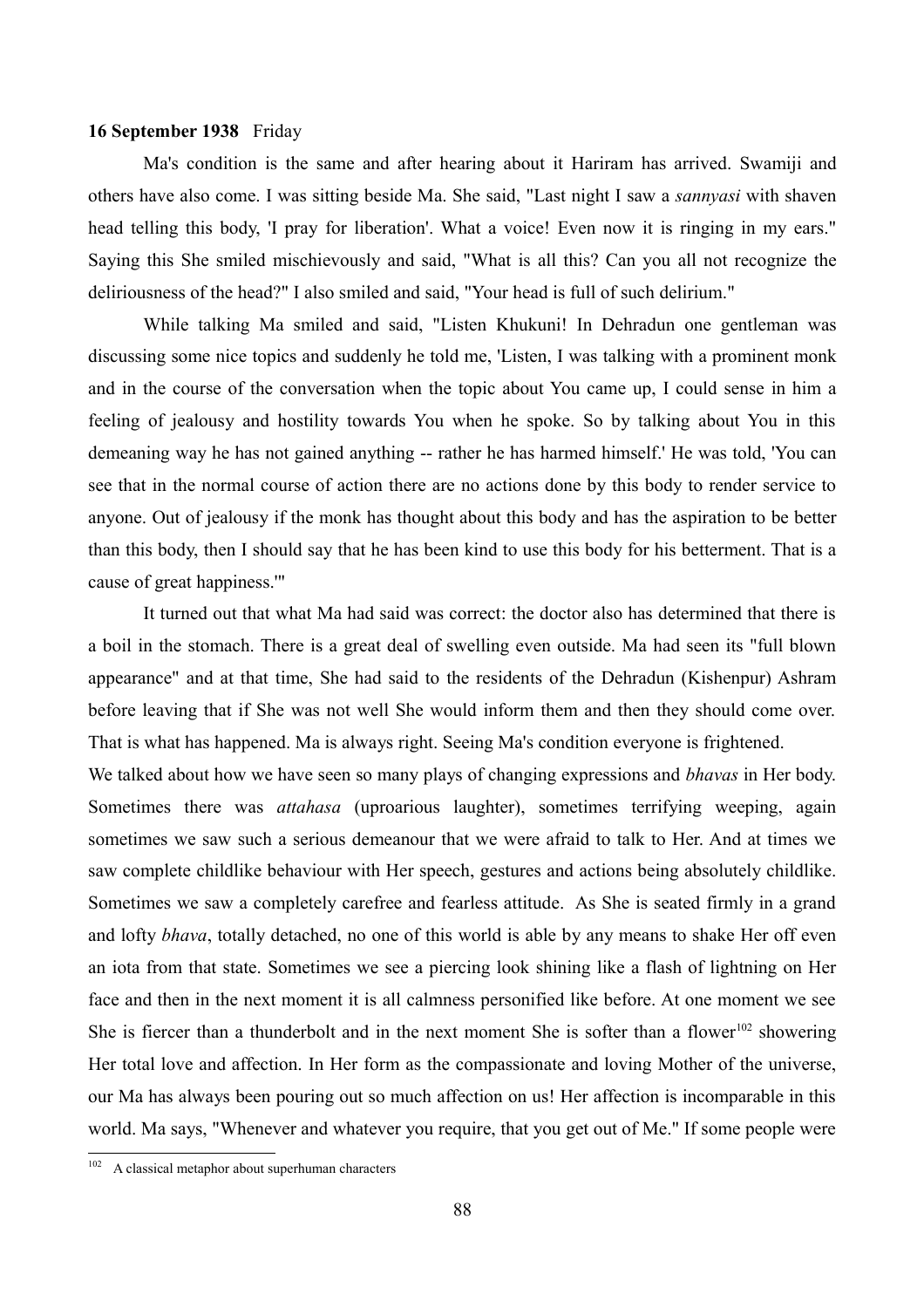**16 September 1938** Friday

Ma's condition is the same and after hearing about it Hariram has arrived. Swamiji and others have also come. I was sitting beside Ma. She said, "Last night I saw a *sannyasi* with shaven head telling this body, 'I pray for liberation'. What a voice! Even now it is ringing in my ears." Saying this She smiled mischievously and said, "What is all this? Can you all not recognize the deliriousness of the head?" I also smiled and said, "Your head is full of such delirium."

While talking Ma smiled and said, "Listen Khukuni! In Dehradun one gentleman was discussing some nice topics and suddenly he told me, 'Listen, I was talking with a prominent monk and in the course of the conversation when the topic about You came up, I could sense in him a feeling of jealousy and hostility towards You when he spoke. So by talking about You in this demeaning way he has not gained anything -- rather he has harmed himself.' He was told, 'You can see that in the normal course of action there are no actions done by this body to render service to anyone. Out of jealousy if the monk has thought about this body and has the aspiration to be better than this body, then I should say that he has been kind to use this body for his betterment. That is a cause of great happiness.'"

It turned out that what Ma had said was correct: the doctor also has determined that there is a boil in the stomach. There is a great deal of swelling even outside. Ma had seen its "full blown appearance" and at that time, She had said to the residents of the Dehradun (Kishenpur) Ashram before leaving that if She was not well She would inform them and then they should come over. That is what has happened. Ma is always right. Seeing Ma's condition everyone is frightened.

We talked about how we have seen so many plays of changing expressions and *bhavas* in Her body. Sometimes there was *attahasa* (uproarious laughter), sometimes terrifying weeping, again sometimes we saw such a serious demeanour that we were afraid to talk to Her. And at times we saw complete childlike behaviour with Her speech, gestures and actions being absolutely childlike. Sometimes we saw a completely carefree and fearless attitude. As She is seated firmly in a grand and lofty *bhava*, totally detached, no one of this world is able by any means to shake Her off even an iota from that state. Sometimes we see a piercing look shining like a flash of lightning on Her face and then in the next moment it is all calmness personified like before. At one moment we see She is fiercer than a thunderbolt and in the next moment She is softer than a flower[102] showering Her total love and affection. In Her form as the compassionate and loving Mother of the universe, our Ma has always been pouring out so much affection on us! Her affection is incomparable in this world. Ma says, "Whenever and whatever you require, that you get out of Me." If some people were

[102] A classical metaphor about superhuman characters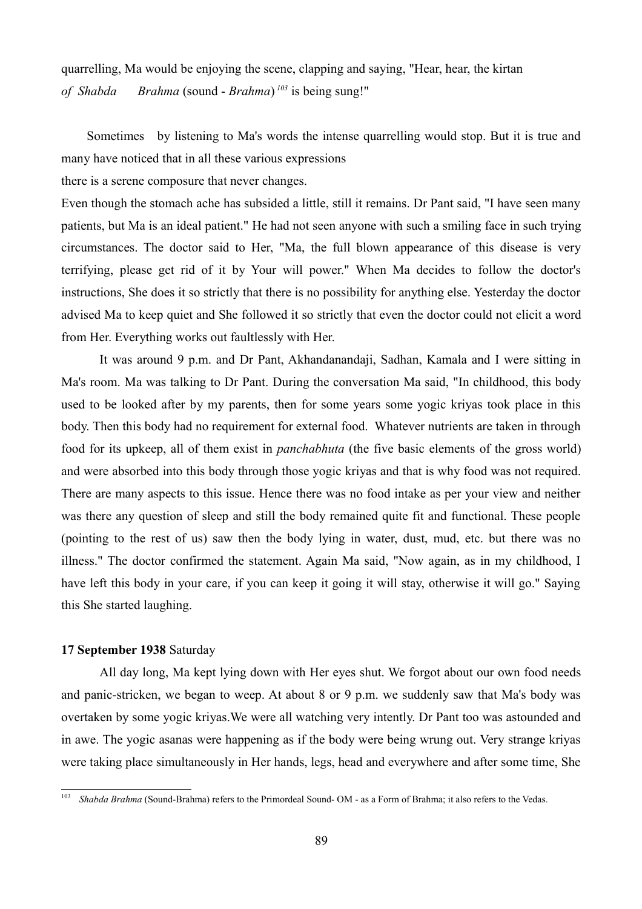quarrelling, Ma would be enjoying the scene, clapping and saying, "Hear, hear, the kirtan *of Shabda Brahma* (sound - *Brahma*)[103] is being sung!"

Sometimes by listening to Ma's words the intense quarrelling would stop. But it is true and many have noticed that in all these various expressions there is a serene composure that never changes.

Even though the stomach ache has subsided a little, still it remains. Dr Pant said, "I have seen many patients, but Ma is an ideal patient." He had not seen anyone with such a smiling face in such trying circumstances. The doctor said to Her, "Ma, the full blown appearance of this disease is very terrifying, please get rid of it by Your will power." When Ma decides to follow the doctor's instructions, She does it so strictly that there is no possibility for anything else. Yesterday the doctor advised Ma to keep quiet and She followed it so strictly that even the doctor could not elicit a word from Her. Everything works out faultlessly with Her.

It was around 9 p.m. and Dr Pant, Akhandanandaji, Sadhan, Kamala and I were sitting in Ma's room. Ma was talking to Dr Pant. During the conversation Ma said, "In childhood, this body used to be looked after by my parents, then for some years some yogic kriyas took place in this body. Then this body had no requirement for external food. Whatever nutrients are taken in through food for its upkeep, all of them exist in *panchabhuta* (the five basic elements of the gross world) and were absorbed into this body through those yogic kriyas and that is why food was not required. There are many aspects to this issue. Hence there was no food intake as per your view and neither was there any question of sleep and still the body remained quite fit and functional. These people (pointing to the rest of us) saw then the body lying in water, dust, mud, etc. but there was no illness." The doctor confirmed the statement. Again Ma said, "Now again, as in my childhood, I have left this body in your care, if you can keep it going it will stay, otherwise it will go." Saying this She started laughing.

**17 September 1938** Saturday

All day long, Ma kept lying down with Her eyes shut. We forgot about our own food needs and panic-stricken, we began to weep. At about 8 or 9 p.m. we suddenly saw that Ma's body was overtaken by some yogic kriyas.We were all watching very intently. Dr Pant too was astounded and in awe. The yogic asanas were happening as if the body were being wrung out. Very strange kriyas were taking place simultaneously in Her hands, legs, head and everywhere and after some time, She

---

[103] *Shabda Brahma* (Sound-Brahma) refers to the Primordeal Sound- OM - as a Form of Brahma; it also refers to the Vedas.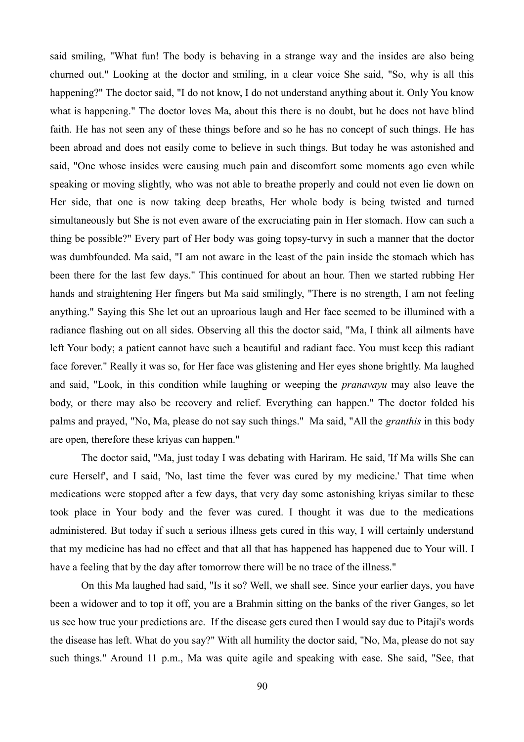said smiling, "What fun! The body is behaving in a strange way and the insides are also being churned out." Looking at the doctor and smiling, in a clear voice She said, "So, why is all this happening?" The doctor said, "I do not know, I do not understand anything about it. Only You know what is happening." The doctor loves Ma, about this there is no doubt, but he does not have blind faith. He has not seen any of these things before and so he has no concept of such things. He has been abroad and does not easily come to believe in such things. But today he was astonished and said, "One whose insides were causing much pain and discomfort some moments ago even while speaking or moving slightly, who was not able to breathe properly and could not even lie down on Her side, that one is now taking deep breaths, Her whole body is being twisted and turned simultaneously but She is not even aware of the excruciating pain in Her stomach. How can such a thing be possible?" Every part of Her body was going topsy-turvy in such a manner that the doctor was dumbfounded. Ma said, "I am not aware in the least of the pain inside the stomach which has been there for the last few days." This continued for about an hour. Then we started rubbing Her hands and straightening Her fingers but Ma said smilingly, "There is no strength, I am not feeling anything." Saying this She let out an uproarious laugh and Her face seemed to be illumined with a radiance flashing out on all sides. Observing all this the doctor said, "Ma, I think all ailments have left Your body; a patient cannot have such a beautiful and radiant face. You must keep this radiant face forever." Really it was so, for Her face was glistening and Her eyes shone brightly. Ma laughed and said, "Look, in this condition while laughing or weeping the *pranavayu* may also leave the body, or there may also be recovery and relief. Everything can happen." The doctor folded his palms and prayed, "No, Ma, please do not say such things." Ma said, "All the *granthis* in this body are open, therefore these kriyas can happen."

The doctor said, "Ma, just today I was debating with Hariram. He said, 'If Ma wills She can cure Herself', and I said, 'No, last time the fever was cured by my medicine.' That time when medications were stopped after a few days, that very day some astonishing kriyas similar to these took place in Your body and the fever was cured. I thought it was due to the medications administered. But today if such a serious illness gets cured in this way, I will certainly understand that my medicine has had no effect and that all that has happened has happened due to Your will. I have a feeling that by the day after tomorrow there will be no trace of the illness."

On this Ma laughed had said, "Is it so? Well, we shall see. Since your earlier days, you have been a widower and to top it off, you are a Brahmin sitting on the banks of the river Ganges, so let us see how true your predictions are. If the disease gets cured then I would say due to Pitaji's words the disease has left. What do you say?" With all humility the doctor said, "No, Ma, please do not say such things." Around 11 p.m., Ma was quite agile and speaking with ease. She said, "See, that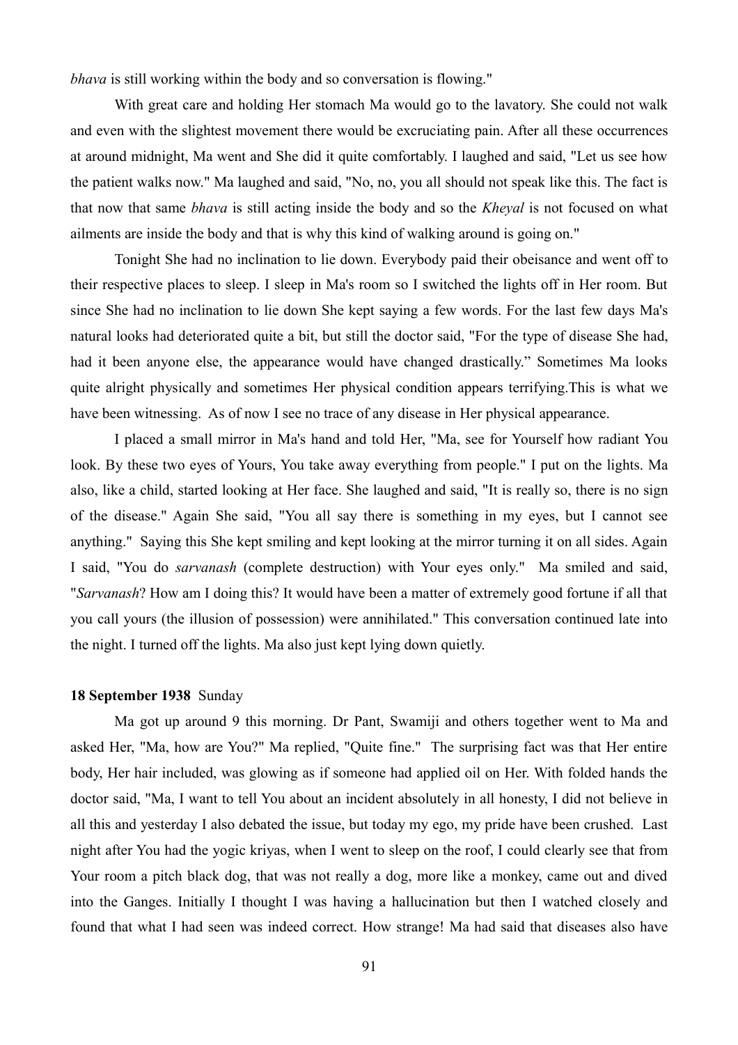*bhava* is still working within the body and so conversation is flowing."

With great care and holding Her stomach Ma would go to the lavatory. She could not walk and even with the slightest movement there would be excruciating pain. After all these occurrences at around midnight, Ma went and She did it quite comfortably. I laughed and said, "Let us see how the patient walks now." Ma laughed and said, "No, no, you all should not speak like this. The fact is that now that same *bhava* is still acting inside the body and so the *Kheyal* is not focused on what ailments are inside the body and that is why this kind of walking around is going on."

Tonight She had no inclination to lie down. Everybody paid their obeisance and went off to their respective places to sleep. I sleep in Ma's room so I switched the lights off in Her room. But since She had no inclination to lie down She kept saying a few words. For the last few days Ma's natural looks had deteriorated quite a bit, but still the doctor said, "For the type of disease She had, had it been anyone else, the appearance would have changed drastically." Sometimes Ma looks quite alright physically and sometimes Her physical condition appears terrifying.This is what we have been witnessing. As of now I see no trace of any disease in Her physical appearance.

I placed a small mirror in Ma's hand and told Her, "Ma, see for Yourself how radiant You look. By these two eyes of Yours, You take away everything from people." I put on the lights. Ma also, like a child, started looking at Her face. She laughed and said, "It is really so, there is no sign of the disease." Again She said, "You all say there is something in my eyes, but I cannot see anything." Saying this She kept smiling and kept looking at the mirror turning it on all sides. Again I said, "You do *sarvanash* (complete destruction) with Your eyes only." Ma smiled and said, "*Sarvanash*? How am I doing this? It would have been a matter of extremely good fortune if all that you call yours (the illusion of possession) were annihilated." This conversation continued late into the night. I turned off the lights. Ma also just kept lying down quietly.

**18 September 1938** Sunday

Ma got up around 9 this morning. Dr Pant, Swamiji and others together went to Ma and asked Her, "Ma, how are You?" Ma replied, "Quite fine." The surprising fact was that Her entire body, Her hair included, was glowing as if someone had applied oil on Her. With folded hands the doctor said, "Ma, I want to tell You about an incident absolutely in all honesty, I did not believe in all this and yesterday I also debated the issue, but today my ego, my pride have been crushed. Last night after You had the yogic kriyas, when I went to sleep on the roof, I could clearly see that from Your room a pitch black dog, that was not really a dog, more like a monkey, came out and dived into the Ganges. Initially I thought I was having a hallucination but then I watched closely and found that what I had seen was indeed correct. How strange! Ma had said that diseases also have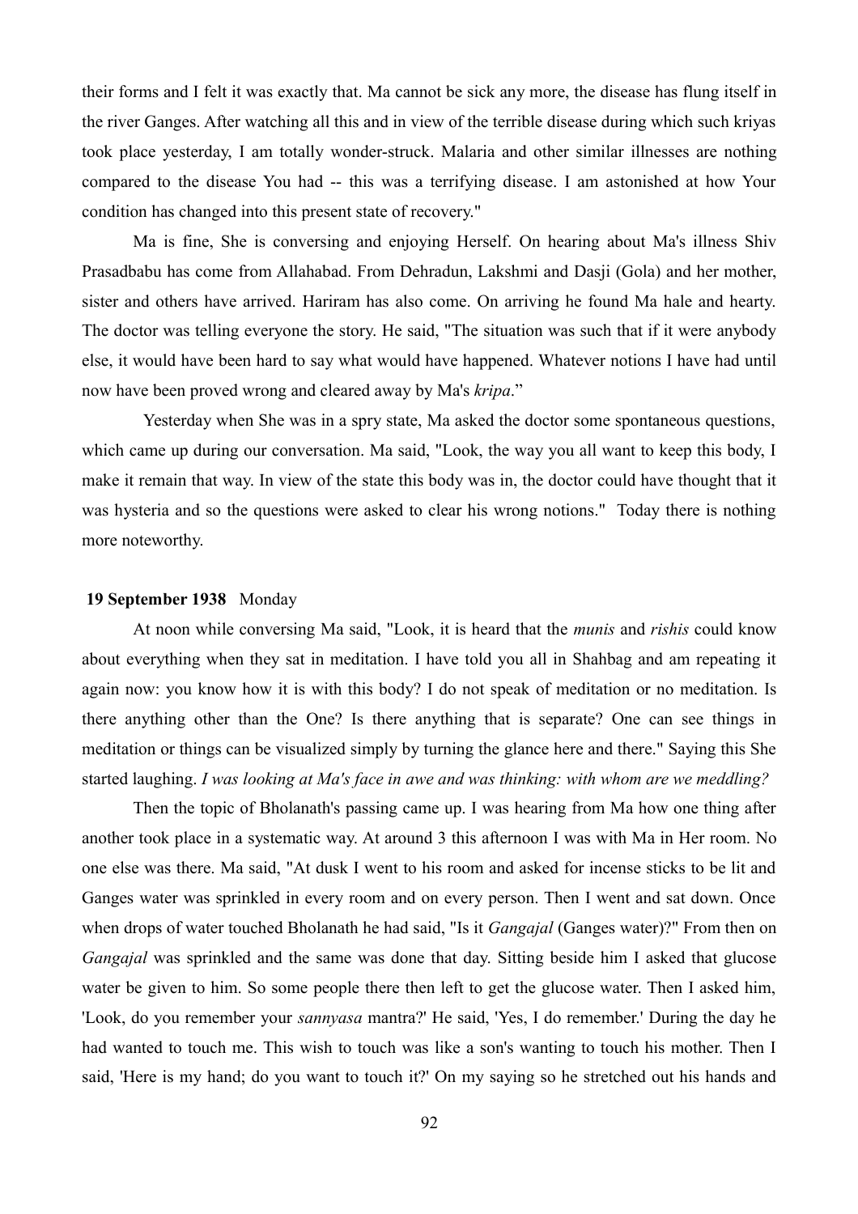their forms and I felt it was exactly that. Ma cannot be sick any more, the disease has flung itself in the river Ganges. After watching all this and in view of the terrible disease during which such kriyas took place yesterday, I am totally wonder-struck. Malaria and other similar illnesses are nothing compared to the disease You had -- this was a terrifying disease. I am astonished at how Your condition has changed into this present state of recovery."

Ma is fine, She is conversing and enjoying Herself. On hearing about Ma's illness Shiv Prasadbabu has come from Allahabad. From Dehradun, Lakshmi and Dasji (Gola) and her mother, sister and others have arrived. Hariram has also come. On arriving he found Ma hale and hearty. The doctor was telling everyone the story. He said, "The situation was such that if it were anybody else, it would have been hard to say what would have happened. Whatever notions I have had until now have been proved wrong and cleared away by Ma's *kripa*."

Yesterday when She was in a spry state, Ma asked the doctor some spontaneous questions, which came up during our conversation. Ma said, "Look, the way you all want to keep this body, I make it remain that way. In view of the state this body was in, the doctor could have thought that it was hysteria and so the questions were asked to clear his wrong notions." Today there is nothing more noteworthy.

**19 September 1938** Monday

At noon while conversing Ma said, "Look, it is heard that the *munis* and *rishis* could know about everything when they sat in meditation. I have told you all in Shahbag and am repeating it again now: you know how it is with this body? I do not speak of meditation or no meditation. Is there anything other than the One? Is there anything that is separate? One can see things in meditation or things can be visualized simply by turning the glance here and there." Saying this She started laughing. *I was looking at Ma's face in awe and was thinking: with whom are we meddling?*

Then the topic of Bholanath's passing came up. I was hearing from Ma how one thing after another took place in a systematic way. At around 3 this afternoon I was with Ma in Her room. No one else was there. Ma said, "At dusk I went to his room and asked for incense sticks to be lit and Ganges water was sprinkled in every room and on every person. Then I went and sat down. Once when drops of water touched Bholanath he had said, "Is it *Gangajal* (Ganges water)?" From then on *Gangajal* was sprinkled and the same was done that day. Sitting beside him I asked that glucose water be given to him. So some people there then left to get the glucose water. Then I asked him, 'Look, do you remember your *sannyasa* mantra?' He said, 'Yes, I do remember.' During the day he had wanted to touch me. This wish to touch was like a son's wanting to touch his mother. Then I said, 'Here is my hand; do you want to touch it?' On my saying so he stretched out his hands and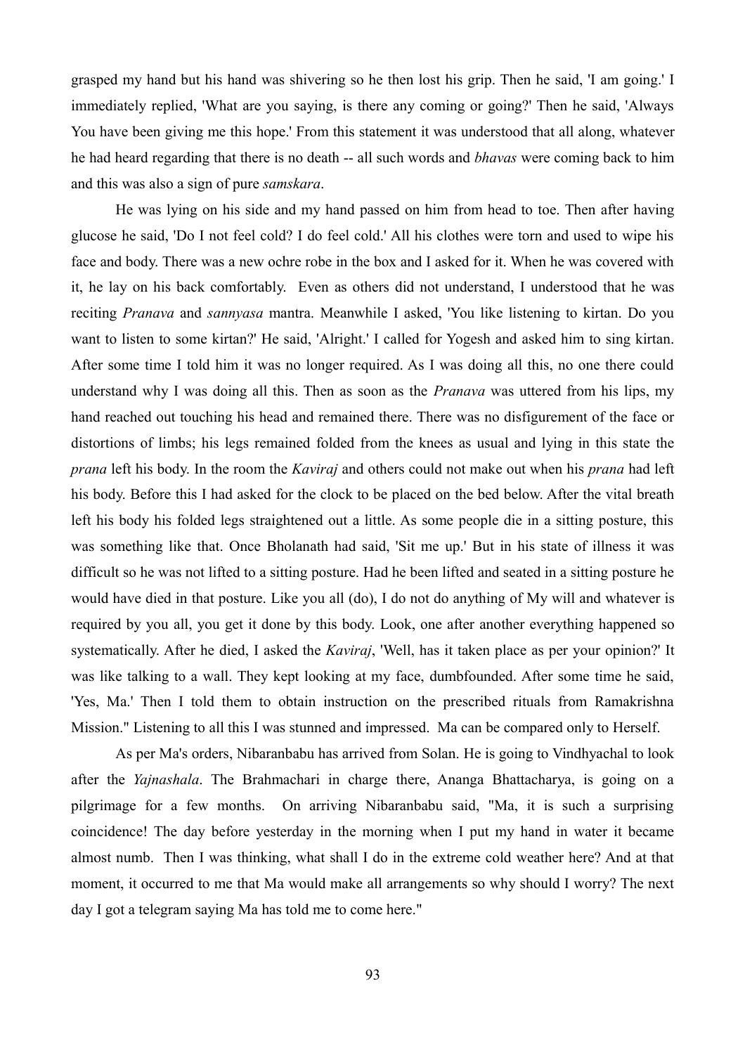grasped my hand but his hand was shivering so he then lost his grip. Then he said, 'I am going.' I immediately replied, 'What are you saying, is there any coming or going?' Then he said, 'Always You have been giving me this hope.' From this statement it was understood that all along, whatever he had heard regarding that there is no death -- all such words and *bhavas* were coming back to him and this was also a sign of pure *samskara*.

He was lying on his side and my hand passed on him from head to toe. Then after having glucose he said, 'Do I not feel cold? I do feel cold.' All his clothes were torn and used to wipe his face and body. There was a new ochre robe in the box and I asked for it. When he was covered with it, he lay on his back comfortably. Even as others did not understand, I understood that he was reciting *Pranava* and *sannyasa* mantra. Meanwhile I asked, 'You like listening to kirtan. Do you want to listen to some kirtan?' He said, 'Alright.' I called for Yogesh and asked him to sing kirtan. After some time I told him it was no longer required. As I was doing all this, no one there could understand why I was doing all this. Then as soon as the *Pranava* was uttered from his lips, my hand reached out touching his head and remained there. There was no disfigurement of the face or distortions of limbs; his legs remained folded from the knees as usual and lying in this state the *prana* left his body. In the room the *Kaviraj* and others could not make out when his *prana* had left his body. Before this I had asked for the clock to be placed on the bed below. After the vital breath left his body his folded legs straightened out a little. As some people die in a sitting posture, this was something like that. Once Bholanath had said, 'Sit me up.' But in his state of illness it was difficult so he was not lifted to a sitting posture. Had he been lifted and seated in a sitting posture he would have died in that posture. Like you all (do), I do not do anything of My will and whatever is required by you all, you get it done by this body. Look, one after another everything happened so systematically. After he died, I asked the *Kaviraj*, 'Well, has it taken place as per your opinion?' It was like talking to a wall. They kept looking at my face, dumbfounded. After some time he said, 'Yes, Ma.' Then I told them to obtain instruction on the prescribed rituals from Ramakrishna Mission." Listening to all this I was stunned and impressed. Ma can be compared only to Herself.

As per Ma's orders, Nibaranbabu has arrived from Solan. He is going to Vindhyachal to look after the *Yajnashala*. The Brahmachari in charge there, Ananga Bhattacharya, is going on a pilgrimage for a few months. On arriving Nibaranbabu said, "Ma, it is such a surprising coincidence! The day before yesterday in the morning when I put my hand in water it became almost numb. Then I was thinking, what shall I do in the extreme cold weather here? And at that moment, it occurred to me that Ma would make all arrangements so why should I worry? The next day I got a telegram saying Ma has told me to come here."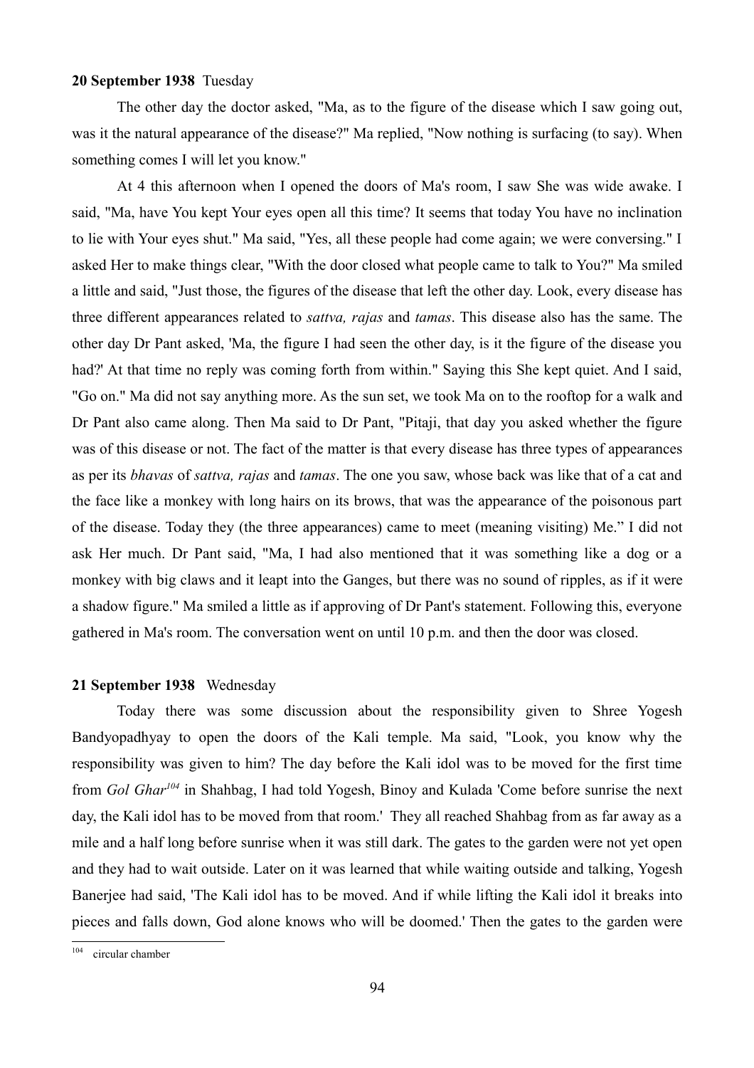**20 September 1938** Tuesday

The other day the doctor asked, "Ma, as to the figure of the disease which I saw going out, was it the natural appearance of the disease?" Ma replied, "Now nothing is surfacing (to say). When something comes I will let you know."

At 4 this afternoon when I opened the doors of Ma's room, I saw She was wide awake. I said, "Ma, have You kept Your eyes open all this time? It seems that today You have no inclination to lie with Your eyes shut." Ma said, "Yes, all these people had come again; we were conversing." I asked Her to make things clear, "With the door closed what people came to talk to You?" Ma smiled a little and said, "Just those, the figures of the disease that left the other day. Look, every disease has three different appearances related to *sattva, rajas* and *tamas*. This disease also has the same. The other day Dr Pant asked, 'Ma, the figure I had seen the other day, is it the figure of the disease you had?' At that time no reply was coming forth from within." Saying this She kept quiet. And I said, "Go on." Ma did not say anything more. As the sun set, we took Ma on to the rooftop for a walk and Dr Pant also came along. Then Ma said to Dr Pant, "Pitaji, that day you asked whether the figure was of this disease or not. The fact of the matter is that every disease has three types of appearances as per its *bhavas* of *sattva, rajas* and *tamas*. The one you saw, whose back was like that of a cat and the face like a monkey with long hairs on its brows, that was the appearance of the poisonous part of the disease. Today they (the three appearances) came to meet (meaning visiting) Me." I did not ask Her much. Dr Pant said, "Ma, I had also mentioned that it was something like a dog or a monkey with big claws and it leapt into the Ganges, but there was no sound of ripples, as if it were a shadow figure." Ma smiled a little as if approving of Dr Pant's statement. Following this, everyone gathered in Ma's room. The conversation went on until 10 p.m. and then the door was closed.

**21 September 1938** Wednesday

Today there was some discussion about the responsibility given to Shree Yogesh Bandyopadhyay to open the doors of the Kali temple. Ma said, "Look, you know why the responsibility was given to him? The day before the Kali idol was to be moved for the first time from *Gol Ghar*[104] in Shahbag, I had told Yogesh, Binoy and Kulada 'Come before sunrise the next day, the Kali idol has to be moved from that room.' They all reached Shahbag from as far away as a mile and a half long before sunrise when it was still dark. The gates to the garden were not yet open and they had to wait outside. Later on it was learned that while waiting outside and talking, Yogesh Banerjee had said, 'The Kali idol has to be moved. And if while lifting the Kali idol it breaks into pieces and falls down, God alone knows who will be doomed.' Then the gates to the garden were

[104] circular chamber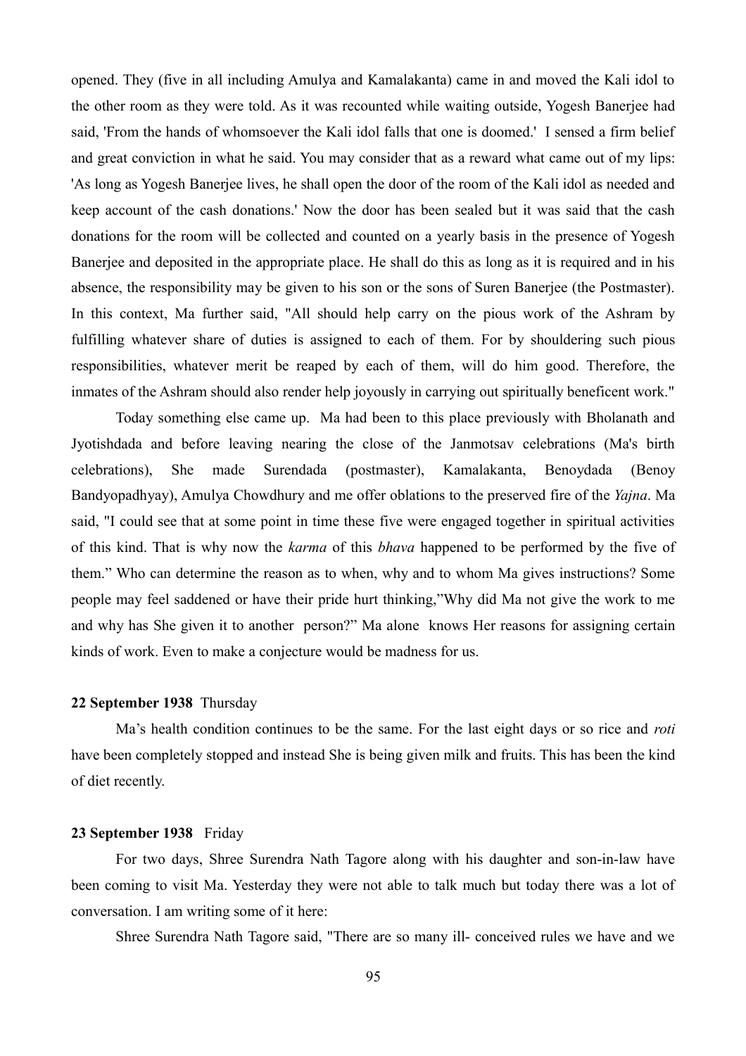opened. They (five in all including Amulya and Kamalakanta) came in and moved the Kali idol to the other room as they were told. As it was recounted while waiting outside, Yogesh Banerjee had said, 'From the hands of whomsoever the Kali idol falls that one is doomed.' I sensed a firm belief and great conviction in what he said. You may consider that as a reward what came out of my lips: 'As long as Yogesh Banerjee lives, he shall open the door of the room of the Kali idol as needed and keep account of the cash donations.' Now the door has been sealed but it was said that the cash donations for the room will be collected and counted on a yearly basis in the presence of Yogesh Banerjee and deposited in the appropriate place. He shall do this as long as it is required and in his absence, the responsibility may be given to his son or the sons of Suren Banerjee (the Postmaster). In this context, Ma further said, "All should help carry on the pious work of the Ashram by fulfilling whatever share of duties is assigned to each of them. For by shouldering such pious responsibilities, whatever merit be reaped by each of them, will do him good. Therefore, the inmates of the Ashram should also render help joyously in carrying out spiritually beneficent work."

Today something else came up. Ma had been to this place previously with Bholanath and Jyotishdada and before leaving nearing the close of the Janmotsav celebrations (Ma's birth celebrations), She made Surendada (postmaster), Kamalakanta, Benoydada (Benoy Bandyopadhyay), Amulya Chowdhury and me offer oblations to the preserved fire of the *Yajna*. Ma said, "I could see that at some point in time these five were engaged together in spiritual activities of this kind. That is why now the *karma* of this *bhava* happened to be performed by the five of them." Who can determine the reason as to when, why and to whom Ma gives instructions? Some people may feel saddened or have their pride hurt thinking,"Why did Ma not give the work to me and why has She given it to another person?" Ma alone knows Her reasons for assigning certain kinds of work. Even to make a conjecture would be madness for us.

**22 September 1938** Thursday

Ma's health condition continues to be the same. For the last eight days or so rice and *roti* have been completely stopped and instead She is being given milk and fruits. This has been the kind of diet recently.

**23 September 1938** Friday

For two days, Shree Surendra Nath Tagore along with his daughter and son-in-law have been coming to visit Ma. Yesterday they were not able to talk much but today there was a lot of conversation. I am writing some of it here:

Shree Surendra Nath Tagore said, "There are so many ill- conceived rules we have and we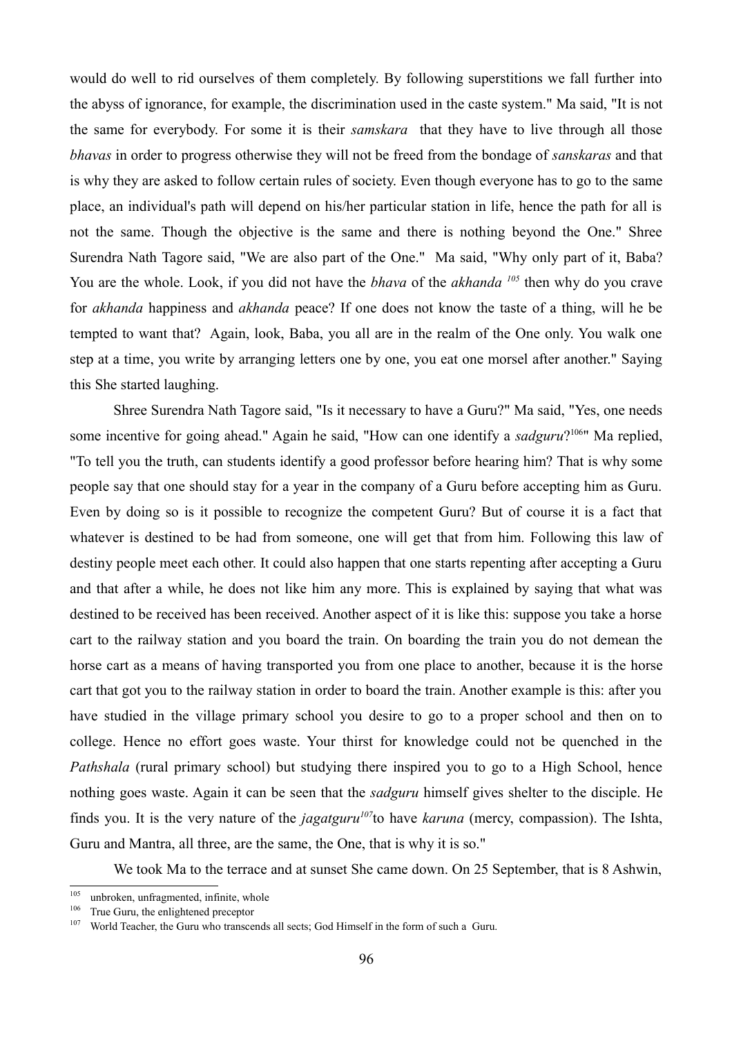would do well to rid ourselves of them completely. By following superstitions we fall further into the abyss of ignorance, for example, the discrimination used in the caste system." Ma said, "It is not the same for everybody. For some it is their *samskara* that they have to live through all those *bhavas* in order to progress otherwise they will not be freed from the bondage of *sanskaras* and that is why they are asked to follow certain rules of society. Even though everyone has to go to the same place, an individual's path will depend on his/her particular station in life, hence the path for all is not the same. Though the objective is the same and there is nothing beyond the One." Shree Surendra Nath Tagore said, "We are also part of the One." Ma said, "Why only part of it, Baba? You are the whole. Look, if you did not have the *bhava* of the *akhanda* [105] then why do you crave for *akhanda* happiness and *akhanda* peace? If one does not know the taste of a thing, will he be tempted to want that? Again, look, Baba, you all are in the realm of the One only. You walk one step at a time, you write by arranging letters one by one, you eat one morsel after another." Saying this She started laughing.

Shree Surendra Nath Tagore said, "Is it necessary to have a Guru?" Ma said, "Yes, one needs some incentive for going ahead." Again he said, "How can one identify a *sadguru*?[106]" Ma replied, "To tell you the truth, can students identify a good professor before hearing him? That is why some people say that one should stay for a year in the company of a Guru before accepting him as Guru. Even by doing so is it possible to recognize the competent Guru? But of course it is a fact that whatever is destined to be had from someone, one will get that from him. Following this law of destiny people meet each other. It could also happen that one starts repenting after accepting a Guru and that after a while, he does not like him any more. This is explained by saying that what was destined to be received has been received. Another aspect of it is like this: suppose you take a horse cart to the railway station and you board the train. On boarding the train you do not demean the horse cart as a means of having transported you from one place to another, because it is the horse cart that got you to the railway station in order to board the train. Another example is this: after you have studied in the village primary school you desire to go to a proper school and then on to college. Hence no effort goes waste. Your thirst for knowledge could not be quenched in the *Pathshala* (rural primary school) but studying there inspired you to go to a High School, hence nothing goes waste. Again it can be seen that the *sadguru* himself gives shelter to the disciple. He finds you. It is the very nature of the *jagatguru*[107] to have *karuna* (mercy, compassion). The Ishta, Guru and Mantra, all three, are the same, the One, that is why it is so."

We took Ma to the terrace and at sunset She came down. On 25 September, that is 8 Ashwin,

---

105 unbroken, unfragmented, infinite, whole

106 True Guru, the enlightened preceptor

107 World Teacher, the Guru who transcends all sects; God Himself in the form of such a Guru.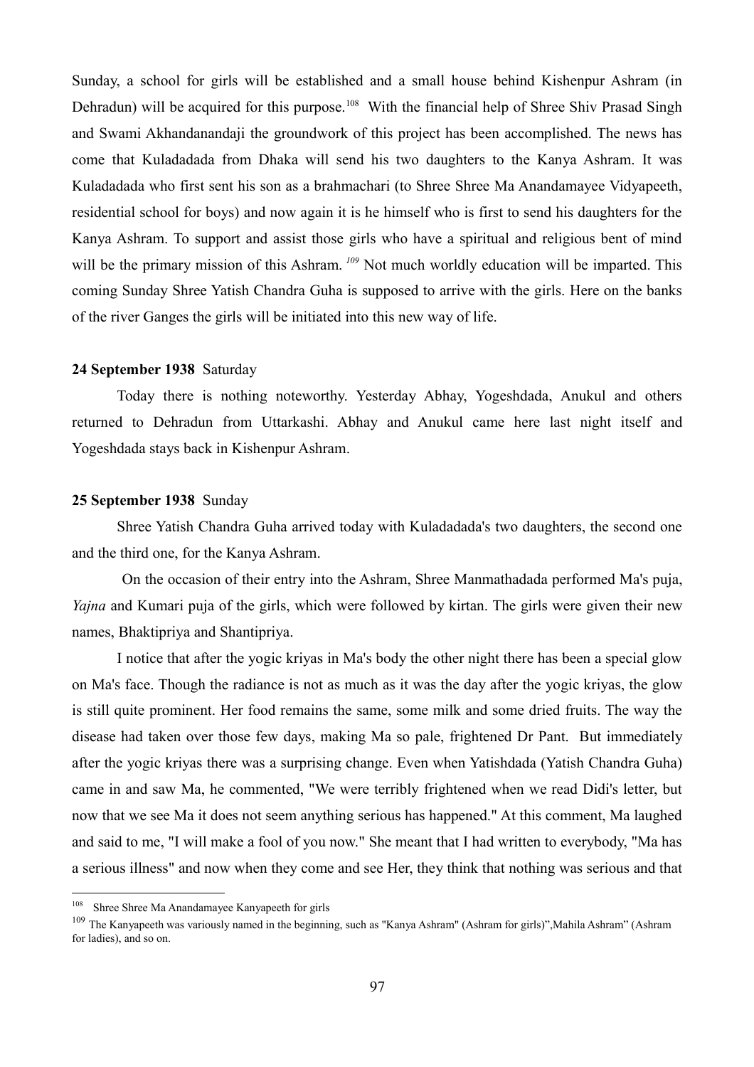Sunday, a school for girls will be established and a small house behind Kishenpur Ashram (in Dehradun) will be acquired for this purpose.[108] With the financial help of Shree Shiv Prasad Singh and Swami Akhandanandaji the groundwork of this project has been accomplished. The news has come that Kuladadada from Dhaka will send his two daughters to the Kanya Ashram. It was Kuladadada who first sent his son as a brahmachari (to Shree Shree Ma Anandamayee Vidyapeeth, residential school for boys) and now again it is he himself who is first to send his daughters for the Kanya Ashram. To support and assist those girls who have a spiritual and religious bent of mind will be the primary mission of this Ashram.[109] Not much worldly education will be imparted. This coming Sunday Shree Yatish Chandra Guha is supposed to arrive with the girls. Here on the banks of the river Ganges the girls will be initiated into this new way of life.

**24 September 1938** Saturday

Today there is nothing noteworthy. Yesterday Abhay, Yogeshdada, Anukul and others returned to Dehradun from Uttarkashi. Abhay and Anukul came here last night itself and Yogeshdada stays back in Kishenpur Ashram.

**25 September 1938** Sunday

Shree Yatish Chandra Guha arrived today with Kuladadada's two daughters, the second one and the third one, for the Kanya Ashram.

On the occasion of their entry into the Ashram, Shree Manmathadada performed Ma's puja, *Yajna* and Kumari puja of the girls, which were followed by kirtan. The girls were given their new names, Bhaktipriya and Shantipriya.

I notice that after the yogic kriyas in Ma's body the other night there has been a special glow on Ma's face. Though the radiance is not as much as it was the day after the yogic kriyas, the glow is still quite prominent. Her food remains the same, some milk and some dried fruits. The way the disease had taken over those few days, making Ma so pale, frightened Dr Pant. But immediately after the yogic kriyas there was a surprising change. Even when Yatishdada (Yatish Chandra Guha) came in and saw Ma, he commented, "We were terribly frightened when we read Didi's letter, but now that we see Ma it does not seem anything serious has happened." At this comment, Ma laughed and said to me, "I will make a fool of you now." She meant that I had written to everybody, "Ma has a serious illness" and now when they come and see Her, they think that nothing was serious and that

---

[108] Shree Shree Ma Anandamayee Kanyapeeth for girls

[109] The Kanyapeeth was variously named in the beginning, such as "Kanya Ashram" (Ashram for girls)",Mahila Ashram" (Ashram for ladies), and so on.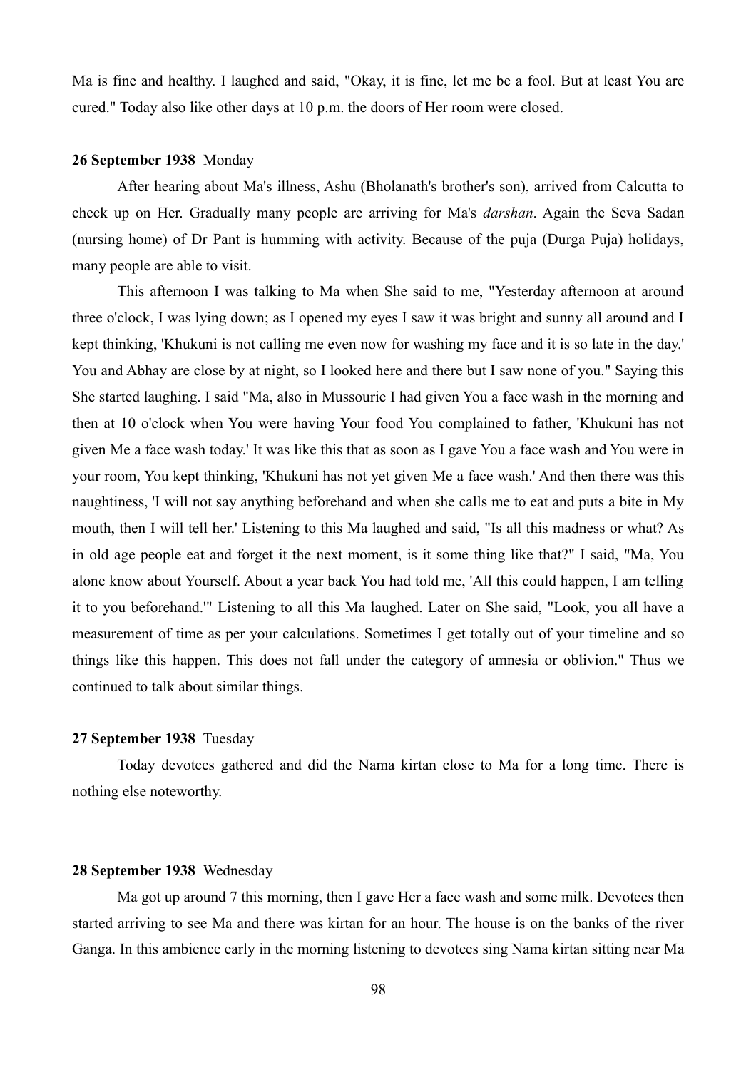Ma is fine and healthy. I laughed and said, "Okay, it is fine, let me be a fool. But at least You are cured." Today also like other days at 10 p.m. the doors of Her room were closed.

**26 September 1938** Monday

After hearing about Ma's illness, Ashu (Bholanath's brother's son), arrived from Calcutta to check up on Her. Gradually many people are arriving for Ma's *darshan*. Again the Seva Sadan (nursing home) of Dr Pant is humming with activity. Because of the puja (Durga Puja) holidays, many people are able to visit.

This afternoon I was talking to Ma when She said to me, "Yesterday afternoon at around three o'clock, I was lying down; as I opened my eyes I saw it was bright and sunny all around and I kept thinking, 'Khukuni is not calling me even now for washing my face and it is so late in the day.' You and Abhay are close by at night, so I looked here and there but I saw none of you." Saying this She started laughing. I said "Ma, also in Mussourie I had given You a face wash in the morning and then at 10 o'clock when You were having Your food You complained to father, 'Khukuni has not given Me a face wash today.' It was like this that as soon as I gave You a face wash and You were in your room, You kept thinking, 'Khukuni has not yet given Me a face wash.' And then there was this naughtiness, 'I will not say anything beforehand and when she calls me to eat and puts a bite in My mouth, then I will tell her.' Listening to this Ma laughed and said, "Is all this madness or what? As in old age people eat and forget it the next moment, is it some thing like that?" I said, "Ma, You alone know about Yourself. About a year back You had told me, 'All this could happen, I am telling it to you beforehand.'" Listening to all this Ma laughed. Later on She said, "Look, you all have a measurement of time as per your calculations. Sometimes I get totally out of your timeline and so things like this happen. This does not fall under the category of amnesia or oblivion." Thus we continued to talk about similar things.

**27 September 1938** Tuesday

Today devotees gathered and did the Nama kirtan close to Ma for a long time. There is nothing else noteworthy.

**28 September 1938** Wednesday

Ma got up around 7 this morning, then I gave Her a face wash and some milk. Devotees then started arriving to see Ma and there was kirtan for an hour. The house is on the banks of the river Ganga. In this ambience early in the morning listening to devotees sing Nama kirtan sitting near Ma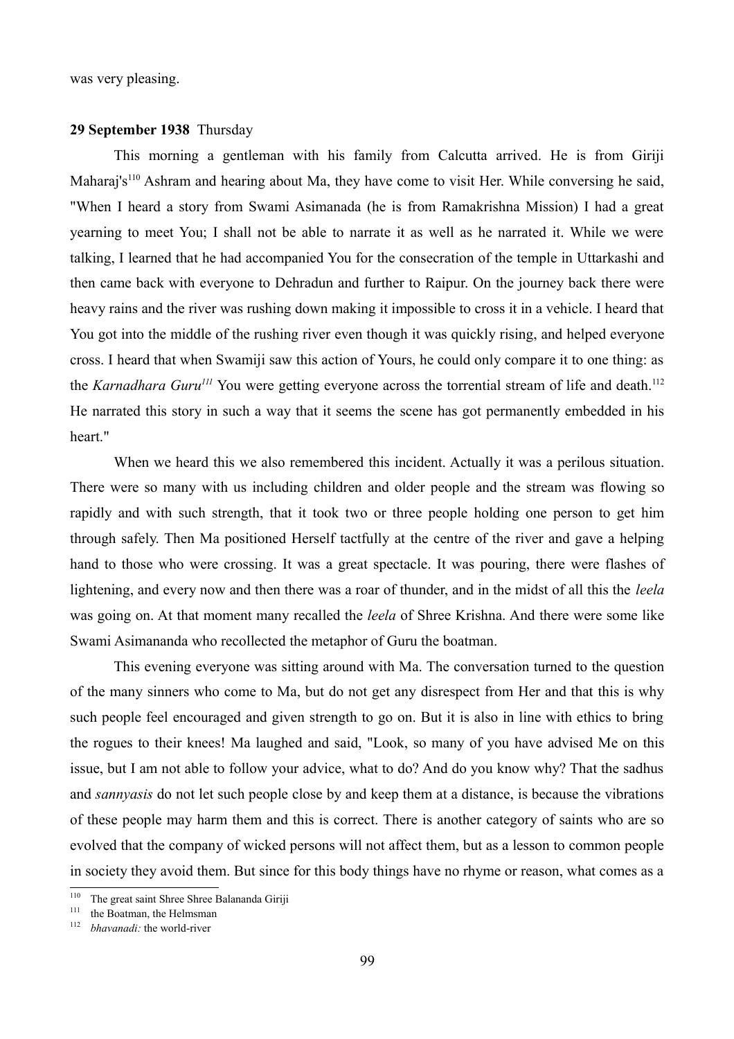was very pleasing.

**29 September 1938** Thursday

This morning a gentleman with his family from Calcutta arrived. He is from Giriji Maharaj's[110] Ashram and hearing about Ma, they have come to visit Her. While conversing he said, "When I heard a story from Swami Asimanada (he is from Ramakrishna Mission) I had a great yearning to meet You; I shall not be able to narrate it as well as he narrated it. While we were talking, I learned that he had accompanied You for the consecration of the temple in Uttarkashi and then came back with everyone to Dehradun and further to Raipur. On the journey back there were heavy rains and the river was rushing down making it impossible to cross it in a vehicle. I heard that You got into the middle of the rushing river even though it was quickly rising, and helped everyone cross. I heard that when Swamiji saw this action of Yours, he could only compare it to one thing: as the *Karnadhara Guru*[111] You were getting everyone across the torrential stream of life and death.[112] He narrated this story in such a way that it seems the scene has got permanently embedded in his heart."

When we heard this we also remembered this incident. Actually it was a perilous situation. There were so many with us including children and older people and the stream was flowing so rapidly and with such strength, that it took two or three people holding one person to get him through safely. Then Ma positioned Herself tactfully at the centre of the river and gave a helping hand to those who were crossing. It was a great spectacle. It was pouring, there were flashes of lightening, and every now and then there was a roar of thunder, and in the midst of all this the *leela* was going on. At that moment many recalled the *leela* of Shree Krishna. And there were some like Swami Asimananda who recollected the metaphor of Guru the boatman.

This evening everyone was sitting around with Ma. The conversation turned to the question of the many sinners who come to Ma, but do not get any disrespect from Her and that this is why such people feel encouraged and given strength to go on. But it is also in line with ethics to bring the rogues to their knees! Ma laughed and said, "Look, so many of you have advised Me on this issue, but I am not able to follow your advice, what to do? And do you know why? That the sadhus and *sannyasis* do not let such people close by and keep them at a distance, is because the vibrations of these people may harm them and this is correct. There is another category of saints who are so evolved that the company of wicked persons will not affect them, but as a lesson to common people in society they avoid them. But since for this body things have no rhyme or reason, what comes as a

---

[110] The great saint Shree Shree Balananda Giriji

[111] the Boatman, the Helmsman

[112] *bhavanadi:* the world-river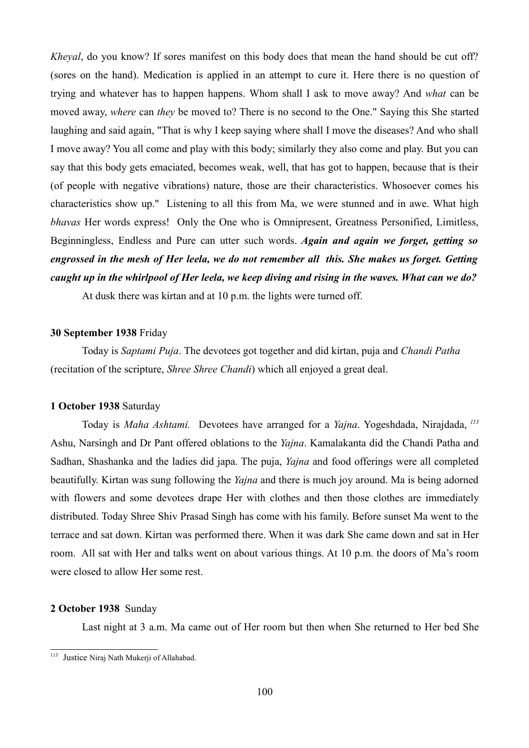*Kheyal*, do you know? If sores manifest on this body does that mean the hand should be cut off? (sores on the hand). Medication is applied in an attempt to cure it. Here there is no question of trying and whatever has to happen happens. Whom shall I ask to move away? And *what* can be moved away, *where* can *they* be moved to? There is no second to the One." Saying this She started laughing and said again, "That is why I keep saying where shall I move the diseases? And who shall I move away? You all come and play with this body; similarly they also come and play. But you can say that this body gets emaciated, becomes weak, well, that has got to happen, because that is their (of people with negative vibrations) nature, those are their characteristics. Whosoever comes his characteristics show up." Listening to all this from Ma, we were stunned and in awe. What high *bhavas* Her words express! Only the One who is Omnipresent, Greatness Personified, Limitless, Beginningless, Endless and Pure can utter such words. ***Again and again we forget, getting so engrossed in the mesh of Her leela, we do not remember all this. She makes us forget. Getting caught up in the whirlpool of Her leela, we keep diving and rising in the waves. What can we do?***

At dusk there was kirtan and at 10 p.m. the lights were turned off.

**30 September 1938** Friday

Today is *Saptami Puja*. The devotees got together and did kirtan, puja and *Chandi Patha* (recitation of the scripture, *Shree Shree Chandi*) which all enjoyed a great deal.

**1 October 1938** Saturday

Today is *Maha Ashtami.* Devotees have arranged for a *Yajna*. Yogeshdada, Nirajdada,[113] Ashu, Narsingh and Dr Pant offered oblations to the *Yajna*. Kamalakanta did the Chandi Patha and Sadhan, Shashanka and the ladies did japa. The puja, *Yajna* and food offerings were all completed beautifully. Kirtan was sung following the *Yajna* and there is much joy around. Ma is being adorned with flowers and some devotees drape Her with clothes and then those clothes are immediately distributed. Today Shree Shiv Prasad Singh has come with his family. Before sunset Ma went to the terrace and sat down. Kirtan was performed there. When it was dark She came down and sat in Her room. All sat with Her and talks went on about various things. At 10 p.m. the doors of Ma's room were closed to allow Her some rest.

**2 October 1938** Sunday

Last night at 3 a.m. Ma came out of Her room but then when She returned to Her bed She

[113] Justice Niraj Nath Mukerji of Allahabad.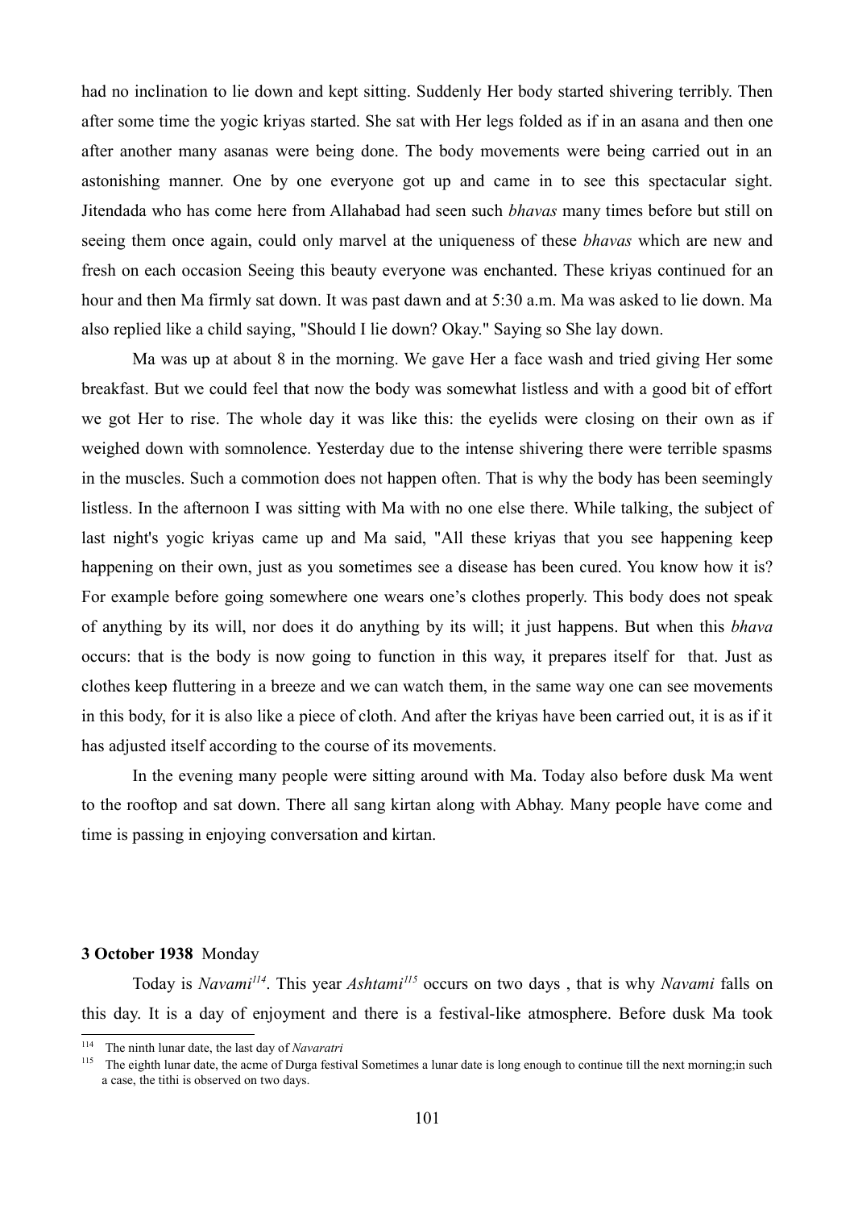had no inclination to lie down and kept sitting. Suddenly Her body started shivering terribly. Then after some time the yogic kriyas started. She sat with Her legs folded as if in an asana and then one after another many asanas were being done. The body movements were being carried out in an astonishing manner. One by one everyone got up and came in to see this spectacular sight. Jitendada who has come here from Allahabad had seen such *bhavas* many times before but still on seeing them once again, could only marvel at the uniqueness of these *bhavas* which are new and fresh on each occasion Seeing this beauty everyone was enchanted. These kriyas continued for an hour and then Ma firmly sat down. It was past dawn and at 5:30 a.m. Ma was asked to lie down. Ma also replied like a child saying, "Should I lie down? Okay." Saying so She lay down.

Ma was up at about 8 in the morning. We gave Her a face wash and tried giving Her some breakfast. But we could feel that now the body was somewhat listless and with a good bit of effort we got Her to rise. The whole day it was like this: the eyelids were closing on their own as if weighed down with somnolence. Yesterday due to the intense shivering there were terrible spasms in the muscles. Such a commotion does not happen often. That is why the body has been seemingly listless. In the afternoon I was sitting with Ma with no one else there. While talking, the subject of last night's yogic kriyas came up and Ma said, "All these kriyas that you see happening keep happening on their own, just as you sometimes see a disease has been cured. You know how it is? For example before going somewhere one wears one's clothes properly. This body does not speak of anything by its will, nor does it do anything by its will; it just happens. But when this *bhava* occurs: that is the body is now going to function in this way, it prepares itself for that. Just as clothes keep fluttering in a breeze and we can watch them, in the same way one can see movements in this body, for it is also like a piece of cloth. And after the kriyas have been carried out, it is as if it has adjusted itself according to the course of its movements.

In the evening many people were sitting around with Ma. Today also before dusk Ma went to the rooftop and sat down. There all sang kirtan along with Abhay. Many people have come and time is passing in enjoying conversation and kirtan.

**3 October 1938** Monday

Today is *Navami*[114]. This year *Ashtami*[115] occurs on two days , that is why *Navami* falls on this day. It is a day of enjoyment and there is a festival-like atmosphere. Before dusk Ma took

---

[114] The ninth lunar date, the last day of *Navaratri*

[115] The eighth lunar date, the acme of Durga festival Sometimes a lunar date is long enough to continue till the next morning;in such a case, the tithi is observed on two days.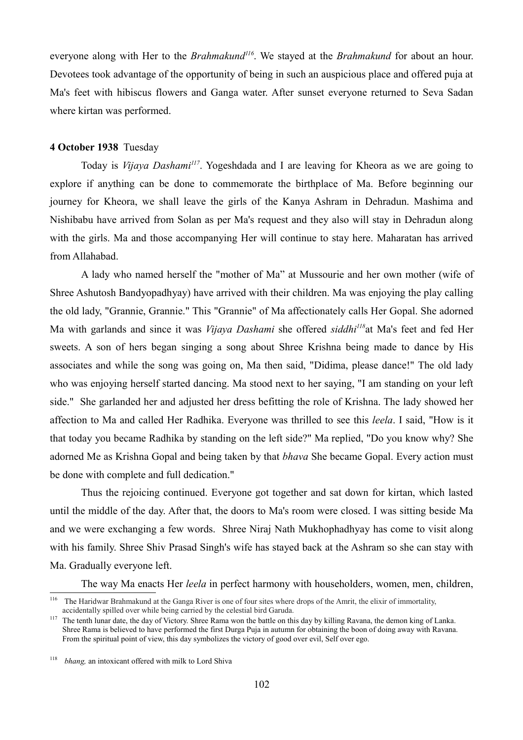everyone along with Her to the *Brahmakund*[116]. We stayed at the *Brahmakund* for about an hour. Devotees took advantage of the opportunity of being in such an auspicious place and offered puja at Ma's feet with hibiscus flowers and Ganga water. After sunset everyone returned to Seva Sadan where kirtan was performed.

**4 October 1938** Tuesday

Today is *Vijaya Dashami*[117]. Yogeshdada and I are leaving for Kheora as we are going to explore if anything can be done to commemorate the birthplace of Ma. Before beginning our journey for Kheora, we shall leave the girls of the Kanya Ashram in Dehradun. Mashima and Nishibabu have arrived from Solan as per Ma's request and they also will stay in Dehradun along with the girls. Ma and those accompanying Her will continue to stay here. Maharatan has arrived from Allahabad.

A lady who named herself the "mother of Ma" at Mussourie and her own mother (wife of Shree Ashutosh Bandyopadhyay) have arrived with their children. Ma was enjoying the play calling the old lady, "Grannie, Grannie." This "Grannie" of Ma affectionately calls Her Gopal. She adorned Ma with garlands and since it was *Vijaya Dashami* she offered *siddhi*[118]at Ma's feet and fed Her sweets. A son of hers began singing a song about Shree Krishna being made to dance by His associates and while the song was going on, Ma then said, "Didima, please dance!" The old lady who was enjoying herself started dancing. Ma stood next to her saying, "I am standing on your left side." She garlanded her and adjusted her dress befitting the role of Krishna. The lady showed her affection to Ma and called Her Radhika. Everyone was thrilled to see this *leela*. I said, "How is it that today you became Radhika by standing on the left side?" Ma replied, "Do you know why? She adorned Me as Krishna Gopal and being taken by that *bhava* She became Gopal. Every action must be done with complete and full dedication."

Thus the rejoicing continued. Everyone got together and sat down for kirtan, which lasted until the middle of the day. After that, the doors to Ma's room were closed. I was sitting beside Ma and we were exchanging a few words. Shree Niraj Nath Mukhophadhyay has come to visit along with his family. Shree Shiv Prasad Singh's wife has stayed back at the Ashram so she can stay with Ma. Gradually everyone left.

The way Ma enacts Her *leela* in perfect harmony with householders, women, men, children,

---

[116] The Haridwar Brahmakund at the Ganga River is one of four sites where drops of the Amrit, the elixir of immortality, accidentally spilled over while being carried by the celestial bird Garuda.

[117] The tenth lunar date, the day of Victory. Shree Rama won the battle on this day by killing Ravana, the demon king of Lanka. Shree Rama is believed to have performed the first Durga Puja in autumn for obtaining the boon of doing away with Ravana. From the spiritual point of view, this day symbolizes the victory of good over evil, Self over ego.

[118] *bhang,* an intoxicant offered with milk to Lord Shiva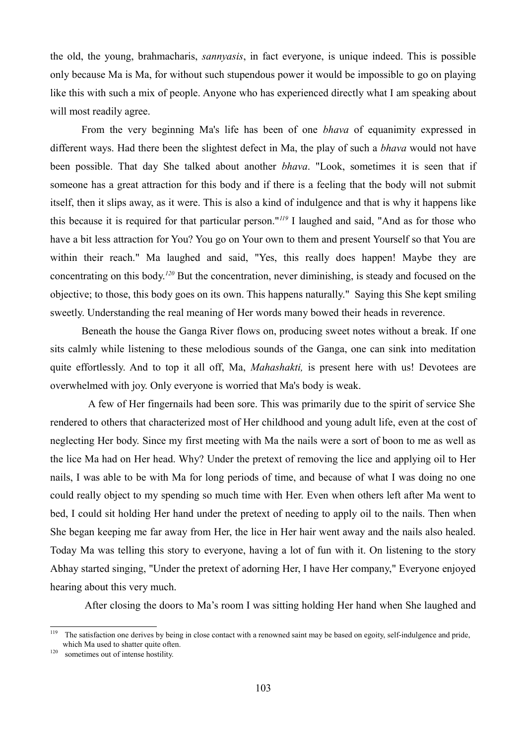the old, the young, brahmacharis, *sannyasis*, in fact everyone, is unique indeed. This is possible only because Ma is Ma, for without such stupendous power it would be impossible to go on playing like this with such a mix of people. Anyone who has experienced directly what I am speaking about will most readily agree.

From the very beginning Ma's life has been of one *bhava* of equanimity expressed in different ways. Had there been the slightest defect in Ma, the play of such a *bhava* would not have been possible. That day She talked about another *bhava*. "Look, sometimes it is seen that if someone has a great attraction for this body and if there is a feeling that the body will not submit itself, then it slips away, as it were. This is also a kind of indulgence and that is why it happens like this because it is required for that particular person."[119] I laughed and said, "And as for those who have a bit less attraction for You? You go on Your own to them and present Yourself so that You are within their reach." Ma laughed and said, "Yes, this really does happen! Maybe they are concentrating on this body.[120] But the concentration, never diminishing, is steady and focused on the objective; to those, this body goes on its own. This happens naturally." Saying this She kept smiling sweetly. Understanding the real meaning of Her words many bowed their heads in reverence.

Beneath the house the Ganga River flows on, producing sweet notes without a break. If one sits calmly while listening to these melodious sounds of the Ganga, one can sink into meditation quite effortlessly. And to top it all off, Ma, *Mahashakti,* is present here with us! Devotees are overwhelmed with joy. Only everyone is worried that Ma's body is weak.

A few of Her fingernails had been sore. This was primarily due to the spirit of service She rendered to others that characterized most of Her childhood and young adult life, even at the cost of neglecting Her body. Since my first meeting with Ma the nails were a sort of boon to me as well as the lice Ma had on Her head. Why? Under the pretext of removing the lice and applying oil to Her nails, I was able to be with Ma for long periods of time, and because of what I was doing no one could really object to my spending so much time with Her. Even when others left after Ma went to bed, I could sit holding Her hand under the pretext of needing to apply oil to the nails. Then when She began keeping me far away from Her, the lice in Her hair went away and the nails also healed. Today Ma was telling this story to everyone, having a lot of fun with it. On listening to the story Abhay started singing, "Under the pretext of adorning Her, I have Her company," Everyone enjoyed hearing about this very much.

After closing the doors to Ma's room I was sitting holding Her hand when She laughed and

---

[119] The satisfaction one derives by being in close contact with a renowned saint may be based on egoity, self-indulgence and pride, which Ma used to shatter quite often.

[120] sometimes out of intense hostility.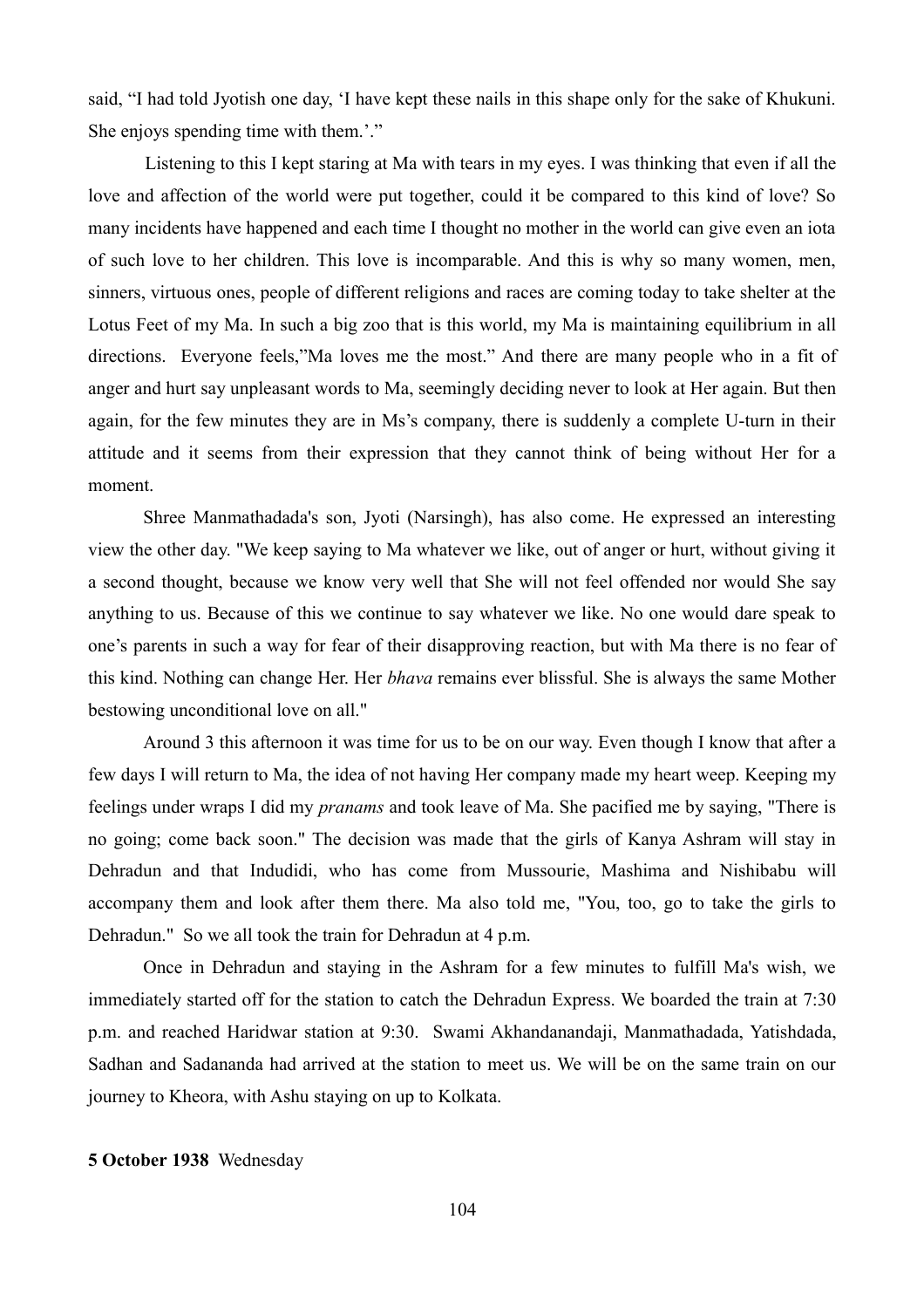said, "I had told Jyotish one day, 'I have kept these nails in this shape only for the sake of Khukuni. She enjoys spending time with them.'."

Listening to this I kept staring at Ma with tears in my eyes. I was thinking that even if all the love and affection of the world were put together, could it be compared to this kind of love? So many incidents have happened and each time I thought no mother in the world can give even an iota of such love to her children. This love is incomparable. And this is why so many women, men, sinners, virtuous ones, people of different religions and races are coming today to take shelter at the Lotus Feet of my Ma. In such a big zoo that is this world, my Ma is maintaining equilibrium in all directions. Everyone feels,"Ma loves me the most." And there are many people who in a fit of anger and hurt say unpleasant words to Ma, seemingly deciding never to look at Her again. But then again, for the few minutes they are in Ms's company, there is suddenly a complete U-turn in their attitude and it seems from their expression that they cannot think of being without Her for a moment.

Shree Manmathadada's son, Jyoti (Narsingh), has also come. He expressed an interesting view the other day. "We keep saying to Ma whatever we like, out of anger or hurt, without giving it a second thought, because we know very well that She will not feel offended nor would She say anything to us. Because of this we continue to say whatever we like. No one would dare speak to one's parents in such a way for fear of their disapproving reaction, but with Ma there is no fear of this kind. Nothing can change Her. Her *bhava* remains ever blissful. She is always the same Mother bestowing unconditional love on all."

Around 3 this afternoon it was time for us to be on our way. Even though I know that after a few days I will return to Ma, the idea of not having Her company made my heart weep. Keeping my feelings under wraps I did my *pranams* and took leave of Ma. She pacified me by saying, "There is no going; come back soon." The decision was made that the girls of Kanya Ashram will stay in Dehradun and that Indudidi, who has come from Mussourie, Mashima and Nishibabu will accompany them and look after them there. Ma also told me, "You, too, go to take the girls to Dehradun." So we all took the train for Dehradun at 4 p.m.

Once in Dehradun and staying in the Ashram for a few minutes to fulfill Ma's wish, we immediately started off for the station to catch the Dehradun Express. We boarded the train at 7:30 p.m. and reached Haridwar station at 9:30. Swami Akhandanandaji, Manmathadada, Yatishdada, Sadhan and Sadananda had arrived at the station to meet us. We will be on the same train on our journey to Kheora, with Ashu staying on up to Kolkata.

**5 October 1938** Wednesday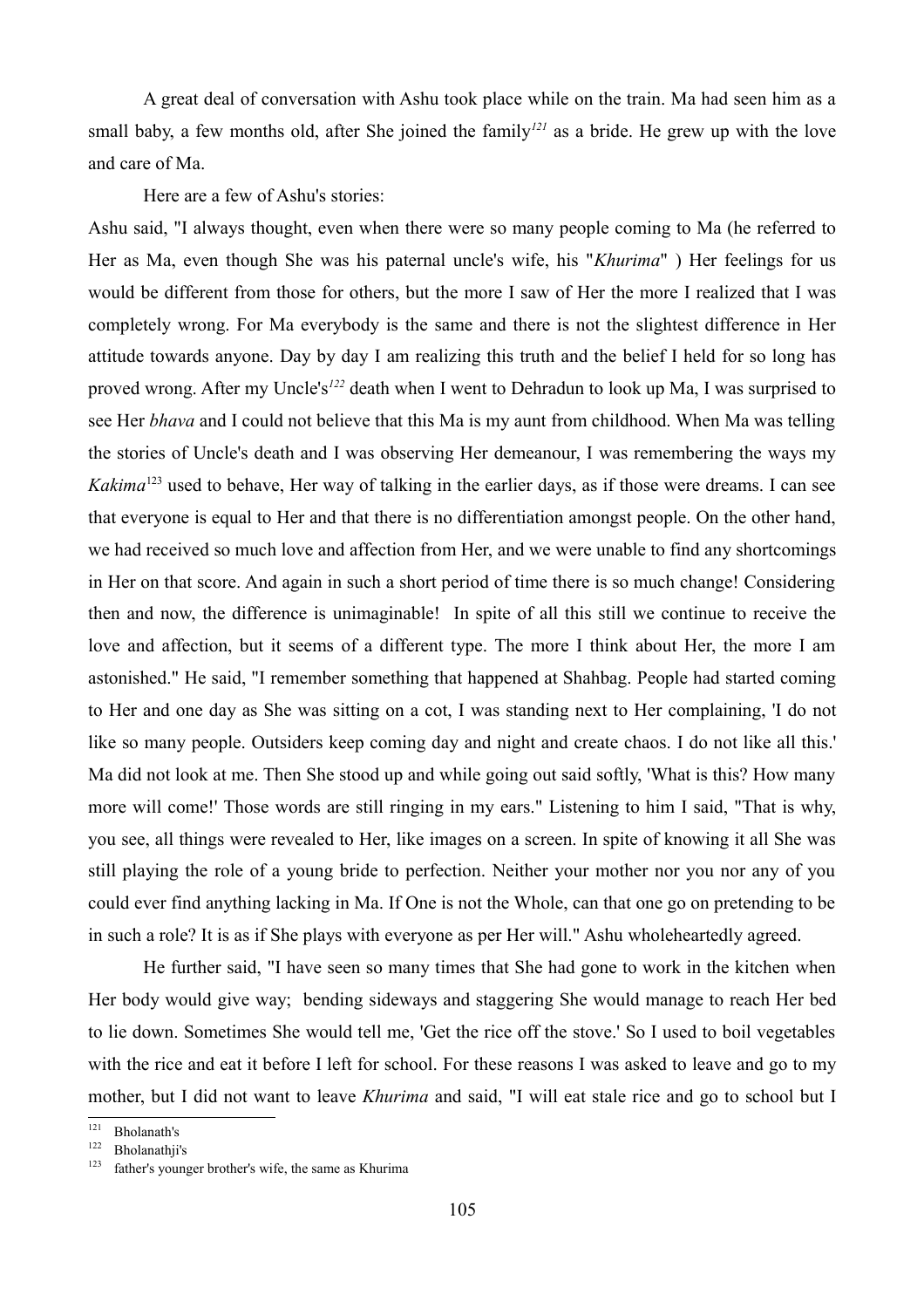A great deal of conversation with Ashu took place while on the train. Ma had seen him as a small baby, a few months old, after She joined the family[121] as a bride. He grew up with the love and care of Ma.

Here are a few of Ashu's stories:

Ashu said, "I always thought, even when there were so many people coming to Ma (he referred to Her as Ma, even though She was his paternal uncle's wife, his "*Khurima*" ) Her feelings for us would be different from those for others, but the more I saw of Her the more I realized that I was completely wrong. For Ma everybody is the same and there is not the slightest difference in Her attitude towards anyone. Day by day I am realizing this truth and the belief I held for so long has proved wrong. After my Uncle's[122] death when I went to Dehradun to look up Ma, I was surprised to see Her *bhava* and I could not believe that this Ma is my aunt from childhood. When Ma was telling the stories of Uncle's death and I was observing Her demeanour, I was remembering the ways my *Kakima*[123] used to behave, Her way of talking in the earlier days, as if those were dreams. I can see that everyone is equal to Her and that there is no differentiation amongst people. On the other hand, we had received so much love and affection from Her, and we were unable to find any shortcomings in Her on that score. And again in such a short period of time there is so much change! Considering then and now, the difference is unimaginable! In spite of all this still we continue to receive the love and affection, but it seems of a different type. The more I think about Her, the more I am astonished." He said, "I remember something that happened at Shahbag. People had started coming to Her and one day as She was sitting on a cot, I was standing next to Her complaining, 'I do not like so many people. Outsiders keep coming day and night and create chaos. I do not like all this.' Ma did not look at me. Then She stood up and while going out said softly, 'What is this? How many more will come!' Those words are still ringing in my ears." Listening to him I said, "That is why, you see, all things were revealed to Her, like images on a screen. In spite of knowing it all She was still playing the role of a young bride to perfection. Neither your mother nor you nor any of you could ever find anything lacking in Ma. If One is not the Whole, can that one go on pretending to be in such a role? It is as if She plays with everyone as per Her will." Ashu wholeheartedly agreed.

He further said, "I have seen so many times that She had gone to work in the kitchen when Her body would give way; bending sideways and staggering She would manage to reach Her bed to lie down. Sometimes She would tell me, 'Get the rice off the stove.' So I used to boil vegetables with the rice and eat it before I left for school. For these reasons I was asked to leave and go to my mother, but I did not want to leave *Khurima* and said, "I will eat stale rice and go to school but I

---

[121] Bholanath's

[122] Bholanathji's

[123] father's younger brother's wife, the same as Khurima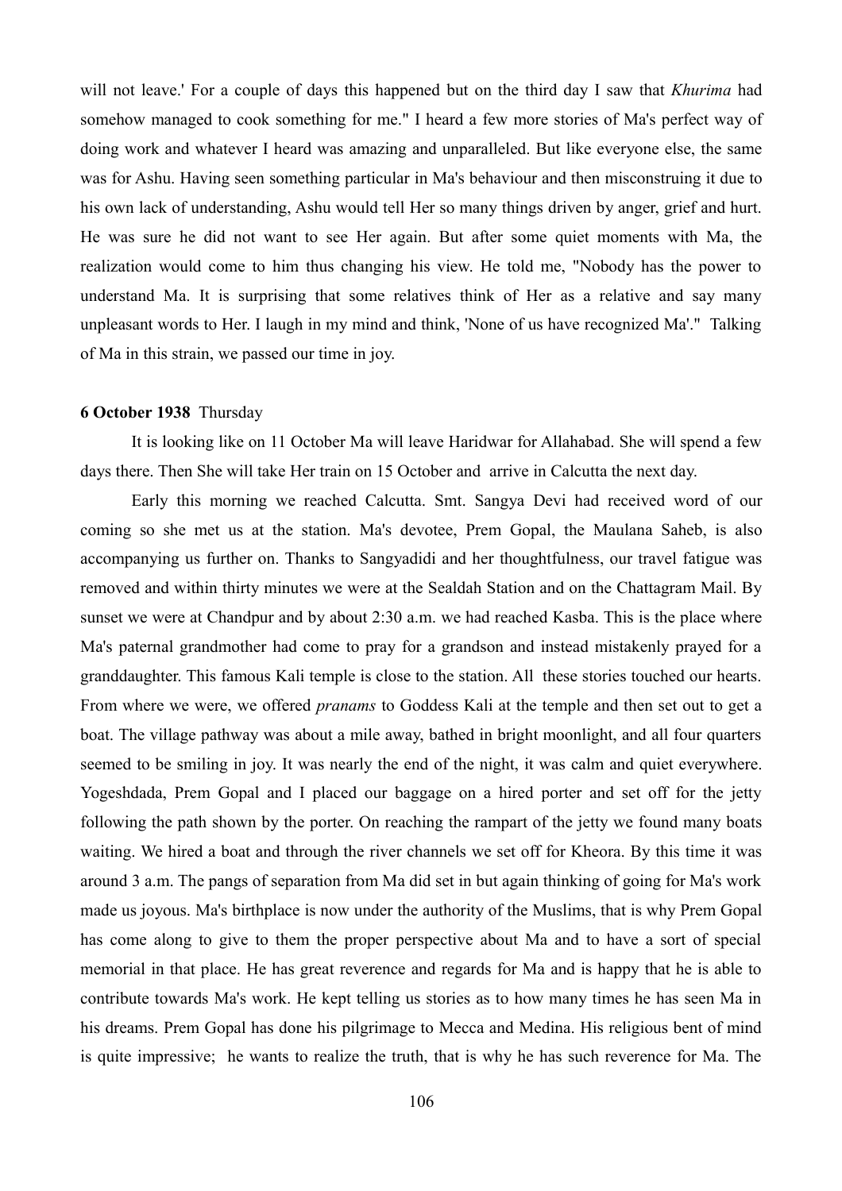will not leave.' For a couple of days this happened but on the third day I saw that *Khurima* had somehow managed to cook something for me." I heard a few more stories of Ma's perfect way of doing work and whatever I heard was amazing and unparalleled. But like everyone else, the same was for Ashu. Having seen something particular in Ma's behaviour and then misconstruing it due to his own lack of understanding, Ashu would tell Her so many things driven by anger, grief and hurt. He was sure he did not want to see Her again. But after some quiet moments with Ma, the realization would come to him thus changing his view. He told me, "Nobody has the power to understand Ma. It is surprising that some relatives think of Her as a relative and say many unpleasant words to Her. I laugh in my mind and think, 'None of us have recognized Ma'." Talking of Ma in this strain, we passed our time in joy.

**6 October 1938** Thursday

It is looking like on 11 October Ma will leave Haridwar for Allahabad. She will spend a few days there. Then She will take Her train on 15 October and arrive in Calcutta the next day.

Early this morning we reached Calcutta. Smt. Sangya Devi had received word of our coming so she met us at the station. Ma's devotee, Prem Gopal, the Maulana Saheb, is also accompanying us further on. Thanks to Sangyadidi and her thoughtfulness, our travel fatigue was removed and within thirty minutes we were at the Sealdah Station and on the Chattagram Mail. By sunset we were at Chandpur and by about 2:30 a.m. we had reached Kasba. This is the place where Ma's paternal grandmother had come to pray for a grandson and instead mistakenly prayed for a granddaughter. This famous Kali temple is close to the station. All these stories touched our hearts. From where we were, we offered *pranams* to Goddess Kali at the temple and then set out to get a boat. The village pathway was about a mile away, bathed in bright moonlight, and all four quarters seemed to be smiling in joy. It was nearly the end of the night, it was calm and quiet everywhere. Yogeshdada, Prem Gopal and I placed our baggage on a hired porter and set off for the jetty following the path shown by the porter. On reaching the rampart of the jetty we found many boats waiting. We hired a boat and through the river channels we set off for Kheora. By this time it was around 3 a.m. The pangs of separation from Ma did set in but again thinking of going for Ma's work made us joyous. Ma's birthplace is now under the authority of the Muslims, that is why Prem Gopal has come along to give to them the proper perspective about Ma and to have a sort of special memorial in that place. He has great reverence and regards for Ma and is happy that he is able to contribute towards Ma's work. He kept telling us stories as to how many times he has seen Ma in his dreams. Prem Gopal has done his pilgrimage to Mecca and Medina. His religious bent of mind is quite impressive; he wants to realize the truth, that is why he has such reverence for Ma. The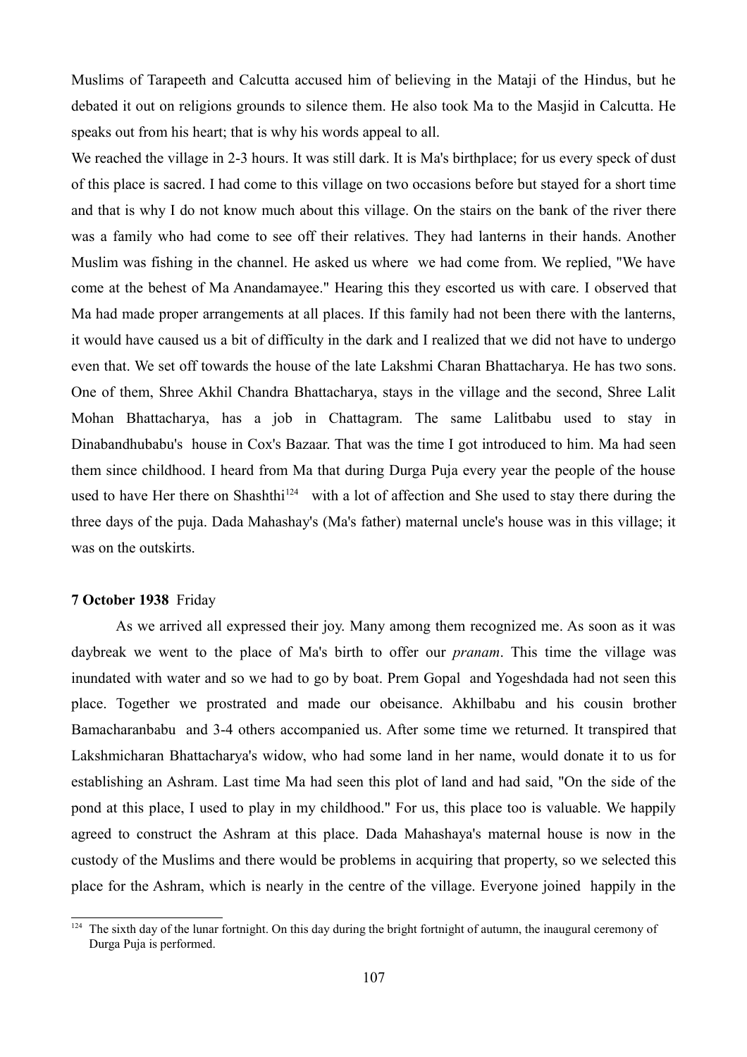Muslims of Tarapeeth and Calcutta accused him of believing in the Mataji of the Hindus, but he debated it out on religions grounds to silence them. He also took Ma to the Masjid in Calcutta. He speaks out from his heart; that is why his words appeal to all.

We reached the village in 2-3 hours. It was still dark. It is Ma's birthplace; for us every speck of dust of this place is sacred. I had come to this village on two occasions before but stayed for a short time and that is why I do not know much about this village. On the stairs on the bank of the river there was a family who had come to see off their relatives. They had lanterns in their hands. Another Muslim was fishing in the channel. He asked us where we had come from. We replied, "We have come at the behest of Ma Anandamayee." Hearing this they escorted us with care. I observed that Ma had made proper arrangements at all places. If this family had not been there with the lanterns, it would have caused us a bit of difficulty in the dark and I realized that we did not have to undergo even that. We set off towards the house of the late Lakshmi Charan Bhattacharya. He has two sons. One of them, Shree Akhil Chandra Bhattacharya, stays in the village and the second, Shree Lalit Mohan Bhattacharya, has a job in Chattagram. The same Lalitbabu used to stay in Dinabandhubabu's house in Cox's Bazaar. That was the time I got introduced to him. Ma had seen them since childhood. I heard from Ma that during Durga Puja every year the people of the house used to have Her there on Shashthi[124] with a lot of affection and She used to stay there during the three days of the puja. Dada Mahashay's (Ma's father) maternal uncle's house was in this village; it was on the outskirts.

**7 October 1938** Friday

As we arrived all expressed their joy. Many among them recognized me. As soon as it was daybreak we went to the place of Ma's birth to offer our *pranam*. This time the village was inundated with water and so we had to go by boat. Prem Gopal and Yogeshdada had not seen this place. Together we prostrated and made our obeisance. Akhilbabu and his cousin brother Bamacharanbabu and 3-4 others accompanied us. After some time we returned. It transpired that Lakshmicharan Bhattacharya's widow, who had some land in her name, would donate it to us for establishing an Ashram. Last time Ma had seen this plot of land and had said, "On the side of the pond at this place, I used to play in my childhood." For us, this place too is valuable. We happily agreed to construct the Ashram at this place. Dada Mahashaya's maternal house is now in the custody of the Muslims and there would be problems in acquiring that property, so we selected this place for the Ashram, which is nearly in the centre of the village. Everyone joined happily in the

---

[124] The sixth day of the lunar fortnight. On this day during the bright fortnight of autumn, the inaugural ceremony of Durga Puja is performed.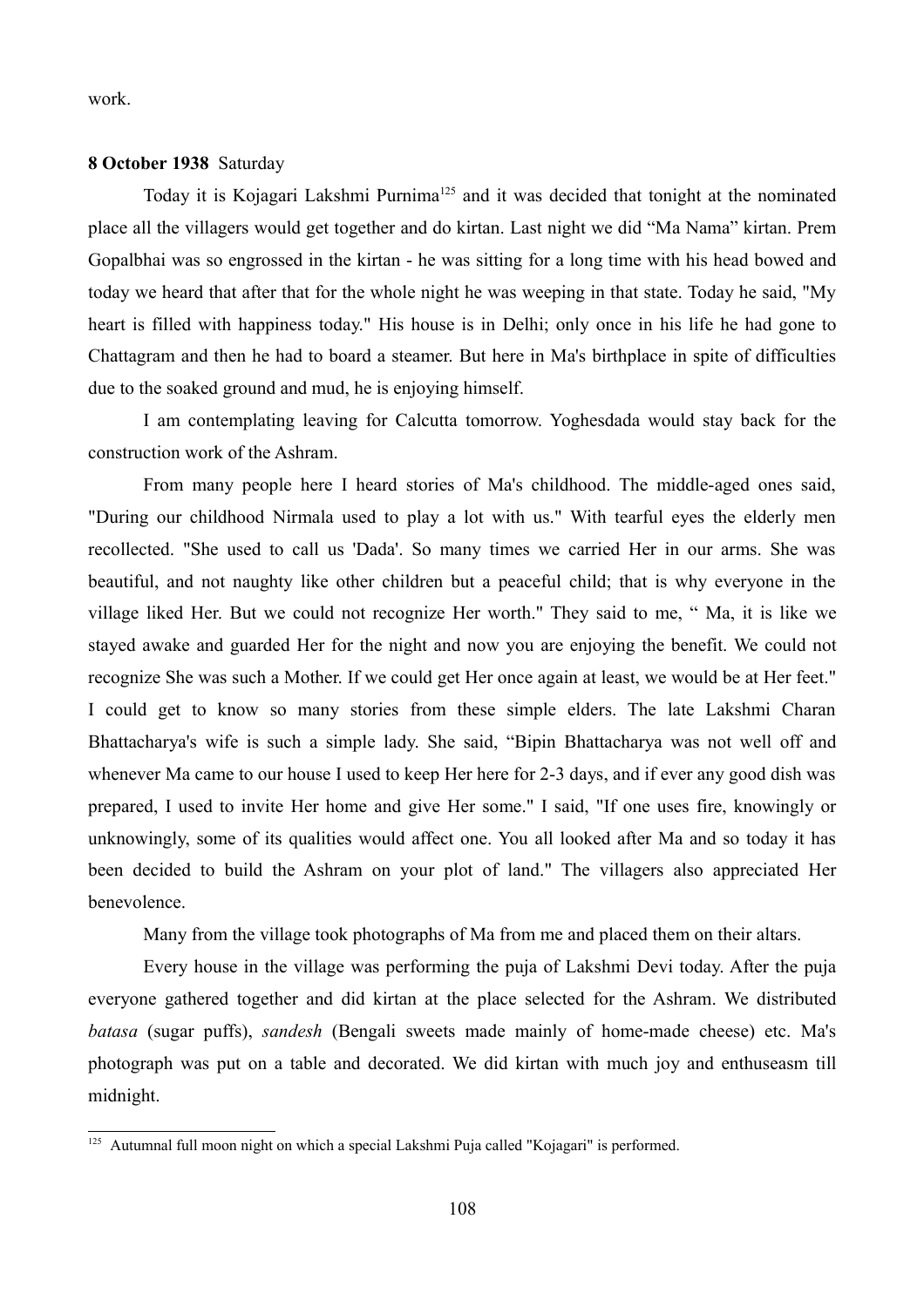work.

**8 October 1938** Saturday

Today it is Kojagari Lakshmi Purnima[125] and it was decided that tonight at the nominated place all the villagers would get together and do kirtan. Last night we did “Ma Nama” kirtan. Prem Gopalbhai was so engrossed in the kirtan - he was sitting for a long time with his head bowed and today we heard that after that for the whole night he was weeping in that state. Today he said, "My heart is filled with happiness today." His house is in Delhi; only once in his life he had gone to Chattagram and then he had to board a steamer. But here in Ma's birthplace in spite of difficulties due to the soaked ground and mud, he is enjoying himself.

I am contemplating leaving for Calcutta tomorrow. Yoghesdada would stay back for the construction work of the Ashram.

From many people here I heard stories of Ma's childhood. The middle-aged ones said, "During our childhood Nirmala used to play a lot with us." With tearful eyes the elderly men recollected. "She used to call us 'Dada'. So many times we carried Her in our arms. She was beautiful, and not naughty like other children but a peaceful child; that is why everyone in the village liked Her. But we could not recognize Her worth." They said to me, “ Ma, it is like we stayed awake and guarded Her for the night and now you are enjoying the benefit. We could not recognize She was such a Mother. If we could get Her once again at least, we would be at Her feet." I could get to know so many stories from these simple elders. The late Lakshmi Charan Bhattacharya's wife is such a simple lady. She said, “Bipin Bhattacharya was not well off and whenever Ma came to our house I used to keep Her here for 2-3 days, and if ever any good dish was prepared, I used to invite Her home and give Her some." I said, "If one uses fire, knowingly or unknowingly, some of its qualities would affect one. You all looked after Ma and so today it has been decided to build the Ashram on your plot of land." The villagers also appreciated Her benevolence.

Many from the village took photographs of Ma from me and placed them on their altars.

Every house in the village was performing the puja of Lakshmi Devi today. After the puja everyone gathered together and did kirtan at the place selected for the Ashram. We distributed *batasa* (sugar puffs), *sandesh* (Bengali sweets made mainly of home-made cheese) etc. Ma's photograph was put on a table and decorated. We did kirtan with much joy and enthuseasm till midnight.

---

[125] Autumnal full moon night on which a special Lakshmi Puja called "Kojagari" is performed.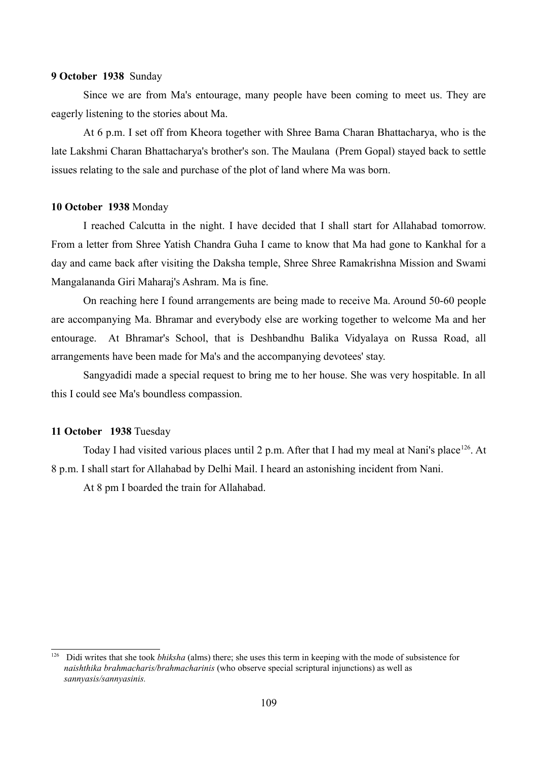**9 October 1938** Sunday

Since we are from Ma's entourage, many people have been coming to meet us. They are eagerly listening to the stories about Ma.

At 6 p.m. I set off from Kheora together with Shree Bama Charan Bhattacharya, who is the late Lakshmi Charan Bhattacharya's brother's son. The Maulana (Prem Gopal) stayed back to settle issues relating to the sale and purchase of the plot of land where Ma was born.

**10 October 1938** Monday

I reached Calcutta in the night. I have decided that I shall start for Allahabad tomorrow. From a letter from Shree Yatish Chandra Guha I came to know that Ma had gone to Kankhal for a day and came back after visiting the Daksha temple, Shree Shree Ramakrishna Mission and Swami Mangalananda Giri Maharaj's Ashram. Ma is fine.

On reaching here I found arrangements are being made to receive Ma. Around 50-60 people are accompanying Ma. Bhramar and everybody else are working together to welcome Ma and her entourage. At Bhramar's School, that is Deshbandhu Balika Vidyalaya on Russa Road, all arrangements have been made for Ma's and the accompanying devotees' stay.

Sangyadidi made a special request to bring me to her house. She was very hospitable. In all this I could see Ma's boundless compassion.

**11 October 1938** Tuesday

Today I had visited various places until 2 p.m. After that I had my meal at Nani's place[126]. At 8 p.m. I shall start for Allahabad by Delhi Mail. I heard an astonishing incident from Nani.

At 8 pm I boarded the train for Allahabad.

---

[126] Didi writes that she took *bhiksha* (alms) there; she uses this term in keeping with the mode of subsistence for *naishthika brahmacharis/brahmacharinis* (who observe special scriptural injunctions) as well as *sannyasis/sannyasinis.*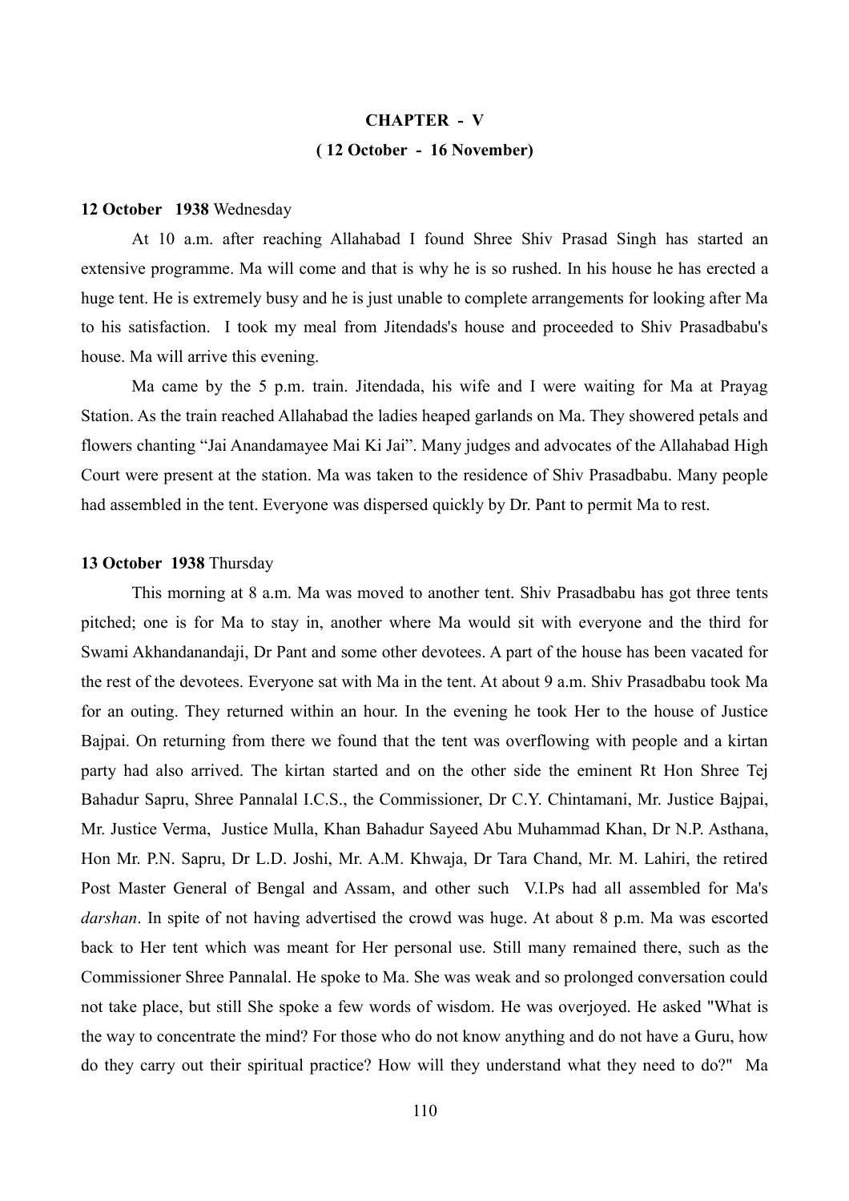## CHAPTER - V

### ( 12 October - 16 November)

**12 October 1938** Wednesday

At 10 a.m. after reaching Allahabad I found Shree Shiv Prasad Singh has started an extensive programme. Ma will come and that is why he is so rushed. In his house he has erected a huge tent. He is extremely busy and he is just unable to complete arrangements for looking after Ma to his satisfaction. I took my meal from Jitendads's house and proceeded to Shiv Prasadbabu's house. Ma will arrive this evening.

Ma came by the 5 p.m. train. Jitendada, his wife and I were waiting for Ma at Prayag Station. As the train reached Allahabad the ladies heaped garlands on Ma. They showered petals and flowers chanting "Jai Anandamayee Mai Ki Jai". Many judges and advocates of the Allahabad High Court were present at the station. Ma was taken to the residence of Shiv Prasadbabu. Many people had assembled in the tent. Everyone was dispersed quickly by Dr. Pant to permit Ma to rest.

**13 October 1938** Thursday

This morning at 8 a.m. Ma was moved to another tent. Shiv Prasadbabu has got three tents pitched; one is for Ma to stay in, another where Ma would sit with everyone and the third for Swami Akhandanandaji, Dr Pant and some other devotees. A part of the house has been vacated for the rest of the devotees. Everyone sat with Ma in the tent. At about 9 a.m. Shiv Prasadbabu took Ma for an outing. They returned within an hour. In the evening he took Her to the house of Justice Bajpai. On returning from there we found that the tent was overflowing with people and a kirtan party had also arrived. The kirtan started and on the other side the eminent Rt Hon Shree Tej Bahadur Sapru, Shree Pannalal I.C.S., the Commissioner, Dr C.Y. Chintamani, Mr. Justice Bajpai, Mr. Justice Verma, Justice Mulla, Khan Bahadur Sayeed Abu Muhammad Khan, Dr N.P. Asthana, Hon Mr. P.N. Sapru, Dr L.D. Joshi, Mr. A.M. Khwaja, Dr Tara Chand, Mr. M. Lahiri, the retired Post Master General of Bengal and Assam, and other such V.I.Ps had all assembled for Ma's *darshan*. In spite of not having advertised the crowd was huge. At about 8 p.m. Ma was escorted back to Her tent which was meant for Her personal use. Still many remained there, such as the Commissioner Shree Pannalal. He spoke to Ma. She was weak and so prolonged conversation could not take place, but still She spoke a few words of wisdom. He was overjoyed. He asked "What is the way to concentrate the mind? For those who do not know anything and do not have a Guru, how do they carry out their spiritual practice? How will they understand what they need to do?" Ma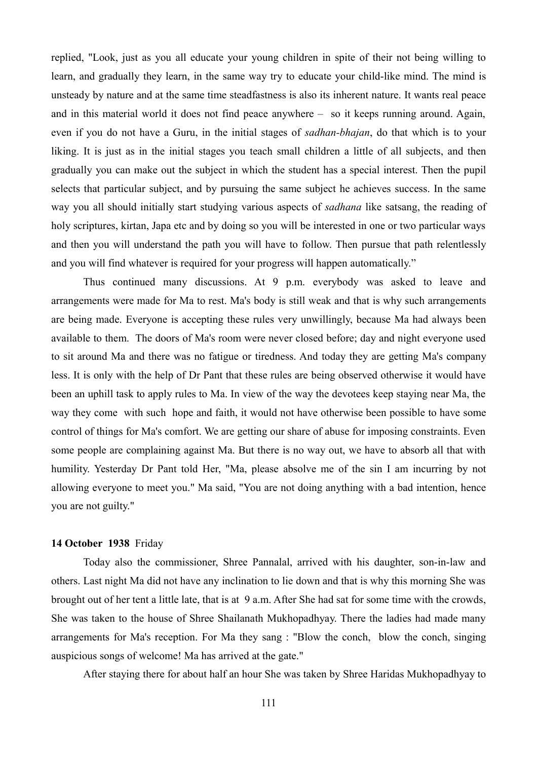replied, "Look, just as you all educate your young children in spite of their not being willing to learn, and gradually they learn, in the same way try to educate your child-like mind. The mind is unsteady by nature and at the same time steadfastness is also its inherent nature. It wants real peace and in this material world it does not find peace anywhere – so it keeps running around. Again, even if you do not have a Guru, in the initial stages of *sadhan-bhajan*, do that which is to your liking. It is just as in the initial stages you teach small children a little of all subjects, and then gradually you can make out the subject in which the student has a special interest. Then the pupil selects that particular subject, and by pursuing the same subject he achieves success. In the same way you all should initially start studying various aspects of *sadhana* like satsang, the reading of holy scriptures, kirtan, Japa etc and by doing so you will be interested in one or two particular ways and then you will understand the path you will have to follow. Then pursue that path relentlessly and you will find whatever is required for your progress will happen automatically."

Thus continued many discussions. At 9 p.m. everybody was asked to leave and arrangements were made for Ma to rest. Ma's body is still weak and that is why such arrangements are being made. Everyone is accepting these rules very unwillingly, because Ma had always been available to them. The doors of Ma's room were never closed before; day and night everyone used to sit around Ma and there was no fatigue or tiredness. And today they are getting Ma's company less. It is only with the help of Dr Pant that these rules are being observed otherwise it would have been an uphill task to apply rules to Ma. In view of the way the devotees keep staying near Ma, the way they come with such hope and faith, it would not have otherwise been possible to have some control of things for Ma's comfort. We are getting our share of abuse for imposing constraints. Even some people are complaining against Ma. But there is no way out, we have to absorb all that with humility. Yesterday Dr Pant told Her, "Ma, please absolve me of the sin I am incurring by not allowing everyone to meet you." Ma said, "You are not doing anything with a bad intention, hence you are not guilty."

**14 October 1938** Friday

Today also the commissioner, Shree Pannalal, arrived with his daughter, son-in-law and others. Last night Ma did not have any inclination to lie down and that is why this morning She was brought out of her tent a little late, that is at 9 a.m. After She had sat for some time with the crowds, She was taken to the house of Shree Shailanath Mukhopadhyay. There the ladies had made many arrangements for Ma's reception. For Ma they sang : "Blow the conch, blow the conch, singing auspicious songs of welcome! Ma has arrived at the gate."

After staying there for about half an hour She was taken by Shree Haridas Mukhopadhyay to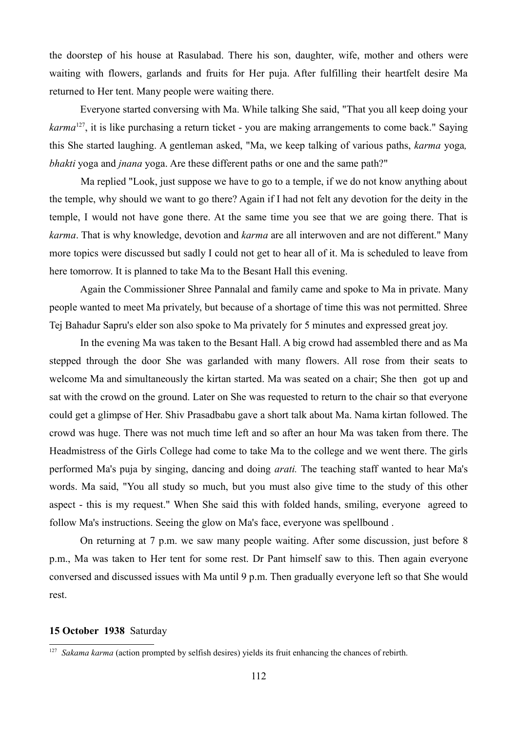the doorstep of his house at Rasulabad. There his son, daughter, wife, mother and others were waiting with flowers, garlands and fruits for Her puja. After fulfilling their heartfelt desire Ma returned to Her tent. Many people were waiting there.

Everyone started conversing with Ma. While talking She said, "That you all keep doing your *karma*[127], it is like purchasing a return ticket - you are making arrangements to come back." Saying this She started laughing. A gentleman asked, "Ma, we keep talking of various paths, *karma* yoga*,* *bhakti* yoga and *jnana* yoga. Are these different paths or one and the same path?"

Ma replied "Look, just suppose we have to go to a temple, if we do not know anything about the temple, why should we want to go there? Again if I had not felt any devotion for the deity in the temple, I would not have gone there. At the same time you see that we are going there. That is *karma*. That is why knowledge, devotion and *karma* are all interwoven and are not different." Many more topics were discussed but sadly I could not get to hear all of it. Ma is scheduled to leave from here tomorrow. It is planned to take Ma to the Besant Hall this evening.

Again the Commissioner Shree Pannalal and family came and spoke to Ma in private. Many people wanted to meet Ma privately, but because of a shortage of time this was not permitted. Shree Tej Bahadur Sapru's elder son also spoke to Ma privately for 5 minutes and expressed great joy.

In the evening Ma was taken to the Besant Hall. A big crowd had assembled there and as Ma stepped through the door She was garlanded with many flowers. All rose from their seats to welcome Ma and simultaneously the kirtan started. Ma was seated on a chair; She then got up and sat with the crowd on the ground. Later on She was requested to return to the chair so that everyone could get a glimpse of Her. Shiv Prasadbabu gave a short talk about Ma. Nama kirtan followed. The crowd was huge. There was not much time left and so after an hour Ma was taken from there. The Headmistress of the Girls College had come to take Ma to the college and we went there. The girls performed Ma's puja by singing, dancing and doing *arati.* The teaching staff wanted to hear Ma's words. Ma said, "You all study so much, but you must also give time to the study of this other aspect - this is my request." When She said this with folded hands, smiling, everyone agreed to follow Ma's instructions. Seeing the glow on Ma's face, everyone was spellbound .

On returning at 7 p.m. we saw many people waiting. After some discussion, just before 8 p.m., Ma was taken to Her tent for some rest. Dr Pant himself saw to this. Then again everyone conversed and discussed issues with Ma until 9 p.m. Then gradually everyone left so that She would rest.

**15 October 1938** Saturday

[127] *Sakama karma* (action prompted by selfish desires) yields its fruit enhancing the chances of rebirth.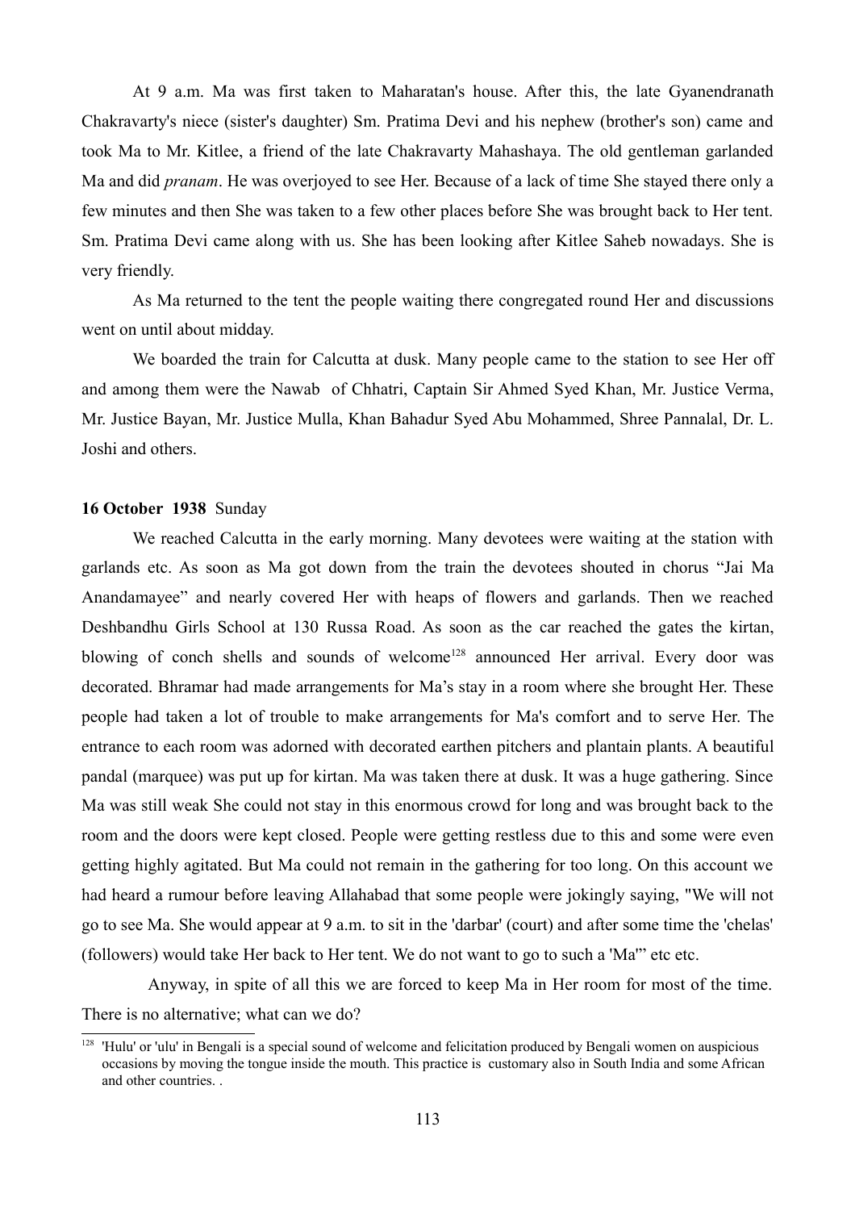At 9 a.m. Ma was first taken to Maharatan's house. After this, the late Gyanendranath Chakravarty's niece (sister's daughter) Sm. Pratima Devi and his nephew (brother's son) came and took Ma to Mr. Kitlee, a friend of the late Chakravarty Mahashaya. The old gentleman garlanded Ma and did *pranam*. He was overjoyed to see Her. Because of a lack of time She stayed there only a few minutes and then She was taken to a few other places before She was brought back to Her tent. Sm. Pratima Devi came along with us. She has been looking after Kitlee Saheb nowadays. She is very friendly.

As Ma returned to the tent the people waiting there congregated round Her and discussions went on until about midday.

We boarded the train for Calcutta at dusk. Many people came to the station to see Her off and among them were the Nawab of Chhatri, Captain Sir Ahmed Syed Khan, Mr. Justice Verma, Mr. Justice Bayan, Mr. Justice Mulla, Khan Bahadur Syed Abu Mohammed, Shree Pannalal, Dr. L. Joshi and others.

**16 October 1938** Sunday

We reached Calcutta in the early morning. Many devotees were waiting at the station with garlands etc. As soon as Ma got down from the train the devotees shouted in chorus "Jai Ma Anandamayee" and nearly covered Her with heaps of flowers and garlands. Then we reached Deshbandhu Girls School at 130 Russa Road. As soon as the car reached the gates the kirtan, blowing of conch shells and sounds of welcome[128] announced Her arrival. Every door was decorated. Bhramar had made arrangements for Ma's stay in a room where she brought Her. These people had taken a lot of trouble to make arrangements for Ma's comfort and to serve Her. The entrance to each room was adorned with decorated earthen pitchers and plantain plants. A beautiful pandal (marquee) was put up for kirtan. Ma was taken there at dusk. It was a huge gathering. Since Ma was still weak She could not stay in this enormous crowd for long and was brought back to the room and the doors were kept closed. People were getting restless due to this and some were even getting highly agitated. But Ma could not remain in the gathering for too long. On this account we had heard a rumour before leaving Allahabad that some people were jokingly saying, "We will not go to see Ma. She would appear at 9 a.m. to sit in the 'darbar' (court) and after some time the 'chelas' (followers) would take Her back to Her tent. We do not want to go to such a 'Ma'" etc etc.

Anyway, in spite of all this we are forced to keep Ma in Her room for most of the time. There is no alternative; what can we do?

---

[128] 'Hulu' or 'ulu' in Bengali is a special sound of welcome and felicitation produced by Bengali women on auspicious occasions by moving the tongue inside the mouth. This practice is customary also in South India and some African and other countries. .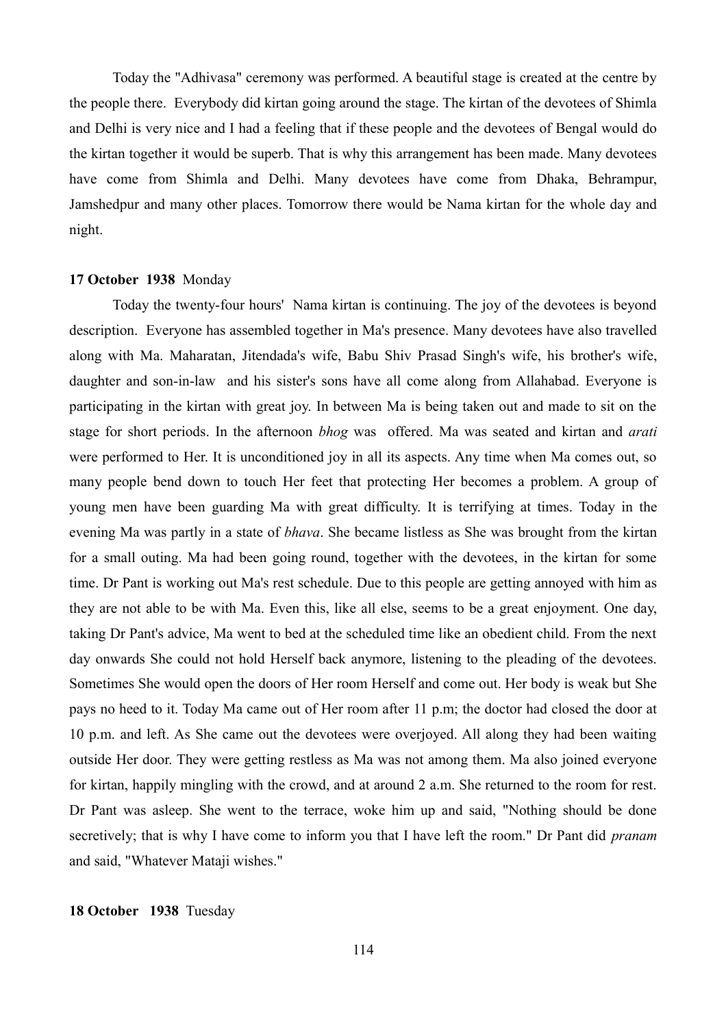Today the "Adhivasa" ceremony was performed. A beautiful stage is created at the centre by the people there. Everybody did kirtan going around the stage. The kirtan of the devotees of Shimla and Delhi is very nice and I had a feeling that if these people and the devotees of Bengal would do the kirtan together it would be superb. That is why this arrangement has been made. Many devotees have come from Shimla and Delhi. Many devotees have come from Dhaka, Behrampur, Jamshedpur and many other places. Tomorrow there would be Nama kirtan for the whole day and night.

**17 October 1938** Monday

Today the twenty-four hours' Nama kirtan is continuing. The joy of the devotees is beyond description. Everyone has assembled together in Ma's presence. Many devotees have also travelled along with Ma. Maharatan, Jitendada's wife, Babu Shiv Prasad Singh's wife, his brother's wife, daughter and son-in-law and his sister's sons have all come along from Allahabad. Everyone is participating in the kirtan with great joy. In between Ma is being taken out and made to sit on the stage for short periods. In the afternoon *bhog* was offered. Ma was seated and kirtan and *arati* were performed to Her. It is unconditioned joy in all its aspects. Any time when Ma comes out, so many people bend down to touch Her feet that protecting Her becomes a problem. A group of young men have been guarding Ma with great difficulty. It is terrifying at times. Today in the evening Ma was partly in a state of *bhava*. She became listless as She was brought from the kirtan for a small outing. Ma had been going round, together with the devotees, in the kirtan for some time. Dr Pant is working out Ma's rest schedule. Due to this people are getting annoyed with him as they are not able to be with Ma. Even this, like all else, seems to be a great enjoyment. One day, taking Dr Pant's advice, Ma went to bed at the scheduled time like an obedient child. From the next day onwards She could not hold Herself back anymore, listening to the pleading of the devotees. Sometimes She would open the doors of Her room Herself and come out. Her body is weak but She pays no heed to it. Today Ma came out of Her room after 11 p.m; the doctor had closed the door at 10 p.m. and left. As She came out the devotees were overjoyed. All along they had been waiting outside Her door. They were getting restless as Ma was not among them. Ma also joined everyone for kirtan, happily mingling with the crowd, and at around 2 a.m. She returned to the room for rest. Dr Pant was asleep. She went to the terrace, woke him up and said, "Nothing should be done secretively; that is why I have come to inform you that I have left the room." Dr Pant did *pranam* and said, "Whatever Mataji wishes."

**18 October 1938** Tuesday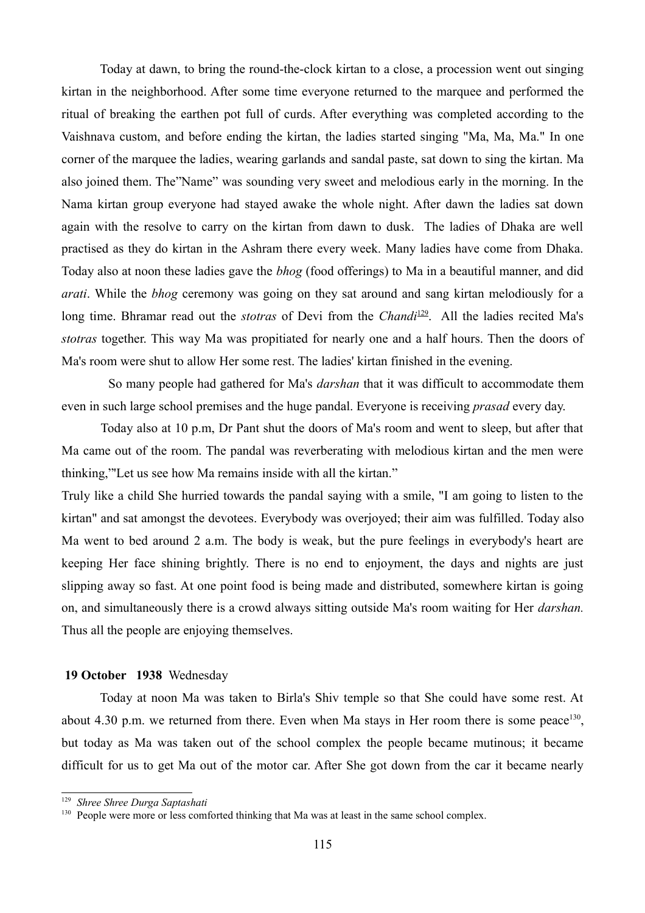Today at dawn, to bring the round-the-clock kirtan to a close, a procession went out singing kirtan in the neighborhood. After some time everyone returned to the marquee and performed the ritual of breaking the earthen pot full of curds. After everything was completed according to the Vaishnava custom, and before ending the kirtan, the ladies started singing "Ma, Ma, Ma." In one corner of the marquee the ladies, wearing garlands and sandal paste, sat down to sing the kirtan. Ma also joined them. The"Name" was sounding very sweet and melodious early in the morning. In the Nama kirtan group everyone had stayed awake the whole night. After dawn the ladies sat down again with the resolve to carry on the kirtan from dawn to dusk. The ladies of Dhaka are well practised as they do kirtan in the Ashram there every week. Many ladies have come from Dhaka. Today also at noon these ladies gave the *bhog* (food offerings) to Ma in a beautiful manner, and did *arati*. While the *bhog* ceremony was going on they sat around and sang kirtan melodiously for a long time. Bhramar read out the *stotras* of Devi from the *Chandi*[129]. All the ladies recited Ma's *stotras* together. This way Ma was propitiated for nearly one and a half hours. Then the doors of Ma's room were shut to allow Her some rest. The ladies' kirtan finished in the evening.

So many people had gathered for Ma's *darshan* that it was difficult to accommodate them even in such large school premises and the huge pandal. Everyone is receiving *prasad* every day.

Today also at 10 p.m, Dr Pant shut the doors of Ma's room and went to sleep, but after that Ma came out of the room. The pandal was reverberating with melodious kirtan and the men were thinking,'"Let us see how Ma remains inside with all the kirtan."

Truly like a child She hurried towards the pandal saying with a smile, "I am going to listen to the kirtan" and sat amongst the devotees. Everybody was overjoyed; their aim was fulfilled. Today also Ma went to bed around 2 a.m. The body is weak, but the pure feelings in everybody's heart are keeping Her face shining brightly. There is no end to enjoyment, the days and nights are just slipping away so fast. At one point food is being made and distributed, somewhere kirtan is going on, and simultaneously there is a crowd always sitting outside Ma's room waiting for Her *darshan.* Thus all the people are enjoying themselves.

**19 October 1938** Wednesday

Today at noon Ma was taken to Birla's Shiv temple so that She could have some rest. At about 4.30 p.m. we returned from there. Even when Ma stays in Her room there is some peace[130], but today as Ma was taken out of the school complex the people became mutinous; it became difficult for us to get Ma out of the motor car. After She got down from the car it became nearly

---

[129] *Shree Shree Durga Saptashati*

[130] People were more or less comforted thinking that Ma was at least in the same school complex.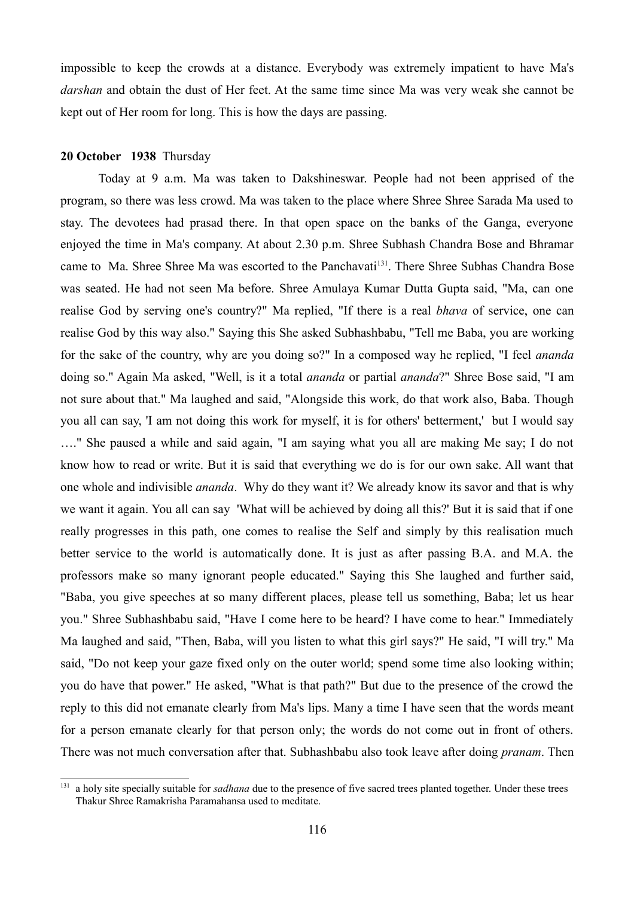impossible to keep the crowds at a distance. Everybody was extremely impatient to have Ma's *darshan* and obtain the dust of Her feet. At the same time since Ma was very weak she cannot be kept out of Her room for long. This is how the days are passing.

**20 October 1938** Thursday

Today at 9 a.m. Ma was taken to Dakshineswar. People had not been apprised of the program, so there was less crowd. Ma was taken to the place where Shree Shree Sarada Ma used to stay. The devotees had prasad there. In that open space on the banks of the Ganga, everyone enjoyed the time in Ma's company. At about 2.30 p.m. Shree Subhash Chandra Bose and Bhramar came to Ma. Shree Shree Ma was escorted to the Panchavati[131]. There Shree Subhas Chandra Bose was seated. He had not seen Ma before. Shree Amulaya Kumar Dutta Gupta said, "Ma, can one realise God by serving one's country?" Ma replied, "If there is a real *bhava* of service, one can realise God by this way also." Saying this She asked Subhashbabu, "Tell me Baba, you are working for the sake of the country, why are you doing so?" In a composed way he replied, "I feel *ananda* doing so." Again Ma asked, "Well, is it a total *ananda* or partial *ananda*?" Shree Bose said, "I am not sure about that." Ma laughed and said, "Alongside this work, do that work also, Baba. Though you all can say, 'I am not doing this work for myself, it is for others' betterment,' but I would say …." She paused a while and said again, "I am saying what you all are making Me say; I do not know how to read or write. But it is said that everything we do is for our own sake. All want that one whole and indivisible *ananda*. Why do they want it? We already know its savor and that is why we want it again. You all can say 'What will be achieved by doing all this?' But it is said that if one really progresses in this path, one comes to realise the Self and simply by this realisation much better service to the world is automatically done. It is just as after passing B.A. and M.A. the professors make so many ignorant people educated." Saying this She laughed and further said, "Baba, you give speeches at so many different places, please tell us something, Baba; let us hear you." Shree Subhashbabu said, "Have I come here to be heard? I have come to hear." Immediately Ma laughed and said, "Then, Baba, will you listen to what this girl says?" He said, "I will try." Ma said, "Do not keep your gaze fixed only on the outer world; spend some time also looking within; you do have that power." He asked, "What is that path?" But due to the presence of the crowd the reply to this did not emanate clearly from Ma's lips. Many a time I have seen that the words meant for a person emanate clearly for that person only; the words do not come out in front of others. There was not much conversation after that. Subhashbabu also took leave after doing *pranam*. Then

[131] a holy site specially suitable for *sadhana* due to the presence of five sacred trees planted together. Under these trees Thakur Shree Ramakrisha Paramahansa used to meditate.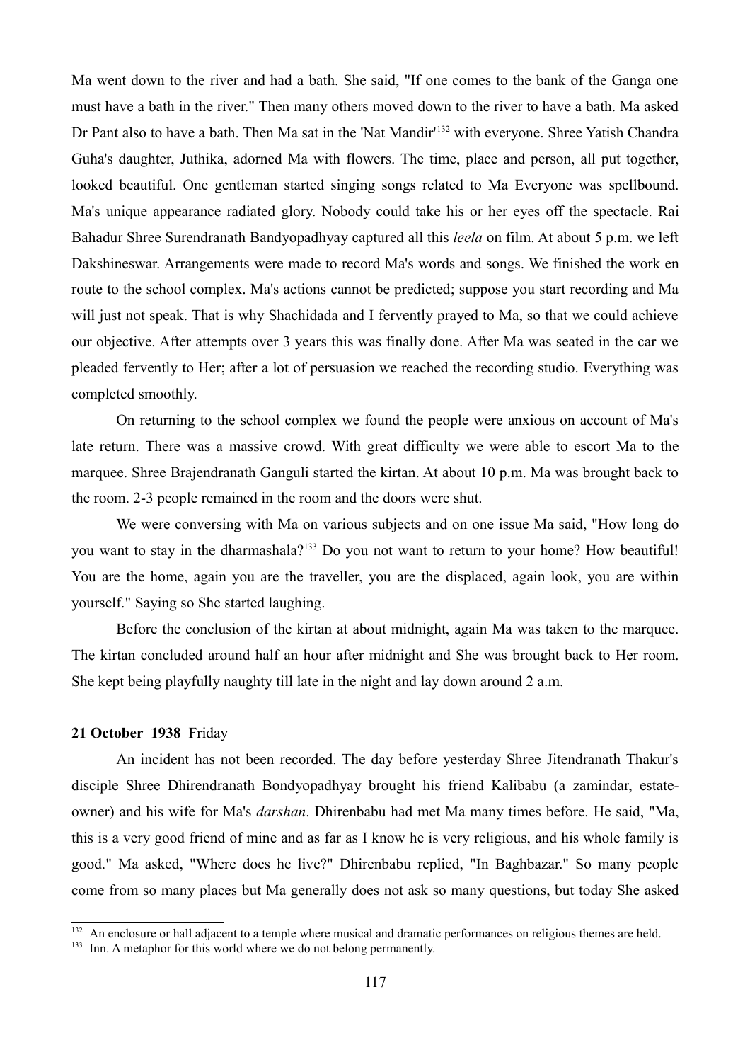Ma went down to the river and had a bath. She said, "If one comes to the bank of the Ganga one must have a bath in the river." Then many others moved down to the river to have a bath. Ma asked Dr Pant also to have a bath. Then Ma sat in the 'Nat Mandir'[132] with everyone. Shree Yatish Chandra Guha's daughter, Juthika, adorned Ma with flowers. The time, place and person, all put together, looked beautiful. One gentleman started singing songs related to Ma Everyone was spellbound. Ma's unique appearance radiated glory. Nobody could take his or her eyes off the spectacle. Rai Bahadur Shree Surendranath Bandyopadhyay captured all this *leela* on film. At about 5 p.m. we left Dakshineswar. Arrangements were made to record Ma's words and songs. We finished the work en route to the school complex. Ma's actions cannot be predicted; suppose you start recording and Ma will just not speak. That is why Shachidada and I fervently prayed to Ma, so that we could achieve our objective. After attempts over 3 years this was finally done. After Ma was seated in the car we pleaded fervently to Her; after a lot of persuasion we reached the recording studio. Everything was completed smoothly.

On returning to the school complex we found the people were anxious on account of Ma's late return. There was a massive crowd. With great difficulty we were able to escort Ma to the marquee. Shree Brajendranath Ganguli started the kirtan. At about 10 p.m. Ma was brought back to the room. 2-3 people remained in the room and the doors were shut.

We were conversing with Ma on various subjects and on one issue Ma said, "How long do you want to stay in the dharmashala?[133] Do you not want to return to your home? How beautiful! You are the home, again you are the traveller, you are the displaced, again look, you are within yourself." Saying so She started laughing.

Before the conclusion of the kirtan at about midnight, again Ma was taken to the marquee. The kirtan concluded around half an hour after midnight and She was brought back to Her room. She kept being playfully naughty till late in the night and lay down around 2 a.m.

**21 October 1938** Friday

An incident has not been recorded. The day before yesterday Shree Jitendranath Thakur's disciple Shree Dhirendranath Bondyopadhyay brought his friend Kalibabu (a zamindar, estate-owner) and his wife for Ma's *darshan*. Dhirenbabu had met Ma many times before. He said, "Ma, this is a very good friend of mine and as far as I know he is very religious, and his whole family is good." Ma asked, "Where does he live?" Dhirenbabu replied, "In Baghbazar." So many people come from so many places but Ma generally does not ask so many questions, but today She asked

---

[132] An enclosure or hall adjacent to a temple where musical and dramatic performances on religious themes are held.

[133] Inn. A metaphor for this world where we do not belong permanently.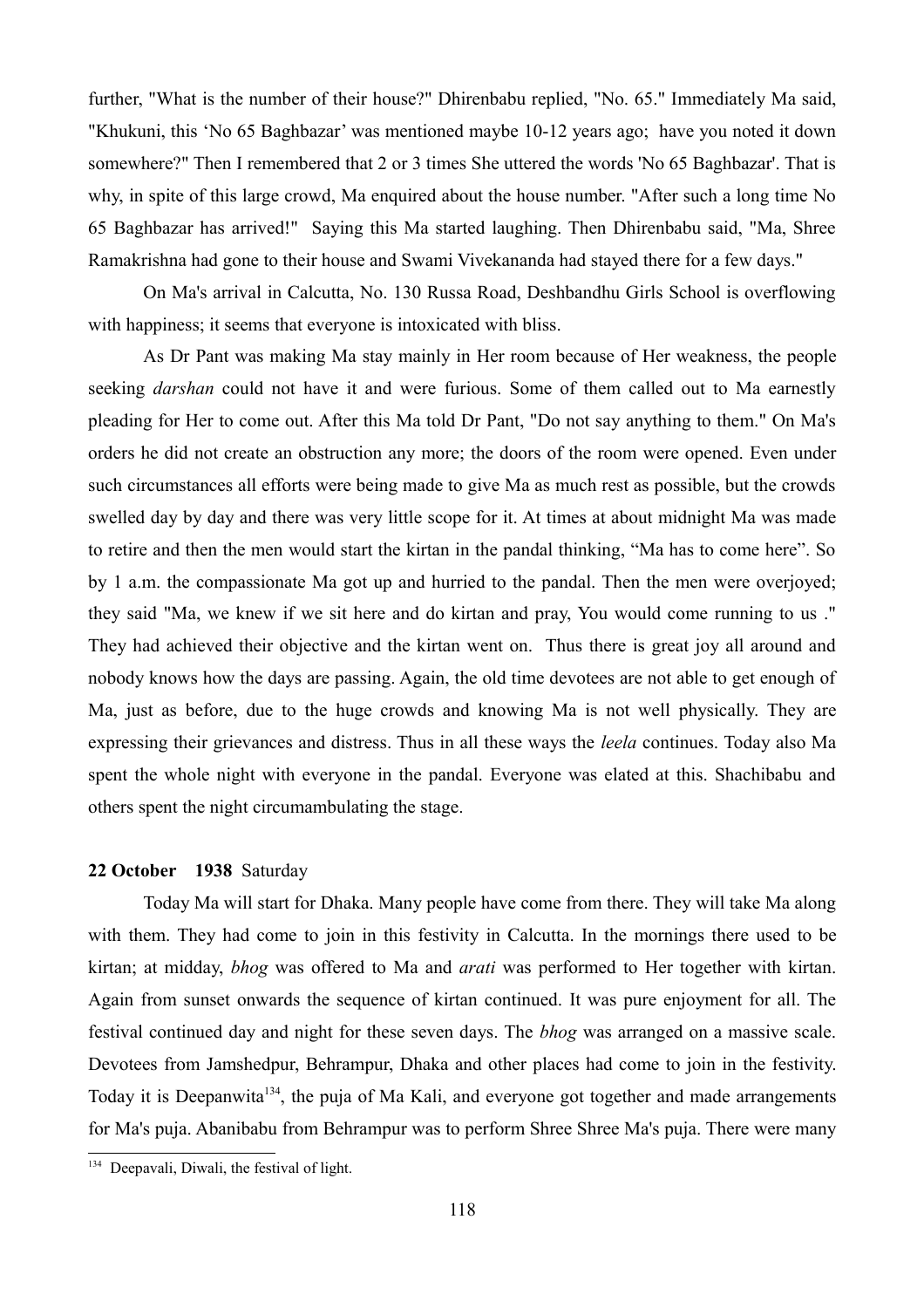further, "What is the number of their house?" Dhirenbabu replied, "No. 65." Immediately Ma said, "Khukuni, this 'No 65 Baghbazar' was mentioned maybe 10-12 years ago; have you noted it down somewhere?" Then I remembered that 2 or 3 times She uttered the words 'No 65 Baghbazar'. That is why, in spite of this large crowd, Ma enquired about the house number. "After such a long time No 65 Baghbazar has arrived!" Saying this Ma started laughing. Then Dhirenbabu said, "Ma, Shree Ramakrishna had gone to their house and Swami Vivekananda had stayed there for a few days."

On Ma's arrival in Calcutta, No. 130 Russa Road, Deshbandhu Girls School is overflowing with happiness; it seems that everyone is intoxicated with bliss.

As Dr Pant was making Ma stay mainly in Her room because of Her weakness, the people seeking *darshan* could not have it and were furious. Some of them called out to Ma earnestly pleading for Her to come out. After this Ma told Dr Pant, "Do not say anything to them." On Ma's orders he did not create an obstruction any more; the doors of the room were opened. Even under such circumstances all efforts were being made to give Ma as much rest as possible, but the crowds swelled day by day and there was very little scope for it. At times at about midnight Ma was made to retire and then the men would start the kirtan in the pandal thinking, "Ma has to come here". So by 1 a.m. the compassionate Ma got up and hurried to the pandal. Then the men were overjoyed; they said "Ma, we knew if we sit here and do kirtan and pray, You would come running to us ." They had achieved their objective and the kirtan went on. Thus there is great joy all around and nobody knows how the days are passing. Again, the old time devotees are not able to get enough of Ma, just as before, due to the huge crowds and knowing Ma is not well physically. They are expressing their grievances and distress. Thus in all these ways the *leela* continues. Today also Ma spent the whole night with everyone in the pandal. Everyone was elated at this. Shachibabu and others spent the night circumambulating the stage.

**22 October 1938** Saturday

Today Ma will start for Dhaka. Many people have come from there. They will take Ma along with them. They had come to join in this festivity in Calcutta. In the mornings there used to be kirtan; at midday, *bhog* was offered to Ma and *arati* was performed to Her together with kirtan. Again from sunset onwards the sequence of kirtan continued. It was pure enjoyment for all. The festival continued day and night for these seven days. The *bhog* was arranged on a massive scale. Devotees from Jamshedpur, Behrampur, Dhaka and other places had come to join in the festivity. Today it is Deepanwita[134], the puja of Ma Kali, and everyone got together and made arrangements for Ma's puja. Abanibabu from Behrampur was to perform Shree Shree Ma's puja. There were many

[134] Deepavali, Diwali, the festival of light.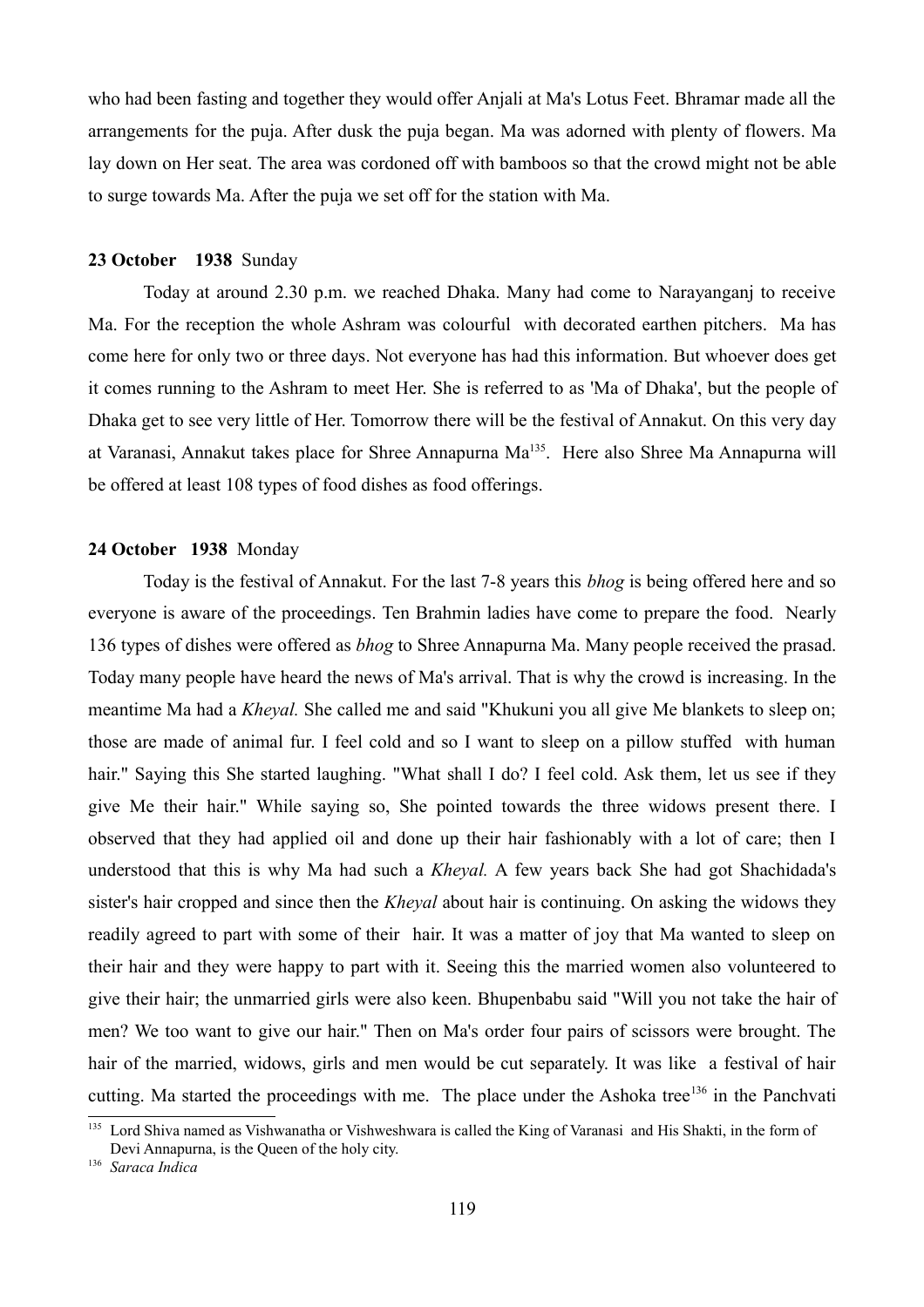who had been fasting and together they would offer Anjali at Ma's Lotus Feet. Bhramar made all the arrangements for the puja. After dusk the puja began. Ma was adorned with plenty of flowers. Ma lay down on Her seat. The area was cordoned off with bamboos so that the crowd might not be able to surge towards Ma. After the puja we set off for the station with Ma.

**23 October 1938** Sunday

Today at around 2.30 p.m. we reached Dhaka. Many had come to Narayanganj to receive Ma. For the reception the whole Ashram was colourful with decorated earthen pitchers. Ma has come here for only two or three days. Not everyone has had this information. But whoever does get it comes running to the Ashram to meet Her. She is referred to as 'Ma of Dhaka', but the people of Dhaka get to see very little of Her. Tomorrow there will be the festival of Annakut. On this very day at Varanasi, Annakut takes place for Shree Annapurna Ma[135]. Here also Shree Ma Annapurna will be offered at least 108 types of food dishes as food offerings.

**24 October 1938** Monday

Today is the festival of Annakut. For the last 7-8 years this *bhog* is being offered here and so everyone is aware of the proceedings. Ten Brahmin ladies have come to prepare the food. Nearly 136 types of dishes were offered as *bhog* to Shree Annapurna Ma. Many people received the prasad. Today many people have heard the news of Ma's arrival. That is why the crowd is increasing. In the meantime Ma had a *Kheyal.* She called me and said "Khukuni you all give Me blankets to sleep on; those are made of animal fur. I feel cold and so I want to sleep on a pillow stuffed with human hair." Saying this She started laughing. "What shall I do? I feel cold. Ask them, let us see if they give Me their hair." While saying so, She pointed towards the three widows present there. I observed that they had applied oil and done up their hair fashionably with a lot of care; then I understood that this is why Ma had such a *Kheyal.* A few years back She had got Shachidada's sister's hair cropped and since then the *Kheyal* about hair is continuing. On asking the widows they readily agreed to part with some of their hair. It was a matter of joy that Ma wanted to sleep on their hair and they were happy to part with it. Seeing this the married women also volunteered to give their hair; the unmarried girls were also keen. Bhupenbabu said "Will you not take the hair of men? We too want to give our hair." Then on Ma's order four pairs of scissors were brought. The hair of the married, widows, girls and men would be cut separately. It was like a festival of hair cutting. Ma started the proceedings with me. The place under the Ashoka tree[136] in the Panchvati

---

[135] Lord Shiva named as Vishwanatha or Vishweshwara is called the King of Varanasi and His Shakti, in the form of Devi Annapurna, is the Queen of the holy city.

[136] *Saraca Indica*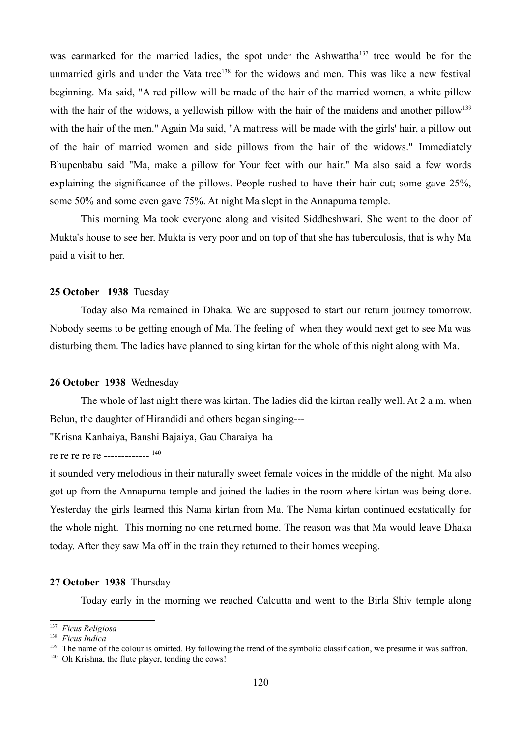was earmarked for the married ladies, the spot under the Ashwattha[137] tree would be for the unmarried girls and under the Vata tree[138] for the widows and men. This was like a new festival beginning. Ma said, "A red pillow will be made of the hair of the married women, a white pillow with the hair of the widows, a yellowish pillow with the hair of the maidens and another pillow[139] with the hair of the men." Again Ma said, "A mattress will be made with the girls' hair, a pillow out of the hair of married women and side pillows from the hair of the widows." Immediately Bhupenbabu said "Ma, make a pillow for Your feet with our hair." Ma also said a few words explaining the significance of the pillows. People rushed to have their hair cut; some gave 25%, some 50% and some even gave 75%. At night Ma slept in the Annapurna temple.

This morning Ma took everyone along and visited Siddheshwari. She went to the door of Mukta's house to see her. Mukta is very poor and on top of that she has tuberculosis, that is why Ma paid a visit to her.

**25 October 1938** Tuesday

Today also Ma remained in Dhaka. We are supposed to start our return journey tomorrow. Nobody seems to be getting enough of Ma. The feeling of when they would next get to see Ma was disturbing them. The ladies have planned to sing kirtan for the whole of this night along with Ma.

**26 October 1938** Wednesday

The whole of last night there was kirtan. The ladies did the kirtan really well. At 2 a.m. when Belun, the daughter of Hirandidi and others began singing---

"Krisna Kanhaiya, Banshi Bajaiya, Gau Charaiya ha
re re re re re ------------- [140]

it sounded very melodious in their naturally sweet female voices in the middle of the night. Ma also got up from the Annapurna temple and joined the ladies in the room where kirtan was being done. Yesterday the girls learned this Nama kirtan from Ma. The Nama kirtan continued ecstatically for the whole night. This morning no one returned home. The reason was that Ma would leave Dhaka today. After they saw Ma off in the train they returned to their homes weeping.

**27 October 1938** Thursday

Today early in the morning we reached Calcutta and went to the Birla Shiv temple along

---

[137] *Ficus Religiosa*
[138] *Ficus Indica*
[139] The name of the colour is omitted. By following the trend of the symbolic classification, we presume it was saffron.
[140] Oh Krishna, the flute player, tending the cows!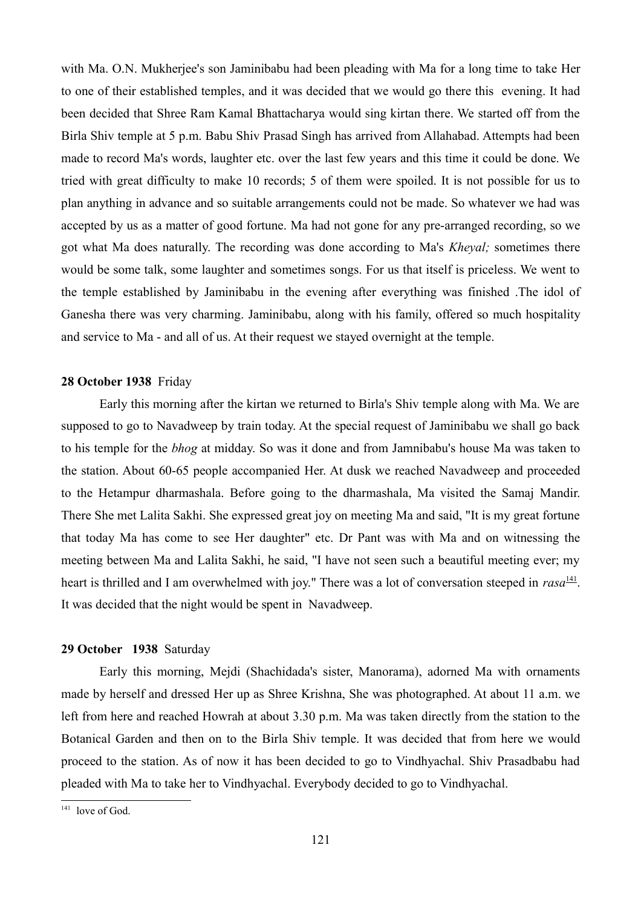with Ma. O.N. Mukherjee's son Jaminibabu had been pleading with Ma for a long time to take Her to one of their established temples, and it was decided that we would go there this evening. It had been decided that Shree Ram Kamal Bhattacharya would sing kirtan there. We started off from the Birla Shiv temple at 5 p.m. Babu Shiv Prasad Singh has arrived from Allahabad. Attempts had been made to record Ma's words, laughter etc. over the last few years and this time it could be done. We tried with great difficulty to make 10 records; 5 of them were spoiled. It is not possible for us to plan anything in advance and so suitable arrangements could not be made. So whatever we had was accepted by us as a matter of good fortune. Ma had not gone for any pre-arranged recording, so we got what Ma does naturally. The recording was done according to Ma's *Kheyal;* sometimes there would be some talk, some laughter and sometimes songs. For us that itself is priceless. We went to the temple established by Jaminibabu in the evening after everything was finished .The idol of Ganesha there was very charming. Jaminibabu, along with his family, offered so much hospitality and service to Ma - and all of us. At their request we stayed overnight at the temple.

**28 October 1938** Friday

Early this morning after the kirtan we returned to Birla's Shiv temple along with Ma. We are supposed to go to Navadweep by train today. At the special request of Jaminibabu we shall go back to his temple for the *bhog* at midday. So was it done and from Jamnibabu's house Ma was taken to the station. About 60-65 people accompanied Her. At dusk we reached Navadweep and proceeded to the Hetampur dharmashala. Before going to the dharmashala, Ma visited the Samaj Mandir. There She met Lalita Sakhi. She expressed great joy on meeting Ma and said, "It is my great fortune that today Ma has come to see Her daughter" etc. Dr Pant was with Ma and on witnessing the meeting between Ma and Lalita Sakhi, he said, "I have not seen such a beautiful meeting ever; my heart is thrilled and I am overwhelmed with joy." There was a lot of conversation steeped in *rasa*[141]. It was decided that the night would be spent in Navadweep.

**29 October 1938** Saturday

Early this morning, Mejdi (Shachidada's sister, Manorama), adorned Ma with ornaments made by herself and dressed Her up as Shree Krishna, She was photographed. At about 11 a.m. we left from here and reached Howrah at about 3.30 p.m. Ma was taken directly from the station to the Botanical Garden and then on to the Birla Shiv temple. It was decided that from here we would proceed to the station. As of now it has been decided to go to Vindhyachal. Shiv Prasadbabu had pleaded with Ma to take her to Vindhyachal. Everybody decided to go to Vindhyachal.

[141] love of God.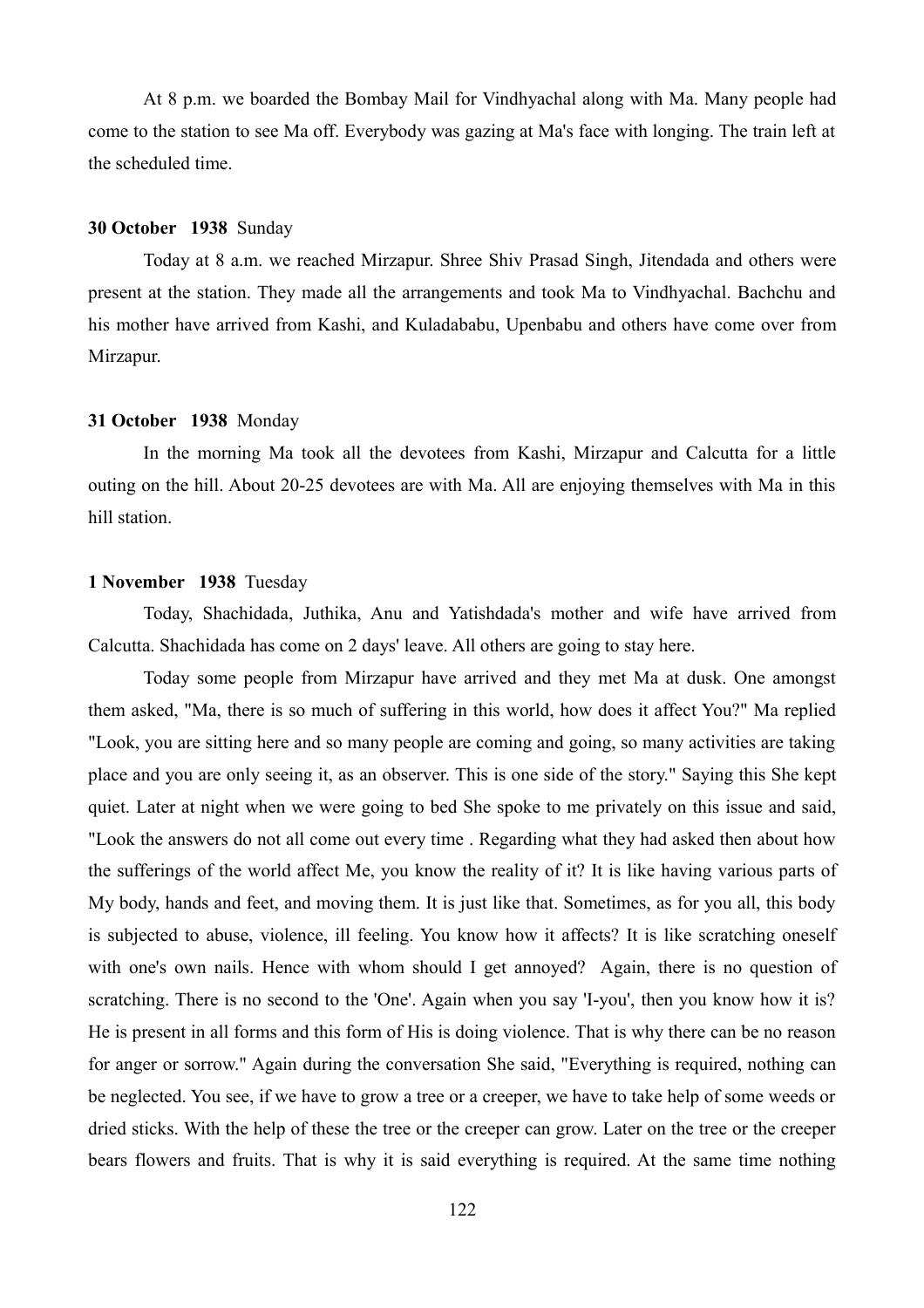At 8 p.m. we boarded the Bombay Mail for Vindhyachal along with Ma. Many people had come to the station to see Ma off. Everybody was gazing at Ma's face with longing. The train left at the scheduled time.

**30 October 1938** Sunday

Today at 8 a.m. we reached Mirzapur. Shree Shiv Prasad Singh, Jitendada and others were present at the station. They made all the arrangements and took Ma to Vindhyachal. Bachchu and his mother have arrived from Kashi, and Kuladababu, Upenbabu and others have come over from Mirzapur.

**31 October 1938** Monday

In the morning Ma took all the devotees from Kashi, Mirzapur and Calcutta for a little outing on the hill. About 20-25 devotees are with Ma. All are enjoying themselves with Ma in this hill station.

**1 November 1938** Tuesday

Today, Shachidada, Juthika, Anu and Yatishdada's mother and wife have arrived from Calcutta. Shachidada has come on 2 days' leave. All others are going to stay here.

Today some people from Mirzapur have arrived and they met Ma at dusk. One amongst them asked, "Ma, there is so much of suffering in this world, how does it affect You?" Ma replied "Look, you are sitting here and so many people are coming and going, so many activities are taking place and you are only seeing it, as an observer. This is one side of the story." Saying this She kept quiet. Later at night when we were going to bed She spoke to me privately on this issue and said, "Look the answers do not all come out every time . Regarding what they had asked then about how the sufferings of the world affect Me, you know the reality of it? It is like having various parts of My body, hands and feet, and moving them. It is just like that. Sometimes, as for you all, this body is subjected to abuse, violence, ill feeling. You know how it affects? It is like scratching oneself with one's own nails. Hence with whom should I get annoyed? Again, there is no question of scratching. There is no second to the 'One'. Again when you say 'I-you', then you know how it is? He is present in all forms and this form of His is doing violence. That is why there can be no reason for anger or sorrow." Again during the conversation She said, "Everything is required, nothing can be neglected. You see, if we have to grow a tree or a creeper, we have to take help of some weeds or dried sticks. With the help of these the tree or the creeper can grow. Later on the tree or the creeper bears flowers and fruits. That is why it is said everything is required. At the same time nothing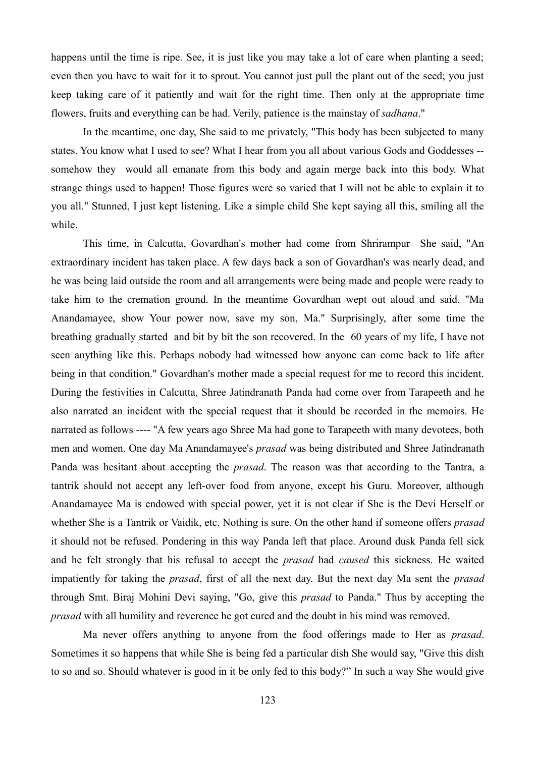happens until the time is ripe. See, it is just like you may take a lot of care when planting a seed; even then you have to wait for it to sprout. You cannot just pull the plant out of the seed; you just keep taking care of it patiently and wait for the right time. Then only at the appropriate time flowers, fruits and everything can be had. Verily, patience is the mainstay of *sadhana*."

In the meantime, one day, She said to me privately, "This body has been subjected to many states. You know what I used to see? What I hear from you all about various Gods and Goddesses -- somehow they would all emanate from this body and again merge back into this body. What strange things used to happen! Those figures were so varied that I will not be able to explain it to you all." Stunned, I just kept listening. Like a simple child She kept saying all this, smiling all the while.

This time, in Calcutta, Govardhan's mother had come from Shrirampur She said, "An extraordinary incident has taken place. A few days back a son of Govardhan's was nearly dead, and he was being laid outside the room and all arrangements were being made and people were ready to take him to the cremation ground. In the meantime Govardhan wept out aloud and said, "Ma Anandamayee, show Your power now, save my son, Ma." Surprisingly, after some time the breathing gradually started and bit by bit the son recovered. In the 60 years of my life, I have not seen anything like this. Perhaps nobody had witnessed how anyone can come back to life after being in that condition." Govardhan's mother made a special request for me to record this incident. During the festivities in Calcutta, Shree Jatindranath Panda had come over from Tarapeeth and he also narrated an incident with the special request that it should be recorded in the memoirs. He narrated as follows ---- "A few years ago Shree Ma had gone to Tarapeeth with many devotees, both men and women. One day Ma Anandamayee's *prasad* was being distributed and Shree Jatindranath Panda was hesitant about accepting the *prasad*. The reason was that according to the Tantra, a tantrik should not accept any left-over food from anyone, except his Guru. Moreover, although Anandamayee Ma is endowed with special power, yet it is not clear if She is the Devi Herself or whether She is a Tantrik or Vaidik, etc. Nothing is sure. On the other hand if someone offers *prasad* it should not be refused. Pondering in this way Panda left that place. Around dusk Panda fell sick and he felt strongly that his refusal to accept the *prasad* had *caused* this sickness. He waited impatiently for taking the *prasad*, first of all the next day. But the next day Ma sent the *prasad* through Smt. Biraj Mohini Devi saying, "Go, give this *prasad* to Panda." Thus by accepting the *prasad* with all humility and reverence he got cured and the doubt in his mind was removed.

Ma never offers anything to anyone from the food offerings made to Her as *prasad*. Sometimes it so happens that while She is being fed a particular dish She would say, "Give this dish to so and so. Should whatever is good in it be only fed to this body?" In such a way She would give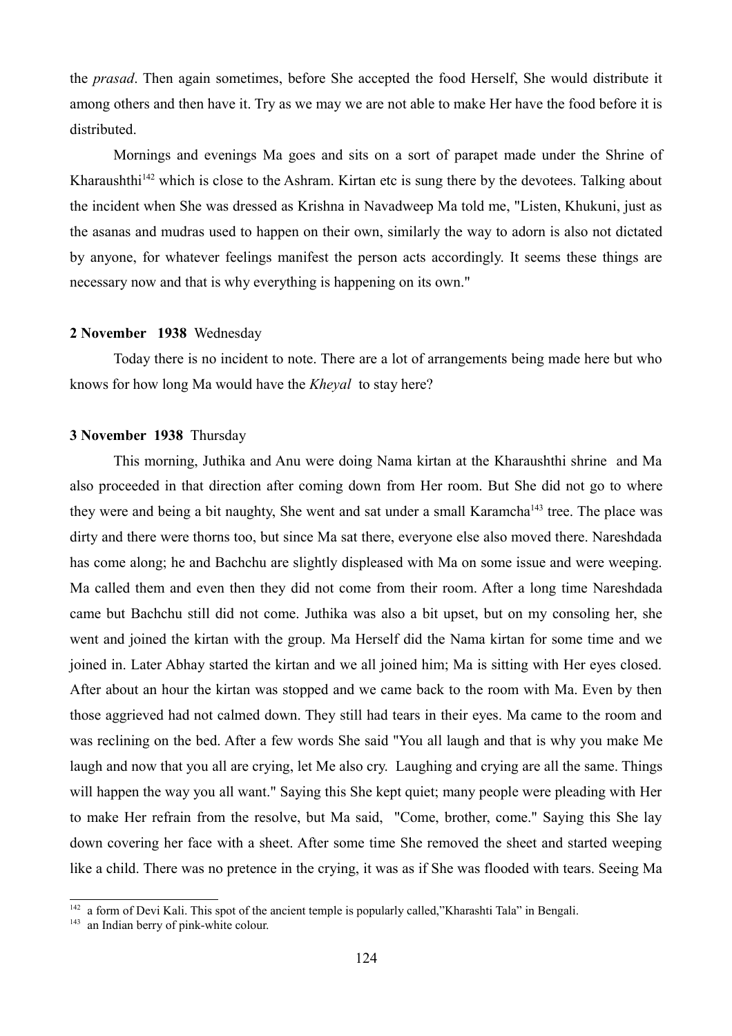the *prasad*. Then again sometimes, before She accepted the food Herself, She would distribute it among others and then have it. Try as we may we are not able to make Her have the food before it is distributed.

Mornings and evenings Ma goes and sits on a sort of parapet made under the Shrine of Kharaushthi[142] which is close to the Ashram. Kirtan etc is sung there by the devotees. Talking about the incident when She was dressed as Krishna in Navadweep Ma told me, "Listen, Khukuni, just as the asanas and mudras used to happen on their own, similarly the way to adorn is also not dictated by anyone, for whatever feelings manifest the person acts accordingly. It seems these things are necessary now and that is why everything is happening on its own."

**2 November 1938** Wednesday

Today there is no incident to note. There are a lot of arrangements being made here but who knows for how long Ma would have the *Kheyal* to stay here?

**3 November 1938** Thursday

This morning, Juthika and Anu were doing Nama kirtan at the Kharaushthi shrine and Ma also proceeded in that direction after coming down from Her room. But She did not go to where they were and being a bit naughty, She went and sat under a small Karamcha[143] tree. The place was dirty and there were thorns too, but since Ma sat there, everyone else also moved there. Nareshdada has come along; he and Bachchu are slightly displeased with Ma on some issue and were weeping. Ma called them and even then they did not come from their room. After a long time Nareshdada came but Bachchu still did not come. Juthika was also a bit upset, but on my consoling her, she went and joined the kirtan with the group. Ma Herself did the Nama kirtan for some time and we joined in. Later Abhay started the kirtan and we all joined him; Ma is sitting with Her eyes closed. After about an hour the kirtan was stopped and we came back to the room with Ma. Even by then those aggrieved had not calmed down. They still had tears in their eyes. Ma came to the room and was reclining on the bed. After a few words She said "You all laugh and that is why you make Me laugh and now that you all are crying, let Me also cry. Laughing and crying are all the same. Things will happen the way you all want." Saying this She kept quiet; many people were pleading with Her to make Her refrain from the resolve, but Ma said, "Come, brother, come." Saying this She lay down covering her face with a sheet. After some time She removed the sheet and started weeping like a child. There was no pretence in the crying, it was as if She was flooded with tears. Seeing Ma

---

[142] a form of Devi Kali. This spot of the ancient temple is popularly called,"Kharashti Tala" in Bengali.

[143] an Indian berry of pink-white colour.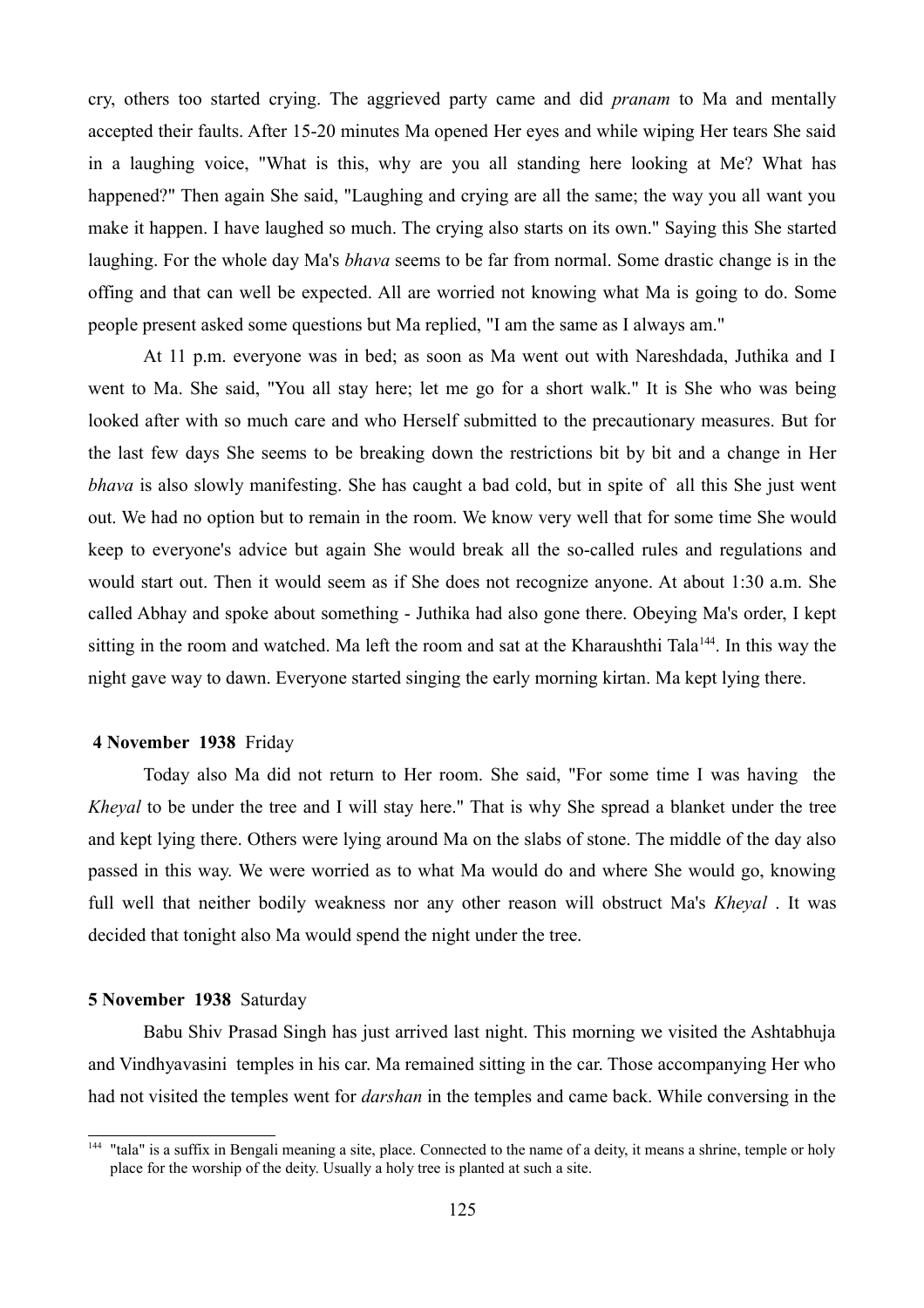cry, others too started crying. The aggrieved party came and did *pranam* to Ma and mentally accepted their faults. After 15-20 minutes Ma opened Her eyes and while wiping Her tears She said in a laughing voice, "What is this, why are you all standing here looking at Me? What has happened?" Then again She said, "Laughing and crying are all the same; the way you all want you make it happen. I have laughed so much. The crying also starts on its own." Saying this She started laughing. For the whole day Ma's *bhava* seems to be far from normal. Some drastic change is in the offing and that can well be expected. All are worried not knowing what Ma is going to do. Some people present asked some questions but Ma replied, "I am the same as I always am."

At 11 p.m. everyone was in bed; as soon as Ma went out with Nareshdada, Juthika and I went to Ma. She said, "You all stay here; let me go for a short walk." It is She who was being looked after with so much care and who Herself submitted to the precautionary measures. But for the last few days She seems to be breaking down the restrictions bit by bit and a change in Her *bhava* is also slowly manifesting. She has caught a bad cold, but in spite of all this She just went out. We had no option but to remain in the room. We know very well that for some time She would keep to everyone's advice but again She would break all the so-called rules and regulations and would start out. Then it would seem as if She does not recognize anyone. At about 1:30 a.m. She called Abhay and spoke about something - Juthika had also gone there. Obeying Ma's order, I kept sitting in the room and watched. Ma left the room and sat at the Kharaushthi Tala[144]. In this way the night gave way to dawn. Everyone started singing the early morning kirtan. Ma kept lying there.

**4 November 1938** Friday

Today also Ma did not return to Her room. She said, "For some time I was having the *Kheyal* to be under the tree and I will stay here." That is why She spread a blanket under the tree and kept lying there. Others were lying around Ma on the slabs of stone. The middle of the day also passed in this way. We were worried as to what Ma would do and where She would go, knowing full well that neither bodily weakness nor any other reason will obstruct Ma's *Kheyal* . It was decided that tonight also Ma would spend the night under the tree.

**5 November 1938** Saturday

Babu Shiv Prasad Singh has just arrived last night. This morning we visited the Ashtabhuja and Vindhyavasini temples in his car. Ma remained sitting in the car. Those accompanying Her who had not visited the temples went for *darshan* in the temples and came back. While conversing in the

[144] "tala" is a suffix in Bengali meaning a site, place. Connected to the name of a deity, it means a shrine, temple or holy place for the worship of the deity. Usually a holy tree is planted at such a site.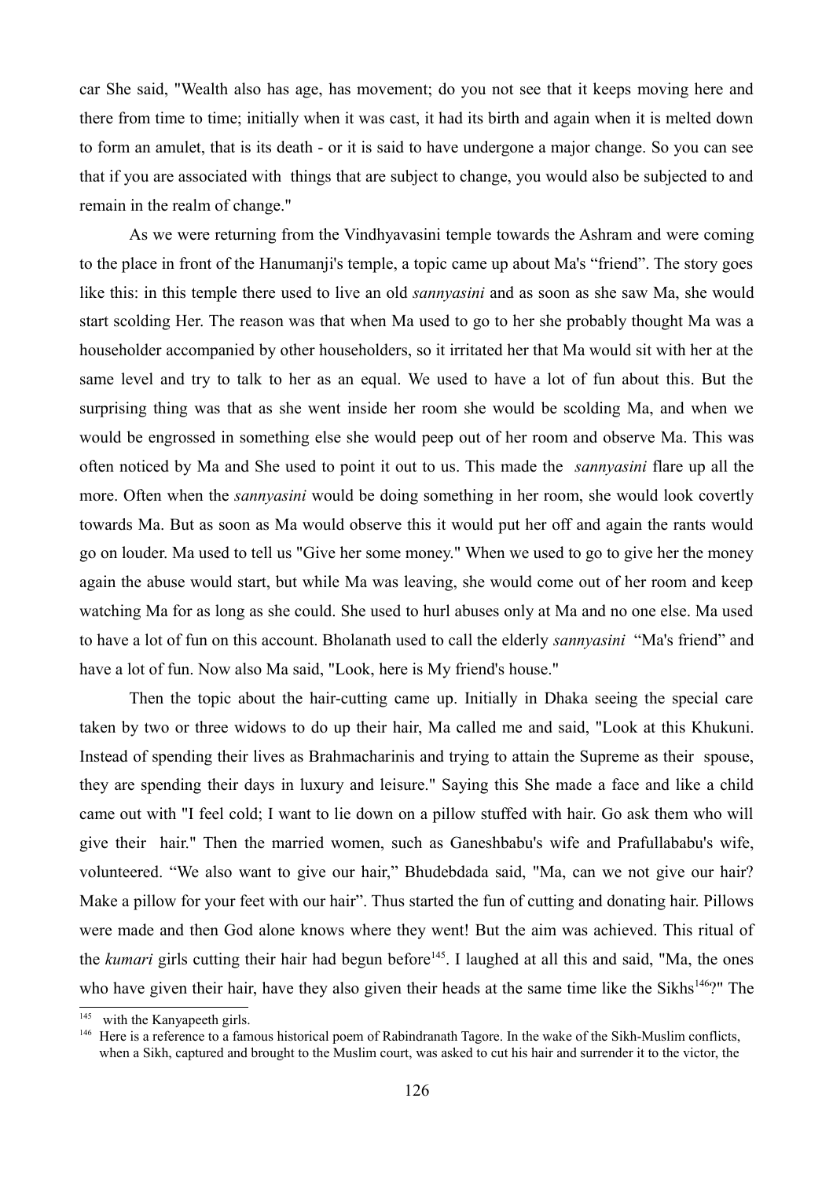car She said, "Wealth also has age, has movement; do you not see that it keeps moving here and there from time to time; initially when it was cast, it had its birth and again when it is melted down to form an amulet, that is its death - or it is said to have undergone a major change. So you can see that if you are associated with things that are subject to change, you would also be subjected to and remain in the realm of change."

As we were returning from the Vindhyavasini temple towards the Ashram and were coming to the place in front of the Hanumanji's temple, a topic came up about Ma's "friend". The story goes like this: in this temple there used to live an old *sannyasini* and as soon as she saw Ma, she would start scolding Her. The reason was that when Ma used to go to her she probably thought Ma was a householder accompanied by other householders, so it irritated her that Ma would sit with her at the same level and try to talk to her as an equal. We used to have a lot of fun about this. But the surprising thing was that as she went inside her room she would be scolding Ma, and when we would be engrossed in something else she would peep out of her room and observe Ma. This was often noticed by Ma and She used to point it out to us. This made the *sannyasini* flare up all the more. Often when the *sannyasini* would be doing something in her room, she would look covertly towards Ma. But as soon as Ma would observe this it would put her off and again the rants would go on louder. Ma used to tell us "Give her some money." When we used to go to give her the money again the abuse would start, but while Ma was leaving, she would come out of her room and keep watching Ma for as long as she could. She used to hurl abuses only at Ma and no one else. Ma used to have a lot of fun on this account. Bholanath used to call the elderly *sannyasini* "Ma's friend" and have a lot of fun. Now also Ma said, "Look, here is My friend's house."

Then the topic about the hair-cutting came up. Initially in Dhaka seeing the special care taken by two or three widows to do up their hair, Ma called me and said, "Look at this Khukuni. Instead of spending their lives as Brahmacharinis and trying to attain the Supreme as their spouse, they are spending their days in luxury and leisure." Saying this She made a face and like a child came out with "I feel cold; I want to lie down on a pillow stuffed with hair. Go ask them who will give their hair." Then the married women, such as Ganeshbabu's wife and Prafullababu's wife, volunteered. "We also want to give our hair," Bhudebdada said, "Ma, can we not give our hair? Make a pillow for your feet with our hair". Thus started the fun of cutting and donating hair. Pillows were made and then God alone knows where they went! But the aim was achieved. This ritual of the *kumari* girls cutting their hair had begun before[145]. I laughed at all this and said, "Ma, the ones who have given their hair, have they also given their heads at the same time like the Sikhs[146]?" The

[145] with the Kanyapeeth girls.

[146] Here is a reference to a famous historical poem of Rabindranath Tagore. In the wake of the Sikh-Muslim conflicts, when a Sikh, captured and brought to the Muslim court, was asked to cut his hair and surrender it to the victor, the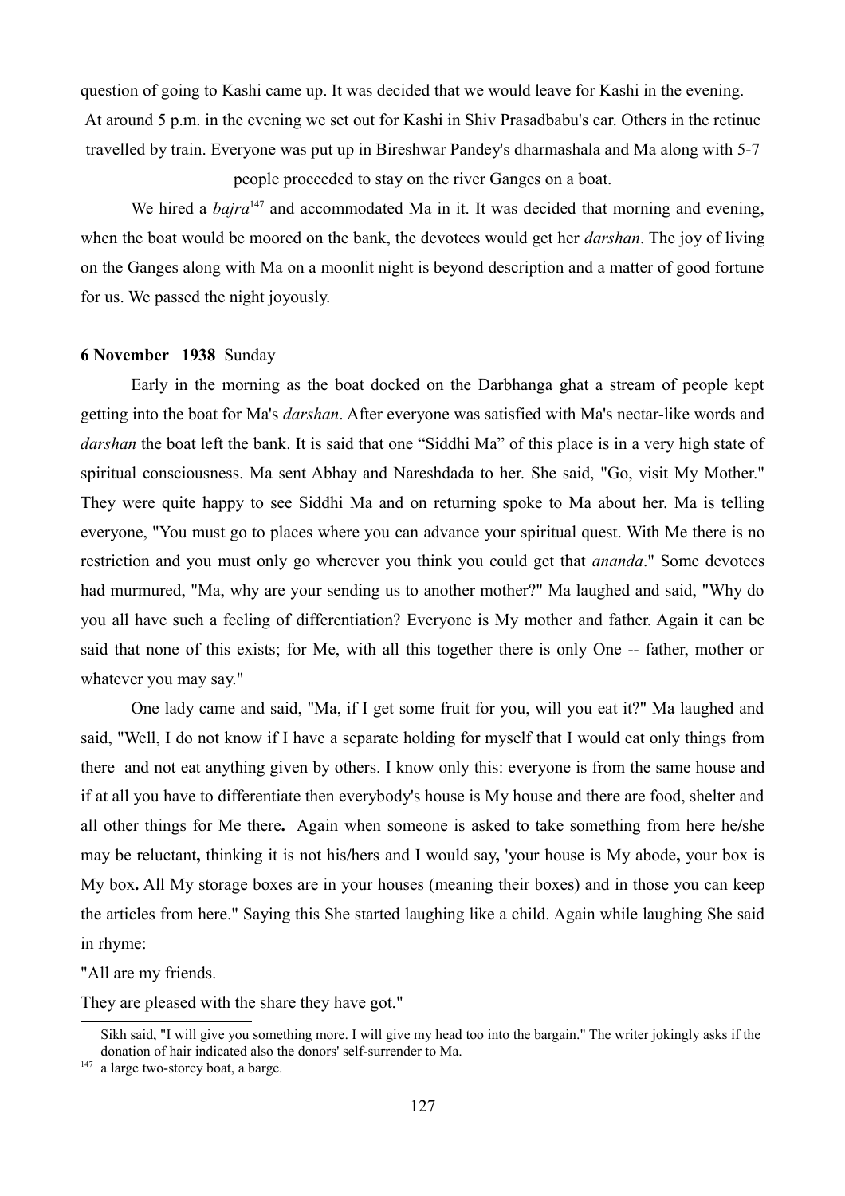question of going to Kashi came up. It was decided that we would leave for Kashi in the evening. At around 5 p.m. in the evening we set out for Kashi in Shiv Prasadbabu's car. Others in the retinue travelled by train. Everyone was put up in Bireshwar Pandey's dharmashala and Ma along with 5-7 people proceeded to stay on the river Ganges on a boat.

We hired a *bajra*[147] and accommodated Ma in it. It was decided that morning and evening, when the boat would be moored on the bank, the devotees would get her *darshan*. The joy of living on the Ganges along with Ma on a moonlit night is beyond description and a matter of good fortune for us. We passed the night joyously.

**6 November 1938** Sunday

Early in the morning as the boat docked on the Darbhanga ghat a stream of people kept getting into the boat for Ma's *darshan*. After everyone was satisfied with Ma's nectar-like words and *darshan* the boat left the bank. It is said that one "Siddhi Ma" of this place is in a very high state of spiritual consciousness. Ma sent Abhay and Nareshdada to her. She said, "Go, visit My Mother." They were quite happy to see Siddhi Ma and on returning spoke to Ma about her. Ma is telling everyone, "You must go to places where you can advance your spiritual quest. With Me there is no restriction and you must only go wherever you think you could get that *ananda*." Some devotees had murmured, "Ma, why are your sending us to another mother?" Ma laughed and said, "Why do you all have such a feeling of differentiation? Everyone is My mother and father. Again it can be said that none of this exists; for Me, with all this together there is only One -- father, mother or whatever you may say."

One lady came and said, "Ma, if I get some fruit for you, will you eat it?" Ma laughed and said, "Well, I do not know if I have a separate holding for myself that I would eat only things from there and not eat anything given by others. I know only this: everyone is from the same house and if at all you have to differentiate then everybody's house is My house and there are food, shelter and all other things for Me there. Again when someone is asked to take something from here he/she may be reluctant, thinking it is not his/hers and I would say, 'your house is My abode, your box is My box. All My storage boxes are in your houses (meaning their boxes) and in those you can keep the articles from here." Saying this She started laughing like a child. Again while laughing She said in rhyme:

"All are my friends.
They are pleased with the share they have got."

---

Sikh said, "I will give you something more. I will give my head too into the bargain." The writer jokingly asks if the donation of hair indicated also the donors' self-surrender to Ma.

[147] a large two-storey boat, a barge.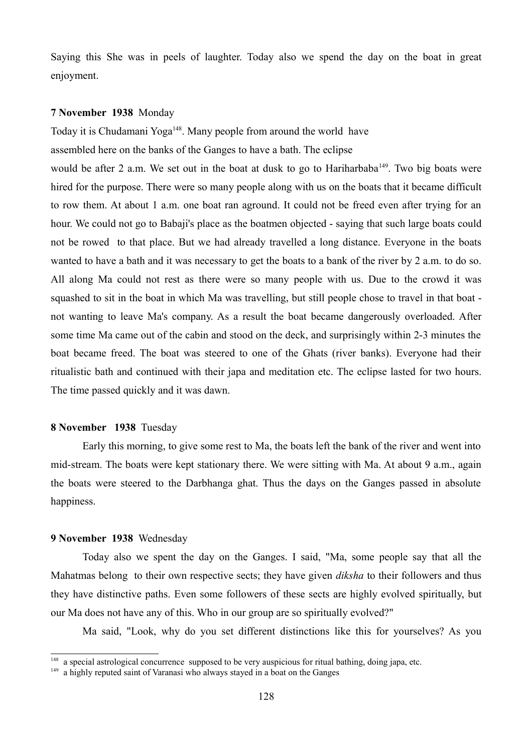Saying this She was in peels of laughter. Today also we spend the day on the boat in great enjoyment.

**7 November 1938** Monday

Today it is Chudamani Yoga[148]. Many people from around the world have assembled here on the banks of the Ganges to have a bath. The eclipse would be after 2 a.m. We set out in the boat at dusk to go to Hariharbaba[149]. Two big boats were hired for the purpose. There were so many people along with us on the boats that it became difficult to row them. At about 1 a.m. one boat ran aground. It could not be freed even after trying for an hour. We could not go to Babaji's place as the boatmen objected - saying that such large boats could not be rowed to that place. But we had already travelled a long distance. Everyone in the boats wanted to have a bath and it was necessary to get the boats to a bank of the river by 2 a.m. to do so. All along Ma could not rest as there were so many people with us. Due to the crowd it was squashed to sit in the boat in which Ma was travelling, but still people chose to travel in that boat - not wanting to leave Ma's company. As a result the boat became dangerously overloaded. After some time Ma came out of the cabin and stood on the deck, and surprisingly within 2-3 minutes the boat became freed. The boat was steered to one of the Ghats (river banks). Everyone had their ritualistic bath and continued with their japa and meditation etc. The eclipse lasted for two hours. The time passed quickly and it was dawn.

**8 November 1938** Tuesday

Early this morning, to give some rest to Ma, the boats left the bank of the river and went into mid-stream. The boats were kept stationary there. We were sitting with Ma. At about 9 a.m., again the boats were steered to the Darbhanga ghat. Thus the days on the Ganges passed in absolute happiness.

**9 November 1938** Wednesday

Today also we spent the day on the Ganges. I said, "Ma, some people say that all the Mahatmas belong to their own respective sects; they have given *diksha* to their followers and thus they have distinctive paths. Even some followers of these sects are highly evolved spiritually, but our Ma does not have any of this. Who in our group are so spiritually evolved?"

Ma said, "Look, why do you set different distinctions like this for yourselves? As you

---

[148] a special astrological concurrence supposed to be very auspicious for ritual bathing, doing japa, etc.

[149] a highly reputed saint of Varanasi who always stayed in a boat on the Ganges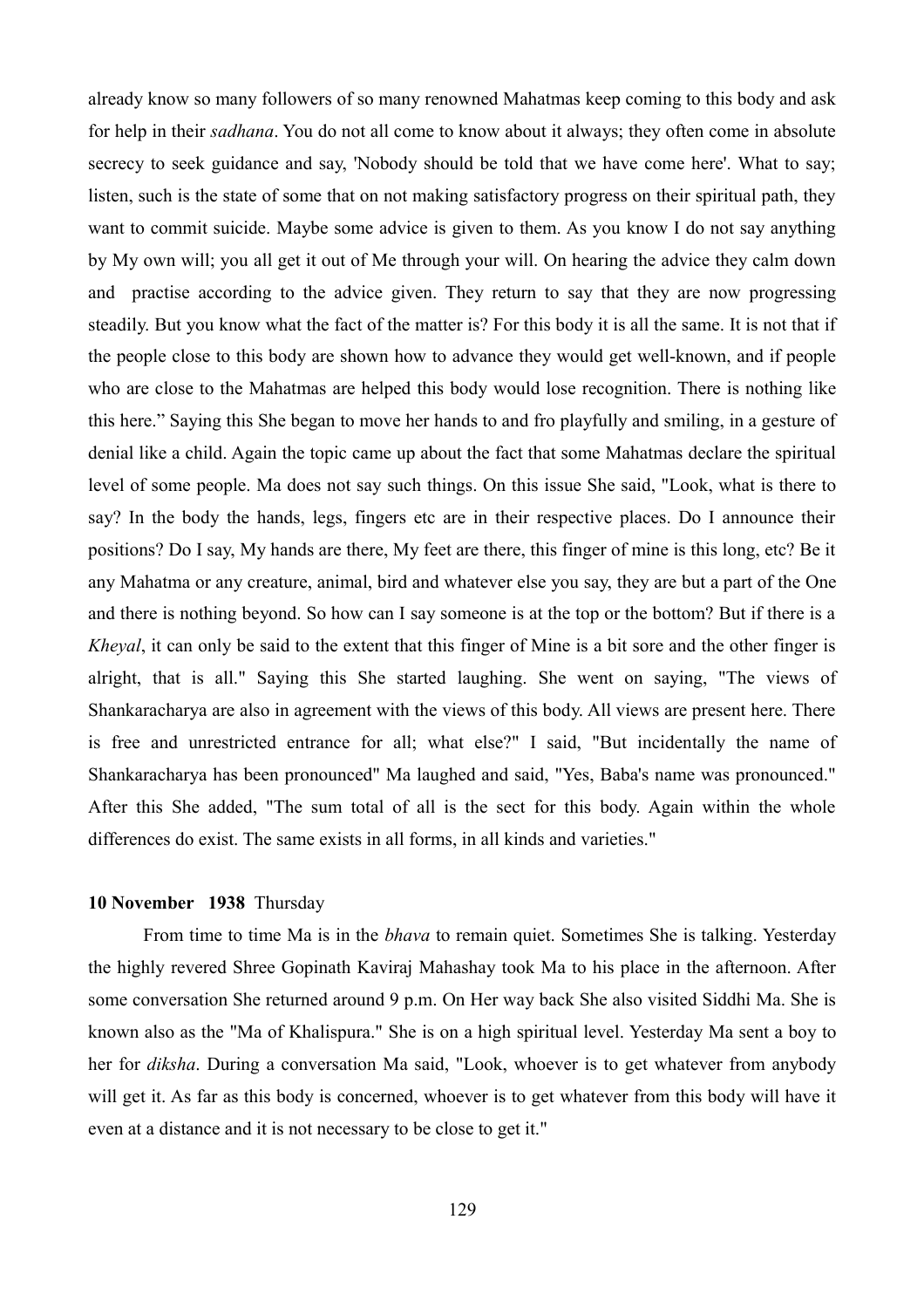already know so many followers of so many renowned Mahatmas keep coming to this body and ask for help in their *sadhana*. You do not all come to know about it always; they often come in absolute secrecy to seek guidance and say, 'Nobody should be told that we have come here'. What to say; listen, such is the state of some that on not making satisfactory progress on their spiritual path, they want to commit suicide. Maybe some advice is given to them. As you know I do not say anything by My own will; you all get it out of Me through your will. On hearing the advice they calm down and practise according to the advice given. They return to say that they are now progressing steadily. But you know what the fact of the matter is? For this body it is all the same. It is not that if the people close to this body are shown how to advance they would get well-known, and if people who are close to the Mahatmas are helped this body would lose recognition. There is nothing like this here." Saying this She began to move her hands to and fro playfully and smiling, in a gesture of denial like a child. Again the topic came up about the fact that some Mahatmas declare the spiritual level of some people. Ma does not say such things. On this issue She said, "Look, what is there to say? In the body the hands, legs, fingers etc are in their respective places. Do I announce their positions? Do I say, My hands are there, My feet are there, this finger of mine is this long, etc? Be it any Mahatma or any creature, animal, bird and whatever else you say, they are but a part of the One and there is nothing beyond. So how can I say someone is at the top or the bottom? But if there is a *Kheyal*, it can only be said to the extent that this finger of Mine is a bit sore and the other finger is alright, that is all." Saying this She started laughing. She went on saying, "The views of Shankaracharya are also in agreement with the views of this body. All views are present here. There is free and unrestricted entrance for all; what else?" I said, "But incidentally the name of Shankaracharya has been pronounced" Ma laughed and said, "Yes, Baba's name was pronounced." After this She added, "The sum total of all is the sect for this body. Again within the whole differences do exist. The same exists in all forms, in all kinds and varieties."

**10 November 1938** Thursday

From time to time Ma is in the *bhava* to remain quiet. Sometimes She is talking. Yesterday the highly revered Shree Gopinath Kaviraj Mahashay took Ma to his place in the afternoon. After some conversation She returned around 9 p.m. On Her way back She also visited Siddhi Ma. She is known also as the "Ma of Khalispura." She is on a high spiritual level. Yesterday Ma sent a boy to her for *diksha*. During a conversation Ma said, "Look, whoever is to get whatever from anybody will get it. As far as this body is concerned, whoever is to get whatever from this body will have it even at a distance and it is not necessary to be close to get it."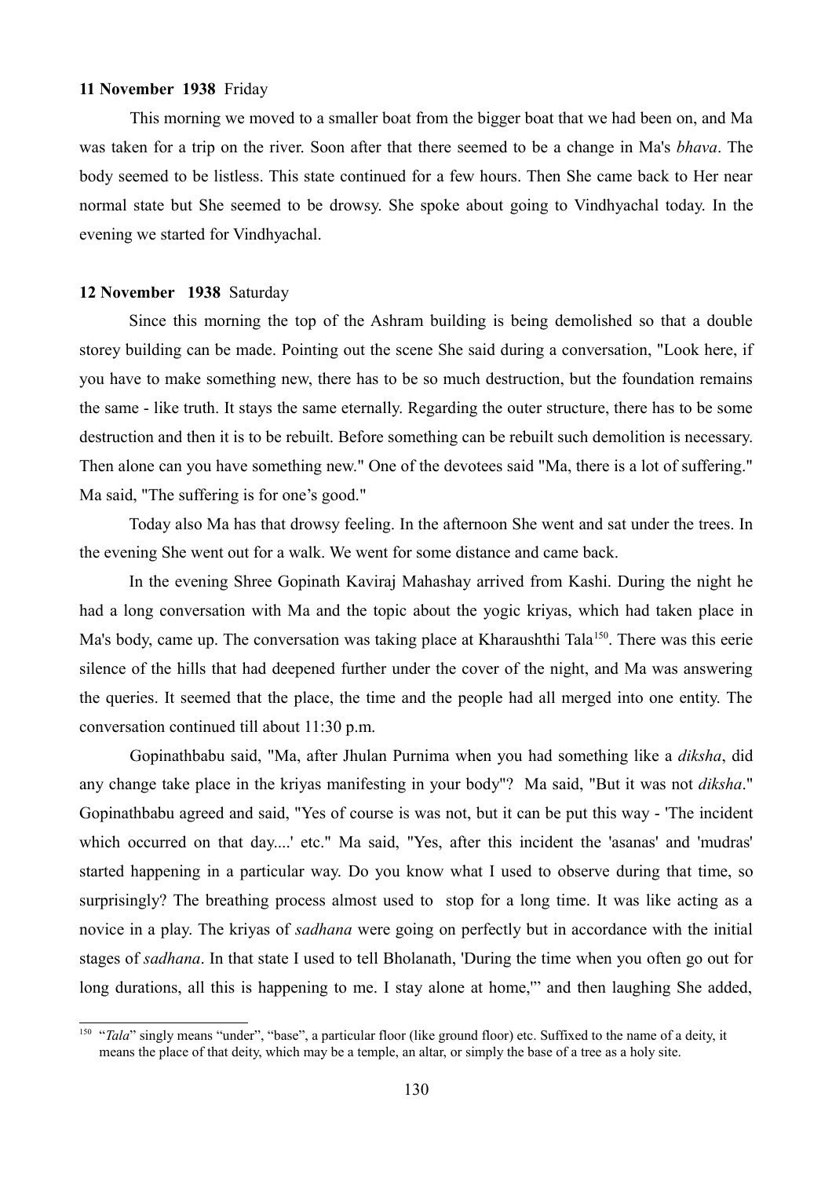**11 November 1938** Friday

This morning we moved to a smaller boat from the bigger boat that we had been on, and Ma was taken for a trip on the river. Soon after that there seemed to be a change in Ma's *bhava*. The body seemed to be listless. This state continued for a few hours. Then She came back to Her near normal state but She seemed to be drowsy. She spoke about going to Vindhyachal today. In the evening we started for Vindhyachal.

**12 November 1938** Saturday

Since this morning the top of the Ashram building is being demolished so that a double storey building can be made. Pointing out the scene She said during a conversation, "Look here, if you have to make something new, there has to be so much destruction, but the foundation remains the same - like truth. It stays the same eternally. Regarding the outer structure, there has to be some destruction and then it is to be rebuilt. Before something can be rebuilt such demolition is necessary. Then alone can you have something new." One of the devotees said "Ma, there is a lot of suffering." Ma said, "The suffering is for one's good."

Today also Ma has that drowsy feeling. In the afternoon She went and sat under the trees. In the evening She went out for a walk. We went for some distance and came back.

In the evening Shree Gopinath Kaviraj Mahashay arrived from Kashi. During the night he had a long conversation with Ma and the topic about the yogic kriyas, which had taken place in Ma's body, came up. The conversation was taking place at Kharaushthi Tala[150]. There was this eerie silence of the hills that had deepened further under the cover of the night, and Ma was answering the queries. It seemed that the place, the time and the people had all merged into one entity. The conversation continued till about 11:30 p.m.

Gopinathbabu said, "Ma, after Jhulan Purnima when you had something like a *diksha*, did any change take place in the kriyas manifesting in your body"? Ma said, "But it was not *diksha*." Gopinathbabu agreed and said, "Yes of course is was not, but it can be put this way - 'The incident which occurred on that day....' etc." Ma said, "Yes, after this incident the 'asanas' and 'mudras' started happening in a particular way. Do you know what I used to observe during that time, so surprisingly? The breathing process almost used to stop for a long time. It was like acting as a novice in a play. The kriyas of *sadhana* were going on perfectly but in accordance with the initial stages of *sadhana*. In that state I used to tell Bholanath, 'During the time when you often go out for long durations, all this is happening to me. I stay alone at home,'" and then laughing She added,

---

[150] "*Tala*" singly means "under", "base", a particular floor (like ground floor) etc. Suffixed to the name of a deity, it means the place of that deity, which may be a temple, an altar, or simply the base of a tree as a holy site.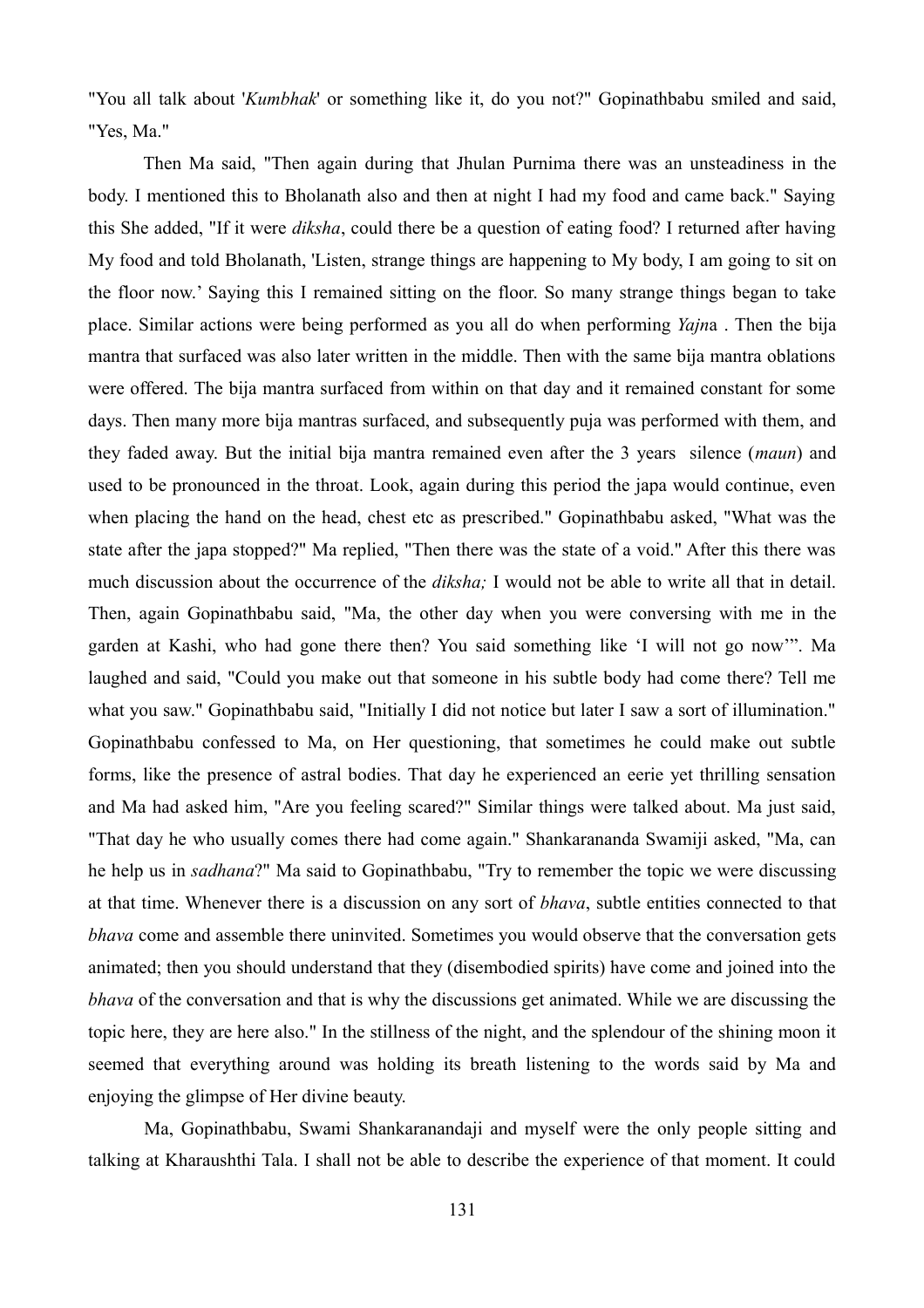"You all talk about '*Kumbhak*' or something like it, do you not?" Gopinathbabu smiled and said, "Yes, Ma."

Then Ma said, "Then again during that Jhulan Purnima there was an unsteadiness in the body. I mentioned this to Bholanath also and then at night I had my food and came back." Saying this She added, "If it were *diksha*, could there be a question of eating food? I returned after having My food and told Bholanath, 'Listen, strange things are happening to My body, I am going to sit on the floor now.' Saying this I remained sitting on the floor. So many strange things began to take place. Similar actions were being performed as you all do when performing *Yajn*a . Then the bija mantra that surfaced was also later written in the middle. Then with the same bija mantra oblations were offered. The bija mantra surfaced from within on that day and it remained constant for some days. Then many more bija mantras surfaced, and subsequently puja was performed with them, and they faded away. But the initial bija mantra remained even after the 3 years  silence (*maun*) and used to be pronounced in the throat. Look, again during this period the japa would continue, even when placing the hand on the head, chest etc as prescribed." Gopinathbabu asked, "What was the state after the japa stopped?" Ma replied, "Then there was the state of a void." After this there was much discussion about the occurrence of the *diksha;* I would not be able to write all that in detail. Then, again Gopinathbabu said, "Ma, the other day when you were conversing with me in the garden at Kashi, who had gone there then? You said something like 'I will not go now'". Ma laughed and said, "Could you make out that someone in his subtle body had come there? Tell me what you saw." Gopinathbabu said, "Initially I did not notice but later I saw a sort of illumination." Gopinathbabu confessed to Ma, on Her questioning, that sometimes he could make out subtle forms, like the presence of astral bodies. That day he experienced an eerie yet thrilling sensation and Ma had asked him, "Are you feeling scared?" Similar things were talked about. Ma just said, "That day he who usually comes there had come again." Shankarananda Swamiji asked, "Ma, can he help us in *sadhana*?" Ma said to Gopinathbabu, "Try to remember the topic we were discussing at that time. Whenever there is a discussion on any sort of *bhava*, subtle entities connected to that *bhava* come and assemble there uninvited. Sometimes you would observe that the conversation gets animated; then you should understand that they (disembodied spirits) have come and joined into the *bhava* of the conversation and that is why the discussions get animated. While we are discussing the topic here, they are here also." In the stillness of the night, and the splendour of the shining moon it seemed that everything around was holding its breath listening to the words said by Ma and enjoying the glimpse of Her divine beauty.

Ma, Gopinathbabu, Swami Shankaranandaji and myself were the only people sitting and talking at Kharaushthi Tala. I shall not be able to describe the experience of that moment. It could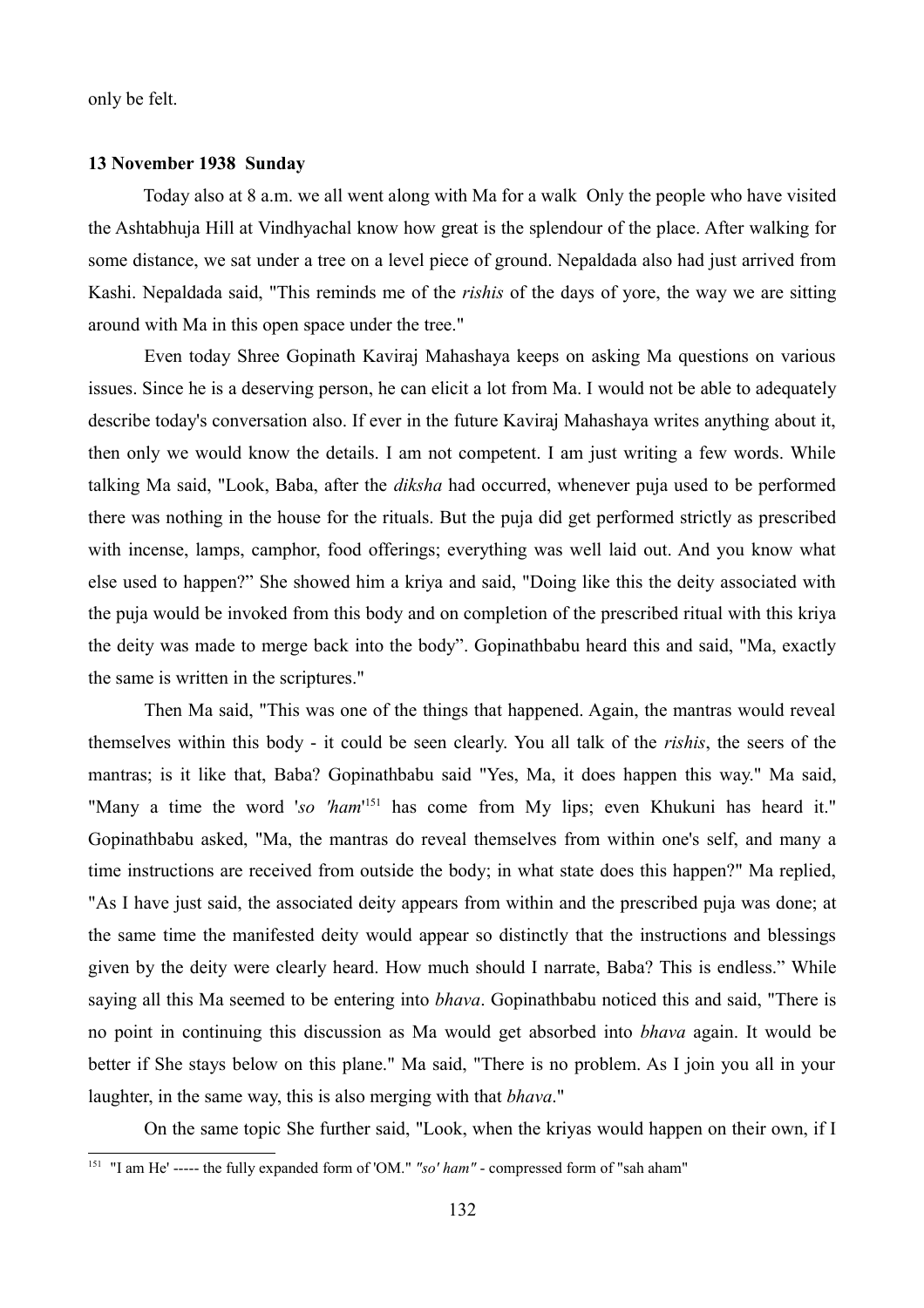only be felt.

**13 November 1938 Sunday**

Today also at 8 a.m. we all went along with Ma for a walk Only the people who have visited the Ashtabhuja Hill at Vindhyachal know how great is the splendour of the place. After walking for some distance, we sat under a tree on a level piece of ground. Nepaldada also had just arrived from Kashi. Nepaldada said, "This reminds me of the *rishis* of the days of yore, the way we are sitting around with Ma in this open space under the tree."

Even today Shree Gopinath Kaviraj Mahashaya keeps on asking Ma questions on various issues. Since he is a deserving person, he can elicit a lot from Ma. I would not be able to adequately describe today's conversation also. If ever in the future Kaviraj Mahashaya writes anything about it, then only we would know the details. I am not competent. I am just writing a few words. While talking Ma said, "Look, Baba, after the *diksha* had occurred, whenever puja used to be performed there was nothing in the house for the rituals. But the puja did get performed strictly as prescribed with incense, lamps, camphor, food offerings; everything was well laid out. And you know what else used to happen?" She showed him a kriya and said, "Doing like this the deity associated with the puja would be invoked from this body and on completion of the prescribed ritual with this kriya the deity was made to merge back into the body". Gopinathbabu heard this and said, "Ma, exactly the same is written in the scriptures."

Then Ma said, "This was one of the things that happened. Again, the mantras would reveal themselves within this body - it could be seen clearly. You all talk of the *rishis*, the seers of the mantras; is it like that, Baba? Gopinathbabu said "Yes, Ma, it does happen this way." Ma said, "Many a time the word '*so 'ham*'[151] has come from My lips; even Khukuni has heard it." Gopinathbabu asked, "Ma, the mantras do reveal themselves from within one's self, and many a time instructions are received from outside the body; in what state does this happen?" Ma replied, "As I have just said, the associated deity appears from within and the prescribed puja was done; at the same time the manifested deity would appear so distinctly that the instructions and blessings given by the deity were clearly heard. How much should I narrate, Baba? This is endless." While saying all this Ma seemed to be entering into *bhava*. Gopinathbabu noticed this and said, "There is no point in continuing this discussion as Ma would get absorbed into *bhava* again. It would be better if She stays below on this plane." Ma said, "There is no problem. As I join you all in your laughter, in the same way, this is also merging with that *bhava*."

On the same topic She further said, "Look, when the kriyas would happen on their own, if I

[151] "I am He' ----- the fully expanded form of 'OM." *"so' ham"* - compressed form of "sah aham"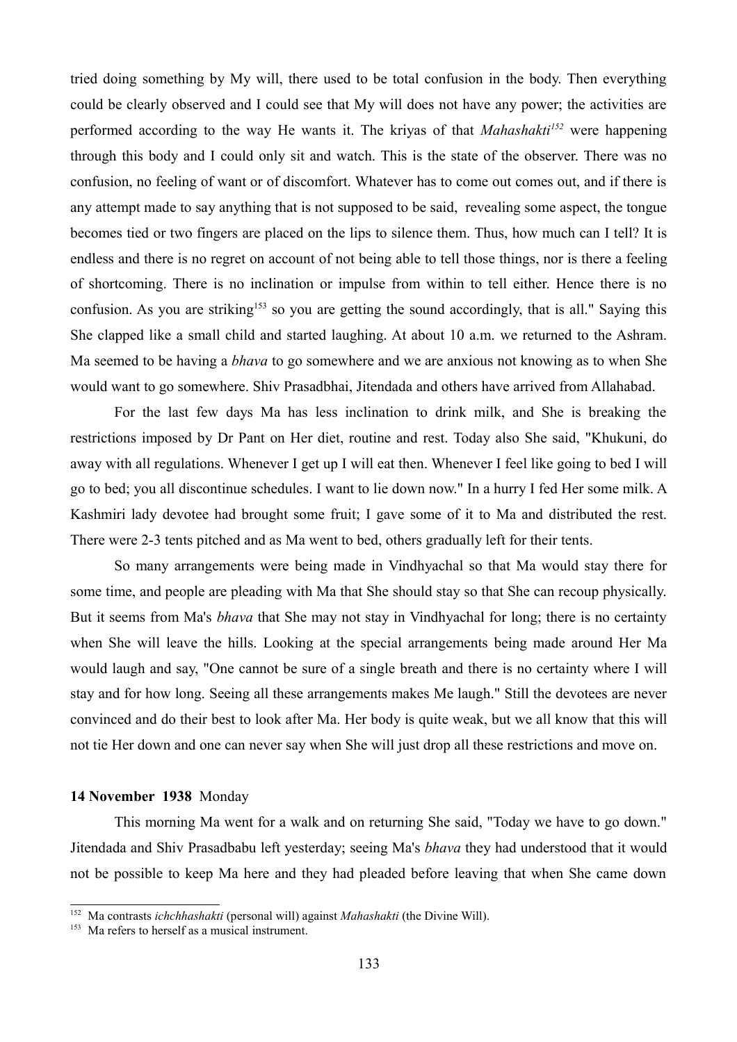tried doing something by My will, there used to be total confusion in the body. Then everything could be clearly observed and I could see that My will does not have any power; the activities are performed according to the way He wants it. The kriyas of that *Mahashakti*[152] were happening through this body and I could only sit and watch. This is the state of the observer. There was no confusion, no feeling of want or of discomfort. Whatever has to come out comes out, and if there is any attempt made to say anything that is not supposed to be said, revealing some aspect, the tongue becomes tied or two fingers are placed on the lips to silence them. Thus, how much can I tell? It is endless and there is no regret on account of not being able to tell those things, nor is there a feeling of shortcoming. There is no inclination or impulse from within to tell either. Hence there is no confusion. As you are striking[153] so you are getting the sound accordingly, that is all." Saying this She clapped like a small child and started laughing. At about 10 a.m. we returned to the Ashram. Ma seemed to be having a *bhava* to go somewhere and we are anxious not knowing as to when She would want to go somewhere. Shiv Prasadbhai, Jitendada and others have arrived from Allahabad.

For the last few days Ma has less inclination to drink milk, and She is breaking the restrictions imposed by Dr Pant on Her diet, routine and rest. Today also She said, "Khukuni, do away with all regulations. Whenever I get up I will eat then. Whenever I feel like going to bed I will go to bed; you all discontinue schedules. I want to lie down now." In a hurry I fed Her some milk. A Kashmiri lady devotee had brought some fruit; I gave some of it to Ma and distributed the rest. There were 2-3 tents pitched and as Ma went to bed, others gradually left for their tents.

So many arrangements were being made in Vindhyachal so that Ma would stay there for some time, and people are pleading with Ma that She should stay so that She can recoup physically. But it seems from Ma's *bhava* that She may not stay in Vindhyachal for long; there is no certainty when She will leave the hills. Looking at the special arrangements being made around Her Ma would laugh and say, "One cannot be sure of a single breath and there is no certainty where I will stay and for how long. Seeing all these arrangements makes Me laugh." Still the devotees are never convinced and do their best to look after Ma. Her body is quite weak, but we all know that this will not tie Her down and one can never say when She will just drop all these restrictions and move on.

**14 November 1938** Monday

This morning Ma went for a walk and on returning She said, "Today we have to go down." Jitendada and Shiv Prasadbabu left yesterday; seeing Ma's *bhava* they had understood that it would not be possible to keep Ma here and they had pleaded before leaving that when She came down

[152] Ma contrasts *ichchhashakti* (personal will) against *Mahashakti* (the Divine Will).

[153] Ma refers to herself as a musical instrument.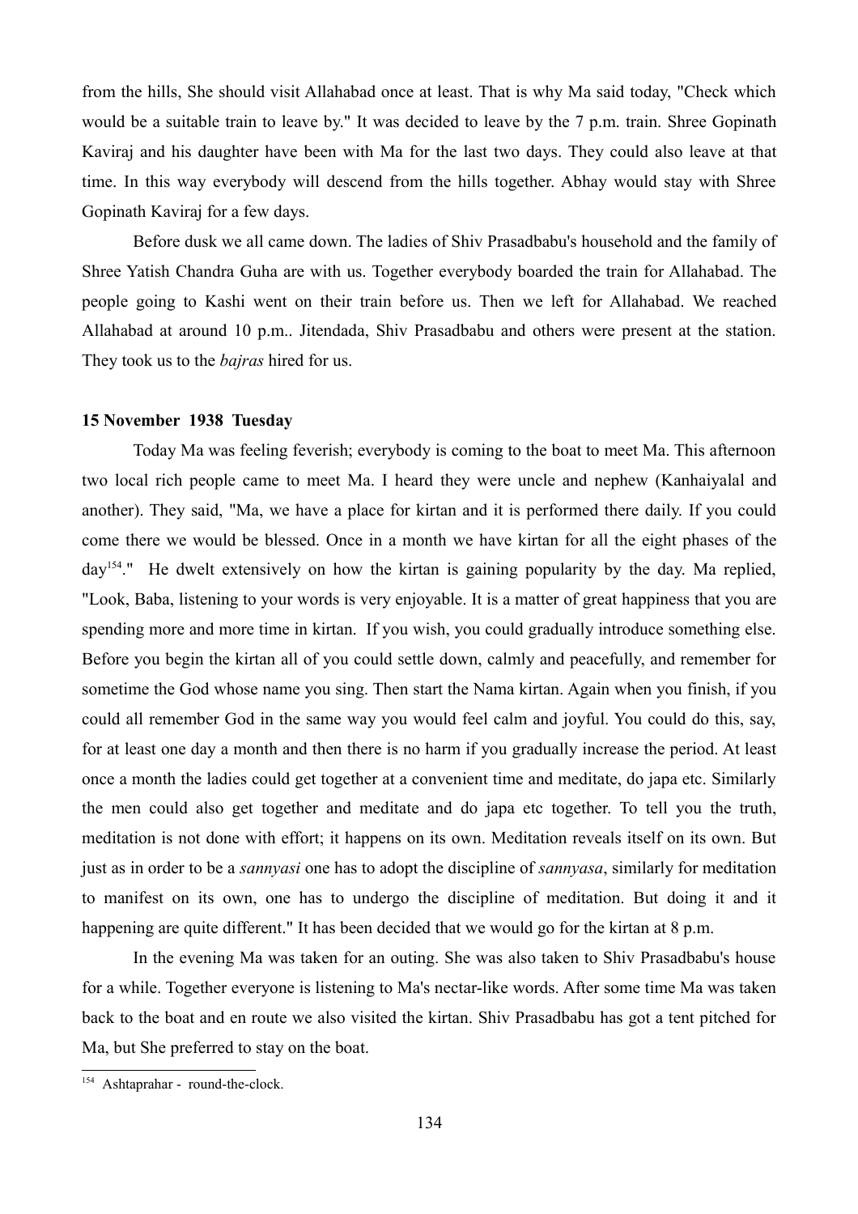from the hills, She should visit Allahabad once at least. That is why Ma said today, "Check which would be a suitable train to leave by." It was decided to leave by the 7 p.m. train. Shree Gopinath Kaviraj and his daughter have been with Ma for the last two days. They could also leave at that time. In this way everybody will descend from the hills together. Abhay would stay with Shree Gopinath Kaviraj for a few days.

Before dusk we all came down. The ladies of Shiv Prasadbabu's household and the family of Shree Yatish Chandra Guha are with us. Together everybody boarded the train for Allahabad. The people going to Kashi went on their train before us. Then we left for Allahabad. We reached Allahabad at around 10 p.m.. Jitendada, Shiv Prasadbabu and others were present at the station. They took us to the *bajras* hired for us.

**15 November 1938 Tuesday**

Today Ma was feeling feverish; everybody is coming to the boat to meet Ma. This afternoon two local rich people came to meet Ma. I heard they were uncle and nephew (Kanhaiyalal and another). They said, "Ma, we have a place for kirtan and it is performed there daily. If you could come there we would be blessed. Once in a month we have kirtan for all the eight phases of the day[154]." He dwelt extensively on how the kirtan is gaining popularity by the day. Ma replied, "Look, Baba, listening to your words is very enjoyable. It is a matter of great happiness that you are spending more and more time in kirtan. If you wish, you could gradually introduce something else. Before you begin the kirtan all of you could settle down, calmly and peacefully, and remember for sometime the God whose name you sing. Then start the Nama kirtan. Again when you finish, if you could all remember God in the same way you would feel calm and joyful. You could do this, say, for at least one day a month and then there is no harm if you gradually increase the period. At least once a month the ladies could get together at a convenient time and meditate, do japa etc. Similarly the men could also get together and meditate and do japa etc together. To tell you the truth, meditation is not done with effort; it happens on its own. Meditation reveals itself on its own. But just as in order to be a *sannyasi* one has to adopt the discipline of *sannyasa*, similarly for meditation to manifest on its own, one has to undergo the discipline of meditation. But doing it and it happening are quite different." It has been decided that we would go for the kirtan at 8 p.m.

In the evening Ma was taken for an outing. She was also taken to Shiv Prasadbabu's house for a while. Together everyone is listening to Ma's nectar-like words. After some time Ma was taken back to the boat and en route we also visited the kirtan. Shiv Prasadbabu has got a tent pitched for Ma, but She preferred to stay on the boat.

[154] Ashtaprahar - round-the-clock.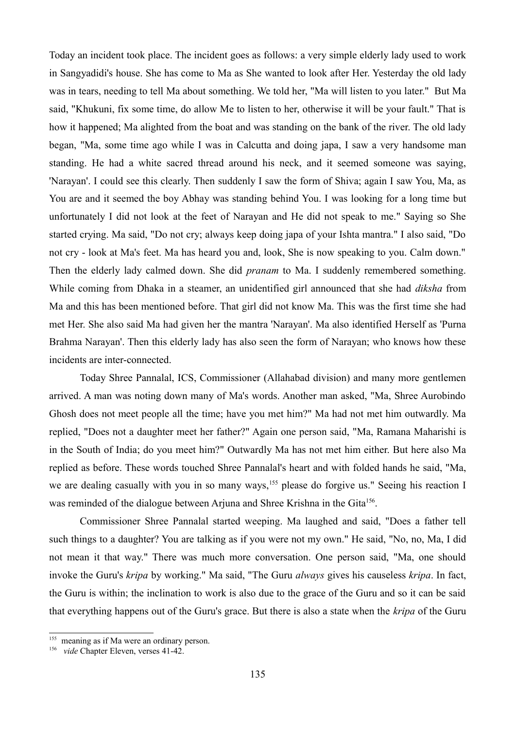Today an incident took place. The incident goes as follows: a very simple elderly lady used to work in Sangyadidi's house. She has come to Ma as She wanted to look after Her. Yesterday the old lady was in tears, needing to tell Ma about something. We told her, "Ma will listen to you later." But Ma said, "Khukuni, fix some time, do allow Me to listen to her, otherwise it will be your fault." That is how it happened; Ma alighted from the boat and was standing on the bank of the river. The old lady began, "Ma, some time ago while I was in Calcutta and doing japa, I saw a very handsome man standing. He had a white sacred thread around his neck, and it seemed someone was saying, 'Narayan'. I could see this clearly. Then suddenly I saw the form of Shiva; again I saw You, Ma, as You are and it seemed the boy Abhay was standing behind You. I was looking for a long time but unfortunately I did not look at the feet of Narayan and He did not speak to me." Saying so She started crying. Ma said, "Do not cry; always keep doing japa of your Ishta mantra." I also said, "Do not cry - look at Ma's feet. Ma has heard you and, look, She is now speaking to you. Calm down." Then the elderly lady calmed down. She did *pranam* to Ma. I suddenly remembered something. While coming from Dhaka in a steamer, an unidentified girl announced that she had *diksha* from Ma and this has been mentioned before. That girl did not know Ma. This was the first time she had met Her. She also said Ma had given her the mantra 'Narayan'. Ma also identified Herself as 'Purna Brahma Narayan'. Then this elderly lady has also seen the form of Narayan; who knows how these incidents are inter-connected.

Today Shree Pannalal, ICS, Commissioner (Allahabad division) and many more gentlemen arrived. A man was noting down many of Ma's words. Another man asked, "Ma, Shree Aurobindo Ghosh does not meet people all the time; have you met him?" Ma had not met him outwardly. Ma replied, "Does not a daughter meet her father?" Again one person said, "Ma, Ramana Maharishi is in the South of India; do you meet him?" Outwardly Ma has not met him either. But here also Ma replied as before. These words touched Shree Pannalal's heart and with folded hands he said, "Ma, we are dealing casually with you in so many ways,[155] please do forgive us." Seeing his reaction I was reminded of the dialogue between Arjuna and Shree Krishna in the Gita[156].

Commissioner Shree Pannalal started weeping. Ma laughed and said, "Does a father tell such things to a daughter? You are talking as if you were not my own." He said, "No, no, Ma, I did not mean it that way." There was much more conversation. One person said, "Ma, one should invoke the Guru's *kripa* by working." Ma said, "The Guru *always* gives his causeless *kripa*. In fact, the Guru is within; the inclination to work is also due to the grace of the Guru and so it can be said that everything happens out of the Guru's grace. But there is also a state when the *kripa* of the Guru

---

[155] meaning as if Ma were an ordinary person.

[156] *vide* Chapter Eleven, verses 41-42.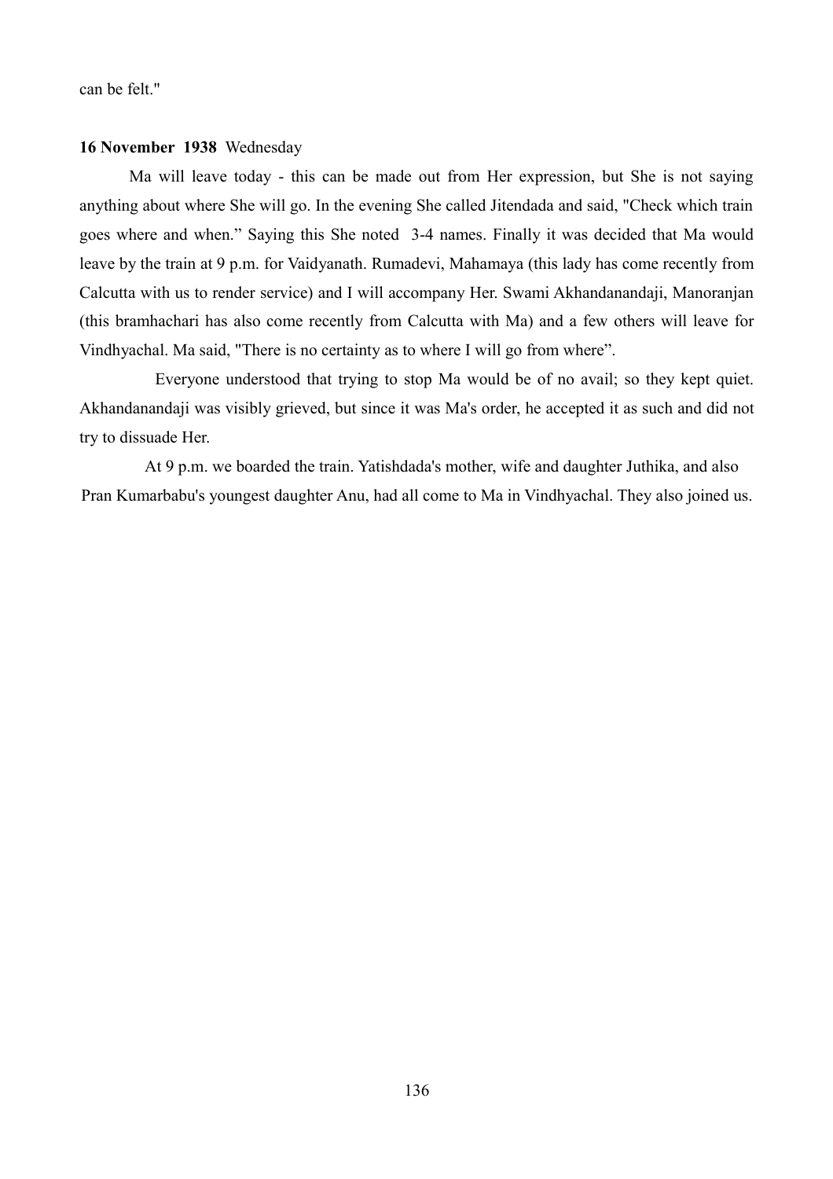can be felt."

**16 November 1938** Wednesday

Ma will leave today - this can be made out from Her expression, but She is not saying anything about where She will go. In the evening She called Jitendada and said, "Check which train goes where and when." Saying this She noted 3-4 names. Finally it was decided that Ma would leave by the train at 9 p.m. for Vaidyanath. Rumadevi, Mahamaya (this lady has come recently from Calcutta with us to render service) and I will accompany Her. Swami Akhandanandaji, Manoranjan (this bramhachari has also come recently from Calcutta with Ma) and a few others will leave for Vindhyachal. Ma said, "There is no certainty as to where I will go from where".

Everyone understood that trying to stop Ma would be of no avail; so they kept quiet. Akhandanandaji was visibly grieved, but since it was Ma's order, he accepted it as such and did not try to dissuade Her.

At 9 p.m. we boarded the train. Yatishdada's mother, wife and daughter Juthika, and also Pran Kumarbabu's youngest daughter Anu, had all come to Ma in Vindhyachal. They also joined us.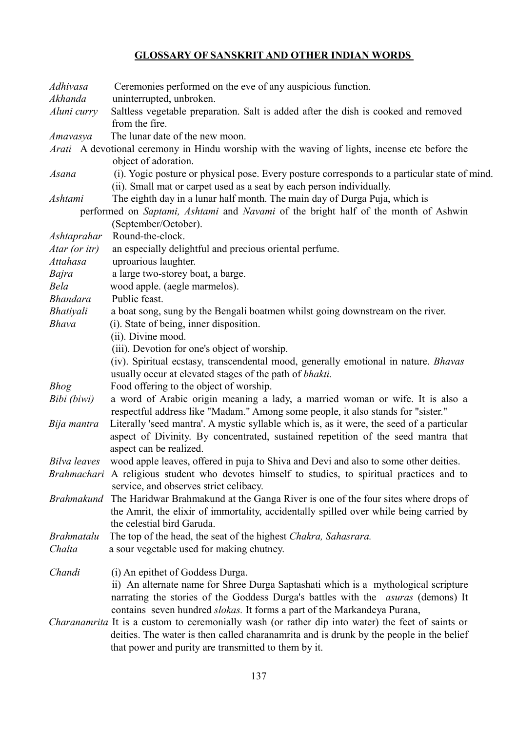## **GLOSSARY OF SANSKRIT AND OTHER INDIAN WORDS**

*Adhivasa* Ceremonies performed on the eve of any auspicious function.

*Akhanda* uninterrupted, unbroken.

*Aluni curry* Saltless vegetable preparation. Salt is added after the dish is cooked and removed from the fire.

*Amavasya* The lunar date of the new moon.

*Arati* A devotional ceremony in Hindu worship with the waving of lights, incense etc before the object of adoration.

*Asana* (i). Yogic posture or physical pose. Every posture corresponds to a particular state of mind.
(ii). Small mat or carpet used as a seat by each person individually.

*Ashtami* The eighth day in a lunar half month. The main day of Durga Puja, which is performed on *Saptami, Ashtami* and *Navami* of the bright half of the month of Ashwin (September/October).

*Ashtaprahar* Round-the-clock.

*Atar (or itr)* an especially delightful and precious oriental perfume.

*Attahasa* uproarious laughter.

*Bajra* a large two-storey boat, a barge.

*Bela* wood apple. (aegle marmelos).

*Bhandara* Public feast.

*Bhatiyali* a boat song, sung by the Bengali boatmen whilst going downstream on the river.

*Bhava* (i). State of being, inner disposition.
(ii). Divine mood.
(iii). Devotion for one's object of worship.
(iv). Spiritual ecstasy, transcendental mood, generally emotional in nature. *Bhavas* usually occur at elevated stages of the path of *bhakti.*

*Bhog* Food offering to the object of worship.

*Bibi (biwi)* a word of Arabic origin meaning a lady, a married woman or wife. It is also a respectful address like "Madam." Among some people, it also stands for "sister."

*Bija mantra* Literally 'seed mantra'. A mystic syllable which is, as it were, the seed of a particular aspect of Divinity. By concentrated, sustained repetition of the seed mantra that aspect can be realized.

*Bilva leaves* wood apple leaves, offered in puja to Shiva and Devi and also to some other deities.

*Brahmachari* A religious student who devotes himself to studies, to spiritual practices and to service, and observes strict celibacy.

*Brahmakund* The Haridwar Brahmakund at the Ganga River is one of the four sites where drops of the Amrit, the elixir of immortality, accidentally spilled over while being carried by the celestial bird Garuda.

*Brahmatalu* The top of the head, the seat of the highest *Chakra, Sahasrara.*

*Chalta* a sour vegetable used for making chutney.

*Chandi* (i) An epithet of Goddess Durga.
ii) An alternate name for Shree Durga Saptashati which is a mythological scripture narrating the stories of the Goddess Durga's battles with the *asuras* (demons) It contains seven hundred *slokas.* It forms a part of the Markandeya Purana,

*Charanamrita* It is a custom to ceremonially wash (or rather dip into water) the feet of saints or deities. The water is then called charanamrita and is drunk by the people in the belief that power and purity are transmitted to them by it.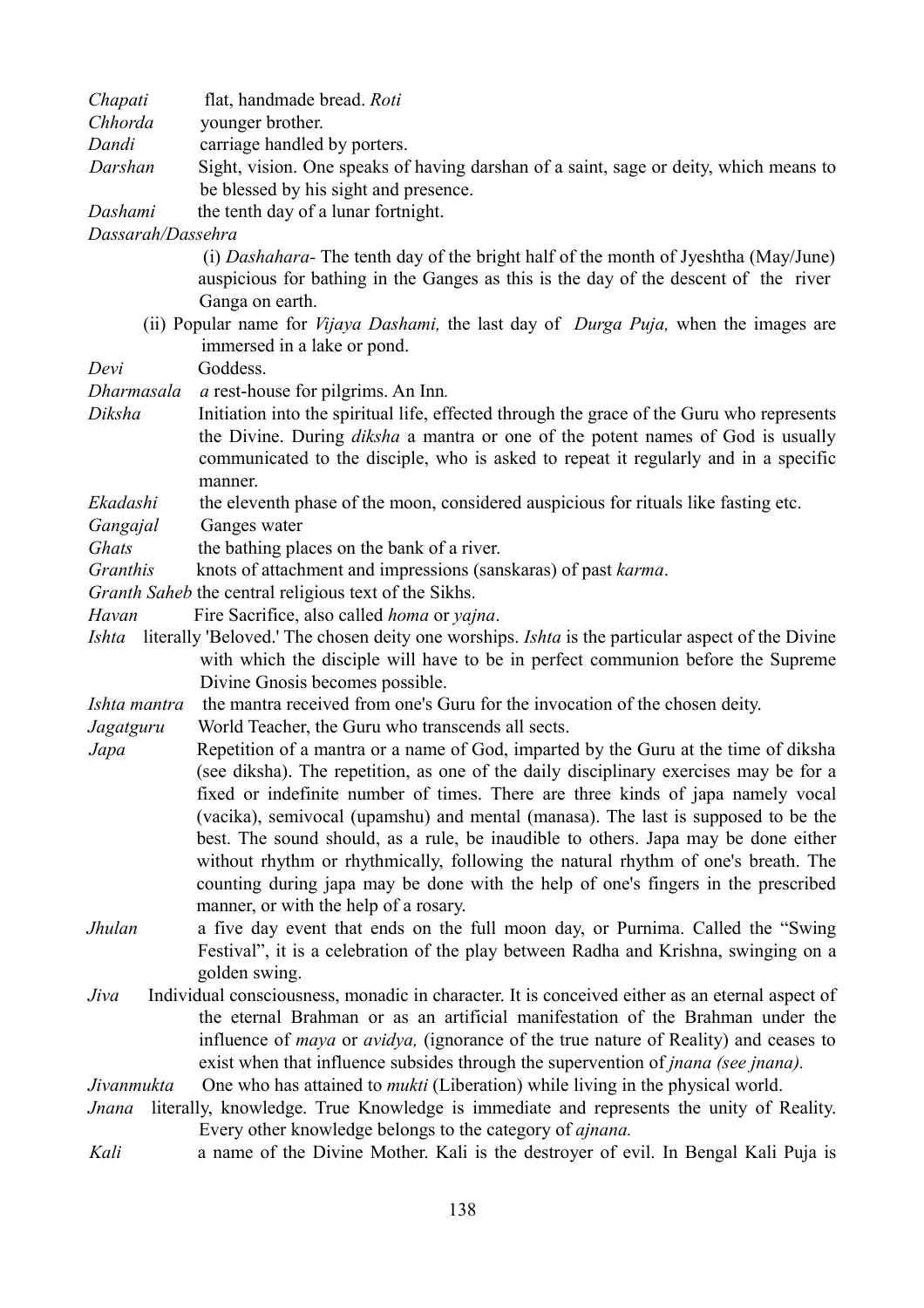*Chapati* flat, handmade bread. *Roti*

*Chhorda* younger brother.

*Dandi* carriage handled by porters.

*Darshan* Sight, vision. One speaks of having darshan of a saint, sage or deity, which means to be blessed by his sight and presence.

*Dashami* the tenth day of a lunar fortnight.

*Dassarah/Dassehra*

(i) *Dashahara-* The tenth day of the bright half of the month of Jyeshtha (May/June) auspicious for bathing in the Ganges as this is the day of the descent of the river Ganga on earth.

(ii) Popular name for *Vijaya Dashami,* the last day of *Durga Puja,* when the images are immersed in a lake or pond.

*Devi* Goddess.

*Dharmasala* *a* rest-house for pilgrims. An Inn*.*

*Diksha* Initiation into the spiritual life, effected through the grace of the Guru who represents the Divine. During *diksha* a mantra or one of the potent names of God is usually communicated to the disciple, who is asked to repeat it regularly and in a specific manner.

*Ekadashi* the eleventh phase of the moon, considered auspicious for rituals like fasting etc.

*Gangajal* Ganges water

*Ghats* the bathing places on the bank of a river.

*Granthis* knots of attachment and impressions (sanskaras) of past *karma*.

*Granth Saheb* the central religious text of the Sikhs.

*Havan* Fire Sacrifice, also called *homa* or *yajna*.

*Ishta* literally 'Beloved.' The chosen deity one worships. *Ishta* is the particular aspect of the Divine with which the disciple will have to be in perfect communion before the Supreme Divine Gnosis becomes possible.

*Ishta mantra* the mantra received from one's Guru for the invocation of the chosen deity.

*Jagatguru* World Teacher, the Guru who transcends all sects.

*Japa* Repetition of a mantra or a name of God, imparted by the Guru at the time of diksha (see diksha). The repetition, as one of the daily disciplinary exercises may be for a fixed or indefinite number of times. There are three kinds of japa namely vocal (vacika), semivocal (upamshu) and mental (manasa). The last is supposed to be the best. The sound should, as a rule, be inaudible to others. Japa may be done either without rhythm or rhythmically, following the natural rhythm of one's breath. The counting during japa may be done with the help of one's fingers in the prescribed manner, or with the help of a rosary.

*Jhulan* a five day event that ends on the full moon day, or Purnima. Called the "Swing Festival", it is a celebration of the play between Radha and Krishna, swinging on a golden swing.

*Jiva* Individual consciousness, monadic in character. It is conceived either as an eternal aspect of the eternal Brahman or as an artificial manifestation of the Brahman under the influence of *maya* or *avidya,* (ignorance of the true nature of Reality) and ceases to exist when that influence subsides through the supervention of *jnana (see jnana).*

*Jivanmukta* One who has attained to *mukti* (Liberation) while living in the physical world.

*Jnana* literally, knowledge. True Knowledge is immediate and represents the unity of Reality. Every other knowledge belongs to the category of *ajnana.*

*Kali* a name of the Divine Mother. Kali is the destroyer of evil. In Bengal Kali Puja is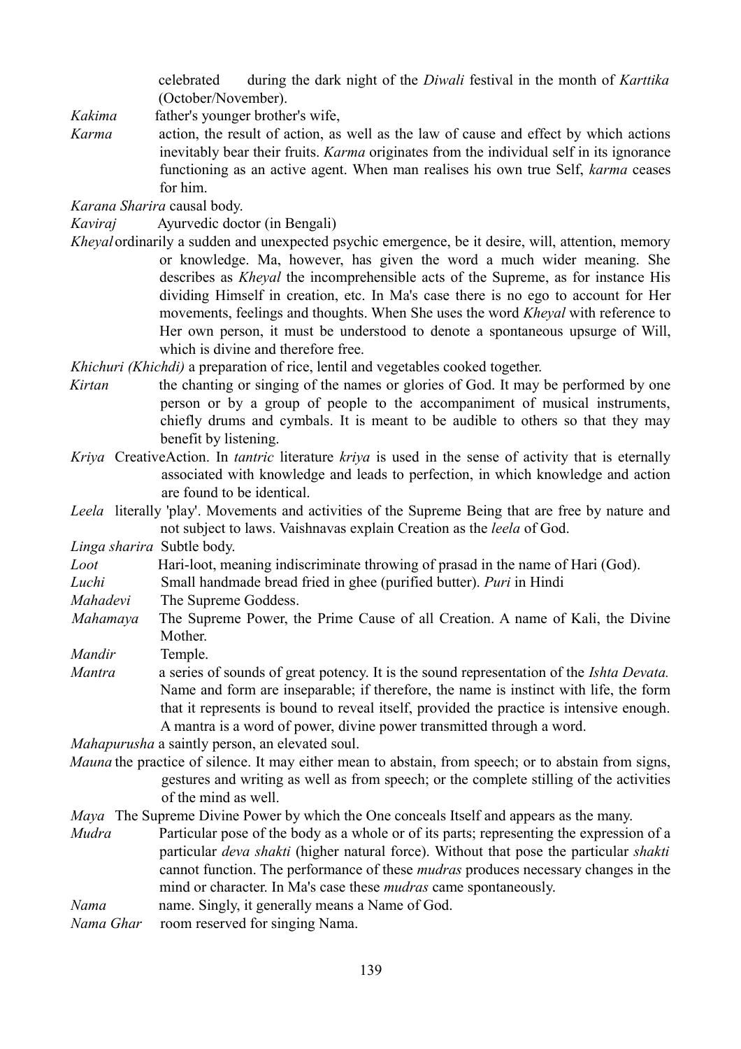celebrated during the dark night of the *Diwali* festival in the month of *Karttika* (October/November).

*Kakima* father's younger brother's wife,

*Karma* action, the result of action, as well as the law of cause and effect by which actions inevitably bear their fruits. *Karma* originates from the individual self in its ignorance functioning as an active agent. When man realises his own true Self, *karma* ceases for him.

*Karana Sharira* causal body.

*Kaviraj* Ayurvedic doctor (in Bengali)

*Kheyal* ordinarily a sudden and unexpected psychic emergence, be it desire, will, attention, memory or knowledge. Ma, however, has given the word a much wider meaning. She describes as *Kheyal* the incomprehensible acts of the Supreme, as for instance His dividing Himself in creation, etc. In Ma's case there is no ego to account for Her movements, feelings and thoughts. When She uses the word *Kheyal* with reference to Her own person, it must be understood to denote a spontaneous upsurge of Will, which is divine and therefore free.

*Khichuri (Khichdi)* a preparation of rice, lentil and vegetables cooked together.

*Kirtan* the chanting or singing of the names or glories of God. It may be performed by one person or by a group of people to the accompaniment of musical instruments, chiefly drums and cymbals. It is meant to be audible to others so that they may benefit by listening.

*Kriya* CreativeAction. In *tantric* literature *kriya* is used in the sense of activity that is eternally associated with knowledge and leads to perfection, in which knowledge and action are found to be identical.

*Leela* literally 'play'. Movements and activities of the Supreme Being that are free by nature and not subject to laws. Vaishnavas explain Creation as the *leela* of God.

*Linga sharira* Subtle body.

*Loot* Hari-loot, meaning indiscriminate throwing of prasad in the name of Hari (God).

*Luchi* Small handmade bread fried in ghee (purified butter). *Puri* in Hindi

*Mahadevi* The Supreme Goddess.

*Mahamaya* The Supreme Power, the Prime Cause of all Creation. A name of Kali, the Divine Mother.

*Mandir* Temple.

*Mantra* a series of sounds of great potency. It is the sound representation of the *Ishta Devata.* Name and form are inseparable; if therefore, the name is instinct with life, the form that it represents is bound to reveal itself, provided the practice is intensive enough. A mantra is a word of power, divine power transmitted through a word.

*Mahapurusha* a saintly person, an elevated soul.

*Mauna* the practice of silence. It may either mean to abstain, from speech; or to abstain from signs, gestures and writing as well as from speech; or the complete stilling of the activities of the mind as well.

*Maya* The Supreme Divine Power by which the One conceals Itself and appears as the many.

*Mudra* Particular pose of the body as a whole or of its parts; representing the expression of a particular *deva shakti* (higher natural force). Without that pose the particular *shakti* cannot function. The performance of these *mudras* produces necessary changes in the mind or character. In Ma's case these *mudras* came spontaneously.

*Nama* name. Singly, it generally means a Name of God.

*Nama Ghar* room reserved for singing Nama.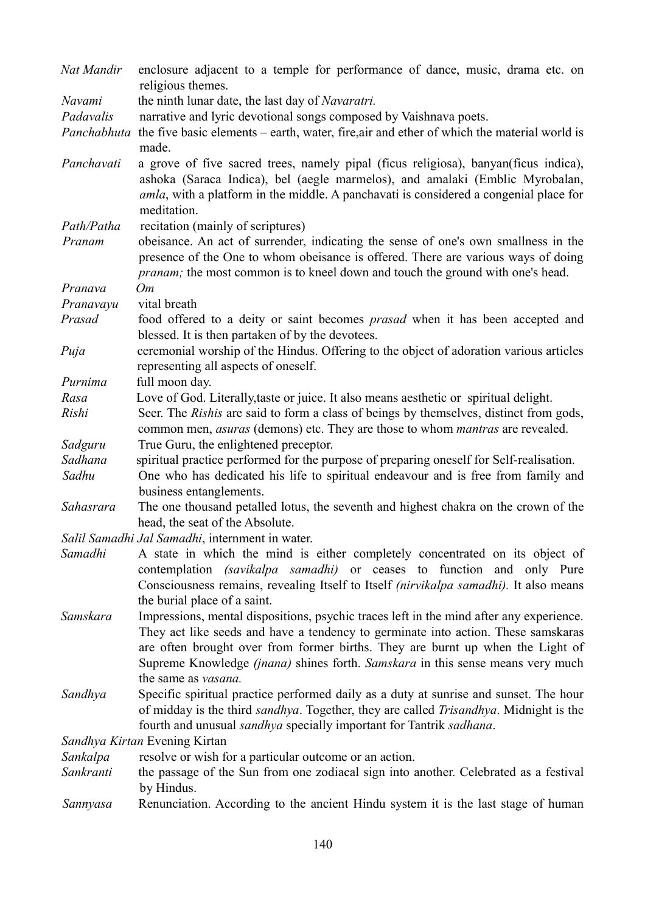*Nat Mandir* enclosure adjacent to a temple for performance of dance, music, drama etc. on religious themes.

*Navami* the ninth lunar date, the last day of *Navaratri.*

*Padavalis* narrative and lyric devotional songs composed by Vaishnava poets.

*Panchabhuta* the five basic elements – earth, water, fire,air and ether of which the material world is made.

*Panchavati* a grove of five sacred trees, namely pipal (ficus religiosa), banyan(ficus indica), ashoka (Saraca Indica), bel (aegle marmelos), and amalaki (Emblic Myrobalan, *amla*, with a platform in the middle. A panchavati is considered a congenial place for meditation.

*Path/Patha* recitation (mainly of scriptures)

*Pranam* obeisance. An act of surrender, indicating the sense of one's own smallness in the presence of the One to whom obeisance is offered. There are various ways of doing *pranam;* the most common is to kneel down and touch the ground with one's head.

*Pranava* *Om*

*Pranavayu* vital breath

*Prasad* food offered to a deity or saint becomes *prasad* when it has been accepted and blessed. It is then partaken of by the devotees.

*Puja* ceremonial worship of the Hindus. Offering to the object of adoration various articles representing all aspects of oneself.

*Purnima* full moon day.

*Rasa* Love of God. Literally,taste or juice. It also means aesthetic or spiritual delight.

*Rishi* Seer. The *Rishis* are said to form a class of beings by themselves, distinct from gods, common men, *asuras* (demons) etc. They are those to whom *mantras* are revealed.

*Sadguru* True Guru, the enlightened preceptor.

*Sadhana* spiritual practice performed for the purpose of preparing oneself for Self-realisation.

*Sadhu* One who has dedicated his life to spiritual endeavour and is free from family and business entanglements.

*Sahasrara* The one thousand petalled lotus, the seventh and highest chakra on the crown of the head, the seat of the Absolute.

*Salil Samadhi Jal Samadhi*, internment in water.

*Samadhi* A state in which the mind is either completely concentrated on its object of contemplation *(savikalpa samadhi)* or ceases to function and only Pure Consciousness remains, revealing Itself to Itself *(nirvikalpa samadhi).* It also means the burial place of a saint.

*Samskara* Impressions, mental dispositions, psychic traces left in the mind after any experience. They act like seeds and have a tendency to germinate into action. These samskaras are often brought over from former births. They are burnt up when the Light of Supreme Knowledge *(jnana)* shines forth. *Samskara* in this sense means very much the same as *vasana.*

*Sandhya* Specific spiritual practice performed daily as a duty at sunrise and sunset. The hour of midday is the third *sandhya*. Together, they are called *Trisandhya*. Midnight is the fourth and unusual *sandhya* specially important for Tantrik *sadhana*.

*Sandhya Kirtan* Evening Kirtan

*Sankalpa* resolve or wish for a particular outcome or an action.

*Sankranti* the passage of the Sun from one zodiacal sign into another. Celebrated as a festival by Hindus.

*Sannyasa* Renunciation. According to the ancient Hindu system it is the last stage of human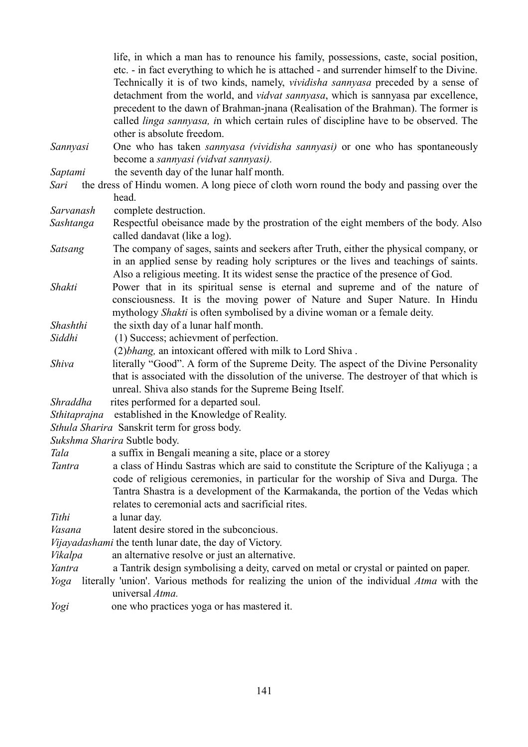life, in which a man has to renounce his family, possessions, caste, social position, etc. - in fact everything to which he is attached - and surrender himself to the Divine. Technically it is of two kinds, namely, *vividisha sannyasa* preceded by a sense of detachment from the world, and *vidvat sannyasa*, which is sannyasa par excellence, precedent to the dawn of Brahman-jnana (Realisation of the Brahman). The former is called *linga sannyasa, i*n which certain rules of discipline have to be observed. The other is absolute freedom.

*Sannyasi* One who has taken *sannyasa (vividisha sannyasi)* or one who has spontaneously become a *sannyasi (vidvat sannyasi).*

*Saptami* the seventh day of the lunar half month.

*Sari* the dress of Hindu women. A long piece of cloth worn round the body and passing over the head.

*Sarvanash* complete destruction.

*Sashtanga* Respectful obeisance made by the prostration of the eight members of the body. Also called dandavat (like a log).

*Satsang* The company of sages, saints and seekers after Truth, either the physical company, or in an applied sense by reading holy scriptures or the lives and teachings of saints. Also a religious meeting. It its widest sense the practice of the presence of God.

*Shakti* Power that in its spiritual sense is eternal and supreme and of the nature of consciousness. It is the moving power of Nature and Super Nature. In Hindu mythology *Shakti* is often symbolised by a divine woman or a female deity.

*Shashthi* the sixth day of a lunar half month.

*Siddhi* (1) Success; achievment of perfection.
(2)*bhang,* an intoxicant offered with milk to Lord Shiva .

*Shiva* literally "Good". A form of the Supreme Deity. The aspect of the Divine Personality that is associated with the dissolution of the universe. The destroyer of that which is unreal. Shiva also stands for the Supreme Being Itself.

*Shraddha* rites performed for a departed soul.

*Sthitaprajna* established in the Knowledge of Reality.

*Sthula Sharira* Sanskrit term for gross body.

*Sukshma Sharira* Subtle body.

*Tala* a suffix in Bengali meaning a site, place or a storey

*Tantra* a class of Hindu Sastras which are said to constitute the Scripture of the Kaliyuga ; a code of religious ceremonies, in particular for the worship of Siva and Durga. The Tantra Shastra is a development of the Karmakanda, the portion of the Vedas which relates to ceremonial acts and sacrificial rites.

*Tithi* a lunar day.

*Vasana* latent desire stored in the subconcious.

*Vijayadashami* the tenth lunar date, the day of Victory.

*Vikalpa* an alternative resolve or just an alternative.

*Yantra* a Tantrik design symbolising a deity, carved on metal or crystal or painted on paper.

*Yoga* literally 'union'. Various methods for realizing the union of the individual *Atma* with the universal *Atma.*

*Yogi* one who practices yoga or has mastered it.